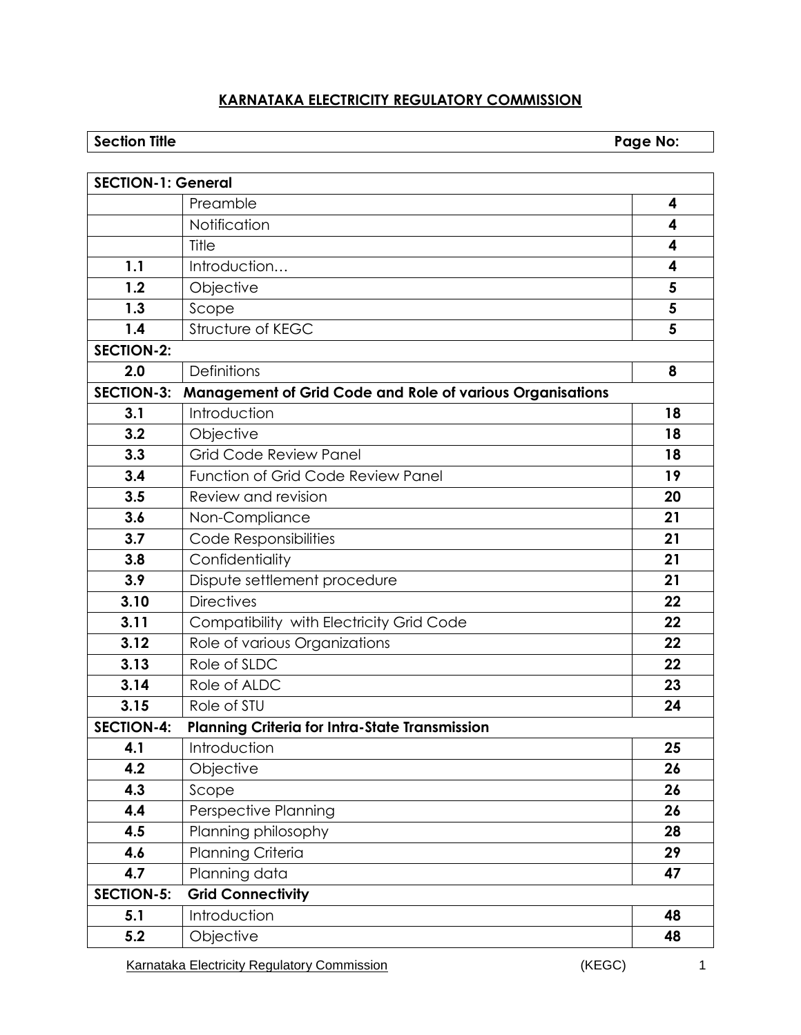# KARNATAKA ELECTRICITY REGULATORY COMMISSION

| Section Title | | Page No: |
|---|---|---|
| **SECTION-1: General** | | |
| | Preamble | **4** |
| | Notification | **4** |
| | Title | **4** |
| **1.1** | Introduction… | **4** |
| **1.2** | Objective | **5** |
| **1.3** | Scope | **5** |
| **1.4** | Structure of KEGC | **5** |
| **SECTION-2:** | | |
| **2.0** | Definitions | **8** |
| **SECTION-3:** | **Management of Grid Code and Role of various Organisations** | |
| **3.1** | Introduction | **18** |
| **3.2** | Objective | **18** |
| **3.3** | Grid Code Review Panel | **18** |
| **3.4** | Function of Grid Code Review Panel | **19** |
| **3.5** | Review and revision | **20** |
| **3.6** | Non-Compliance | **21** |
| **3.7** | Code Responsibilities | **21** |
| **3.8** | Confidentiality | **21** |
| **3.9** | Dispute settlement procedure | **21** |
| **3.10** | Directives | **22** |
| **3.11** | Compatibility with Electricity Grid Code | **22** |
| **3.12** | Role of various Organizations | **22** |
| **3.13** | Role of SLDC | **22** |
| **3.14** | Role of ALDC | **23** |
| **3.15** | Role of STU | **24** |
| **SECTION-4:** | **Planning Criteria for Intra-State Transmission** | |
| **4.1** | Introduction | **25** |
| **4.2** | Objective | **26** |
| **4.3** | Scope | **26** |
| **4.4** | Perspective Planning | **26** |
| **4.5** | Planning philosophy | **28** |
| **4.6** | Planning Criteria | **29** |
| **4.7** | Planning data | **47** |
| **SECTION-5:** | **Grid Connectivity** | |
| **5.1** | Introduction | **48** |
| **5.2** | Objective | **48** |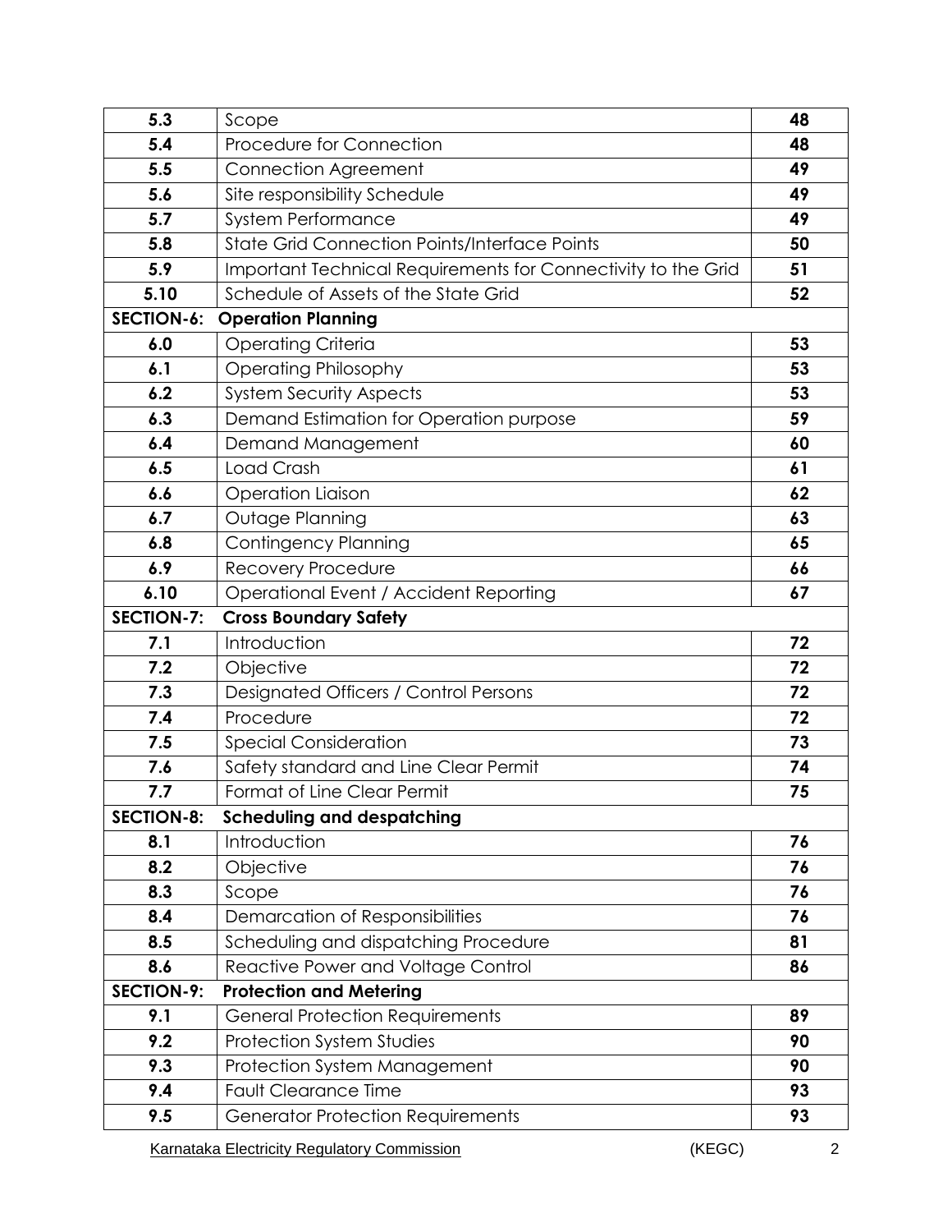| | | |
|---|---|---|
| **5.3** | Scope | **48** |
| **5.4** | Procedure for Connection | **48** |
| **5.5** | Connection Agreement | **49** |
| **5.6** | Site responsibility Schedule | **49** |
| **5.7** | System Performance | **49** |
| **5.8** | State Grid Connection Points/Interface Points | **50** |
| **5.9** | Important Technical Requirements for Connectivity to the Grid | **51** |
| **5.10** | Schedule of Assets of the State Grid | **52** |
| **SECTION-6:** | **Operation Planning** | |
| **6.0** | Operating Criteria | **53** |
| **6.1** | Operating Philosophy | **53** |
| **6.2** | System Security Aspects | **53** |
| **6.3** | Demand Estimation for Operation purpose | **59** |
| **6.4** | Demand Management | **60** |
| **6.5** | Load Crash | **61** |
| **6.6** | Operation Liaison | **62** |
| **6.7** | Outage Planning | **63** |
| **6.8** | Contingency Planning | **65** |
| **6.9** | Recovery Procedure | **66** |
| **6.10** | Operational Event / Accident Reporting | **67** |
| **SECTION-7:** | **Cross Boundary Safety** | |
| **7.1** | Introduction | **72** |
| **7.2** | Objective | **72** |
| **7.3** | Designated Officers / Control Persons | **72** |
| **7.4** | Procedure | **72** |
| **7.5** | Special Consideration | **73** |
| **7.6** | Safety standard and Line Clear Permit | **74** |
| **7.7** | Format of Line Clear Permit | **75** |
| **SECTION-8:** | **Scheduling and despatching** | |
| **8.1** | Introduction | **76** |
| **8.2** | Objective | **76** |
| **8.3** | Scope | **76** |
| **8.4** | Demarcation of Responsibilities | **76** |
| **8.5** | Scheduling and dispatching Procedure | **81** |
| **8.6** | Reactive Power and Voltage Control | **86** |
| **SECTION-9:** | **Protection and Metering** | |
| **9.1** | General Protection Requirements | **89** |
| **9.2** | Protection System Studies | **90** |
| **9.3** | Protection System Management | **90** |
| **9.4** | Fault Clearance Time | **93** |
| **9.5** | Generator Protection Requirements | **93** |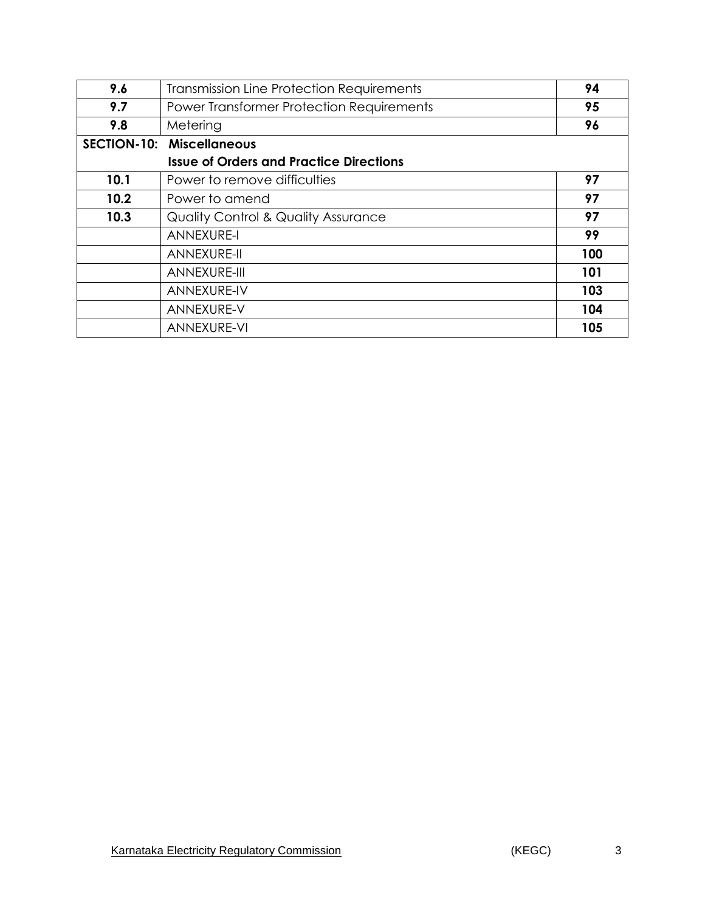| | | |
|---|---|---|
| **9.6** | Transmission Line Protection Requirements | **94** |
| **9.7** | Power Transformer Protection Requirements | **95** |
| **9.8** | Metering | **96** |
| **SECTION-10:** | **Miscellaneous**<br>**Issue of Orders and Practice Directions** | |
| **10.1** | Power to remove difficulties | **97** |
| **10.2** | Power to amend | **97** |
| **10.3** | Quality Control & Quality Assurance | **97** |
| | ANNEXURE-I | **99** |
| | ANNEXURE-II | **100** |
| | ANNEXURE-III | **101** |
| | ANNEXURE-IV | **103** |
| | ANNEXURE-V | **104** |
| | ANNEXURE-VI | **105** |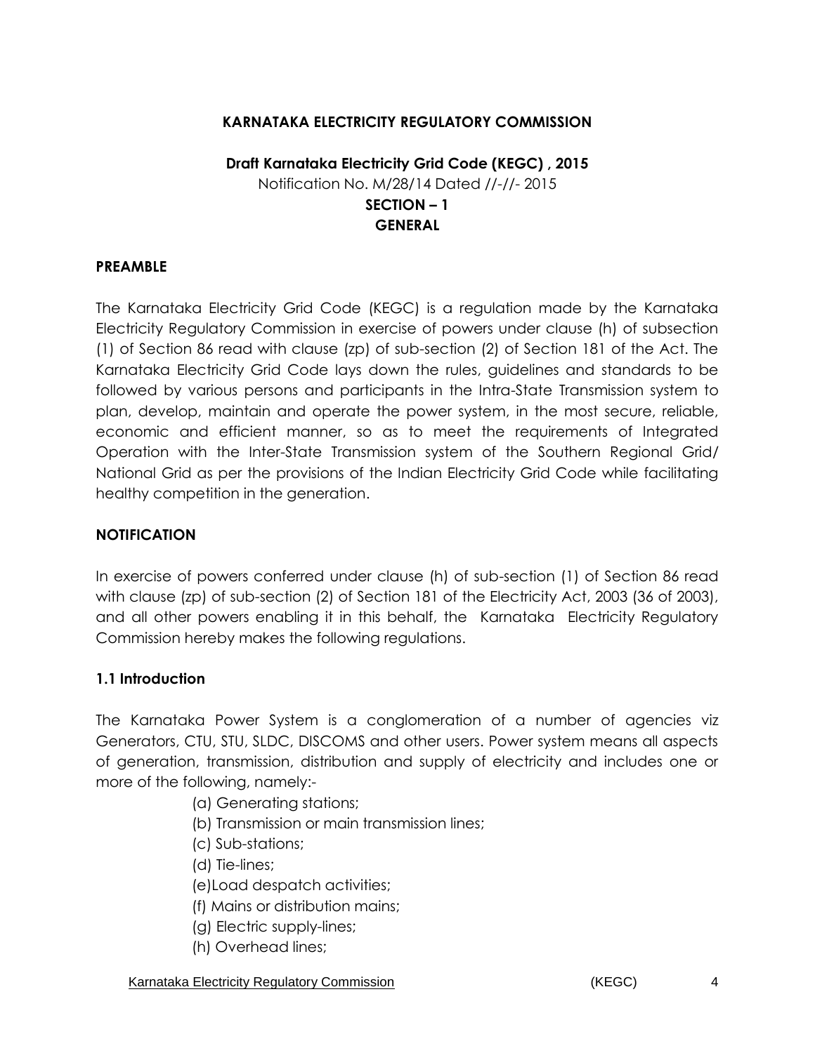**KARNATAKA ELECTRICITY REGULATORY COMMISSION**

**Draft Karnataka Electricity Grid Code (KEGC) , 2015**

Notification No. M/28/14 Dated //-//- 2015

**SECTION – 1**

**GENERAL**

## PREAMBLE

The Karnataka Electricity Grid Code (KEGC) is a regulation made by the Karnataka Electricity Regulatory Commission in exercise of powers under clause (h) of subsection (1) of Section 86 read with clause (zp) of sub-section (2) of Section 181 of the Act. The Karnataka Electricity Grid Code lays down the rules, guidelines and standards to be followed by various persons and participants in the Intra-State Transmission system to plan, develop, maintain and operate the power system, in the most secure, reliable, economic and efficient manner, so as to meet the requirements of Integrated Operation with the Inter-State Transmission system of the Southern Regional Grid/ National Grid as per the provisions of the Indian Electricity Grid Code while facilitating healthy competition in the generation.

## NOTIFICATION

In exercise of powers conferred under clause (h) of sub-section (1) of Section 86 read with clause (zp) of sub-section (2) of Section 181 of the Electricity Act, 2003 (36 of 2003), and all other powers enabling it in this behalf, the Karnataka Electricity Regulatory Commission hereby makes the following regulations.

### 1.1 Introduction

The Karnataka Power System is a conglomeration of a number of agencies viz Generators, CTU, STU, SLDC, DISCOMS and other users. Power system means all aspects of generation, transmission, distribution and supply of electricity and includes one or more of the following, namely:-

(a) Generating stations;
(b) Transmission or main transmission lines;
(c) Sub-stations;
(d) Tie-lines;
(e)Load despatch activities;
(f) Mains or distribution mains;
(g) Electric supply-lines;
(h) Overhead lines;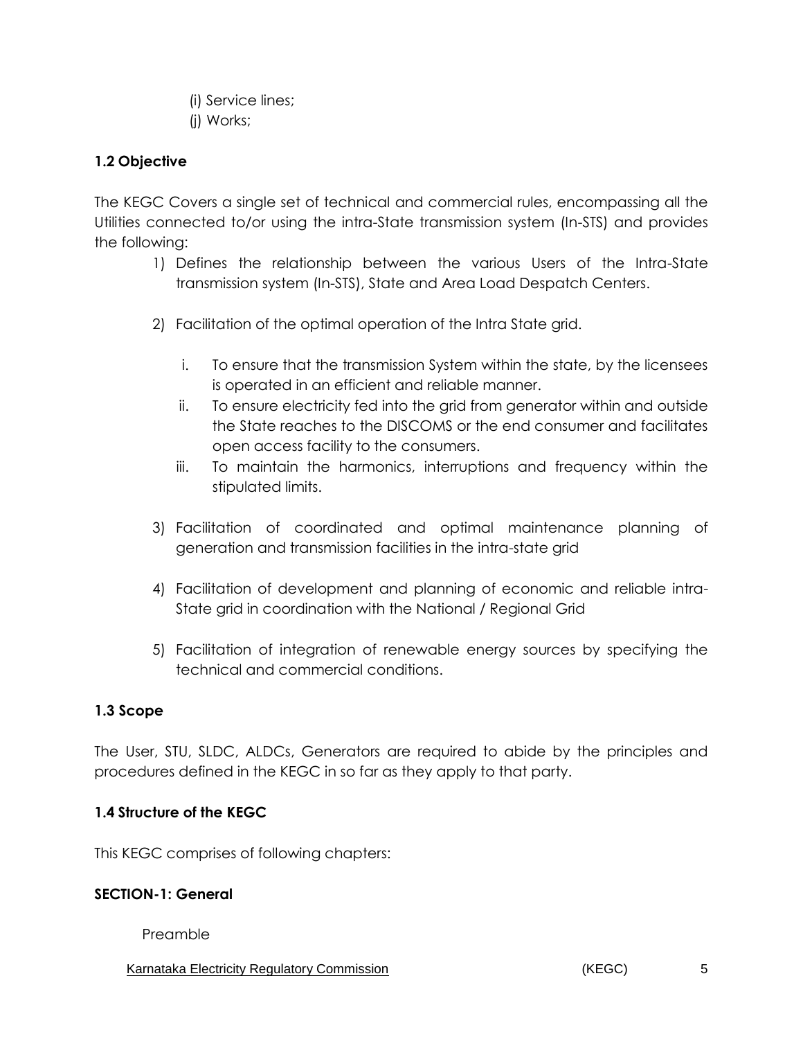(i) Service lines;

(j) Works;

### 1.2 Objective

The KEGC Covers a single set of technical and commercial rules, encompassing all the Utilities connected to/or using the intra-State transmission system (In-STS) and provides the following:

1) Defines the relationship between the various Users of the Intra-State transmission system (In-STS), State and Area Load Despatch Centers.

2) Facilitation of the optimal operation of the Intra State grid.

   i. To ensure that the transmission System within the state, by the licensees is operated in an efficient and reliable manner.
   ii. To ensure electricity fed into the grid from generator within and outside the State reaches to the DISCOMS or the end consumer and facilitates open access facility to the consumers.
   iii. To maintain the harmonics, interruptions and frequency within the stipulated limits.

3) Facilitation of coordinated and optimal maintenance planning of generation and transmission facilities in the intra-state grid

4) Facilitation of development and planning of economic and reliable intra-State grid in coordination with the National / Regional Grid

5) Facilitation of integration of renewable energy sources by specifying the technical and commercial conditions.

### 1.3 Scope

The User, STU, SLDC, ALDCs, Generators are required to abide by the principles and procedures defined in the KEGC in so far as they apply to that party.

### 1.4 Structure of the KEGC

This KEGC comprises of following chapters:

**SECTION-1: General**

Preamble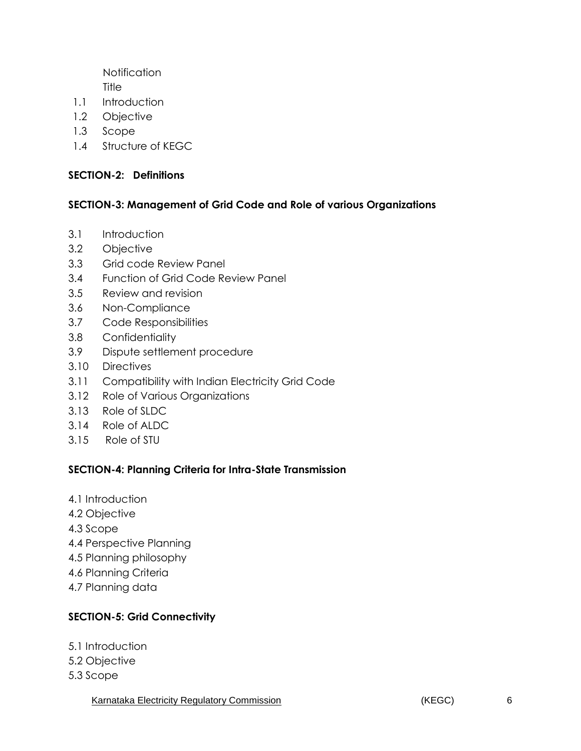Notification

Title

1.1 Introduction
1.2 Objective
1.3 Scope
1.4 Structure of KEGC

**SECTION-2: Definitions**

**SECTION-3: Management of Grid Code and Role of various Organizations**

3.1 Introduction
3.2 Objective
3.3 Grid code Review Panel
3.4 Function of Grid Code Review Panel
3.5 Review and revision
3.6 Non-Compliance
3.7 Code Responsibilities
3.8 Confidentiality
3.9 Dispute settlement procedure
3.10 Directives
3.11 Compatibility with Indian Electricity Grid Code
3.12 Role of Various Organizations
3.13 Role of SLDC
3.14 Role of ALDC
3.15 Role of STU

**SECTION-4: Planning Criteria for Intra-State Transmission**

4.1 Introduction
4.2 Objective
4.3 Scope
4.4 Perspective Planning
4.5 Planning philosophy
4.6 Planning Criteria
4.7 Planning data

**SECTION-5: Grid Connectivity**

5.1 Introduction
5.2 Objective
5.3 Scope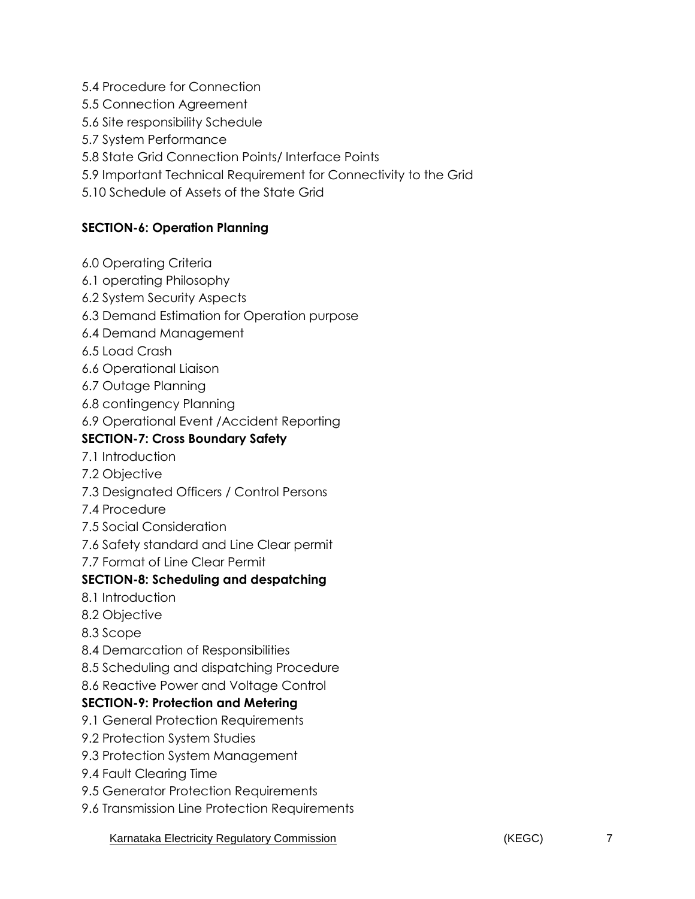5.4 Procedure for Connection

5.5 Connection Agreement

5.6 Site responsibility Schedule

5.7 System Performance

5.8 State Grid Connection Points/ Interface Points

5.9 Important Technical Requirement for Connectivity to the Grid

5.10 Schedule of Assets of the State Grid

**SECTION-6: Operation Planning**

6.0 Operating Criteria

6.1 operating Philosophy

6.2 System Security Aspects

6.3 Demand Estimation for Operation purpose

6.4 Demand Management

6.5 Load Crash

6.6 Operational Liaison

6.7 Outage Planning

6.8 contingency Planning

6.9 Operational Event /Accident Reporting

**SECTION-7: Cross Boundary Safety**

7.1 Introduction

7.2 Objective

7.3 Designated Officers / Control Persons

7.4 Procedure

7.5 Social Consideration

7.6 Safety standard and Line Clear permit

7.7 Format of Line Clear Permit

**SECTION-8: Scheduling and despatching**

8.1 Introduction

8.2 Objective

8.3 Scope

8.4 Demarcation of Responsibilities

8.5 Scheduling and dispatching Procedure

8.6 Reactive Power and Voltage Control

**SECTION-9: Protection and Metering**

9.1 General Protection Requirements

9.2 Protection System Studies

9.3 Protection System Management

9.4 Fault Clearing Time

9.5 Generator Protection Requirements

9.6 Transmission Line Protection Requirements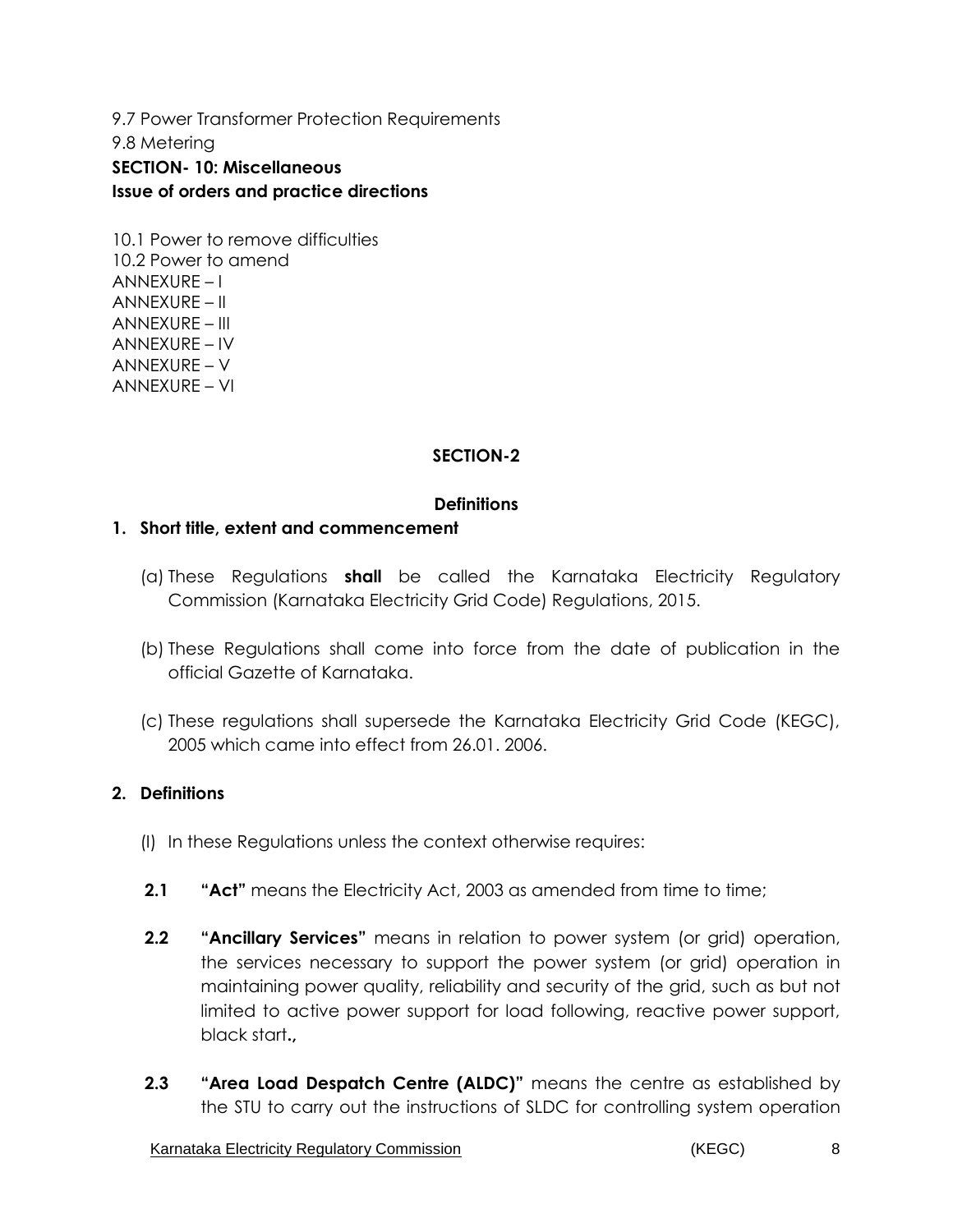9.7 Power Transformer Protection Requirements
9.8 Metering
**SECTION- 10: Miscellaneous**
**Issue of orders and practice directions**

10.1 Power to remove difficulties
10.2 Power to amend
ANNEXURE – I
ANNEXURE – II
ANNEXURE – III
ANNEXURE – IV
ANNEXURE – V
ANNEXURE – VI

## SECTION-2

### Definitions

**1. Short title, extent and commencement**

(a) These Regulations **shall** be called the Karnataka Electricity Regulatory Commission (Karnataka Electricity Grid Code) Regulations, 2015.

(b) These Regulations shall come into force from the date of publication in the official Gazette of Karnataka.

(c) These regulations shall supersede the Karnataka Electricity Grid Code (KEGC), 2005 which came into effect from 26.01. 2006.

**2. Definitions**

(I) In these Regulations unless the context otherwise requires:

**2.1** **"Act"** means the Electricity Act, 2003 as amended from time to time;

**2.2** **"Ancillary Services"** means in relation to power system (or grid) operation, the services necessary to support the power system (or grid) operation in maintaining power quality, reliability and security of the grid, such as but not limited to active power support for load following, reactive power support, black start**.,**

**2.3** **"Area Load Despatch Centre (ALDC)"** means the centre as established by the STU to carry out the instructions of SLDC for controlling system operation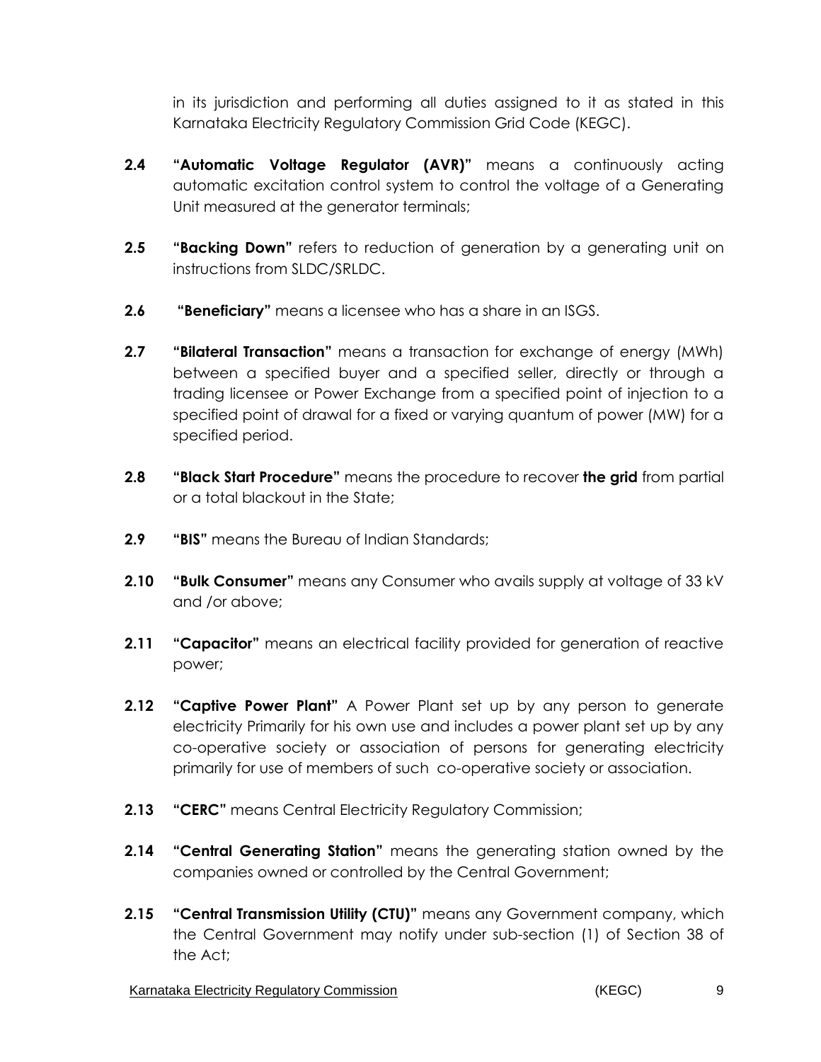in its jurisdiction and performing all duties assigned to it as stated in this Karnataka Electricity Regulatory Commission Grid Code (KEGC).

**2.4** **"Automatic Voltage Regulator (AVR)"** means a continuously acting automatic excitation control system to control the voltage of a Generating Unit measured at the generator terminals;

**2.5** **"Backing Down"** refers to reduction of generation by a generating unit on instructions from SLDC/SRLDC.

**2.6** **"Beneficiary"** means a licensee who has a share in an ISGS.

**2.7** **"Bilateral Transaction"** means a transaction for exchange of energy (MWh) between a specified buyer and a specified seller, directly or through a trading licensee or Power Exchange from a specified point of injection to a specified point of drawal for a fixed or varying quantum of power (MW) for a specified period.

**2.8** **"Black Start Procedure"** means the procedure to recover **the grid** from partial or a total blackout in the State;

**2.9** **"BIS"** means the Bureau of Indian Standards;

**2.10** **"Bulk Consumer"** means any Consumer who avails supply at voltage of 33 kV and /or above;

**2.11** **"Capacitor"** means an electrical facility provided for generation of reactive power;

**2.12** **"Captive Power Plant"** A Power Plant set up by any person to generate electricity Primarily for his own use and includes a power plant set up by any co-operative society or association of persons for generating electricity primarily for use of members of such co-operative society or association.

**2.13** **"CERC"** means Central Electricity Regulatory Commission;

**2.14** **"Central Generating Station"** means the generating station owned by the companies owned or controlled by the Central Government;

**2.15** **"Central Transmission Utility (CTU)"** means any Government company, which the Central Government may notify under sub-section (1) of Section 38 of the Act;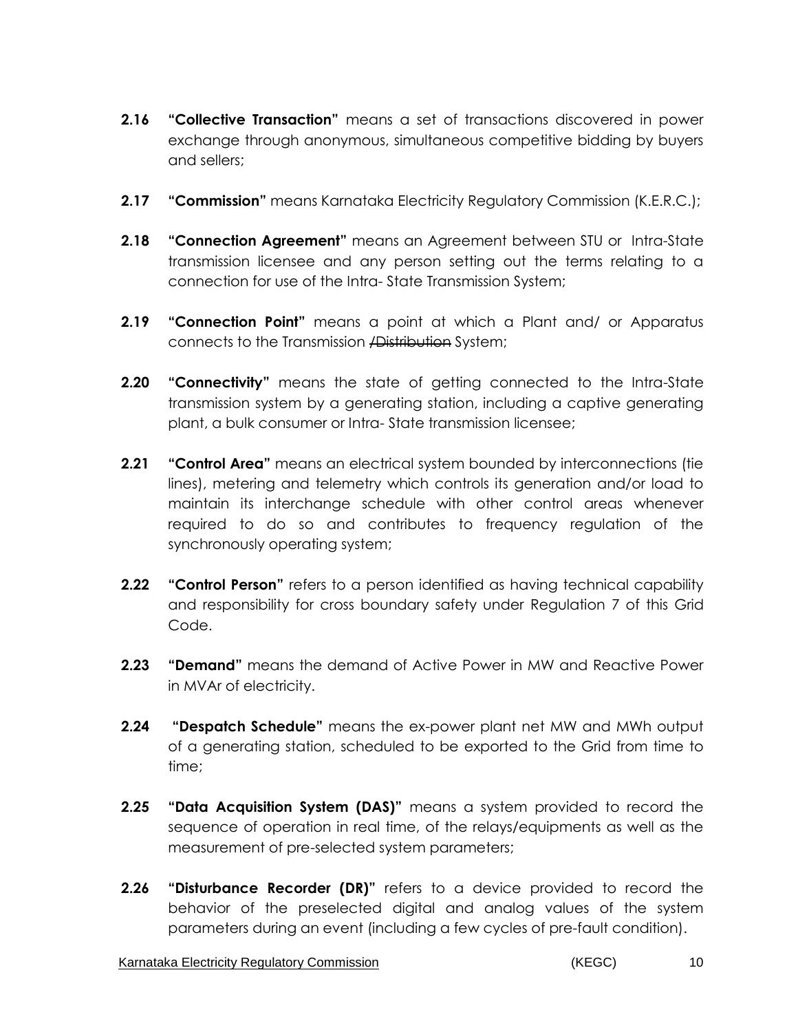**2.16** **"Collective Transaction"** means a set of transactions discovered in power exchange through anonymous, simultaneous competitive bidding by buyers and sellers;

**2.17** **"Commission"** means Karnataka Electricity Regulatory Commission (K.E.R.C.);

**2.18** **"Connection Agreement"** means an Agreement between STU or Intra-State transmission licensee and any person setting out the terms relating to a connection for use of the Intra- State Transmission System;

**2.19** **"Connection Point"** means a point at which a Plant and/ or Apparatus connects to the Transmission ~~/Distribution~~ System;

**2.20** **"Connectivity"** means the state of getting connected to the Intra-State transmission system by a generating station, including a captive generating plant, a bulk consumer or Intra- State transmission licensee;

**2.21** **"Control Area"** means an electrical system bounded by interconnections (tie lines), metering and telemetry which controls its generation and/or load to maintain its interchange schedule with other control areas whenever required to do so and contributes to frequency regulation of the synchronously operating system;

**2.22** **"Control Person"** refers to a person identified as having technical capability and responsibility for cross boundary safety under Regulation 7 of this Grid Code.

**2.23** **"Demand"** means the demand of Active Power in MW and Reactive Power in MVAr of electricity.

**2.24** **"Despatch Schedule"** means the ex-power plant net MW and MWh output of a generating station, scheduled to be exported to the Grid from time to time;

**2.25** **"Data Acquisition System (DAS)"** means a system provided to record the sequence of operation in real time, of the relays/equipments as well as the measurement of pre-selected system parameters;

**2.26** **"Disturbance Recorder (DR)"** refers to a device provided to record the behavior of the preselected digital and analog values of the system parameters during an event (including a few cycles of pre-fault condition).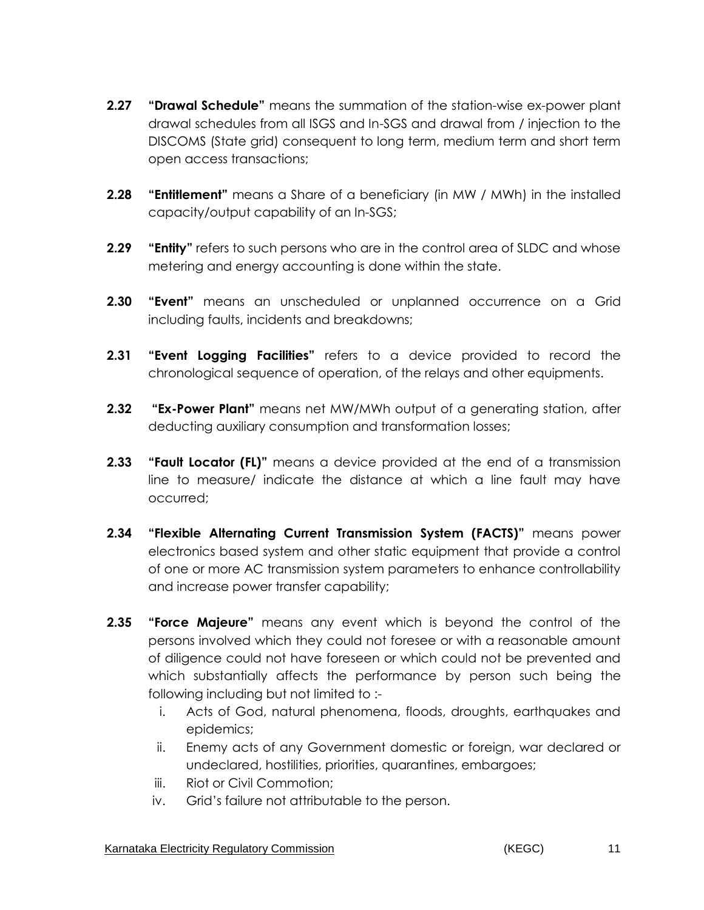**2.27** **"Drawal Schedule"** means the summation of the station-wise ex-power plant drawal schedules from all ISGS and In-SGS and drawal from / injection to the DISCOMS (State grid) consequent to long term, medium term and short term open access transactions;

**2.28** **"Entitlement"** means a Share of a beneficiary (in MW / MWh) in the installed capacity/output capability of an In-SGS;

**2.29** **"Entity"** refers to such persons who are in the control area of SLDC and whose metering and energy accounting is done within the state.

**2.30** **"Event"** means an unscheduled or unplanned occurrence on a Grid including faults, incidents and breakdowns;

**2.31** **"Event Logging Facilities"** refers to a device provided to record the chronological sequence of operation, of the relays and other equipments.

**2.32** **"Ex-Power Plant"** means net MW/MWh output of a generating station, after deducting auxiliary consumption and transformation losses;

**2.33** **"Fault Locator (FL)"** means a device provided at the end of a transmission line to measure/ indicate the distance at which a line fault may have occurred;

**2.34** **"Flexible Alternating Current Transmission System (FACTS)"** means power electronics based system and other static equipment that provide a control of one or more AC transmission system parameters to enhance controllability and increase power transfer capability;

**2.35** **"Force Majeure"** means any event which is beyond the control of the persons involved which they could not foresee or with a reasonable amount of diligence could not have foreseen or which could not be prevented and which substantially affects the performance by person such being the following including but not limited to :-

i. Acts of God, natural phenomena, floods, droughts, earthquakes and epidemics;
ii. Enemy acts of any Government domestic or foreign, war declared or undeclared, hostilities, priorities, quarantines, embargoes;
iii. Riot or Civil Commotion;
iv. Grid's failure not attributable to the person.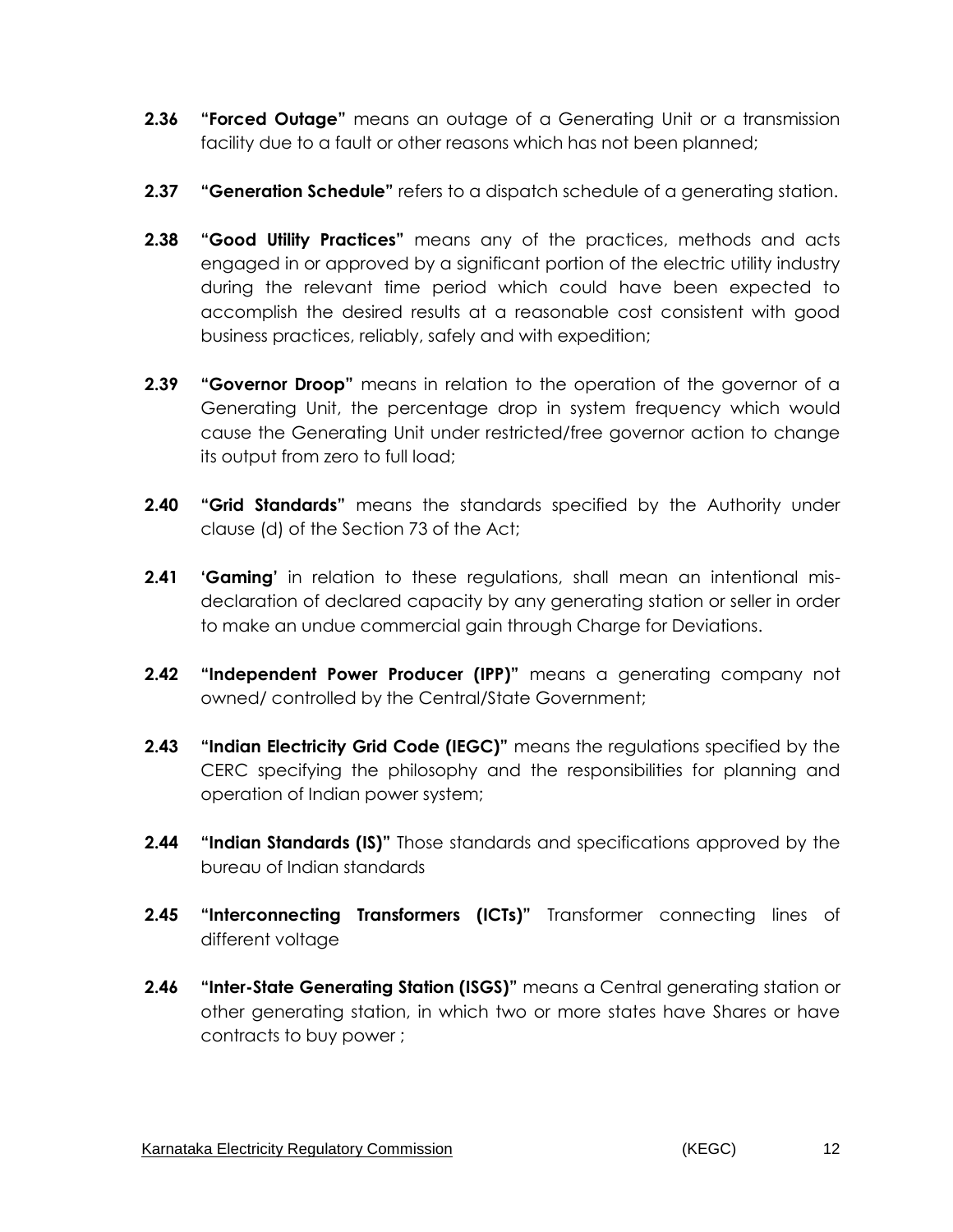**2.36** **"Forced Outage"** means an outage of a Generating Unit or a transmission facility due to a fault or other reasons which has not been planned;

**2.37** **"Generation Schedule"** refers to a dispatch schedule of a generating station.

**2.38** **"Good Utility Practices"** means any of the practices, methods and acts engaged in or approved by a significant portion of the electric utility industry during the relevant time period which could have been expected to accomplish the desired results at a reasonable cost consistent with good business practices, reliably, safely and with expedition;

**2.39** **"Governor Droop"** means in relation to the operation of the governor of a Generating Unit, the percentage drop in system frequency which would cause the Generating Unit under restricted/free governor action to change its output from zero to full load;

**2.40** **"Grid Standards"** means the standards specified by the Authority under clause (d) of the Section 73 of the Act;

**2.41** **'Gaming'** in relation to these regulations, shall mean an intentional mis-declaration of declared capacity by any generating station or seller in order to make an undue commercial gain through Charge for Deviations.

**2.42** **"Independent Power Producer (IPP)"** means a generating company not owned/ controlled by the Central/State Government;

**2.43** **"Indian Electricity Grid Code (IEGC)"** means the regulations specified by the CERC specifying the philosophy and the responsibilities for planning and operation of Indian power system;

**2.44** **"Indian Standards (IS)"** Those standards and specifications approved by the bureau of Indian standards

**2.45** **"Interconnecting Transformers (ICTs)"** Transformer connecting lines of different voltage

**2.46** **"Inter-State Generating Station (ISGS)"** means a Central generating station or other generating station, in which two or more states have Shares or have contracts to buy power ;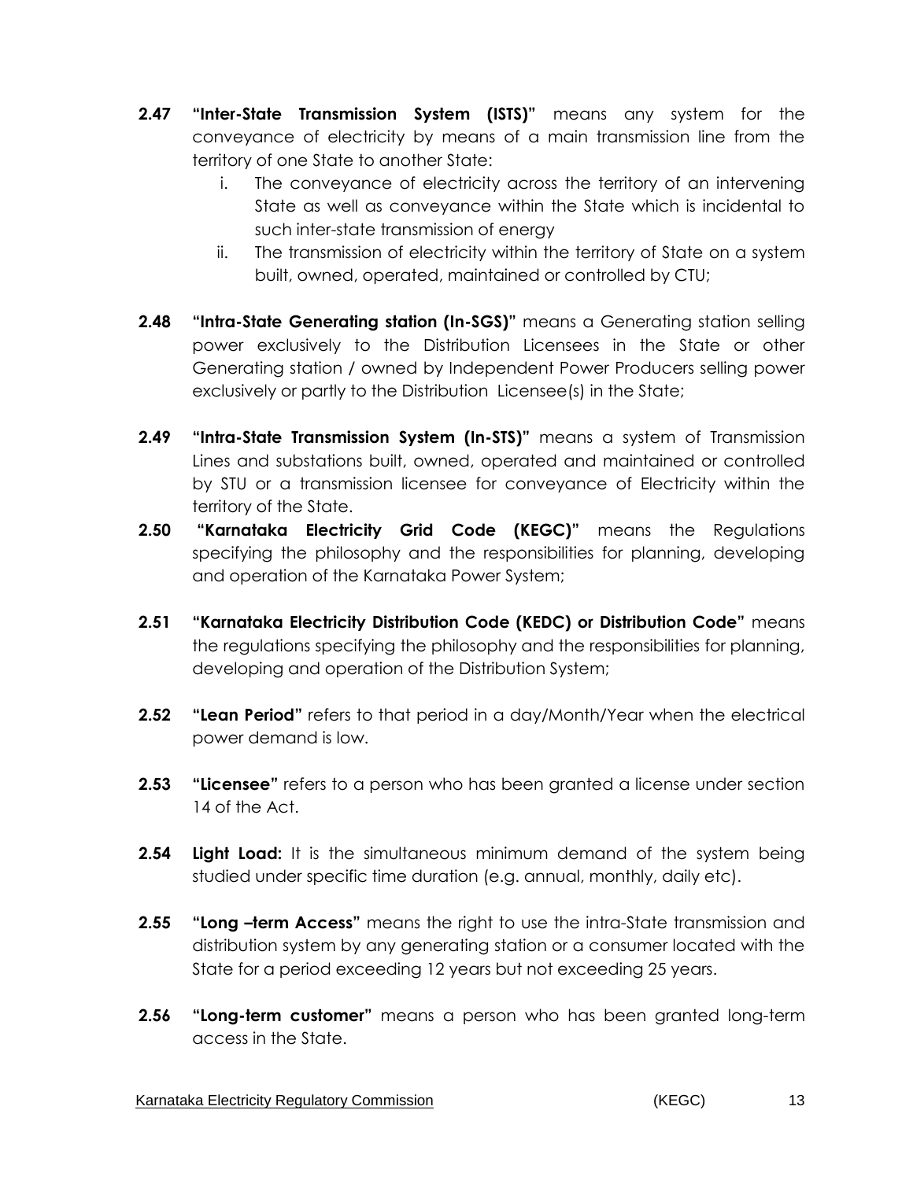**2.47** **"Inter-State Transmission System (ISTS)"** means any system for the conveyance of electricity by means of a main transmission line from the territory of one State to another State:

i. The conveyance of electricity across the territory of an intervening State as well as conveyance within the State which is incidental to such inter-state transmission of energy

ii. The transmission of electricity within the territory of State on a system built, owned, operated, maintained or controlled by CTU;

**2.48** **"Intra-State Generating station (In-SGS)"** means a Generating station selling power exclusively to the Distribution Licensees in the State or other Generating station / owned by Independent Power Producers selling power exclusively or partly to the Distribution Licensee(s) in the State;

**2.49** **"Intra-State Transmission System (In-STS)"** means a system of Transmission Lines and substations built, owned, operated and maintained or controlled by STU or a transmission licensee for conveyance of Electricity within the territory of the State.

**2.50** **"Karnataka Electricity Grid Code (KEGC)"** means the Regulations specifying the philosophy and the responsibilities for planning, developing and operation of the Karnataka Power System;

**2.51** **"Karnataka Electricity Distribution Code (KEDC) or Distribution Code"** means the regulations specifying the philosophy and the responsibilities for planning, developing and operation of the Distribution System;

**2.52** **"Lean Period"** refers to that period in a day/Month/Year when the electrical power demand is low.

**2.53** **"Licensee"** refers to a person who has been granted a license under section 14 of the Act.

**2.54** **Light Load:** It is the simultaneous minimum demand of the system being studied under specific time duration (e.g. annual, monthly, daily etc).

**2.55** **"Long –term Access"** means the right to use the intra-State transmission and distribution system by any generating station or a consumer located with the State for a period exceeding 12 years but not exceeding 25 years.

**2.56** **"Long-term customer"** means a person who has been granted long-term access in the State.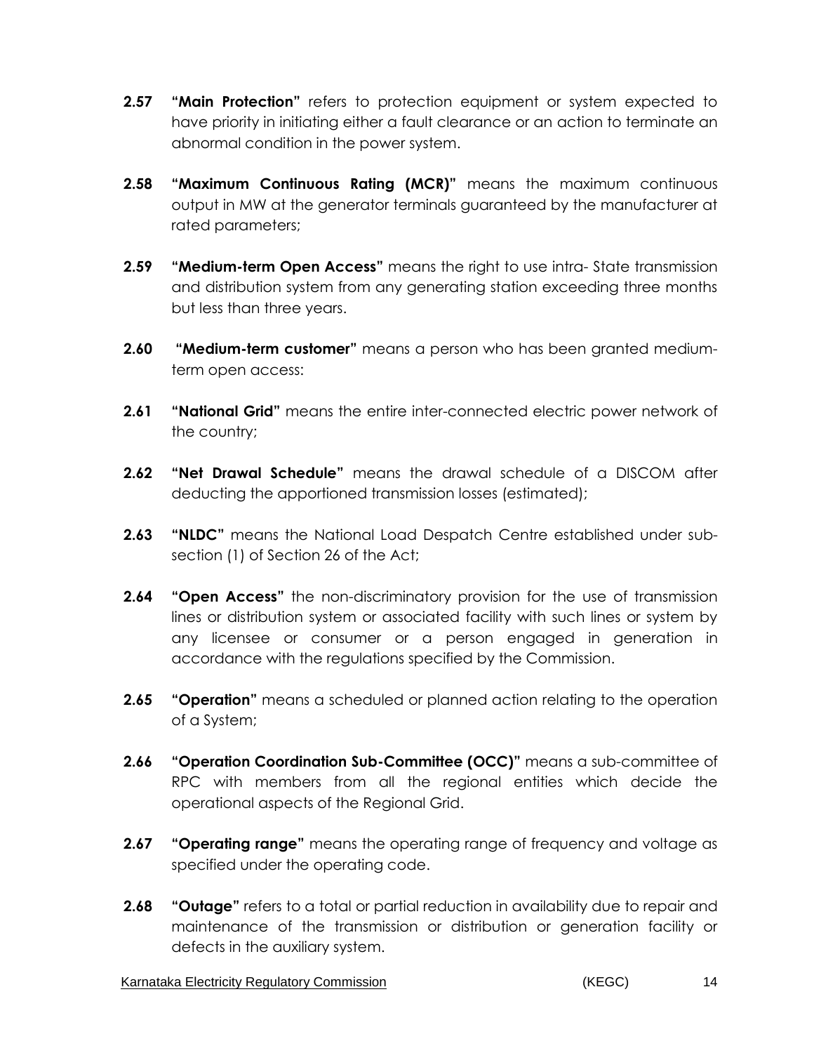**2.57** **"Main Protection"** refers to protection equipment or system expected to have priority in initiating either a fault clearance or an action to terminate an abnormal condition in the power system.

**2.58** **"Maximum Continuous Rating (MCR)"** means the maximum continuous output in MW at the generator terminals guaranteed by the manufacturer at rated parameters;

**2.59** **"Medium-term Open Access"** means the right to use intra- State transmission and distribution system from any generating station exceeding three months but less than three years.

**2.60** **"Medium-term customer"** means a person who has been granted medium-term open access:

**2.61** **"National Grid"** means the entire inter-connected electric power network of the country;

**2.62** **"Net Drawal Schedule"** means the drawal schedule of a DISCOM after deducting the apportioned transmission losses (estimated);

**2.63** **"NLDC"** means the National Load Despatch Centre established under sub-section (1) of Section 26 of the Act;

**2.64** **"Open Access"** the non-discriminatory provision for the use of transmission lines or distribution system or associated facility with such lines or system by any licensee or consumer or a person engaged in generation in accordance with the regulations specified by the Commission.

**2.65** **"Operation"** means a scheduled or planned action relating to the operation of a System;

**2.66** **"Operation Coordination Sub-Committee (OCC)"** means a sub-committee of RPC with members from all the regional entities which decide the operational aspects of the Regional Grid.

**2.67** **"Operating range"** means the operating range of frequency and voltage as specified under the operating code.

**2.68** **"Outage"** refers to a total or partial reduction in availability due to repair and maintenance of the transmission or distribution or generation facility or defects in the auxiliary system.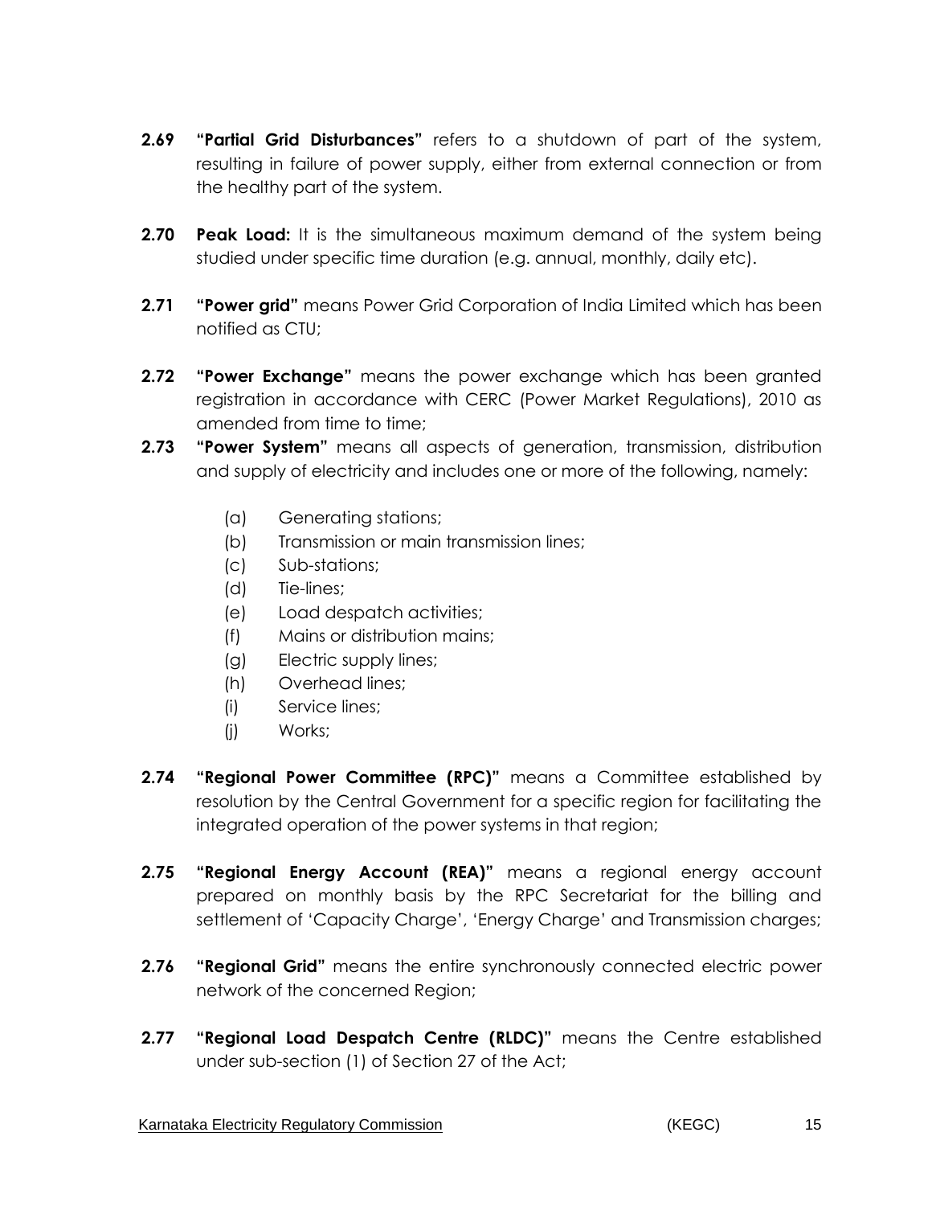**2.69** **"Partial Grid Disturbances"** refers to a shutdown of part of the system, resulting in failure of power supply, either from external connection or from the healthy part of the system.

**2.70** **Peak Load:** It is the simultaneous maximum demand of the system being studied under specific time duration (e.g. annual, monthly, daily etc).

**2.71** **"Power grid"** means Power Grid Corporation of India Limited which has been notified as CTU;

**2.72** **"Power Exchange"** means the power exchange which has been granted registration in accordance with CERC (Power Market Regulations), 2010 as amended from time to time;

**2.73** **"Power System"** means all aspects of generation, transmission, distribution and supply of electricity and includes one or more of the following, namely:

- (a) Generating stations;
- (b) Transmission or main transmission lines;
- (c) Sub-stations;
- (d) Tie-lines;
- (e) Load despatch activities;
- (f) Mains or distribution mains;
- (g) Electric supply lines;
- (h) Overhead lines;
- (i) Service lines;
- (j) Works;

**2.74** **"Regional Power Committee (RPC)"** means a Committee established by resolution by the Central Government for a specific region for facilitating the integrated operation of the power systems in that region;

**2.75** **"Regional Energy Account (REA)"** means a regional energy account prepared on monthly basis by the RPC Secretariat for the billing and settlement of 'Capacity Charge', 'Energy Charge' and Transmission charges;

**2.76** **"Regional Grid"** means the entire synchronously connected electric power network of the concerned Region;

**2.77** **"Regional Load Despatch Centre (RLDC)"** means the Centre established under sub-section (1) of Section 27 of the Act;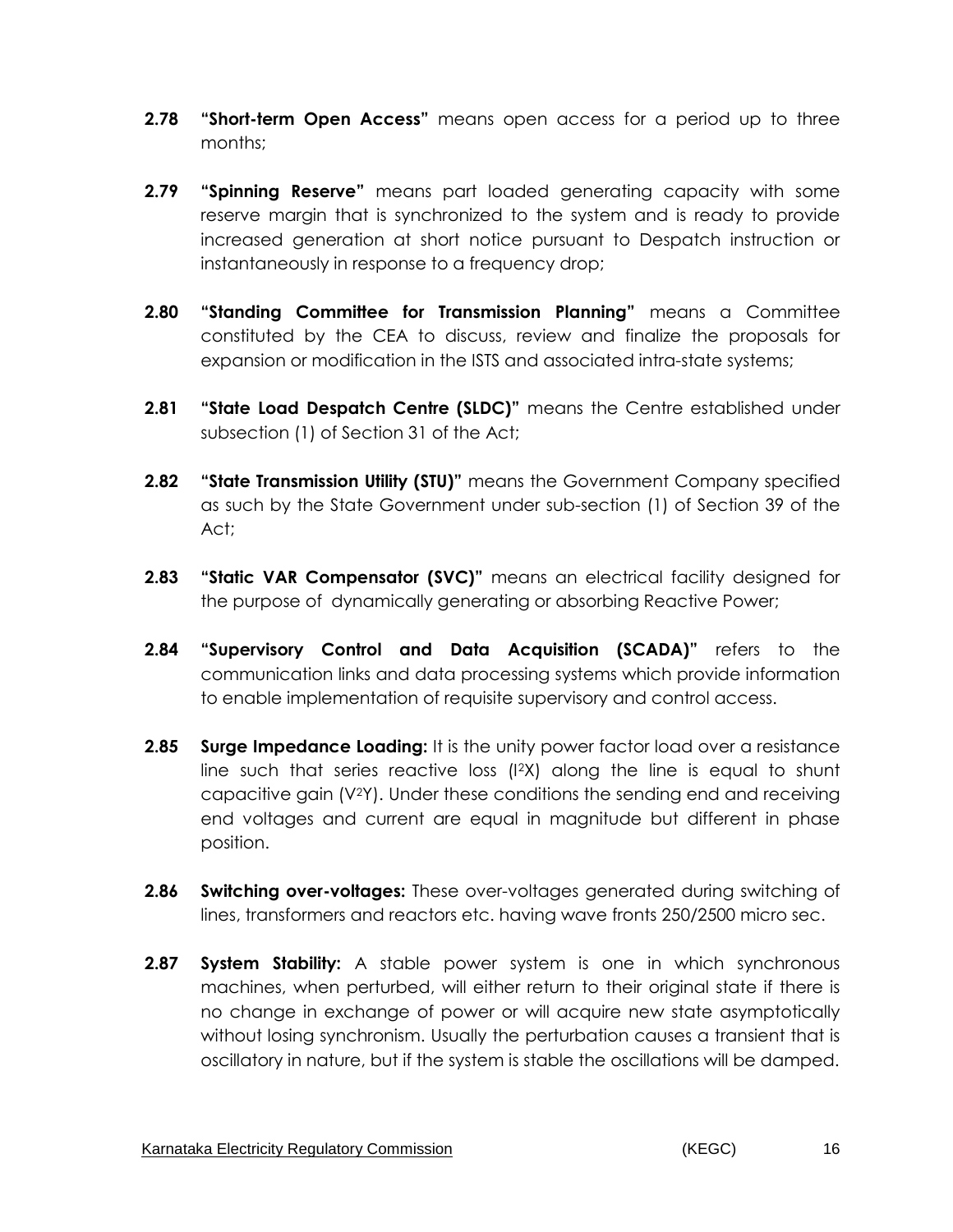**2.78** **"Short-term Open Access"** means open access for a period up to three months;

**2.79** **"Spinning Reserve"** means part loaded generating capacity with some reserve margin that is synchronized to the system and is ready to provide increased generation at short notice pursuant to Despatch instruction or instantaneously in response to a frequency drop;

**2.80** **"Standing Committee for Transmission Planning"** means a Committee constituted by the CEA to discuss, review and finalize the proposals for expansion or modification in the ISTS and associated intra-state systems;

**2.81** **"State Load Despatch Centre (SLDC)"** means the Centre established under subsection (1) of Section 31 of the Act;

**2.82** **"State Transmission Utility (STU)"** means the Government Company specified as such by the State Government under sub-section (1) of Section 39 of the Act;

**2.83** **"Static VAR Compensator (SVC)"** means an electrical facility designed for the purpose of dynamically generating or absorbing Reactive Power;

**2.84** **"Supervisory Control and Data Acquisition (SCADA)"** refers to the communication links and data processing systems which provide information to enable implementation of requisite supervisory and control access.

**2.85** **Surge Impedance Loading:** It is the unity power factor load over a resistance line such that series reactive loss ($I^2X$) along the line is equal to shunt capacitive gain ($V^2Y$). Under these conditions the sending end and receiving end voltages and current are equal in magnitude but different in phase position.

**2.86** **Switching over-voltages:** These over-voltages generated during switching of lines, transformers and reactors etc. having wave fronts 250/2500 micro sec.

**2.87** **System Stability:** A stable power system is one in which synchronous machines, when perturbed, will either return to their original state if there is no change in exchange of power or will acquire new state asymptotically without losing synchronism. Usually the perturbation causes a transient that is oscillatory in nature, but if the system is stable the oscillations will be damped.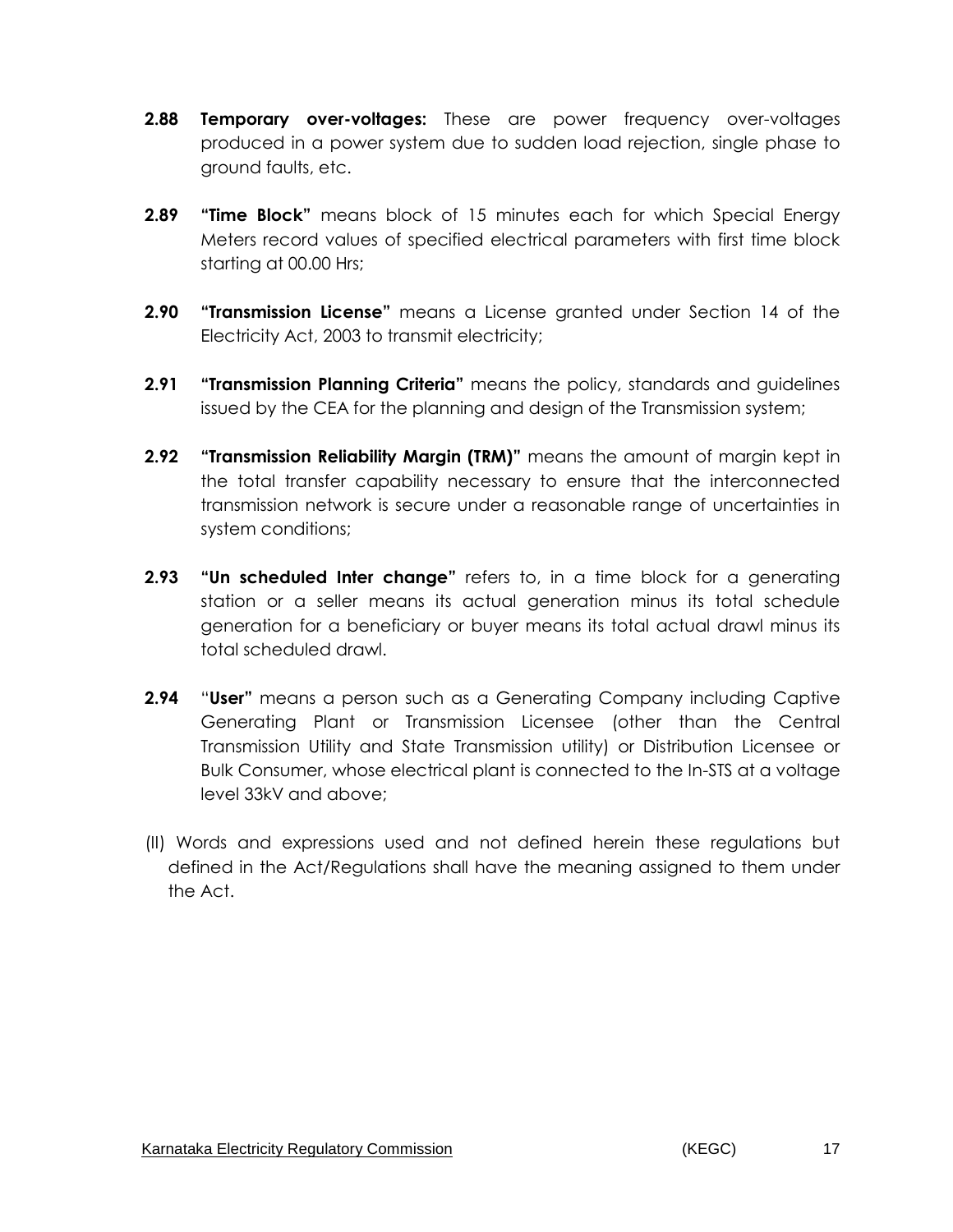**2.88** **Temporary over-voltages:** These are power frequency over-voltages produced in a power system due to sudden load rejection, single phase to ground faults, etc.

**2.89** **"Time Block"** means block of 15 minutes each for which Special Energy Meters record values of specified electrical parameters with first time block starting at 00.00 Hrs;

**2.90** **"Transmission License"** means a License granted under Section 14 of the Electricity Act, 2003 to transmit electricity;

**2.91** **"Transmission Planning Criteria"** means the policy, standards and guidelines issued by the CEA for the planning and design of the Transmission system;

**2.92** **"Transmission Reliability Margin (TRM)"** means the amount of margin kept in the total transfer capability necessary to ensure that the interconnected transmission network is secure under a reasonable range of uncertainties in system conditions;

**2.93** **"Un scheduled Inter change"** refers to, in a time block for a generating station or a seller means its actual generation minus its total schedule generation for a beneficiary or buyer means its total actual drawl minus its total scheduled drawl.

**2.94** "**User"** means a person such as a Generating Company including Captive Generating Plant or Transmission Licensee (other than the Central Transmission Utility and State Transmission utility) or Distribution Licensee or Bulk Consumer, whose electrical plant is connected to the In-STS at a voltage level 33kV and above;

(II) Words and expressions used and not defined herein these regulations but defined in the Act/Regulations shall have the meaning assigned to them under the Act.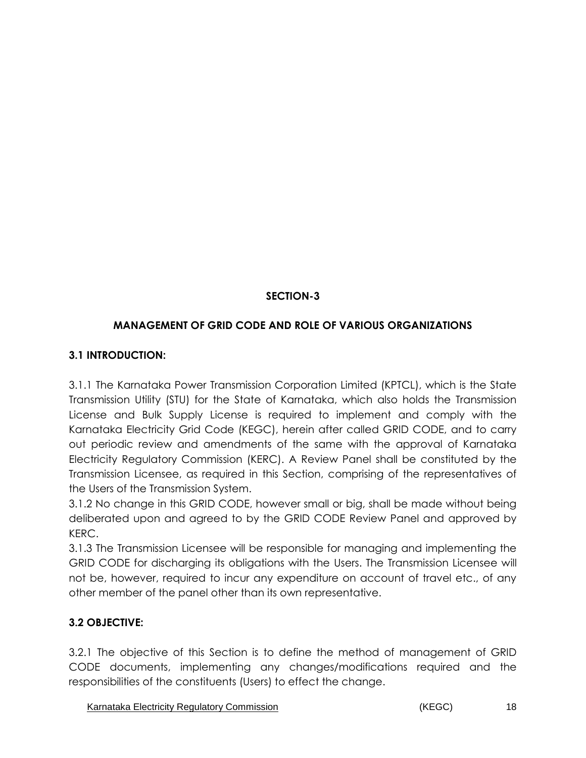# SECTION-3

## MANAGEMENT OF GRID CODE AND ROLE OF VARIOUS ORGANIZATIONS

### 3.1 INTRODUCTION:

3.1.1 The Karnataka Power Transmission Corporation Limited (KPTCL), which is the State Transmission Utility (STU) for the State of Karnataka, which also holds the Transmission License and Bulk Supply License is required to implement and comply with the Karnataka Electricity Grid Code (KEGC), herein after called GRID CODE, and to carry out periodic review and amendments of the same with the approval of Karnataka Electricity Regulatory Commission (KERC). A Review Panel shall be constituted by the Transmission Licensee, as required in this Section, comprising of the representatives of the Users of the Transmission System.

3.1.2 No change in this GRID CODE, however small or big, shall be made without being deliberated upon and agreed to by the GRID CODE Review Panel and approved by KERC.

3.1.3 The Transmission Licensee will be responsible for managing and implementing the GRID CODE for discharging its obligations with the Users. The Transmission Licensee will not be, however, required to incur any expenditure on account of travel etc., of any other member of the panel other than its own representative.

### 3.2 OBJECTIVE:

3.2.1 The objective of this Section is to define the method of management of GRID CODE documents, implementing any changes/modifications required and the responsibilities of the constituents (Users) to effect the change.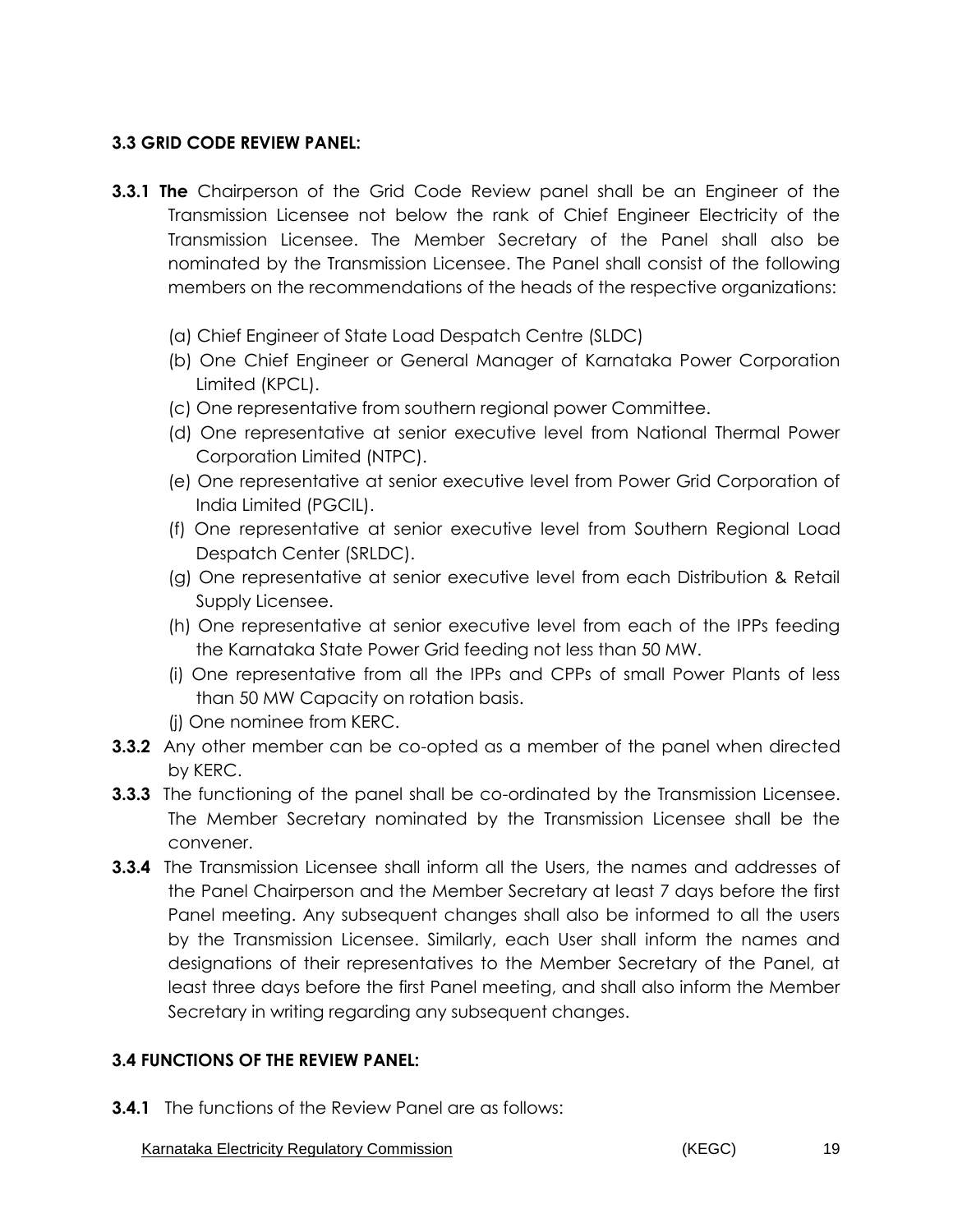### 3.3 GRID CODE REVIEW PANEL:

**3.3.1 The** Chairperson of the Grid Code Review panel shall be an Engineer of the Transmission Licensee not below the rank of Chief Engineer Electricity of the Transmission Licensee. The Member Secretary of the Panel shall also be nominated by the Transmission Licensee. The Panel shall consist of the following members on the recommendations of the heads of the respective organizations:

(a) Chief Engineer of State Load Despatch Centre (SLDC)

(b) One Chief Engineer or General Manager of Karnataka Power Corporation Limited (KPCL).

(c) One representative from southern regional power Committee.

(d) One representative at senior executive level from National Thermal Power Corporation Limited (NTPC).

(e) One representative at senior executive level from Power Grid Corporation of India Limited (PGCIL).

(f) One representative at senior executive level from Southern Regional Load Despatch Center (SRLDC).

(g) One representative at senior executive level from each Distribution & Retail Supply Licensee.

(h) One representative at senior executive level from each of the IPPs feeding the Karnataka State Power Grid feeding not less than 50 MW.

(i) One representative from all the IPPs and CPPs of small Power Plants of less than 50 MW Capacity on rotation basis.

(j) One nominee from KERC.

**3.3.2** Any other member can be co-opted as a member of the panel when directed by KERC.

**3.3.3** The functioning of the panel shall be co-ordinated by the Transmission Licensee. The Member Secretary nominated by the Transmission Licensee shall be the convener.

**3.3.4** The Transmission Licensee shall inform all the Users, the names and addresses of the Panel Chairperson and the Member Secretary at least 7 days before the first Panel meeting. Any subsequent changes shall also be informed to all the users by the Transmission Licensee. Similarly, each User shall inform the names and designations of their representatives to the Member Secretary of the Panel, at least three days before the first Panel meeting, and shall also inform the Member Secretary in writing regarding any subsequent changes.

### 3.4 FUNCTIONS OF THE REVIEW PANEL:

**3.4.1** The functions of the Review Panel are as follows: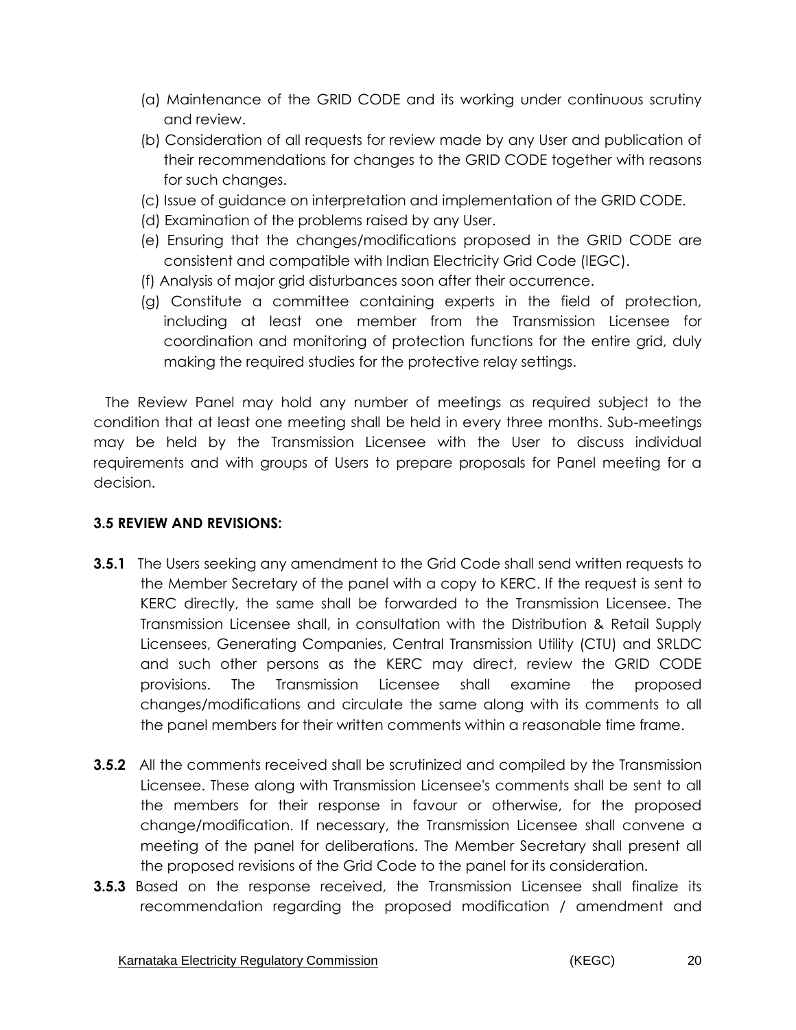(a) Maintenance of the GRID CODE and its working under continuous scrutiny and review.

(b) Consideration of all requests for review made by any User and publication of their recommendations for changes to the GRID CODE together with reasons for such changes.

(c) Issue of guidance on interpretation and implementation of the GRID CODE.

(d) Examination of the problems raised by any User.

(e) Ensuring that the changes/modifications proposed in the GRID CODE are consistent and compatible with Indian Electricity Grid Code (IEGC).

(f) Analysis of major grid disturbances soon after their occurrence.

(g) Constitute a committee containing experts in the field of protection, including at least one member from the Transmission Licensee for coordination and monitoring of protection functions for the entire grid, duly making the required studies for the protective relay settings.

The Review Panel may hold any number of meetings as required subject to the condition that at least one meeting shall be held in every three months. Sub-meetings may be held by the Transmission Licensee with the User to discuss individual requirements and with groups of Users to prepare proposals for Panel meeting for a decision.

### 3.5 REVIEW AND REVISIONS:

**3.5.1** The Users seeking any amendment to the Grid Code shall send written requests to the Member Secretary of the panel with a copy to KERC. If the request is sent to KERC directly, the same shall be forwarded to the Transmission Licensee. The Transmission Licensee shall, in consultation with the Distribution & Retail Supply Licensees, Generating Companies, Central Transmission Utility (CTU) and SRLDC and such other persons as the KERC may direct, review the GRID CODE provisions. The Transmission Licensee shall examine the proposed changes/modifications and circulate the same along with its comments to all the panel members for their written comments within a reasonable time frame.

**3.5.2** All the comments received shall be scrutinized and compiled by the Transmission Licensee. These along with Transmission Licensee's comments shall be sent to all the members for their response in favour or otherwise, for the proposed change/modification. If necessary, the Transmission Licensee shall convene a meeting of the panel for deliberations. The Member Secretary shall present all the proposed revisions of the Grid Code to the panel for its consideration.

**3.5.3** Based on the response received, the Transmission Licensee shall finalize its recommendation regarding the proposed modification / amendment and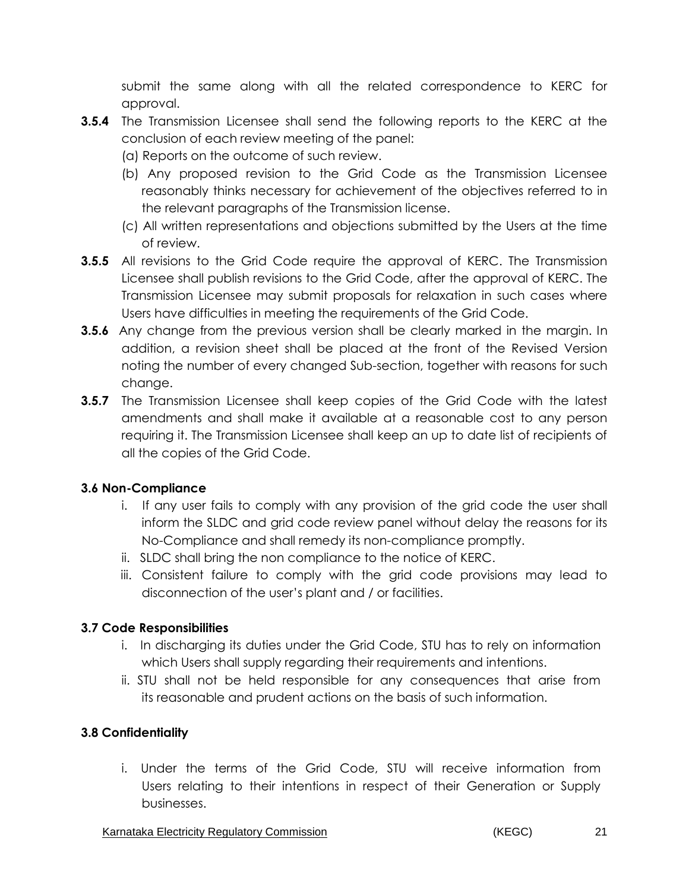submit the same along with all the related correspondence to KERC for approval.

**3.5.4** The Transmission Licensee shall send the following reports to the KERC at the conclusion of each review meeting of the panel:

(a) Reports on the outcome of such review.

(b) Any proposed revision to the Grid Code as the Transmission Licensee reasonably thinks necessary for achievement of the objectives referred to in the relevant paragraphs of the Transmission license.

(c) All written representations and objections submitted by the Users at the time of review.

**3.5.5** All revisions to the Grid Code require the approval of KERC. The Transmission Licensee shall publish revisions to the Grid Code, after the approval of KERC. The Transmission Licensee may submit proposals for relaxation in such cases where Users have difficulties in meeting the requirements of the Grid Code.

**3.5.6** Any change from the previous version shall be clearly marked in the margin. In addition, a revision sheet shall be placed at the front of the Revised Version noting the number of every changed Sub-section, together with reasons for such change.

**3.5.7** The Transmission Licensee shall keep copies of the Grid Code with the latest amendments and shall make it available at a reasonable cost to any person requiring it. The Transmission Licensee shall keep an up to date list of recipients of all the copies of the Grid Code.

### 3.6 Non-Compliance

i. If any user fails to comply with any provision of the grid code the user shall inform the SLDC and grid code review panel without delay the reasons for its No-Compliance and shall remedy its non-compliance promptly.

ii. SLDC shall bring the non compliance to the notice of KERC.

iii. Consistent failure to comply with the grid code provisions may lead to disconnection of the user's plant and / or facilities.

### 3.7 Code Responsibilities

i. In discharging its duties under the Grid Code, STU has to rely on information which Users shall supply regarding their requirements and intentions.

ii. STU shall not be held responsible for any consequences that arise from its reasonable and prudent actions on the basis of such information.

### 3.8 Confidentiality

i. Under the terms of the Grid Code, STU will receive information from Users relating to their intentions in respect of their Generation or Supply businesses.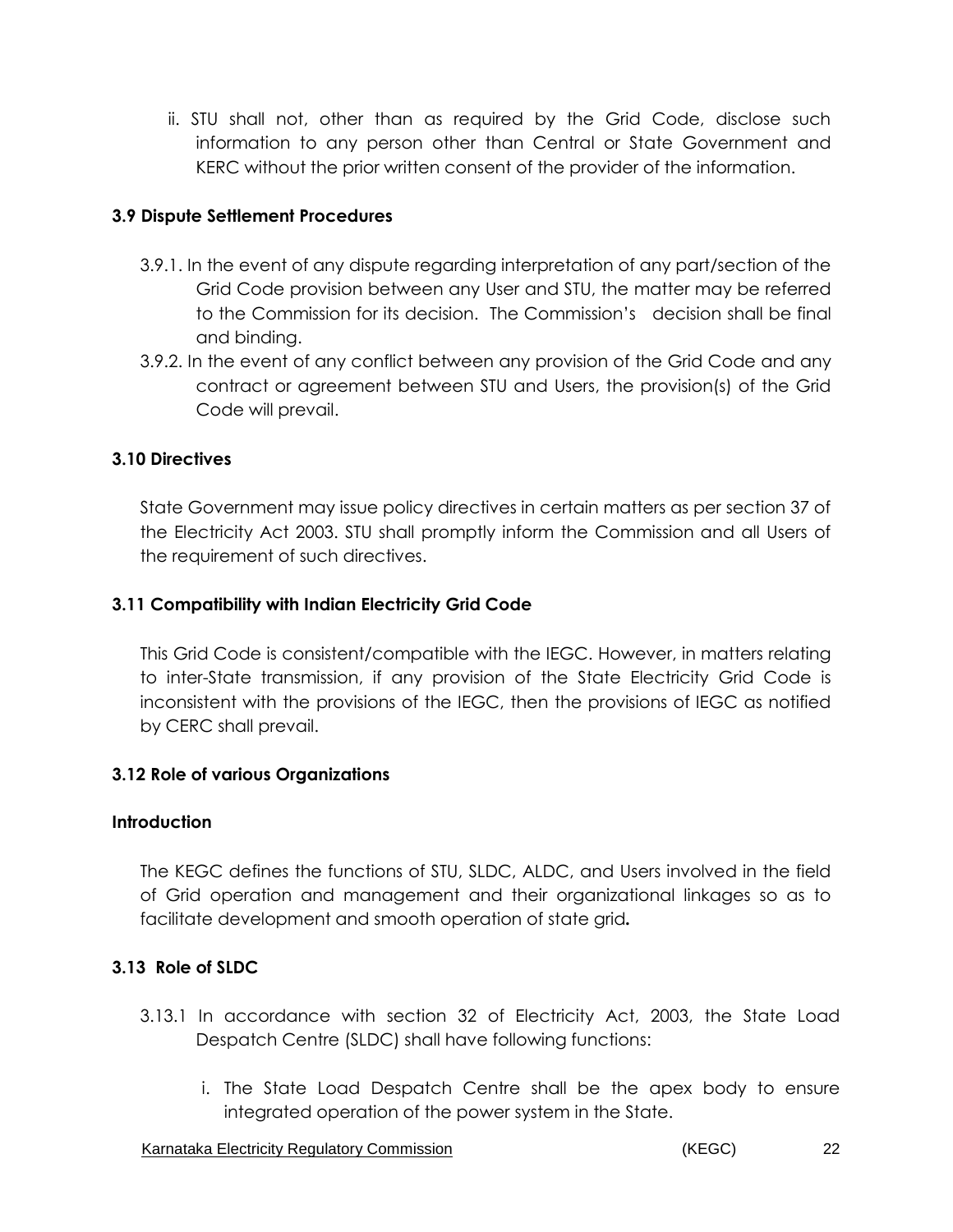ii. STU shall not, other than as required by the Grid Code, disclose such information to any person other than Central or State Government and KERC without the prior written consent of the provider of the information.

### 3.9 Dispute Settlement Procedures

3.9.1. In the event of any dispute regarding interpretation of any part/section of the Grid Code provision between any User and STU, the matter may be referred to the Commission for its decision. The Commission's decision shall be final and binding.

3.9.2. In the event of any conflict between any provision of the Grid Code and any contract or agreement between STU and Users, the provision(s) of the Grid Code will prevail.

### 3.10 Directives

State Government may issue policy directives in certain matters as per section 37 of the Electricity Act 2003. STU shall promptly inform the Commission and all Users of the requirement of such directives.

### 3.11 Compatibility with Indian Electricity Grid Code

This Grid Code is consistent/compatible with the IEGC. However, in matters relating to inter-State transmission, if any provision of the State Electricity Grid Code is inconsistent with the provisions of the IEGC, then the provisions of IEGC as notified by CERC shall prevail.

### 3.12 Role of various Organizations

**Introduction**

The KEGC defines the functions of STU, SLDC, ALDC, and Users involved in the field of Grid operation and management and their organizational linkages so as to facilitate development and smooth operation of state grid**.**

### 3.13 Role of SLDC

3.13.1 In accordance with section 32 of Electricity Act, 2003, the State Load Despatch Centre (SLDC) shall have following functions:

i. The State Load Despatch Centre shall be the apex body to ensure integrated operation of the power system in the State.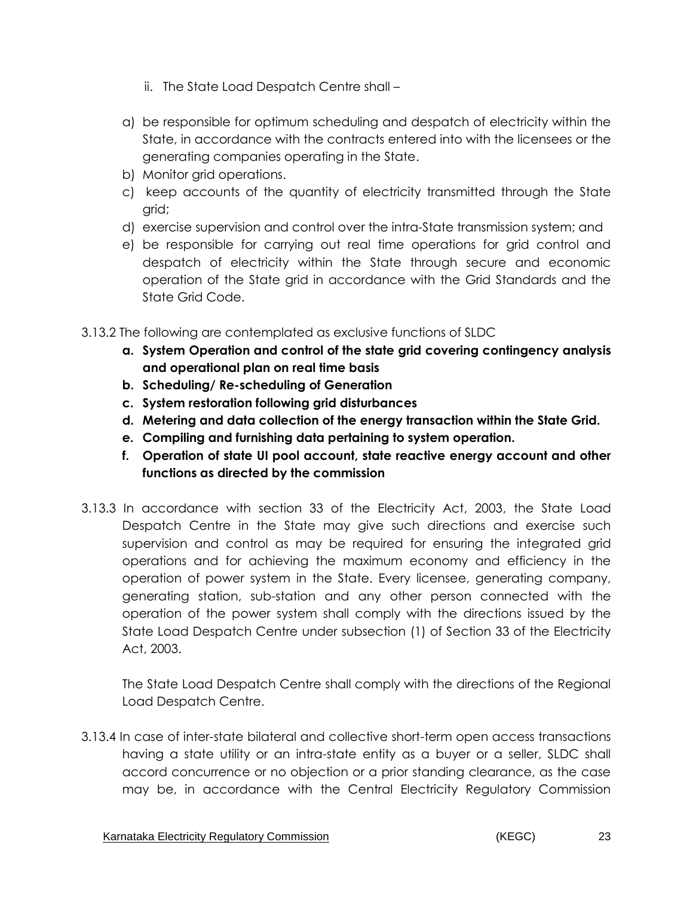ii. The State Load Despatch Centre shall –

a) be responsible for optimum scheduling and despatch of electricity within the State, in accordance with the contracts entered into with the licensees or the generating companies operating in the State.
b) Monitor grid operations.
c) keep accounts of the quantity of electricity transmitted through the State grid;
d) exercise supervision and control over the intra-State transmission system; and
e) be responsible for carrying out real time operations for grid control and despatch of electricity within the State through secure and economic operation of the State grid in accordance with the Grid Standards and the State Grid Code.

3.13.2 The following are contemplated as exclusive functions of SLDC

**a. System Operation and control of the state grid covering contingency analysis and operational plan on real time basis**
**b. Scheduling/ Re-scheduling of Generation**
**c. System restoration following grid disturbances**
**d. Metering and data collection of the energy transaction within the State Grid.**
**e. Compiling and furnishing data pertaining to system operation.**
**f. Operation of state UI pool account, state reactive energy account and other functions as directed by the commission**

3.13.3 In accordance with section 33 of the Electricity Act, 2003, the State Load Despatch Centre in the State may give such directions and exercise such supervision and control as may be required for ensuring the integrated grid operations and for achieving the maximum economy and efficiency in the operation of power system in the State. Every licensee, generating company, generating station, sub-station and any other person connected with the operation of the power system shall comply with the directions issued by the State Load Despatch Centre under subsection (1) of Section 33 of the Electricity Act, 2003.

The State Load Despatch Centre shall comply with the directions of the Regional Load Despatch Centre.

3.13.4 In case of inter-state bilateral and collective short-term open access transactions having a state utility or an intra-state entity as a buyer or a seller, SLDC shall accord concurrence or no objection or a prior standing clearance, as the case may be, in accordance with the Central Electricity Regulatory Commission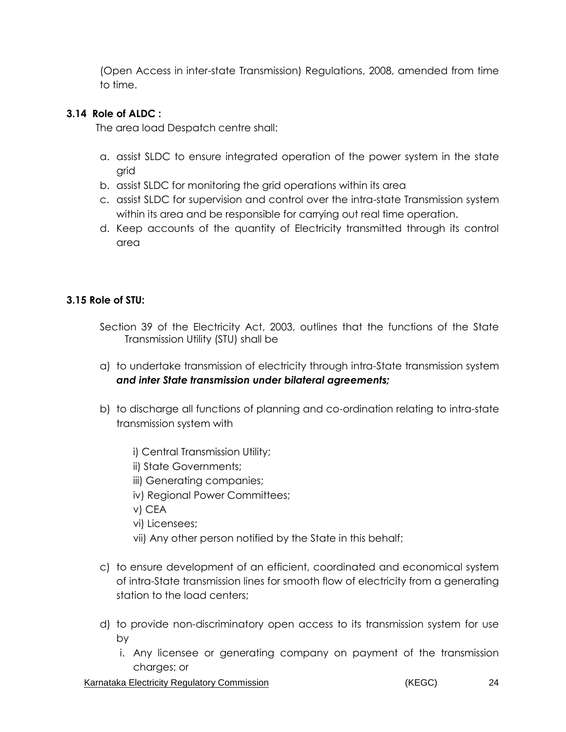(Open Access in inter-state Transmission) Regulations, 2008, amended from time to time.

### 3.14 Role of ALDC :

The area load Despatch centre shall:

a. assist SLDC to ensure integrated operation of the power system in the state grid
b. assist SLDC for monitoring the grid operations within its area
c. assist SLDC for supervision and control over the intra-state Transmission system within its area and be responsible for carrying out real time operation.
d. Keep accounts of the quantity of Electricity transmitted through its control area

### 3.15 Role of STU:

Section 39 of the Electricity Act, 2003, outlines that the functions of the State Transmission Utility (STU) shall be

a) to undertake transmission of electricity through intra-State transmission system ***and inter State transmission under bilateral agreements;***

b) to discharge all functions of planning and co-ordination relating to intra-state transmission system with

   i) Central Transmission Utility;
   ii) State Governments;
   iii) Generating companies;
   iv) Regional Power Committees;
   v) CEA
   vi) Licensees;
   vii) Any other person notified by the State in this behalf;

c) to ensure development of an efficient, coordinated and economical system of intra-State transmission lines for smooth flow of electricity from a generating station to the load centers;

d) to provide non-discriminatory open access to its transmission system for use by
   i. Any licensee or generating company on payment of the transmission charges; or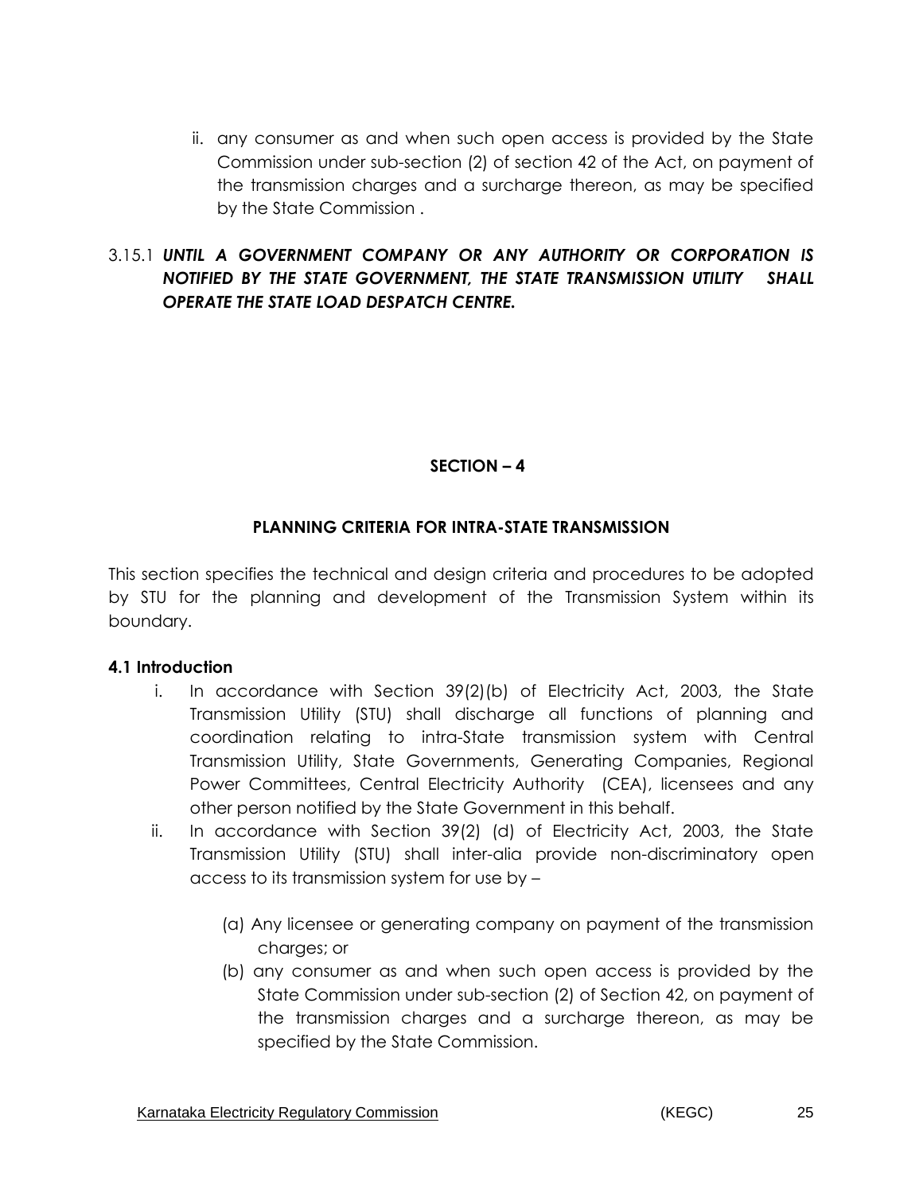ii. any consumer as and when such open access is provided by the State Commission under sub-section (2) of section 42 of the Act, on payment of the transmission charges and a surcharge thereon, as may be specified by the State Commission .

3.15.1 ***UNTIL A GOVERNMENT COMPANY OR ANY AUTHORITY OR CORPORATION IS NOTIFIED BY THE STATE GOVERNMENT, THE STATE TRANSMISSION UTILITY SHALL OPERATE THE STATE LOAD DESPATCH CENTRE.***

## SECTION – 4

### PLANNING CRITERIA FOR INTRA-STATE TRANSMISSION

This section specifies the technical and design criteria and procedures to be adopted by STU for the planning and development of the Transmission System within its boundary.

**4.1 Introduction**

i. In accordance with Section 39(2)(b) of Electricity Act, 2003, the State Transmission Utility (STU) shall discharge all functions of planning and coordination relating to intra-State transmission system with Central Transmission Utility, State Governments, Generating Companies, Regional Power Committees, Central Electricity Authority (CEA), licensees and any other person notified by the State Government in this behalf.

ii. In accordance with Section 39(2) (d) of Electricity Act, 2003, the State Transmission Utility (STU) shall inter-alia provide non-discriminatory open access to its transmission system for use by –

   (a) Any licensee or generating company on payment of the transmission charges; or

   (b) any consumer as and when such open access is provided by the State Commission under sub-section (2) of Section 42, on payment of the transmission charges and a surcharge thereon, as may be specified by the State Commission.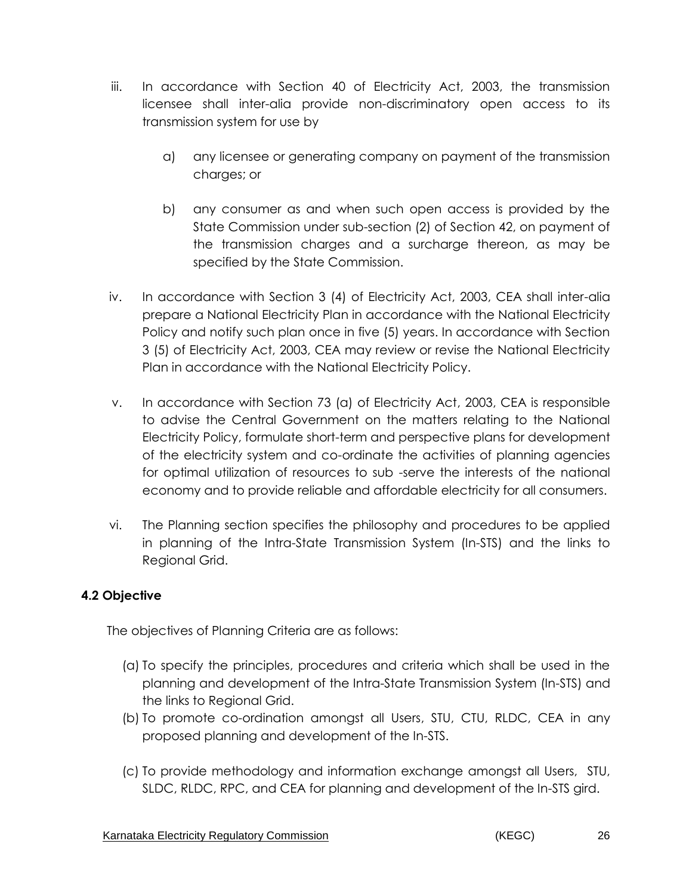iii. In accordance with Section 40 of Electricity Act, 2003, the transmission licensee shall inter-alia provide non-discriminatory open access to its transmission system for use by

   a) any licensee or generating company on payment of the transmission charges; or

   b) any consumer as and when such open access is provided by the State Commission under sub-section (2) of Section 42, on payment of the transmission charges and a surcharge thereon, as may be specified by the State Commission.

iv. In accordance with Section 3 (4) of Electricity Act, 2003, CEA shall inter-alia prepare a National Electricity Plan in accordance with the National Electricity Policy and notify such plan once in five (5) years. In accordance with Section 3 (5) of Electricity Act, 2003, CEA may review or revise the National Electricity Plan in accordance with the National Electricity Policy.

v. In accordance with Section 73 (a) of Electricity Act, 2003, CEA is responsible to advise the Central Government on the matters relating to the National Electricity Policy, formulate short-term and perspective plans for development of the electricity system and co-ordinate the activities of planning agencies for optimal utilization of resources to sub -serve the interests of the national economy and to provide reliable and affordable electricity for all consumers.

vi. The Planning section specifies the philosophy and procedures to be applied in planning of the Intra-State Transmission System (In-STS) and the links to Regional Grid.

**4.2 Objective**

The objectives of Planning Criteria are as follows:

(a) To specify the principles, procedures and criteria which shall be used in the planning and development of the Intra-State Transmission System (In-STS) and the links to Regional Grid.

(b) To promote co-ordination amongst all Users, STU, CTU, RLDC, CEA in any proposed planning and development of the In-STS.

(c) To provide methodology and information exchange amongst all Users, STU, SLDC, RLDC, RPC, and CEA for planning and development of the In-STS gird.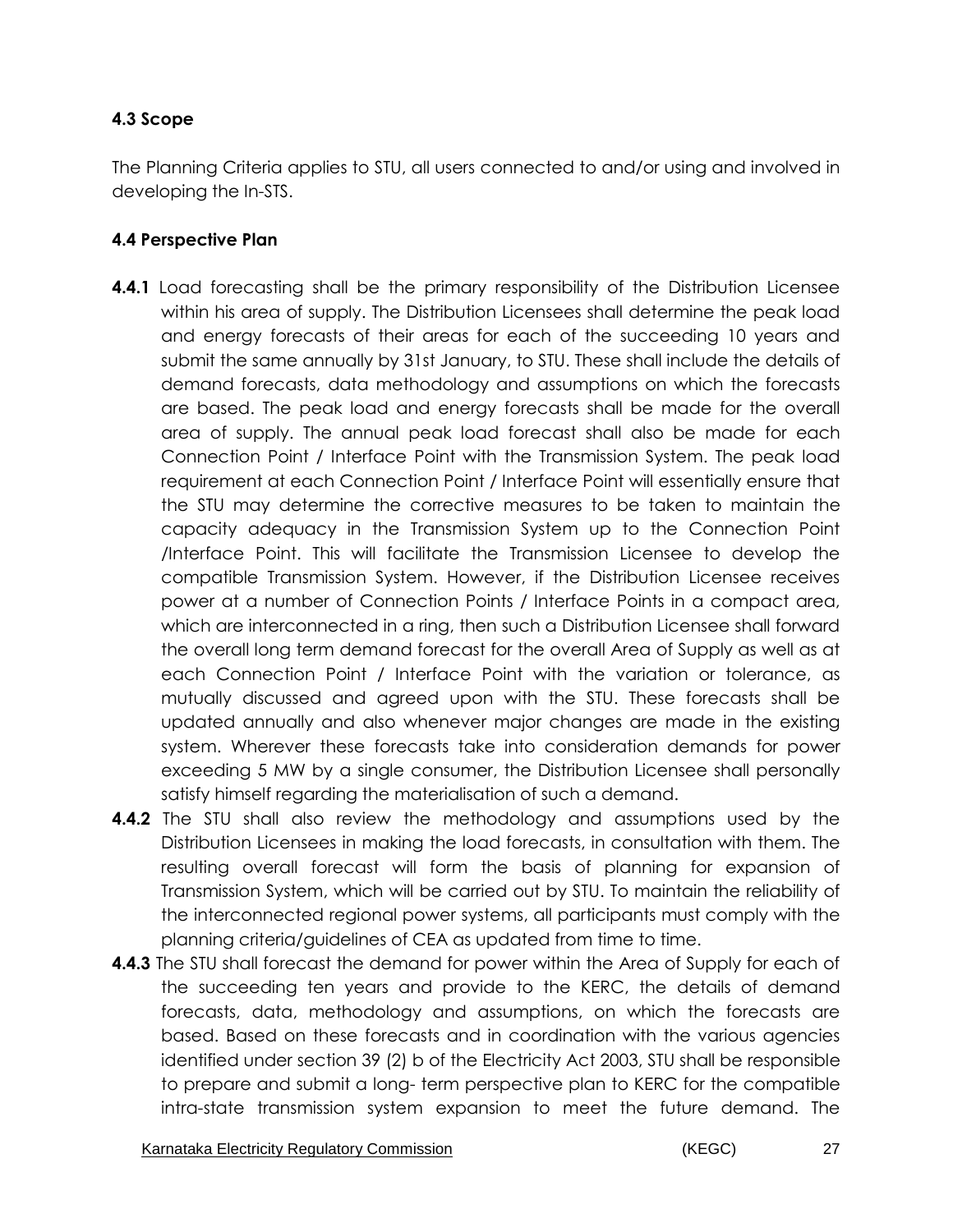## 4.3 Scope

The Planning Criteria applies to STU, all users connected to and/or using and involved in developing the In-STS.

## 4.4 Perspective Plan

**4.4.1** Load forecasting shall be the primary responsibility of the Distribution Licensee within his area of supply. The Distribution Licensees shall determine the peak load and energy forecasts of their areas for each of the succeeding 10 years and submit the same annually by 31st January, to STU. These shall include the details of demand forecasts, data methodology and assumptions on which the forecasts are based. The peak load and energy forecasts shall be made for the overall area of supply. The annual peak load forecast shall also be made for each Connection Point / Interface Point with the Transmission System. The peak load requirement at each Connection Point / Interface Point will essentially ensure that the STU may determine the corrective measures to be taken to maintain the capacity adequacy in the Transmission System up to the Connection Point /Interface Point. This will facilitate the Transmission Licensee to develop the compatible Transmission System. However, if the Distribution Licensee receives power at a number of Connection Points / Interface Points in a compact area, which are interconnected in a ring, then such a Distribution Licensee shall forward the overall long term demand forecast for the overall Area of Supply as well as at each Connection Point / Interface Point with the variation or tolerance, as mutually discussed and agreed upon with the STU. These forecasts shall be updated annually and also whenever major changes are made in the existing system. Wherever these forecasts take into consideration demands for power exceeding 5 MW by a single consumer, the Distribution Licensee shall personally satisfy himself regarding the materialisation of such a demand.

**4.4.2** The STU shall also review the methodology and assumptions used by the Distribution Licensees in making the load forecasts, in consultation with them. The resulting overall forecast will form the basis of planning for expansion of Transmission System, which will be carried out by STU. To maintain the reliability of the interconnected regional power systems, all participants must comply with the planning criteria/guidelines of CEA as updated from time to time.

**4.4.3** The STU shall forecast the demand for power within the Area of Supply for each of the succeeding ten years and provide to the KERC, the details of demand forecasts, data, methodology and assumptions, on which the forecasts are based. Based on these forecasts and in coordination with the various agencies identified under section 39 (2) b of the Electricity Act 2003, STU shall be responsible to prepare and submit a long- term perspective plan to KERC for the compatible intra-state transmission system expansion to meet the future demand. The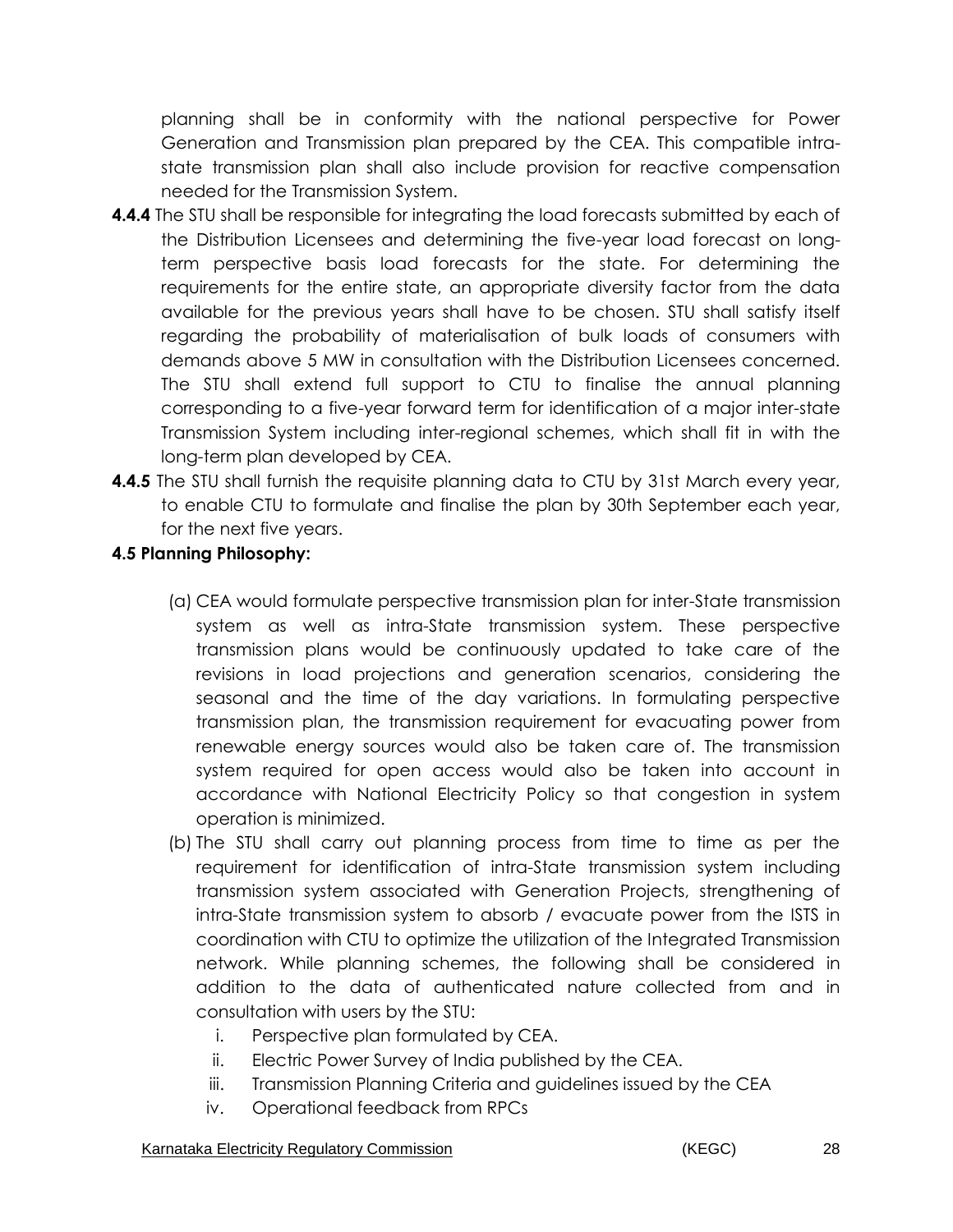planning shall be in conformity with the national perspective for Power Generation and Transmission plan prepared by the CEA. This compatible intra-state transmission plan shall also include provision for reactive compensation needed for the Transmission System.

**4.4.4** The STU shall be responsible for integrating the load forecasts submitted by each of the Distribution Licensees and determining the five-year load forecast on long-term perspective basis load forecasts for the state. For determining the requirements for the entire state, an appropriate diversity factor from the data available for the previous years shall have to be chosen. STU shall satisfy itself regarding the probability of materialisation of bulk loads of consumers with demands above 5 MW in consultation with the Distribution Licensees concerned. The STU shall extend full support to CTU to finalise the annual planning corresponding to a five-year forward term for identification of a major inter-state Transmission System including inter-regional schemes, which shall fit in with the long-term plan developed by CEA.

**4.4.5** The STU shall furnish the requisite planning data to CTU by 31st March every year, to enable CTU to formulate and finalise the plan by 30th September each year, for the next five years.

**4.5 Planning Philosophy:**

(a) CEA would formulate perspective transmission plan for inter-State transmission system as well as intra-State transmission system. These perspective transmission plans would be continuously updated to take care of the revisions in load projections and generation scenarios, considering the seasonal and the time of the day variations. In formulating perspective transmission plan, the transmission requirement for evacuating power from renewable energy sources would also be taken care of. The transmission system required for open access would also be taken into account in accordance with National Electricity Policy so that congestion in system operation is minimized.

(b) The STU shall carry out planning process from time to time as per the requirement for identification of intra-State transmission system including transmission system associated with Generation Projects, strengthening of intra-State transmission system to absorb / evacuate power from the ISTS in coordination with CTU to optimize the utilization of the Integrated Transmission network. While planning schemes, the following shall be considered in addition to the data of authenticated nature collected from and in consultation with users by the STU:

   i. Perspective plan formulated by CEA.
   ii. Electric Power Survey of India published by the CEA.
   iii. Transmission Planning Criteria and guidelines issued by the CEA
   iv. Operational feedback from RPCs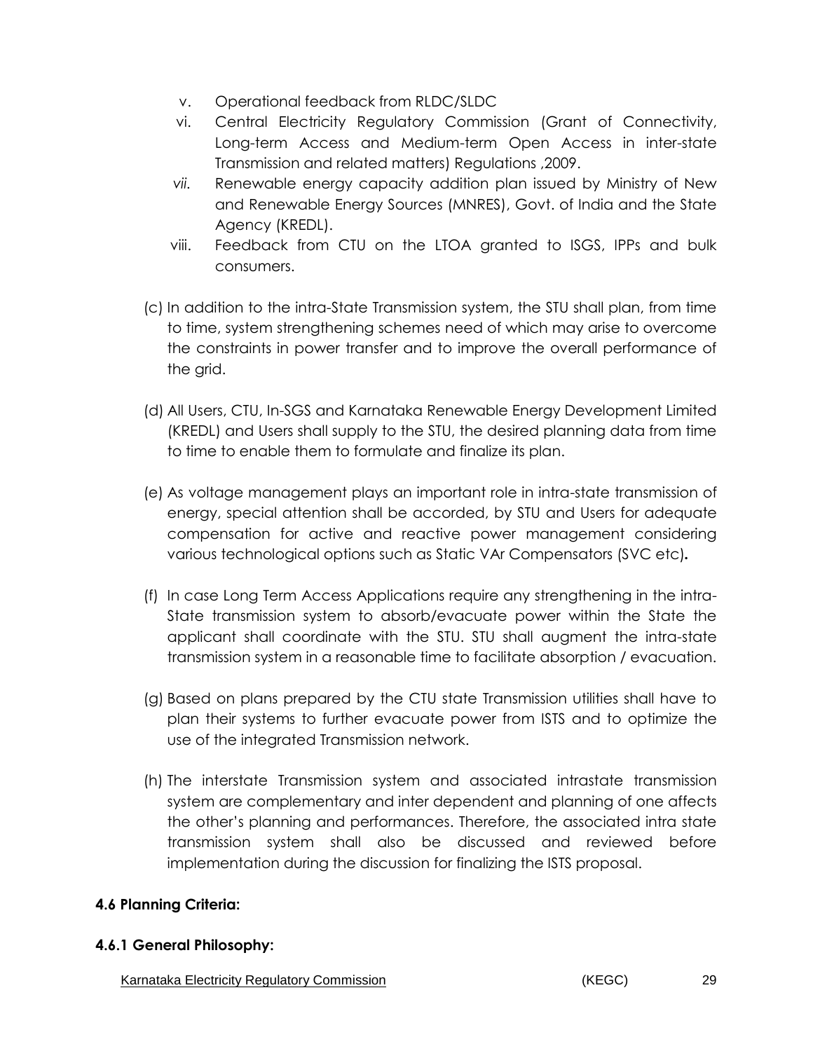v. Operational feedback from RLDC/SLDC
vi. Central Electricity Regulatory Commission (Grant of Connectivity, Long-term Access and Medium-term Open Access in inter-state Transmission and related matters) Regulations ,2009.
*vii.* Renewable energy capacity addition plan issued by Ministry of New and Renewable Energy Sources (MNRES), Govt. of India and the State Agency (KREDL).
viii. Feedback from CTU on the LTOA granted to ISGS, IPPs and bulk consumers.

(c) In addition to the intra-State Transmission system, the STU shall plan, from time to time, system strengthening schemes need of which may arise to overcome the constraints in power transfer and to improve the overall performance of the grid.

(d) All Users, CTU, In-SGS and Karnataka Renewable Energy Development Limited (KREDL) and Users shall supply to the STU, the desired planning data from time to time to enable them to formulate and finalize its plan.

(e) As voltage management plays an important role in intra-state transmission of energy, special attention shall be accorded, by STU and Users for adequate compensation for active and reactive power management considering various technological options such as Static VAr Compensators (SVC etc)**.**

(f) In case Long Term Access Applications require any strengthening in the intra-State transmission system to absorb/evacuate power within the State the applicant shall coordinate with the STU. STU shall augment the intra-state transmission system in a reasonable time to facilitate absorption / evacuation.

(g) Based on plans prepared by the CTU state Transmission utilities shall have to plan their systems to further evacuate power from ISTS and to optimize the use of the integrated Transmission network.

(h) The interstate Transmission system and associated intrastate transmission system are complementary and inter dependent and planning of one affects the other's planning and performances. Therefore, the associated intra state transmission system shall also be discussed and reviewed before implementation during the discussion for finalizing the ISTS proposal.

**4.6 Planning Criteria:**

**4.6.1 General Philosophy:**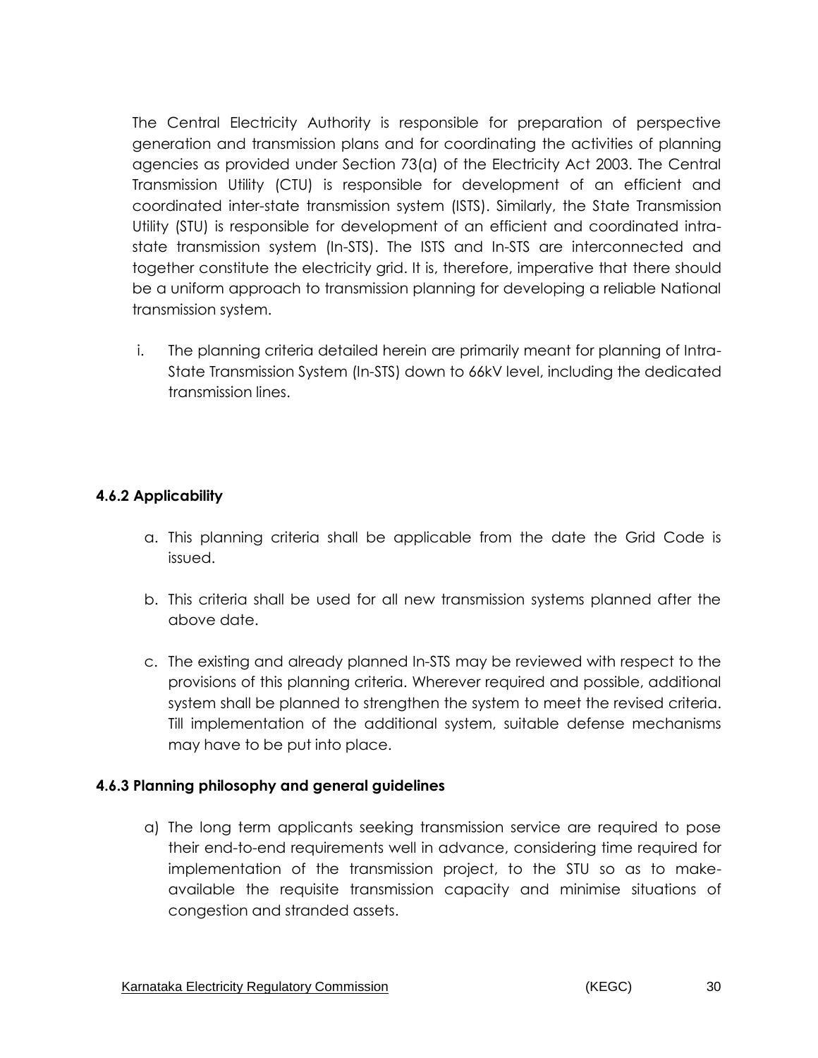The Central Electricity Authority is responsible for preparation of perspective generation and transmission plans and for coordinating the activities of planning agencies as provided under Section 73(a) of the Electricity Act 2003. The Central Transmission Utility (CTU) is responsible for development of an efficient and coordinated inter-state transmission system (ISTS). Similarly, the State Transmission Utility (STU) is responsible for development of an efficient and coordinated intra-state transmission system (In-STS). The ISTS and In-STS are interconnected and together constitute the electricity grid. It is, therefore, imperative that there should be a uniform approach to transmission planning for developing a reliable National transmission system.

i. The planning criteria detailed herein are primarily meant for planning of Intra-State Transmission System (In-STS) down to 66kV level, including the dedicated transmission lines.

**4.6.2 Applicability**

a. This planning criteria shall be applicable from the date the Grid Code is issued.

b. This criteria shall be used for all new transmission systems planned after the above date.

c. The existing and already planned In-STS may be reviewed with respect to the provisions of this planning criteria. Wherever required and possible, additional system shall be planned to strengthen the system to meet the revised criteria. Till implementation of the additional system, suitable defense mechanisms may have to be put into place.

**4.6.3 Planning philosophy and general guidelines**

a) The long term applicants seeking transmission service are required to pose their end-to-end requirements well in advance, considering time required for implementation of the transmission project, to the STU so as to make-available the requisite transmission capacity and minimise situations of congestion and stranded assets.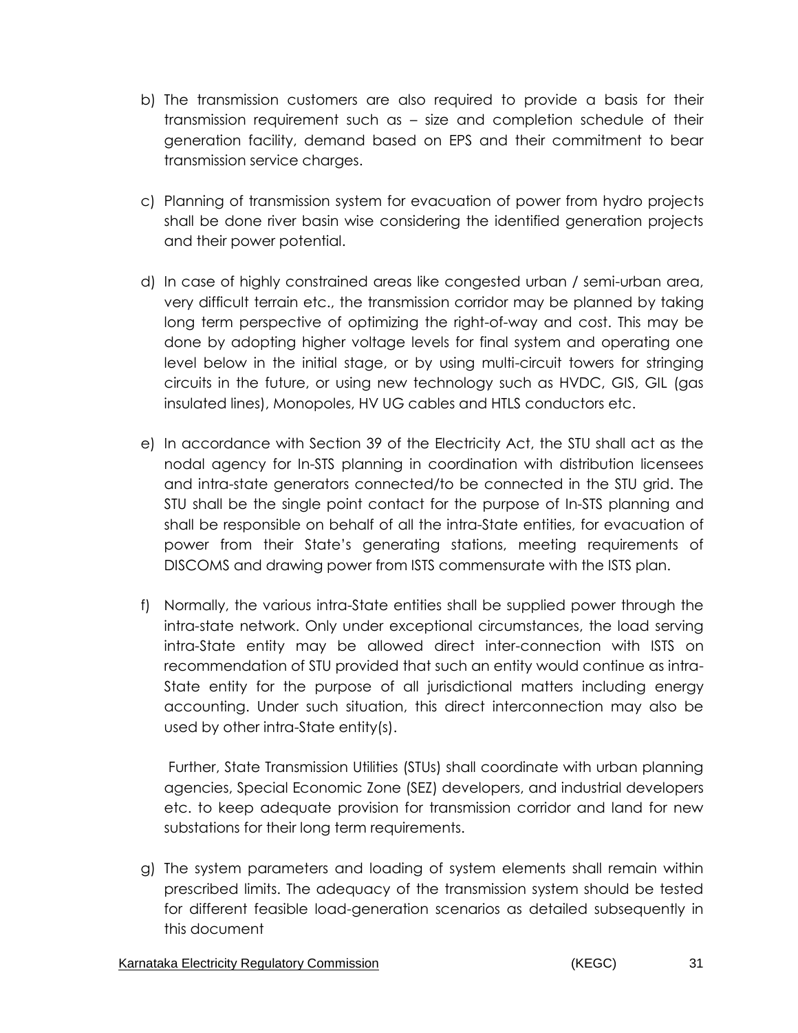b) The transmission customers are also required to provide a basis for their transmission requirement such as – size and completion schedule of their generation facility, demand based on EPS and their commitment to bear transmission service charges.

c) Planning of transmission system for evacuation of power from hydro projects shall be done river basin wise considering the identified generation projects and their power potential.

d) In case of highly constrained areas like congested urban / semi-urban area, very difficult terrain etc., the transmission corridor may be planned by taking long term perspective of optimizing the right-of-way and cost. This may be done by adopting higher voltage levels for final system and operating one level below in the initial stage, or by using multi-circuit towers for stringing circuits in the future, or using new technology such as HVDC, GIS, GIL (gas insulated lines), Monopoles, HV UG cables and HTLS conductors etc.

e) In accordance with Section 39 of the Electricity Act, the STU shall act as the nodal agency for In-STS planning in coordination with distribution licensees and intra-state generators connected/to be connected in the STU grid. The STU shall be the single point contact for the purpose of In-STS planning and shall be responsible on behalf of all the intra-State entities, for evacuation of power from their State's generating stations, meeting requirements of DISCOMS and drawing power from ISTS commensurate with the ISTS plan.

f) Normally, the various intra-State entities shall be supplied power through the intra-state network. Only under exceptional circumstances, the load serving intra-State entity may be allowed direct inter-connection with ISTS on recommendation of STU provided that such an entity would continue as intra-State entity for the purpose of all jurisdictional matters including energy accounting. Under such situation, this direct interconnection may also be used by other intra-State entity(s).

   Further, State Transmission Utilities (STUs) shall coordinate with urban planning agencies, Special Economic Zone (SEZ) developers, and industrial developers etc. to keep adequate provision for transmission corridor and land for new substations for their long term requirements.

g) The system parameters and loading of system elements shall remain within prescribed limits. The adequacy of the transmission system should be tested for different feasible load-generation scenarios as detailed subsequently in this document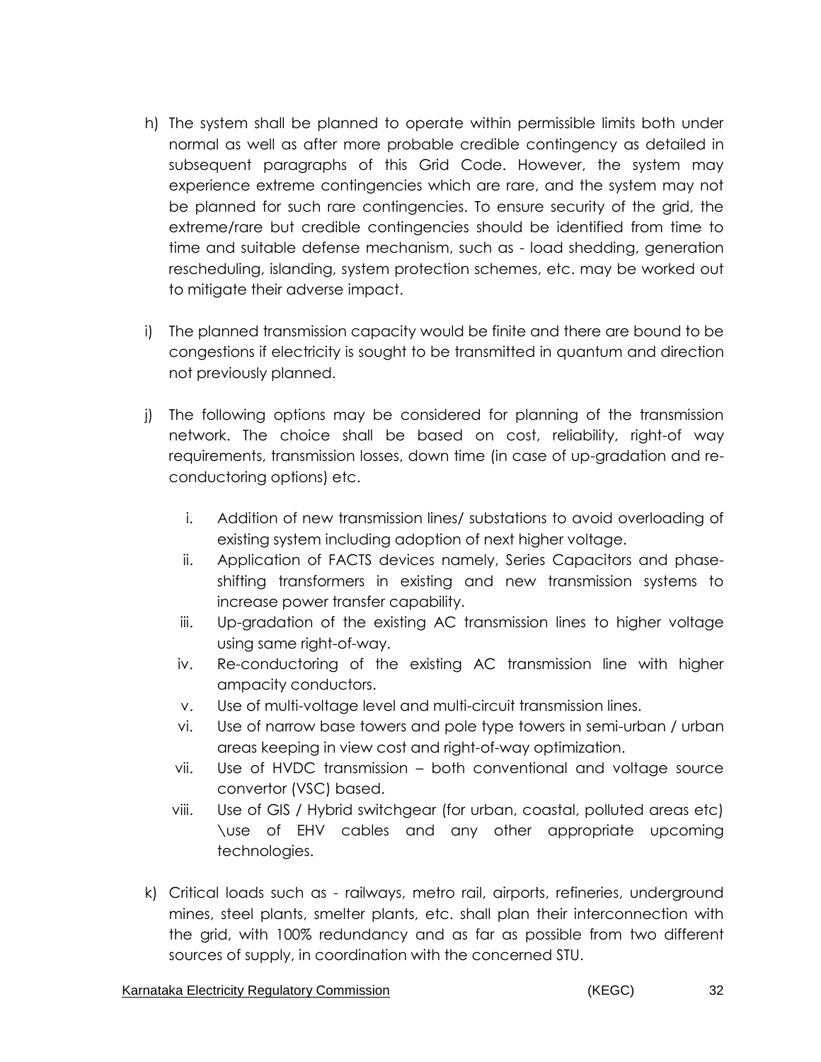h) The system shall be planned to operate within permissible limits both under normal as well as after more probable credible contingency as detailed in subsequent paragraphs of this Grid Code. However, the system may experience extreme contingencies which are rare, and the system may not be planned for such rare contingencies. To ensure security of the grid, the extreme/rare but credible contingencies should be identified from time to time and suitable defense mechanism, such as - load shedding, generation rescheduling, islanding, system protection schemes, etc. may be worked out to mitigate their adverse impact.

i) The planned transmission capacity would be finite and there are bound to be congestions if electricity is sought to be transmitted in quantum and direction not previously planned.

j) The following options may be considered for planning of the transmission network. The choice shall be based on cost, reliability, right-of way requirements, transmission losses, down time (in case of up-gradation and re-conductoring options) etc.

   i. Addition of new transmission lines/ substations to avoid overloading of existing system including adoption of next higher voltage.
   ii. Application of FACTS devices namely, Series Capacitors and phase-shifting transformers in existing and new transmission systems to increase power transfer capability.
   iii. Up-gradation of the existing AC transmission lines to higher voltage using same right-of-way.
   iv. Re-conductoring of the existing AC transmission line with higher ampacity conductors.
   v. Use of multi-voltage level and multi-circuit transmission lines.
   vi. Use of narrow base towers and pole type towers in semi-urban / urban areas keeping in view cost and right-of-way optimization.
   vii. Use of HVDC transmission – both conventional and voltage source convertor (VSC) based.
   viii. Use of GIS / Hybrid switchgear (for urban, coastal, polluted areas etc) \use of EHV cables and any other appropriate upcoming technologies.

k) Critical loads such as - railways, metro rail, airports, refineries, underground mines, steel plants, smelter plants, etc. shall plan their interconnection with the grid, with 100% redundancy and as far as possible from two different sources of supply, in coordination with the concerned STU.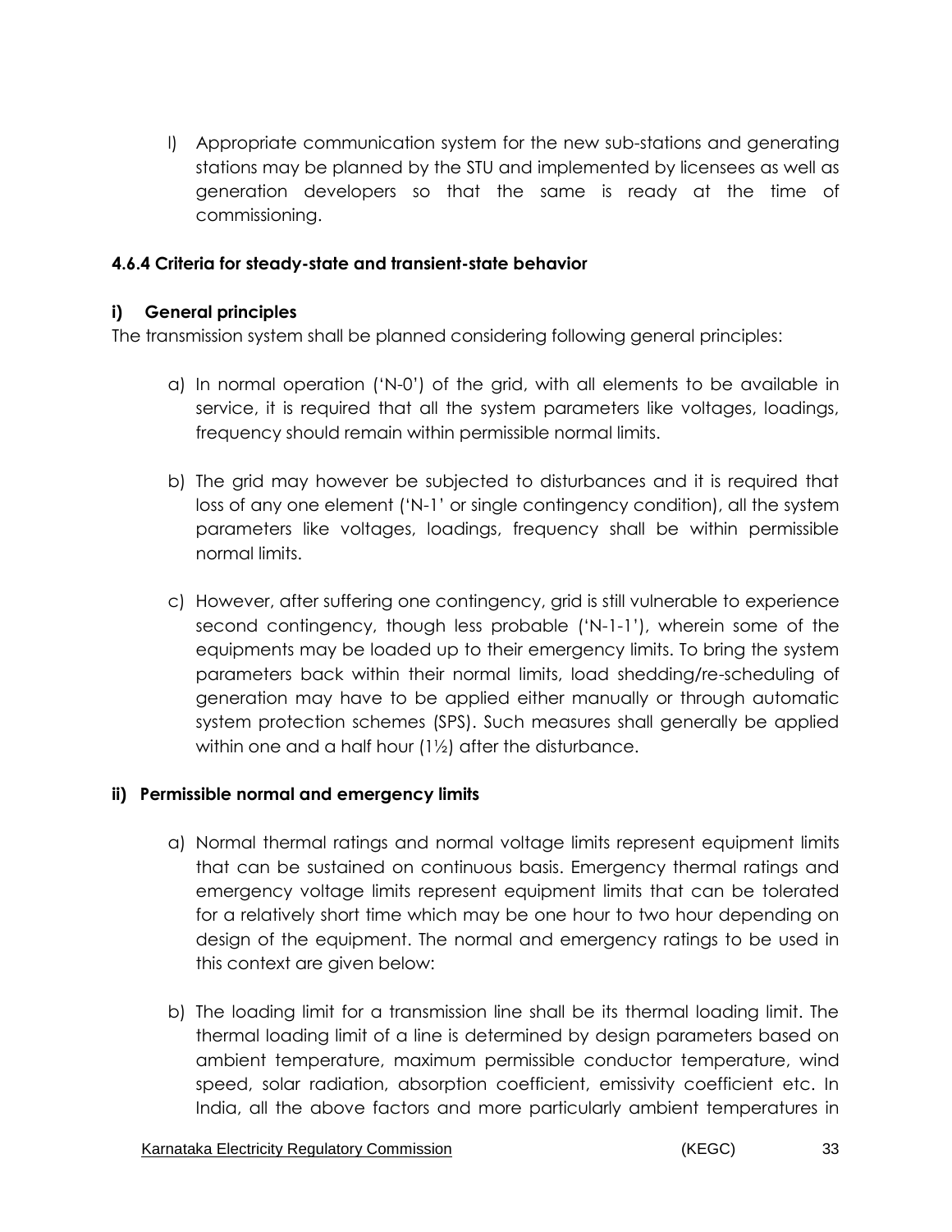l) Appropriate communication system for the new sub-stations and generating stations may be planned by the STU and implemented by licensees as well as generation developers so that the same is ready at the time of commissioning.

#### 4.6.4 Criteria for steady-state and transient-state behavior

**i) General principles**

The transmission system shall be planned considering following general principles:

a) In normal operation ('N-0') of the grid, with all elements to be available in service, it is required that all the system parameters like voltages, loadings, frequency should remain within permissible normal limits.

b) The grid may however be subjected to disturbances and it is required that loss of any one element ('N-1' or single contingency condition), all the system parameters like voltages, loadings, frequency shall be within permissible normal limits.

c) However, after suffering one contingency, grid is still vulnerable to experience second contingency, though less probable ('N-1-1'), wherein some of the equipments may be loaded up to their emergency limits. To bring the system parameters back within their normal limits, load shedding/re-scheduling of generation may have to be applied either manually or through automatic system protection schemes (SPS). Such measures shall generally be applied within one and a half hour (1½) after the disturbance.

**ii) Permissible normal and emergency limits**

a) Normal thermal ratings and normal voltage limits represent equipment limits that can be sustained on continuous basis. Emergency thermal ratings and emergency voltage limits represent equipment limits that can be tolerated for a relatively short time which may be one hour to two hour depending on design of the equipment. The normal and emergency ratings to be used in this context are given below:

b) The loading limit for a transmission line shall be its thermal loading limit. The thermal loading limit of a line is determined by design parameters based on ambient temperature, maximum permissible conductor temperature, wind speed, solar radiation, absorption coefficient, emissivity coefficient etc. In India, all the above factors and more particularly ambient temperatures in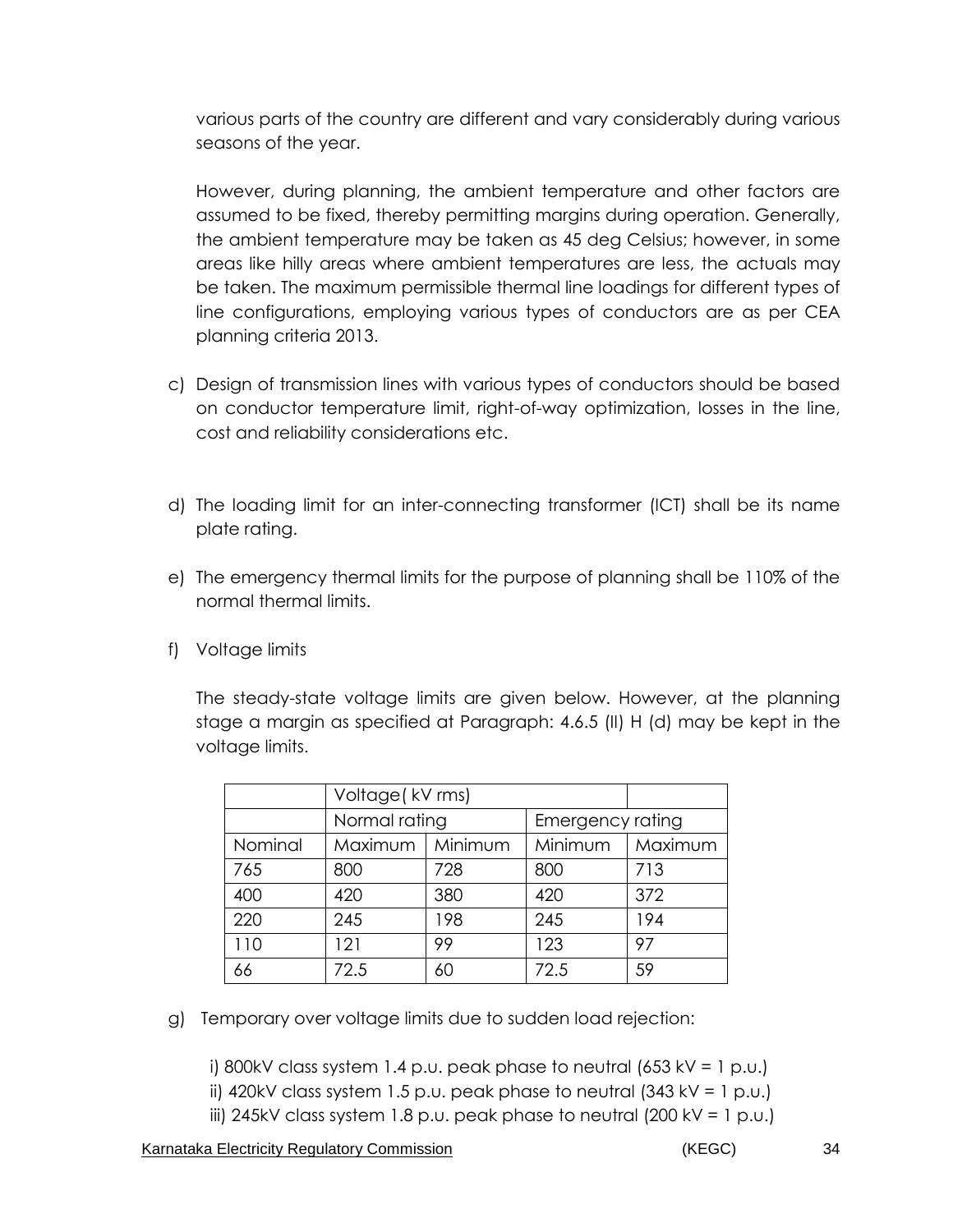various parts of the country are different and vary considerably during various seasons of the year.

However, during planning, the ambient temperature and other factors are assumed to be fixed, thereby permitting margins during operation. Generally, the ambient temperature may be taken as 45 deg Celsius; however, in some areas like hilly areas where ambient temperatures are less, the actuals may be taken. The maximum permissible thermal line loadings for different types of line configurations, employing various types of conductors are as per CEA planning criteria 2013.

c) Design of transmission lines with various types of conductors should be based on conductor temperature limit, right-of-way optimization, losses in the line, cost and reliability considerations etc.

d) The loading limit for an inter-connecting transformer (ICT) shall be its name plate rating.

e) The emergency thermal limits for the purpose of planning shall be 110% of the normal thermal limits.

f) Voltage limits

The steady-state voltage limits are given below. However, at the planning stage a margin as specified at Paragraph: 4.6.5 (II) H (d) may be kept in the voltage limits.

| | Voltage( kV rms) | | | |
|---|---|---|---|---|
| | Normal rating | | Emergency rating | |
| Nominal | Maximum | Minimum | Minimum | Maximum |
| 765 | 800 | 728 | 800 | 713 |
| 400 | 420 | 380 | 420 | 372 |
| 220 | 245 | 198 | 245 | 194 |
| 110 | 121 | 99 | 123 | 97 |
| 66 | 72.5 | 60 | 72.5 | 59 |

g) Temporary over voltage limits due to sudden load rejection:

i) 800kV class system 1.4 p.u. peak phase to neutral (653 kV = 1 p.u.)
ii) 420kV class system 1.5 p.u. peak phase to neutral (343 kV = 1 p.u.)
iii) 245kV class system 1.8 p.u. peak phase to neutral (200 kV = 1 p.u.)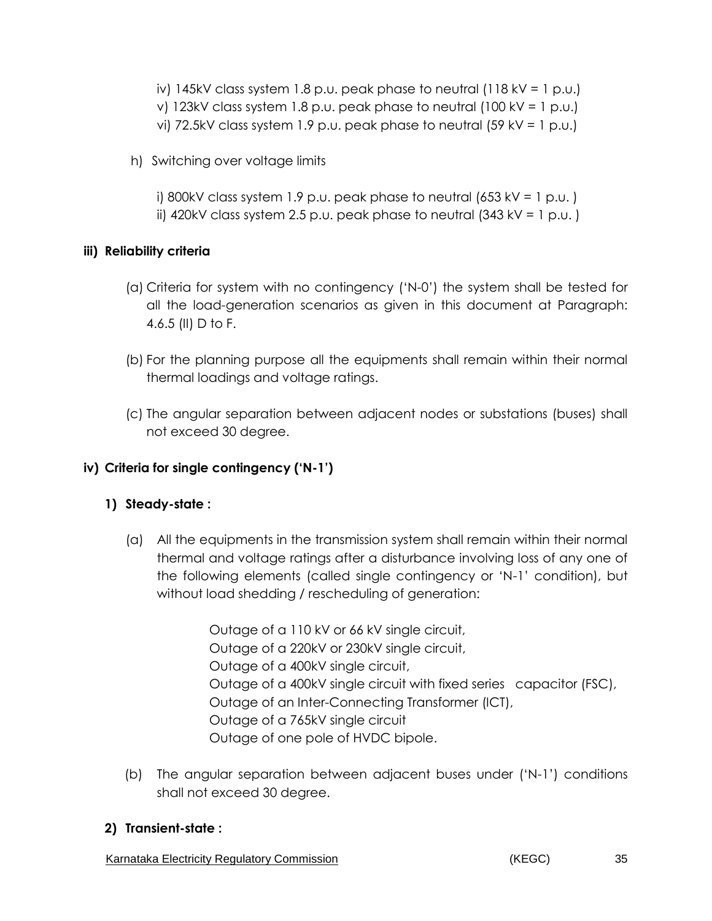iv) 145kV class system 1.8 p.u. peak phase to neutral (118 kV = 1 p.u.)
v) 123kV class system 1.8 p.u. peak phase to neutral (100 kV = 1 p.u.)
vi) 72.5kV class system 1.9 p.u. peak phase to neutral (59 kV = 1 p.u.)

h) Switching over voltage limits

i) 800kV class system 1.9 p.u. peak phase to neutral (653 kV = 1 p.u. )
ii) 420kV class system 2.5 p.u. peak phase to neutral (343 kV = 1 p.u. )

**iii) Reliability criteria**

(a) Criteria for system with no contingency ('N-0') the system shall be tested for all the load-generation scenarios as given in this document at Paragraph: 4.6.5 (II) D to F.

(b) For the planning purpose all the equipments shall remain within their normal thermal loadings and voltage ratings.

(c) The angular separation between adjacent nodes or substations (buses) shall not exceed 30 degree.

**iv) Criteria for single contingency ('N-1')**

**1) Steady-state :**

(a) All the equipments in the transmission system shall remain within their normal thermal and voltage ratings after a disturbance involving loss of any one of the following elements (called single contingency or 'N-1' condition), but without load shedding / rescheduling of generation:

Outage of a 110 kV or 66 kV single circuit,
Outage of a 220kV or 230kV single circuit,
Outage of a 400kV single circuit,
Outage of a 400kV single circuit with fixed series capacitor (FSC),
Outage of an Inter-Connecting Transformer (ICT),
Outage of a 765kV single circuit
Outage of one pole of HVDC bipole.

(b) The angular separation between adjacent buses under ('N-1') conditions shall not exceed 30 degree.

**2) Transient-state :**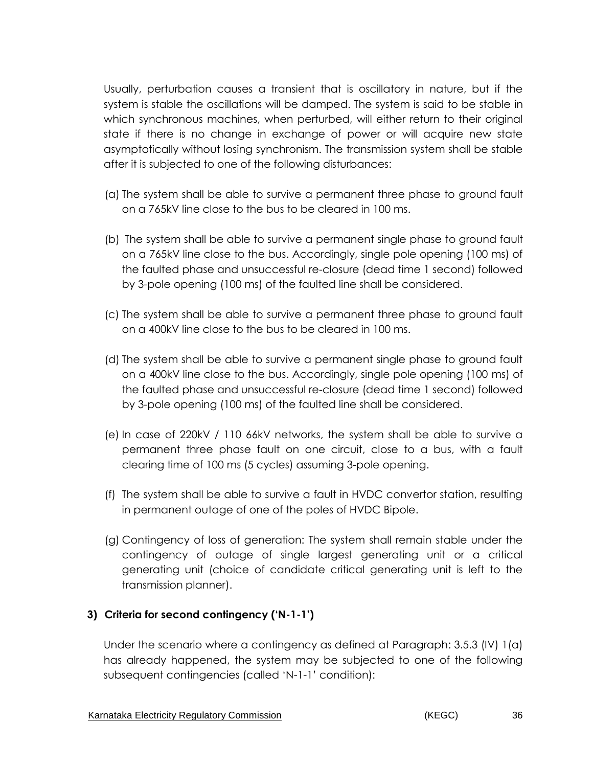Usually, perturbation causes a transient that is oscillatory in nature, but if the system is stable the oscillations will be damped. The system is said to be stable in which synchronous machines, when perturbed, will either return to their original state if there is no change in exchange of power or will acquire new state asymptotically without losing synchronism. The transmission system shall be stable after it is subjected to one of the following disturbances:

(a) The system shall be able to survive a permanent three phase to ground fault on a 765kV line close to the bus to be cleared in 100 ms.

(b) The system shall be able to survive a permanent single phase to ground fault on a 765kV line close to the bus. Accordingly, single pole opening (100 ms) of the faulted phase and unsuccessful re-closure (dead time 1 second) followed by 3-pole opening (100 ms) of the faulted line shall be considered.

(c) The system shall be able to survive a permanent three phase to ground fault on a 400kV line close to the bus to be cleared in 100 ms.

(d) The system shall be able to survive a permanent single phase to ground fault on a 400kV line close to the bus. Accordingly, single pole opening (100 ms) of the faulted phase and unsuccessful re-closure (dead time 1 second) followed by 3-pole opening (100 ms) of the faulted line shall be considered.

(e) In case of 220kV / 110 66kV networks, the system shall be able to survive a permanent three phase fault on one circuit, close to a bus, with a fault clearing time of 100 ms (5 cycles) assuming 3-pole opening.

(f) The system shall be able to survive a fault in HVDC convertor station, resulting in permanent outage of one of the poles of HVDC Bipole.

(g) Contingency of loss of generation: The system shall remain stable under the contingency of outage of single largest generating unit or a critical generating unit (choice of candidate critical generating unit is left to the transmission planner).

**3) Criteria for second contingency ('N-1-1')**

Under the scenario where a contingency as defined at Paragraph: 3.5.3 (IV) 1(a) has already happened, the system may be subjected to one of the following subsequent contingencies (called 'N-1-1' condition):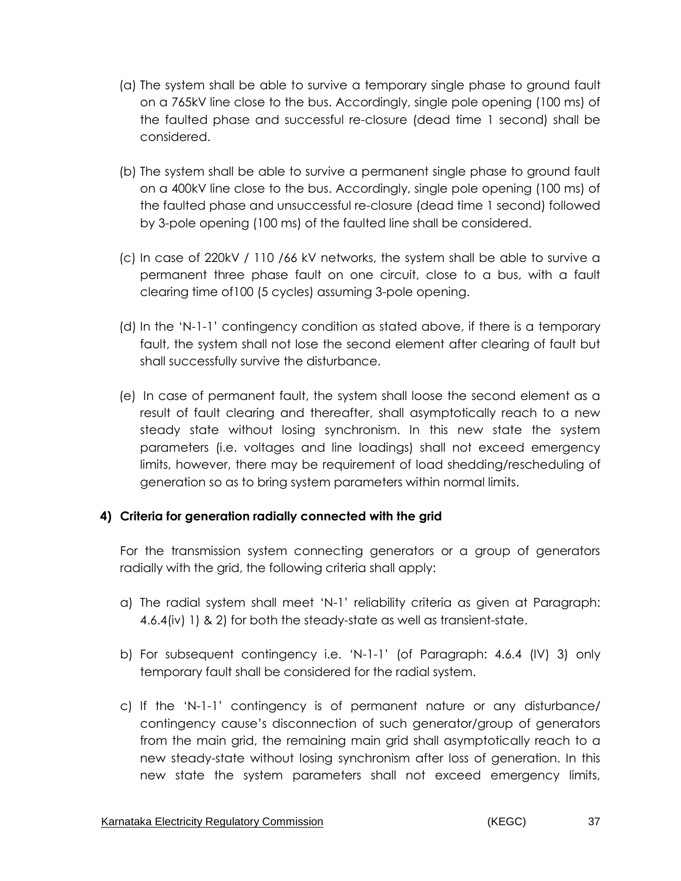(a) The system shall be able to survive a temporary single phase to ground fault on a 765kV line close to the bus. Accordingly, single pole opening (100 ms) of the faulted phase and successful re-closure (dead time 1 second) shall be considered.

(b) The system shall be able to survive a permanent single phase to ground fault on a 400kV line close to the bus. Accordingly, single pole opening (100 ms) of the faulted phase and unsuccessful re-closure (dead time 1 second) followed by 3-pole opening (100 ms) of the faulted line shall be considered.

(c) In case of 220kV / 110 /66 kV networks, the system shall be able to survive a permanent three phase fault on one circuit, close to a bus, with a fault clearing time of100 (5 cycles) assuming 3-pole opening.

(d) In the 'N-1-1' contingency condition as stated above, if there is a temporary fault, the system shall not lose the second element after clearing of fault but shall successfully survive the disturbance.

(e) In case of permanent fault, the system shall loose the second element as a result of fault clearing and thereafter, shall asymptotically reach to a new steady state without losing synchronism. In this new state the system parameters (i.e. voltages and line loadings) shall not exceed emergency limits, however, there may be requirement of load shedding/rescheduling of generation so as to bring system parameters within normal limits.

**4) Criteria for generation radially connected with the grid**

For the transmission system connecting generators or a group of generators radially with the grid, the following criteria shall apply:

a) The radial system shall meet 'N-1' reliability criteria as given at Paragraph: 4.6.4(iv) 1) & 2) for both the steady-state as well as transient-state.

b) For subsequent contingency i.e. 'N-1-1' (of Paragraph: 4.6.4 (IV) 3) only temporary fault shall be considered for the radial system.

c) If the 'N-1-1' contingency is of permanent nature or any disturbance/ contingency cause's disconnection of such generator/group of generators from the main grid, the remaining main grid shall asymptotically reach to a new steady-state without losing synchronism after loss of generation. In this new state the system parameters shall not exceed emergency limits,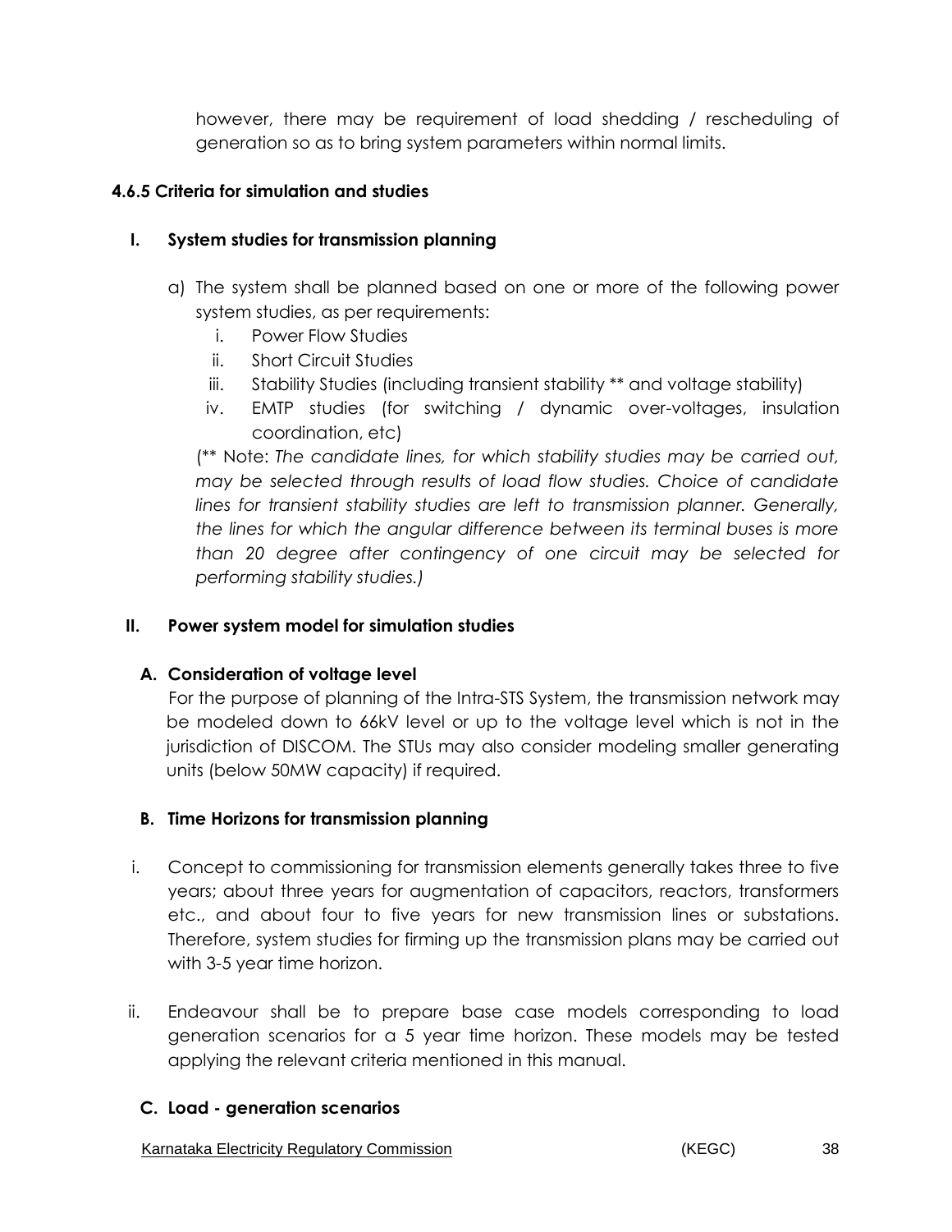however, there may be requirement of load shedding / rescheduling of generation so as to bring system parameters within normal limits.

### 4.6.5 Criteria for simulation and studies

#### I. System studies for transmission planning

a) The system shall be planned based on one or more of the following power system studies, as per requirements:

   i. Power Flow Studies
   ii. Short Circuit Studies
   iii. Stability Studies (including transient stability ** and voltage stability)
   iv. EMTP studies (for switching / dynamic over-voltages, insulation coordination, etc)

(** Note: *The candidate lines, for which stability studies may be carried out, may be selected through results of load flow studies. Choice of candidate lines for transient stability studies are left to transmission planner. Generally, the lines for which the angular difference between its terminal buses is more than 20 degree after contingency of one circuit may be selected for performing stability studies.)*

#### II. Power system model for simulation studies

**A. Consideration of voltage level**

For the purpose of planning of the Intra-STS System, the transmission network may be modeled down to 66kV level or up to the voltage level which is not in the jurisdiction of DISCOM. The STUs may also consider modeling smaller generating units (below 50MW capacity) if required.

**B. Time Horizons for transmission planning**

i. Concept to commissioning for transmission elements generally takes three to five years; about three years for augmentation of capacitors, reactors, transformers etc., and about four to five years for new transmission lines or substations. Therefore, system studies for firming up the transmission plans may be carried out with 3-5 year time horizon.

ii. Endeavour shall be to prepare base case models corresponding to load generation scenarios for a 5 year time horizon. These models may be tested applying the relevant criteria mentioned in this manual.

**C. Load - generation scenarios**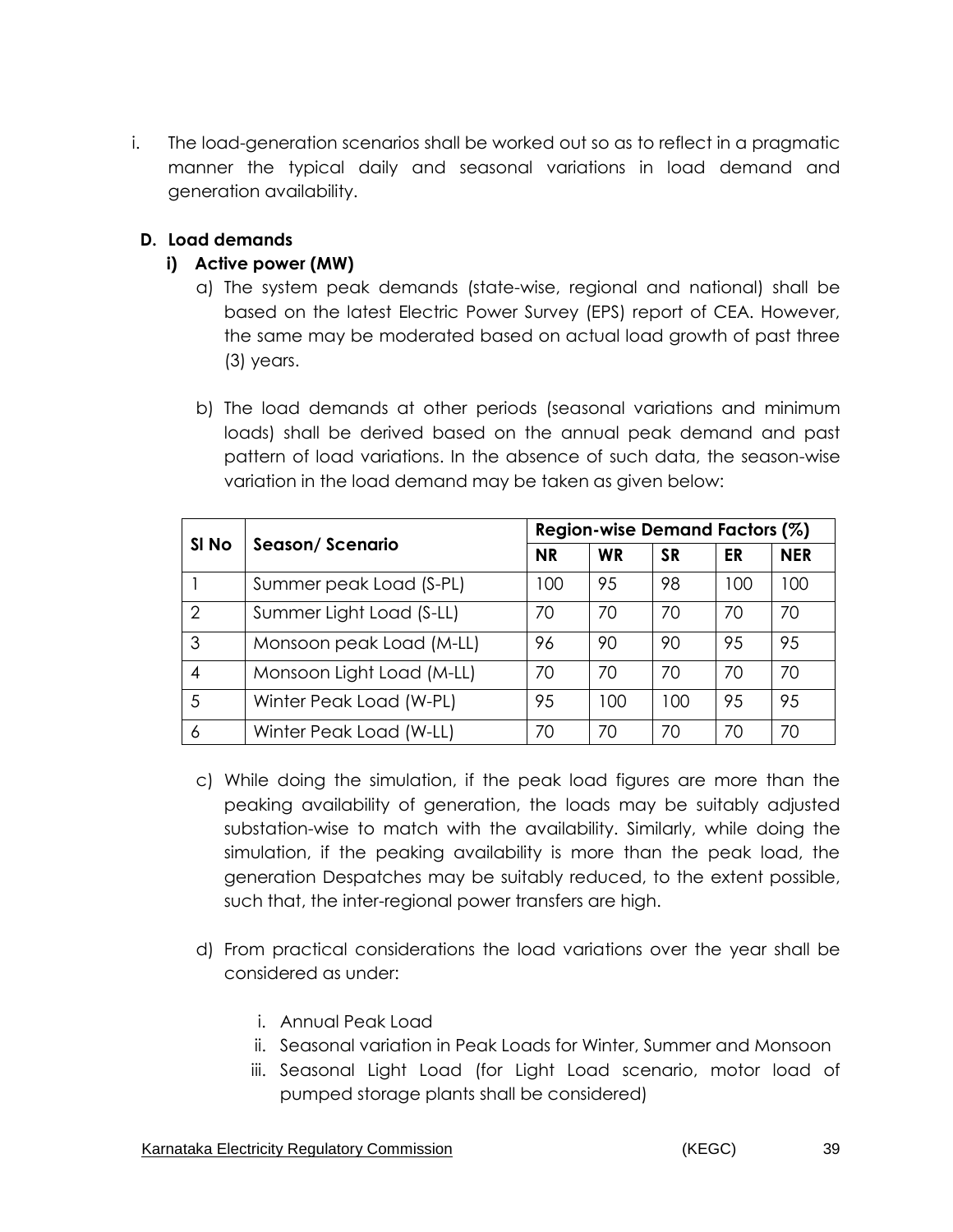i. The load-generation scenarios shall be worked out so as to reflect in a pragmatic manner the typical daily and seasonal variations in load demand and generation availability.

**D. Load demands**

**i) Active power (MW)**

a) The system peak demands (state-wise, regional and national) shall be based on the latest Electric Power Survey (EPS) report of CEA. However, the same may be moderated based on actual load growth of past three (3) years.

b) The load demands at other periods (seasonal variations and minimum loads) shall be derived based on the annual peak demand and past pattern of load variations. In the absence of such data, the season-wise variation in the load demand may be taken as given below:

| Sl No | Season/ Scenario | Region-wise Demand Factors (%) | | | | |
|---|---|---|---|---|---|---|
| | | **NR** | **WR** | **SR** | **ER** | **NER** |
| 1 | Summer peak Load (S-PL) | 100 | 95 | 98 | 100 | 100 |
| 2 | Summer Light Load (S-LL) | 70 | 70 | 70 | 70 | 70 |
| 3 | Monsoon peak Load (M-LL) | 96 | 90 | 90 | 95 | 95 |
| 4 | Monsoon Light Load (M-LL) | 70 | 70 | 70 | 70 | 70 |
| 5 | Winter Peak Load (W-PL) | 95 | 100 | 100 | 95 | 95 |
| 6 | Winter Peak Load (W-LL) | 70 | 70 | 70 | 70 | 70 |

c) While doing the simulation, if the peak load figures are more than the peaking availability of generation, the loads may be suitably adjusted substation-wise to match with the availability. Similarly, while doing the simulation, if the peaking availability is more than the peak load, the generation Despatches may be suitably reduced, to the extent possible, such that, the inter-regional power transfers are high.

d) From practical considerations the load variations over the year shall be considered as under:

i. Annual Peak Load
ii. Seasonal variation in Peak Loads for Winter, Summer and Monsoon
iii. Seasonal Light Load (for Light Load scenario, motor load of pumped storage plants shall be considered)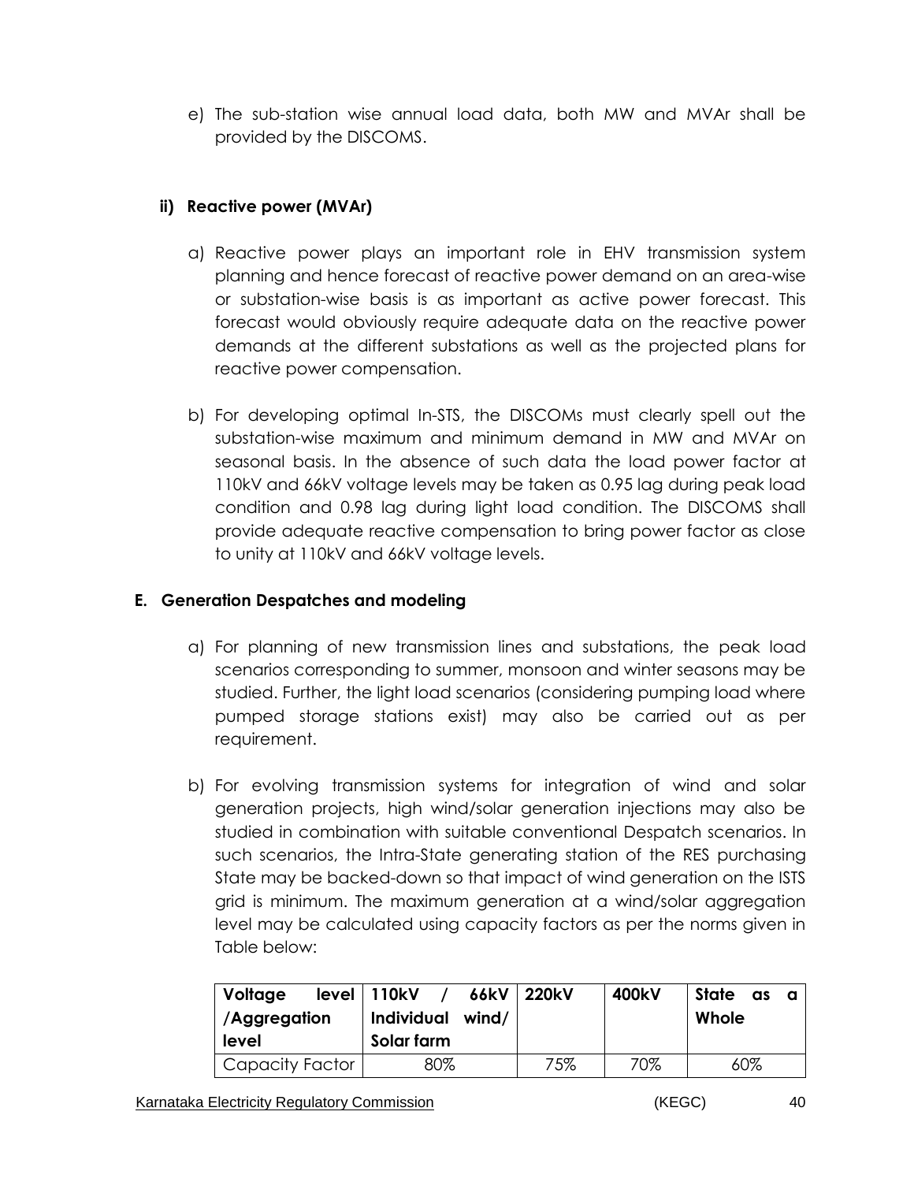e) The sub-station wise annual load data, both MW and MVAr shall be provided by the DISCOMS.

**ii) Reactive power (MVAr)**

a) Reactive power plays an important role in EHV transmission system planning and hence forecast of reactive power demand on an area-wise or substation-wise basis is as important as active power forecast. This forecast would obviously require adequate data on the reactive power demands at the different substations as well as the projected plans for reactive power compensation.

b) For developing optimal In-STS, the DISCOMs must clearly spell out the substation-wise maximum and minimum demand in MW and MVAr on seasonal basis. In the absence of such data the load power factor at 110kV and 66kV voltage levels may be taken as 0.95 lag during peak load condition and 0.98 lag during light load condition. The DISCOMS shall provide adequate reactive compensation to bring power factor as close to unity at 110kV and 66kV voltage levels.

**E. Generation Despatches and modeling**

a) For planning of new transmission lines and substations, the peak load scenarios corresponding to summer, monsoon and winter seasons may be studied. Further, the light load scenarios (considering pumping load where pumped storage stations exist) may also be carried out as per requirement.

b) For evolving transmission systems for integration of wind and solar generation projects, high wind/solar generation injections may also be studied in combination with suitable conventional Despatch scenarios. In such scenarios, the Intra-State generating station of the RES purchasing State may be backed-down so that impact of wind generation on the ISTS grid is minimum. The maximum generation at a wind/solar aggregation level may be calculated using capacity factors as per the norms given in Table below:

| Voltage level /Aggregation level | 110kV / 66kV Individual wind/ Solar farm | 220kV | 400kV | State as a Whole |
|---|---|---|---|---|
| Capacity Factor | 80% | 75% | 70% | 60% |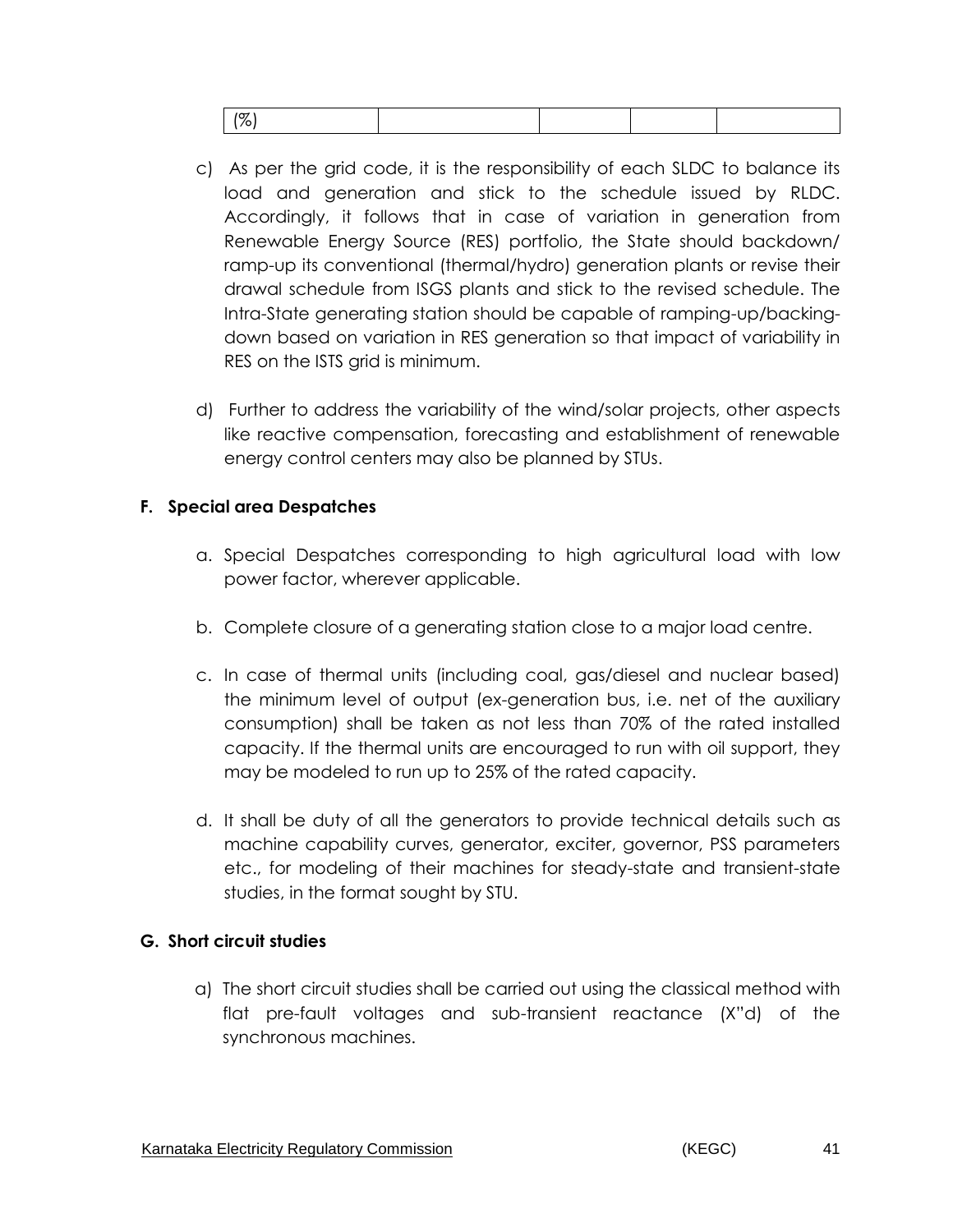| (%) | | | | |
|---|---|---|---|---|

c) As per the grid code, it is the responsibility of each SLDC to balance its load and generation and stick to the schedule issued by RLDC. Accordingly, it follows that in case of variation in generation from Renewable Energy Source (RES) portfolio, the State should backdown/ ramp-up its conventional (thermal/hydro) generation plants or revise their drawal schedule from ISGS plants and stick to the revised schedule. The Intra-State generating station should be capable of ramping-up/backing-down based on variation in RES generation so that impact of variability in RES on the ISTS grid is minimum.

d) Further to address the variability of the wind/solar projects, other aspects like reactive compensation, forecasting and establishment of renewable energy control centers may also be planned by STUs.

**F. Special area Despatches**

a. Special Despatches corresponding to high agricultural load with low power factor, wherever applicable.

b. Complete closure of a generating station close to a major load centre.

c. In case of thermal units (including coal, gas/diesel and nuclear based) the minimum level of output (ex-generation bus, i.e. net of the auxiliary consumption) shall be taken as not less than 70% of the rated installed capacity. If the thermal units are encouraged to run with oil support, they may be modeled to run up to 25% of the rated capacity.

d. It shall be duty of all the generators to provide technical details such as machine capability curves, generator, exciter, governor, PSS parameters etc., for modeling of their machines for steady-state and transient-state studies, in the format sought by STU.

**G. Short circuit studies**

a) The short circuit studies shall be carried out using the classical method with flat pre-fault voltages and sub-transient reactance (X"d) of the synchronous machines.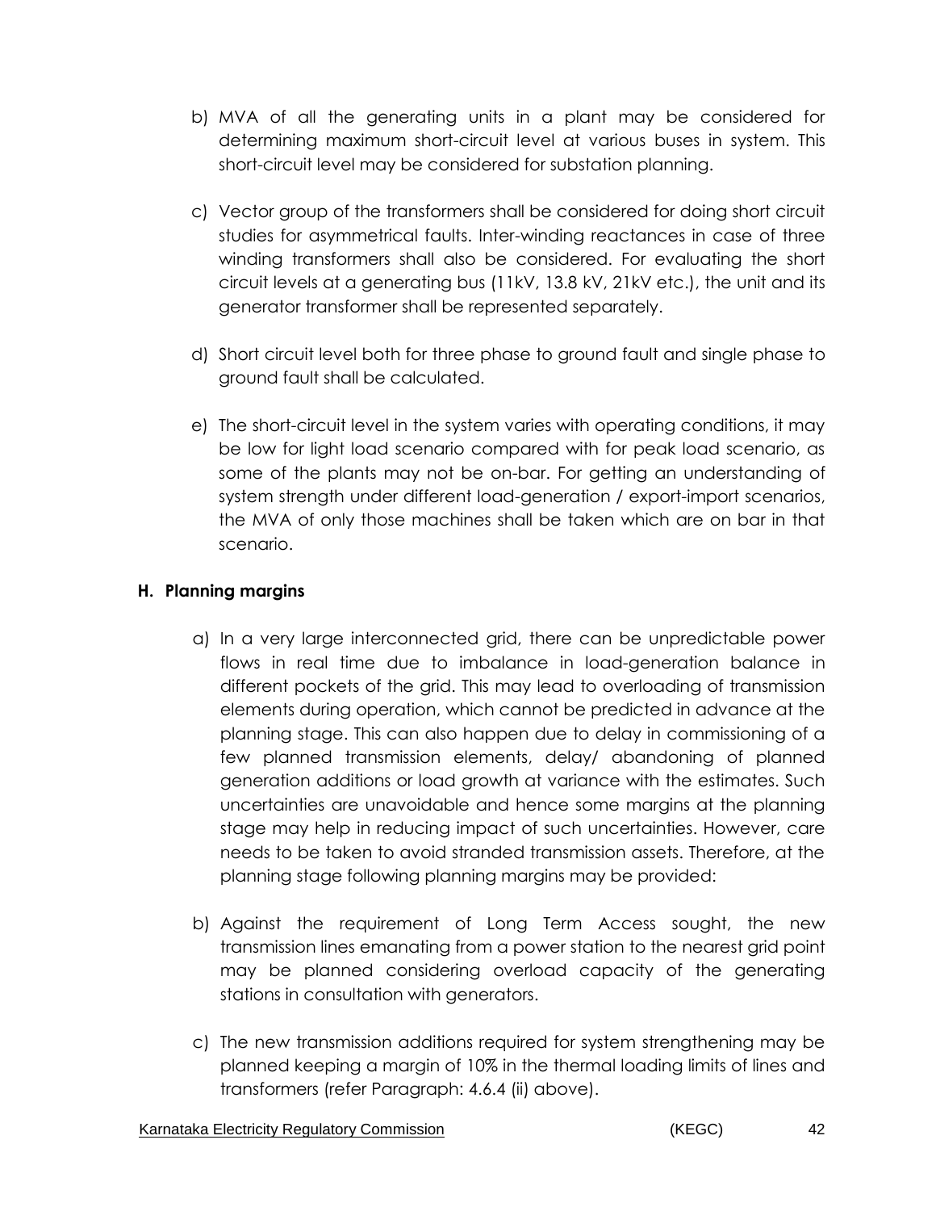b) MVA of all the generating units in a plant may be considered for determining maximum short-circuit level at various buses in system. This short-circuit level may be considered for substation planning.

c) Vector group of the transformers shall be considered for doing short circuit studies for asymmetrical faults. Inter-winding reactances in case of three winding transformers shall also be considered. For evaluating the short circuit levels at a generating bus (11kV, 13.8 kV, 21kV etc.), the unit and its generator transformer shall be represented separately.

d) Short circuit level both for three phase to ground fault and single phase to ground fault shall be calculated.

e) The short-circuit level in the system varies with operating conditions, it may be low for light load scenario compared with for peak load scenario, as some of the plants may not be on-bar. For getting an understanding of system strength under different load-generation / export-import scenarios, the MVA of only those machines shall be taken which are on bar in that scenario.

**H. Planning margins**

a) In a very large interconnected grid, there can be unpredictable power flows in real time due to imbalance in load-generation balance in different pockets of the grid. This may lead to overloading of transmission elements during operation, which cannot be predicted in advance at the planning stage. This can also happen due to delay in commissioning of a few planned transmission elements, delay/ abandoning of planned generation additions or load growth at variance with the estimates. Such uncertainties are unavoidable and hence some margins at the planning stage may help in reducing impact of such uncertainties. However, care needs to be taken to avoid stranded transmission assets. Therefore, at the planning stage following planning margins may be provided:

b) Against the requirement of Long Term Access sought, the new transmission lines emanating from a power station to the nearest grid point may be planned considering overload capacity of the generating stations in consultation with generators.

c) The new transmission additions required for system strengthening may be planned keeping a margin of 10% in the thermal loading limits of lines and transformers (refer Paragraph: 4.6.4 (ii) above).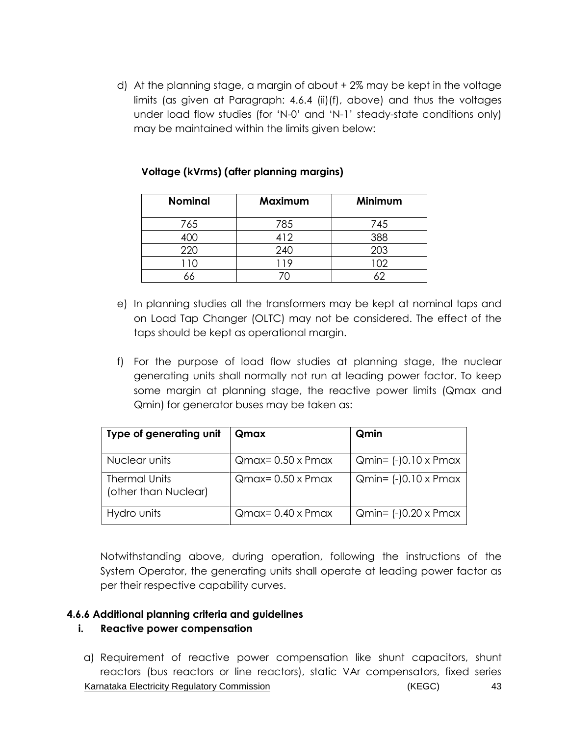d) At the planning stage, a margin of about + 2% may be kept in the voltage limits (as given at Paragraph: 4.6.4 (ii)(f), above) and thus the voltages under load flow studies (for 'N-0' and 'N-1' steady-state conditions only) may be maintained within the limits given below:

**Voltage (kVrms) (after planning margins)**

| Nominal | Maximum | Minimum |
|---|---|---|
| 765 | 785 | 745 |
| 400 | 412 | 388 |
| 220 | 240 | 203 |
| 110 | 119 | 102 |
| 66 | 70 | 62 |

e) In planning studies all the transformers may be kept at nominal taps and on Load Tap Changer (OLTC) may not be considered. The effect of the taps should be kept as operational margin.

f) For the purpose of load flow studies at planning stage, the nuclear generating units shall normally not run at leading power factor. To keep some margin at planning stage, the reactive power limits (Qmax and Qmin) for generator buses may be taken as:

| Type of generating unit | Qmax | Qmin |
|---|---|---|
| Nuclear units | Qmax= 0.50 x Pmax | Qmin= (-)0.10 x Pmax |
| Thermal Units (other than Nuclear) | Qmax= 0.50 x Pmax | Qmin= (-)0.10 x Pmax |
| Hydro units | Qmax= 0.40 x Pmax | Qmin= (-)0.20 x Pmax |

Notwithstanding above, during operation, following the instructions of the System Operator, the generating units shall operate at leading power factor as per their respective capability curves.

### 4.6.6 Additional planning criteria and guidelines

**i. Reactive power compensation**

a) Requirement of reactive power compensation like shunt capacitors, shunt reactors (bus reactors or line reactors), static VAr compensators, fixed series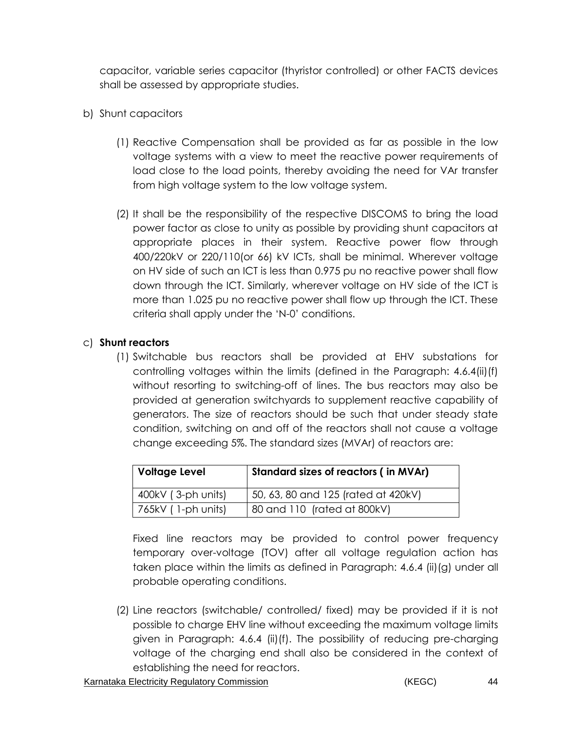capacitor, variable series capacitor (thyristor controlled) or other FACTS devices shall be assessed by appropriate studies.

b) Shunt capacitors

(1) Reactive Compensation shall be provided as far as possible in the low voltage systems with a view to meet the reactive power requirements of load close to the load points, thereby avoiding the need for VAr transfer from high voltage system to the low voltage system.

(2) It shall be the responsibility of the respective DISCOMS to bring the load power factor as close to unity as possible by providing shunt capacitors at appropriate places in their system. Reactive power flow through 400/220kV or 220/110(or 66) kV ICTs, shall be minimal. Wherever voltage on HV side of such an ICT is less than 0.975 pu no reactive power shall flow down through the ICT. Similarly, wherever voltage on HV side of the ICT is more than 1.025 pu no reactive power shall flow up through the ICT. These criteria shall apply under the 'N-0' conditions.

c) **Shunt reactors**

(1) Switchable bus reactors shall be provided at EHV substations for controlling voltages within the limits (defined in the Paragraph: 4.6.4(ii)(f) without resorting to switching-off of lines. The bus reactors may also be provided at generation switchyards to supplement reactive capability of generators. The size of reactors should be such that under steady state condition, switching on and off of the reactors shall not cause a voltage change exceeding 5%. The standard sizes (MVAr) of reactors are:

| Voltage Level | Standard sizes of reactors ( in MVAr) |
|---|---|
| 400kV ( 3-ph units) | 50, 63, 80 and 125 (rated at 420kV) |
| 765kV ( 1-ph units) | 80 and 110 (rated at 800kV) |

Fixed line reactors may be provided to control power frequency temporary over-voltage (TOV) after all voltage regulation action has taken place within the limits as defined in Paragraph: 4.6.4 (ii)(g) under all probable operating conditions.

(2) Line reactors (switchable/ controlled/ fixed) may be provided if it is not possible to charge EHV line without exceeding the maximum voltage limits given in Paragraph: 4.6.4 (ii)(f). The possibility of reducing pre-charging voltage of the charging end shall also be considered in the context of establishing the need for reactors.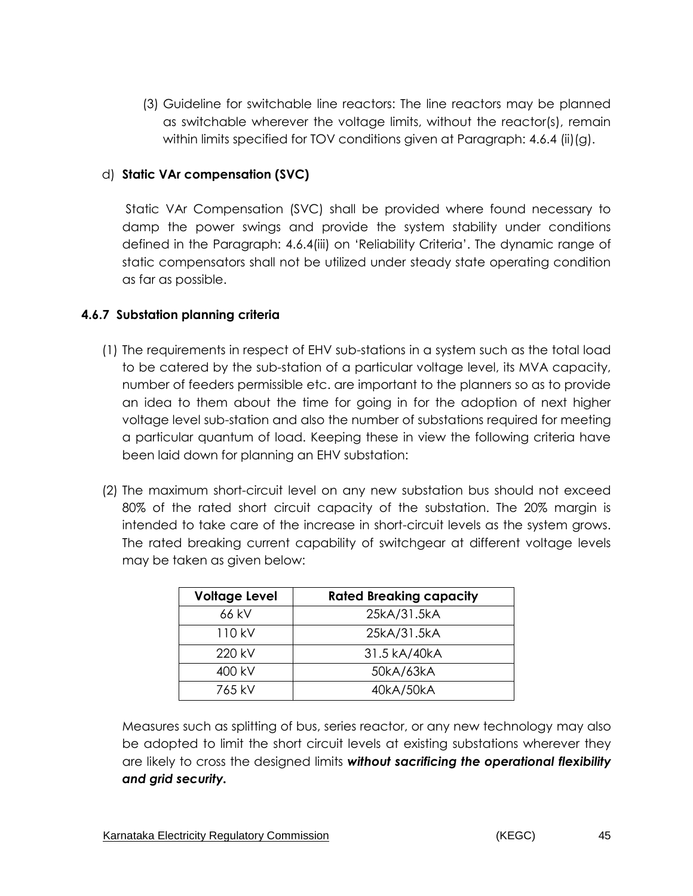(3) Guideline for switchable line reactors: The line reactors may be planned as switchable wherever the voltage limits, without the reactor(s), remain within limits specified for TOV conditions given at Paragraph: 4.6.4 (ii)(g).

d) **Static VAr compensation (SVC)**

Static VAr Compensation (SVC) shall be provided where found necessary to damp the power swings and provide the system stability under conditions defined in the Paragraph: 4.6.4(iii) on 'Reliability Criteria'. The dynamic range of static compensators shall not be utilized under steady state operating condition as far as possible.

### 4.6.7 Substation planning criteria

(1) The requirements in respect of EHV sub-stations in a system such as the total load to be catered by the sub-station of a particular voltage level, its MVA capacity, number of feeders permissible etc. are important to the planners so as to provide an idea to them about the time for going in for the adoption of next higher voltage level sub-station and also the number of substations required for meeting a particular quantum of load. Keeping these in view the following criteria have been laid down for planning an EHV substation:

(2) The maximum short-circuit level on any new substation bus should not exceed 80% of the rated short circuit capacity of the substation. The 20% margin is intended to take care of the increase in short-circuit levels as the system grows. The rated breaking current capability of switchgear at different voltage levels may be taken as given below:

| Voltage Level | Rated Breaking capacity |
|---|---|
| 66 kV | 25kA/31.5kA |
| 110 kV | 25kA/31.5kA |
| 220 kV | 31.5 kA/40kA |
| 400 kV | 50kA/63kA |
| 765 kV | 40kA/50kA |

Measures such as splitting of bus, series reactor, or any new technology may also be adopted to limit the short circuit levels at existing substations wherever they are likely to cross the designed limits ***without sacrificing the operational flexibility and grid security.***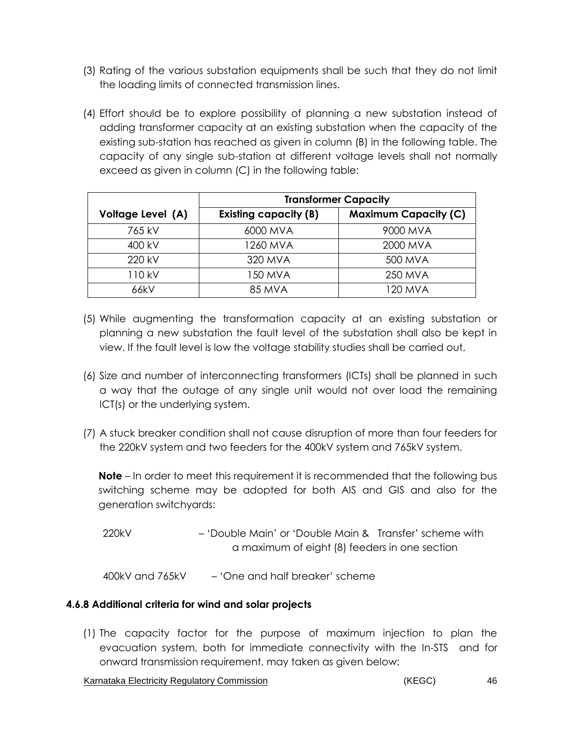(3) Rating of the various substation equipments shall be such that they do not limit the loading limits of connected transmission lines.

(4) Effort should be to explore possibility of planning a new substation instead of adding transformer capacity at an existing substation when the capacity of the existing sub-station has reached as given in column (B) in the following table. The capacity of any single sub-station at different voltage levels shall not normally exceed as given in column (C) in the following table:

| | **Transformer Capacity** | |
|---|---|---|
| **Voltage Level (A)** | **Existing capacity (B)** | **Maximum Capacity (C)** |
| 765 kV | 6000 MVA | 9000 MVA |
| 400 kV | 1260 MVA | 2000 MVA |
| 220 kV | 320 MVA | 500 MVA |
| 110 kV | 150 MVA | 250 MVA |
| 66kV | 85 MVA | 120 MVA |

(5) While augmenting the transformation capacity at an existing substation or planning a new substation the fault level of the substation shall also be kept in view. If the fault level is low the voltage stability studies shall be carried out.

(6) Size and number of interconnecting transformers (ICTs) shall be planned in such a way that the outage of any single unit would not over load the remaining ICT(s) or the underlying system.

(7) A stuck breaker condition shall not cause disruption of more than four feeders for the 220kV system and two feeders for the 400kV system and 765kV system.

**Note** – In order to meet this requirement it is recommended that the following bus switching scheme may be adopted for both AIS and GIS and also for the generation switchyards:

220kV – 'Double Main' or 'Double Main & Transfer' scheme with a maximum of eight (8) feeders in one section

400kV and 765kV – 'One and half breaker' scheme

#### 4.6.8 Additional criteria for wind and solar projects

(1) The capacity factor for the purpose of maximum injection to plan the evacuation system, both for immediate connectivity with the In-STS and for onward transmission requirement, may taken as given below: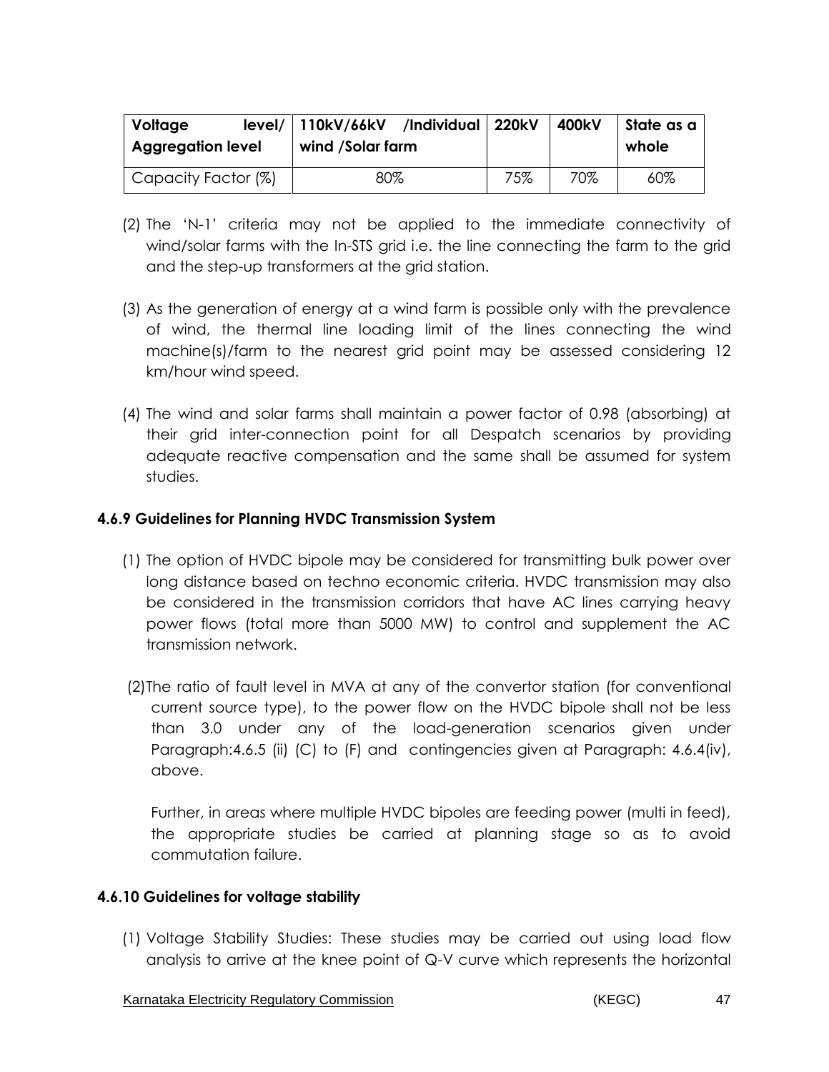| Voltage level/ Aggregation level | 110kV/66kV /Individual wind /Solar farm | 220kV | 400kV | State as a whole |
|---|---|---|---|---|
| Capacity Factor (%) | 80% | 75% | 70% | 60% |

(2) The 'N-1' criteria may not be applied to the immediate connectivity of wind/solar farms with the In-STS grid i.e. the line connecting the farm to the grid and the step-up transformers at the grid station.

(3) As the generation of energy at a wind farm is possible only with the prevalence of wind, the thermal line loading limit of the lines connecting the wind machine(s)/farm to the nearest grid point may be assessed considering 12 km/hour wind speed.

(4) The wind and solar farms shall maintain a power factor of 0.98 (absorbing) at their grid inter-connection point for all Despatch scenarios by providing adequate reactive compensation and the same shall be assumed for system studies.

### 4.6.9 Guidelines for Planning HVDC Transmission System

(1) The option of HVDC bipole may be considered for transmitting bulk power over long distance based on techno economic criteria. HVDC transmission may also be considered in the transmission corridors that have AC lines carrying heavy power flows (total more than 5000 MW) to control and supplement the AC transmission network.

(2) The ratio of fault level in MVA at any of the convertor station (for conventional current source type), to the power flow on the HVDC bipole shall not be less than 3.0 under any of the load-generation scenarios given under Paragraph:4.6.5 (ii) (C) to (F) and contingencies given at Paragraph: 4.6.4(iv), above.

Further, in areas where multiple HVDC bipoles are feeding power (multi in feed), the appropriate studies be carried at planning stage so as to avoid commutation failure.

### 4.6.10 Guidelines for voltage stability

(1) Voltage Stability Studies: These studies may be carried out using load flow analysis to arrive at the knee point of Q-V curve which represents the horizontal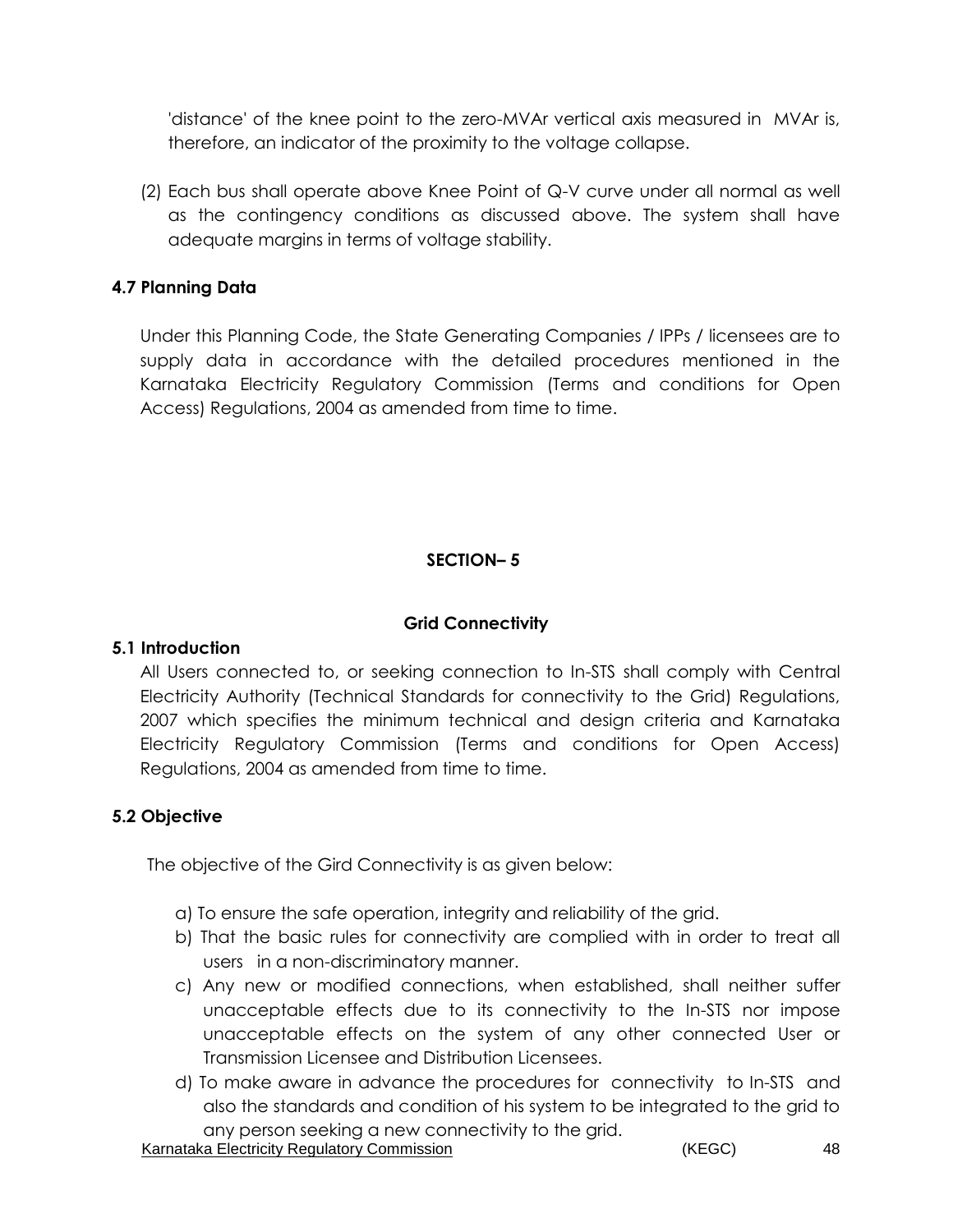'distance' of the knee point to the zero-MVAr vertical axis measured in MVAr is, therefore, an indicator of the proximity to the voltage collapse.

(2) Each bus shall operate above Knee Point of Q-V curve under all normal as well as the contingency conditions as discussed above. The system shall have adequate margins in terms of voltage stability.

### 4.7 Planning Data

Under this Planning Code, the State Generating Companies / IPPs / licensees are to supply data in accordance with the detailed procedures mentioned in the Karnataka Electricity Regulatory Commission (Terms and conditions for Open Access) Regulations, 2004 as amended from time to time.

## SECTION– 5

## Grid Connectivity

### 5.1 Introduction

All Users connected to, or seeking connection to In-STS shall comply with Central Electricity Authority (Technical Standards for connectivity to the Grid) Regulations, 2007 which specifies the minimum technical and design criteria and Karnataka Electricity Regulatory Commission (Terms and conditions for Open Access) Regulations, 2004 as amended from time to time.

### 5.2 Objective

The objective of the Gird Connectivity is as given below:

a) To ensure the safe operation, integrity and reliability of the grid.
b) That the basic rules for connectivity are complied with in order to treat all users in a non-discriminatory manner.
c) Any new or modified connections, when established, shall neither suffer unacceptable effects due to its connectivity to the In-STS nor impose unacceptable effects on the system of any other connected User or Transmission Licensee and Distribution Licensees.
d) To make aware in advance the procedures for connectivity to In-STS and also the standards and condition of his system to be integrated to the grid to any person seeking a new connectivity to the grid.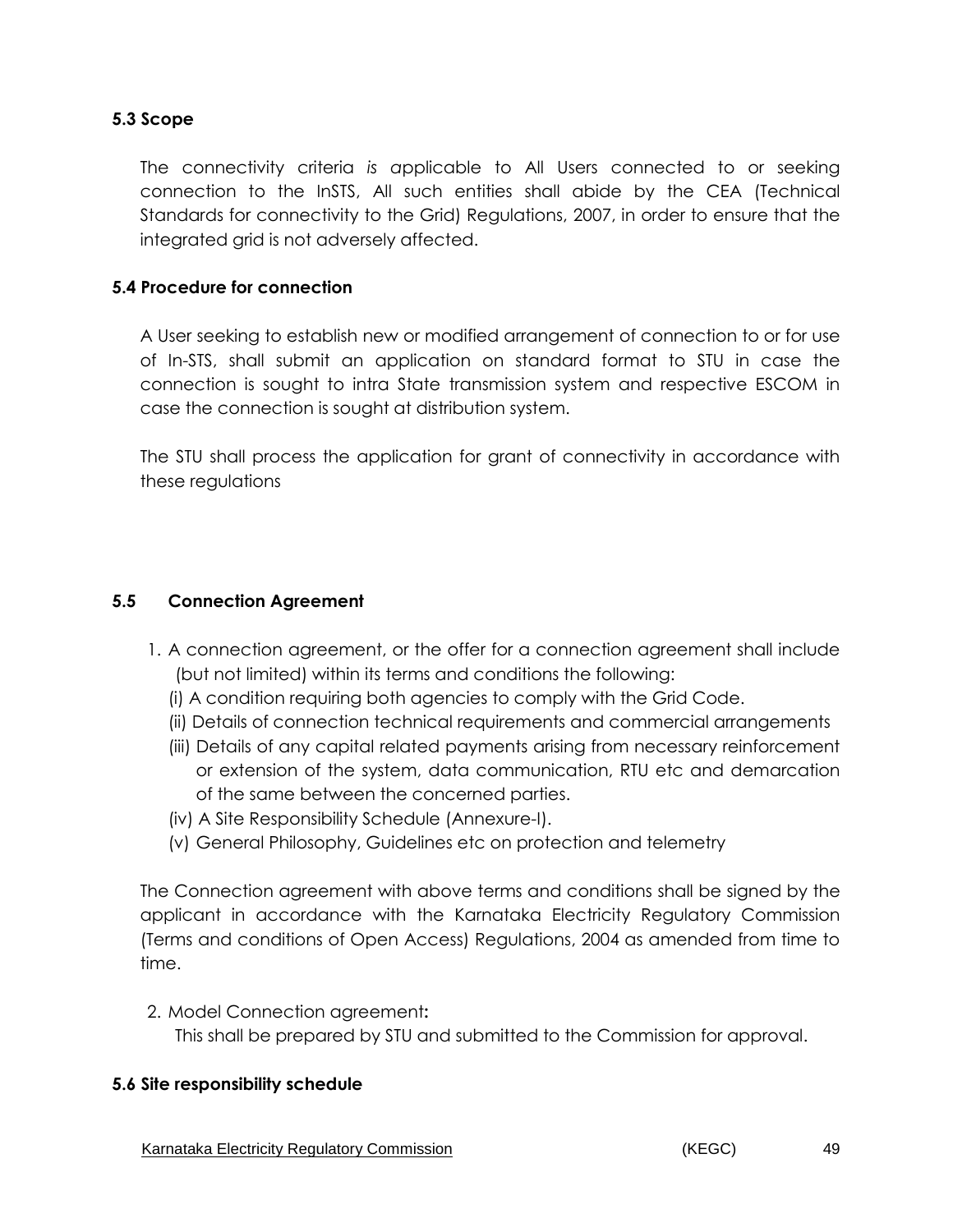### 5.3 Scope

The connectivity criteria *is a*pplicable to All Users connected to or seeking connection to the InSTS, All such entities shall abide by the CEA (Technical Standards for connectivity to the Grid) Regulations, 2007, in order to ensure that the integrated grid is not adversely affected.

### 5.4 Procedure for connection

A User seeking to establish new or modified arrangement of connection to or for use of In-STS, shall submit an application on standard format to STU in case the connection is sought to intra State transmission system and respective ESCOM in case the connection is sought at distribution system.

The STU shall process the application for grant of connectivity in accordance with these regulations

### 5.5 Connection Agreement

1. A connection agreement, or the offer for a connection agreement shall include (but not limited) within its terms and conditions the following:
   (i) A condition requiring both agencies to comply with the Grid Code.
   (ii) Details of connection technical requirements and commercial arrangements
   (iii) Details of any capital related payments arising from necessary reinforcement or extension of the system, data communication, RTU etc and demarcation of the same between the concerned parties.
   (iv) A Site Responsibility Schedule (Annexure-I).
   (v) General Philosophy, Guidelines etc on protection and telemetry

The Connection agreement with above terms and conditions shall be signed by the applicant in accordance with the Karnataka Electricity Regulatory Commission (Terms and conditions of Open Access) Regulations, 2004 as amended from time to time.

2. Model Connection agreement**:**
   This shall be prepared by STU and submitted to the Commission for approval.

### 5.6 Site responsibility schedule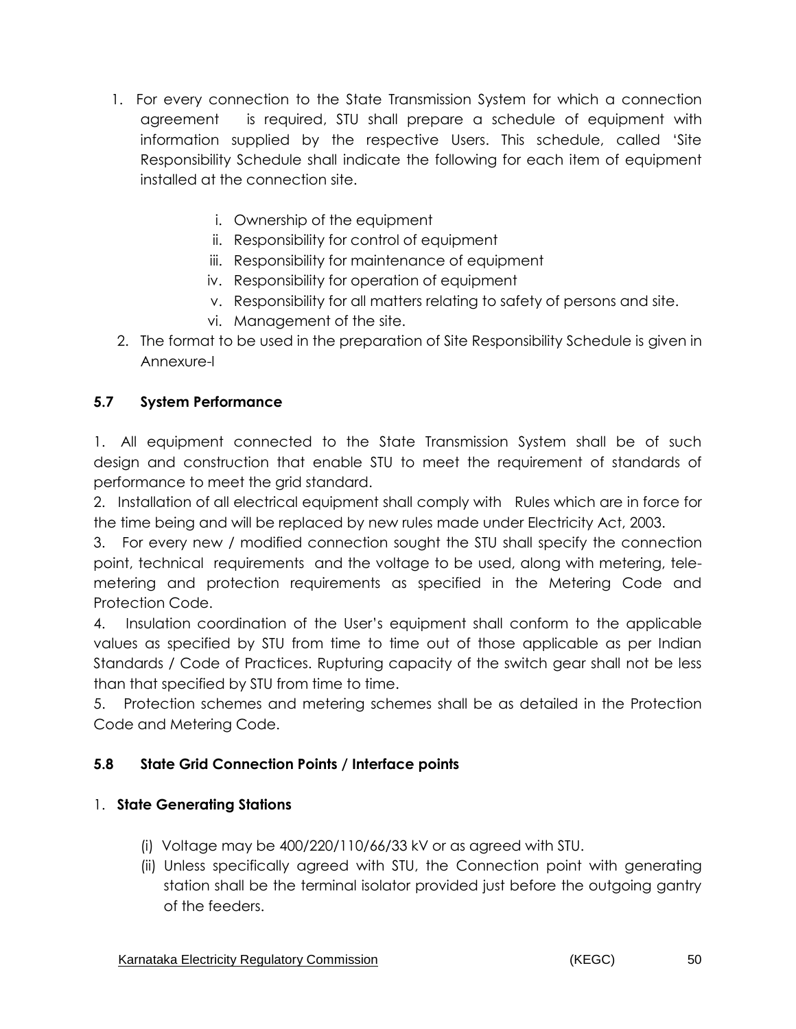1. For every connection to the State Transmission System for which a connection agreement is required, STU shall prepare a schedule of equipment with information supplied by the respective Users. This schedule, called 'Site Responsibility Schedule shall indicate the following for each item of equipment installed at the connection site.

   i. Ownership of the equipment
   ii. Responsibility for control of equipment
   iii. Responsibility for maintenance of equipment
   iv. Responsibility for operation of equipment
   v. Responsibility for all matters relating to safety of persons and site.
   vi. Management of the site.

2. The format to be used in the preparation of Site Responsibility Schedule is given in Annexure-I

### 5.7 System Performance

1. All equipment connected to the State Transmission System shall be of such design and construction that enable STU to meet the requirement of standards of performance to meet the grid standard.
2. Installation of all electrical equipment shall comply with Rules which are in force for the time being and will be replaced by new rules made under Electricity Act, 2003.
3. For every new / modified connection sought the STU shall specify the connection point, technical requirements and the voltage to be used, along with metering, tele-metering and protection requirements as specified in the Metering Code and Protection Code.
4. Insulation coordination of the User's equipment shall conform to the applicable values as specified by STU from time to time out of those applicable as per Indian Standards / Code of Practices. Rupturing capacity of the switch gear shall not be less than that specified by STU from time to time.
5. Protection schemes and metering schemes shall be as detailed in the Protection Code and Metering Code.

### 5.8 State Grid Connection Points / Interface points

1. **State Generating Stations**

   (i) Voltage may be 400/220/110/66/33 kV or as agreed with STU.
   (ii) Unless specifically agreed with STU, the Connection point with generating station shall be the terminal isolator provided just before the outgoing gantry of the feeders.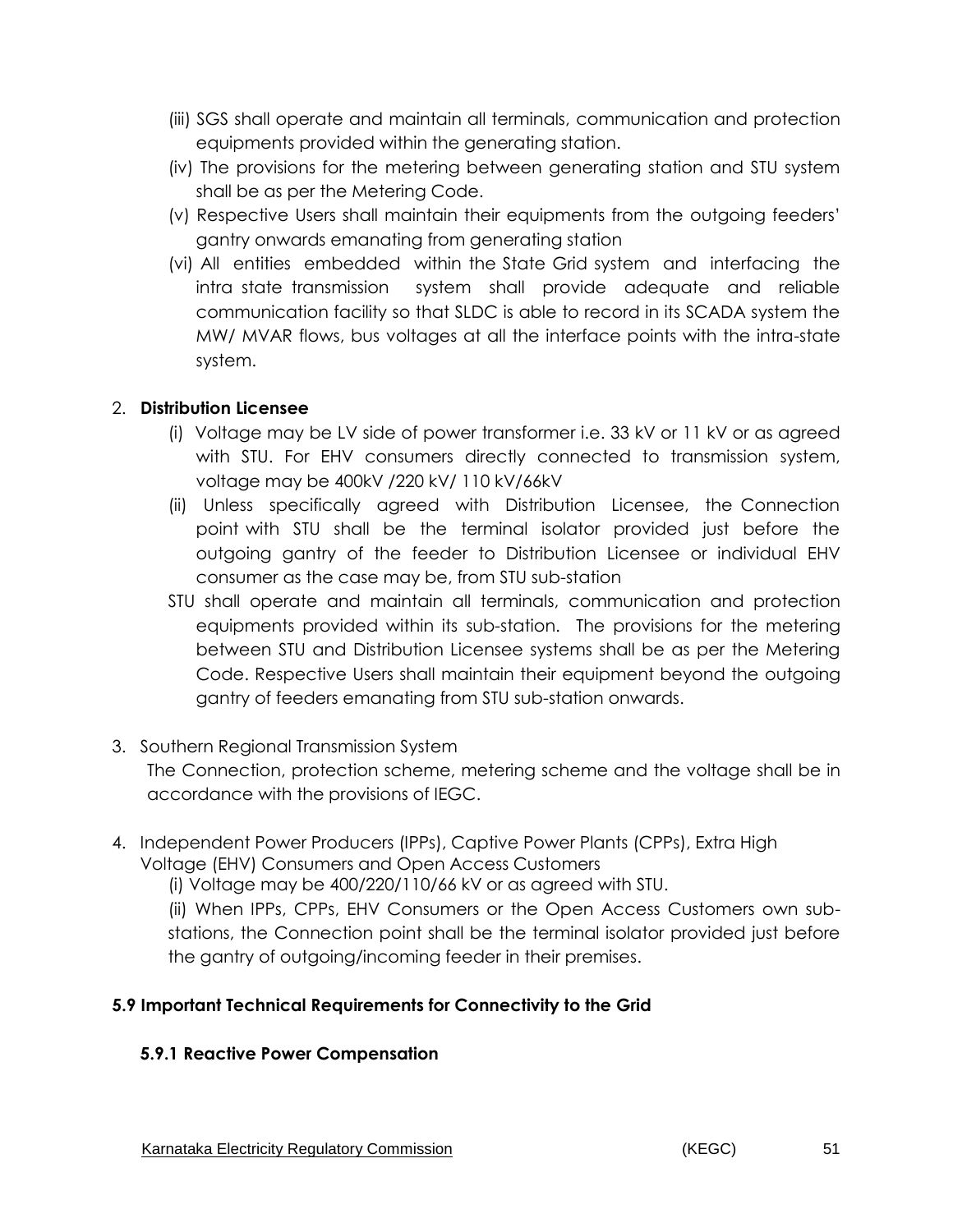(iii) SGS shall operate and maintain all terminals, communication and protection equipments provided within the generating station.

(iv) The provisions for the metering between generating station and STU system shall be as per the Metering Code.

(v) Respective Users shall maintain their equipments from the outgoing feeders' gantry onwards emanating from generating station

(vi) All entities embedded within the State Grid system and interfacing the intra state transmission system shall provide adequate and reliable communication facility so that SLDC is able to record in its SCADA system the MW/ MVAR flows, bus voltages at all the interface points with the intra-state system.

2. **Distribution Licensee**

   (i) Voltage may be LV side of power transformer i.e. 33 kV or 11 kV or as agreed with STU. For EHV consumers directly connected to transmission system, voltage may be 400kV /220 kV/ 110 kV/66kV

   (ii) Unless specifically agreed with Distribution Licensee, the Connection point with STU shall be the terminal isolator provided just before the outgoing gantry of the feeder to Distribution Licensee or individual EHV consumer as the case may be, from STU sub-station

   STU shall operate and maintain all terminals, communication and protection equipments provided within its sub-station. The provisions for the metering between STU and Distribution Licensee systems shall be as per the Metering Code. Respective Users shall maintain their equipment beyond the outgoing gantry of feeders emanating from STU sub-station onwards.

3. Southern Regional Transmission System

   The Connection, protection scheme, metering scheme and the voltage shall be in accordance with the provisions of IEGC.

4. Independent Power Producers (IPPs), Captive Power Plants (CPPs), Extra High Voltage (EHV) Consumers and Open Access Customers

   (i) Voltage may be 400/220/110/66 kV or as agreed with STU.

   (ii) When IPPs, CPPs, EHV Consumers or the Open Access Customers own sub-stations, the Connection point shall be the terminal isolator provided just before the gantry of outgoing/incoming feeder in their premises.

### 5.9 Important Technical Requirements for Connectivity to the Grid

#### 5.9.1 Reactive Power Compensation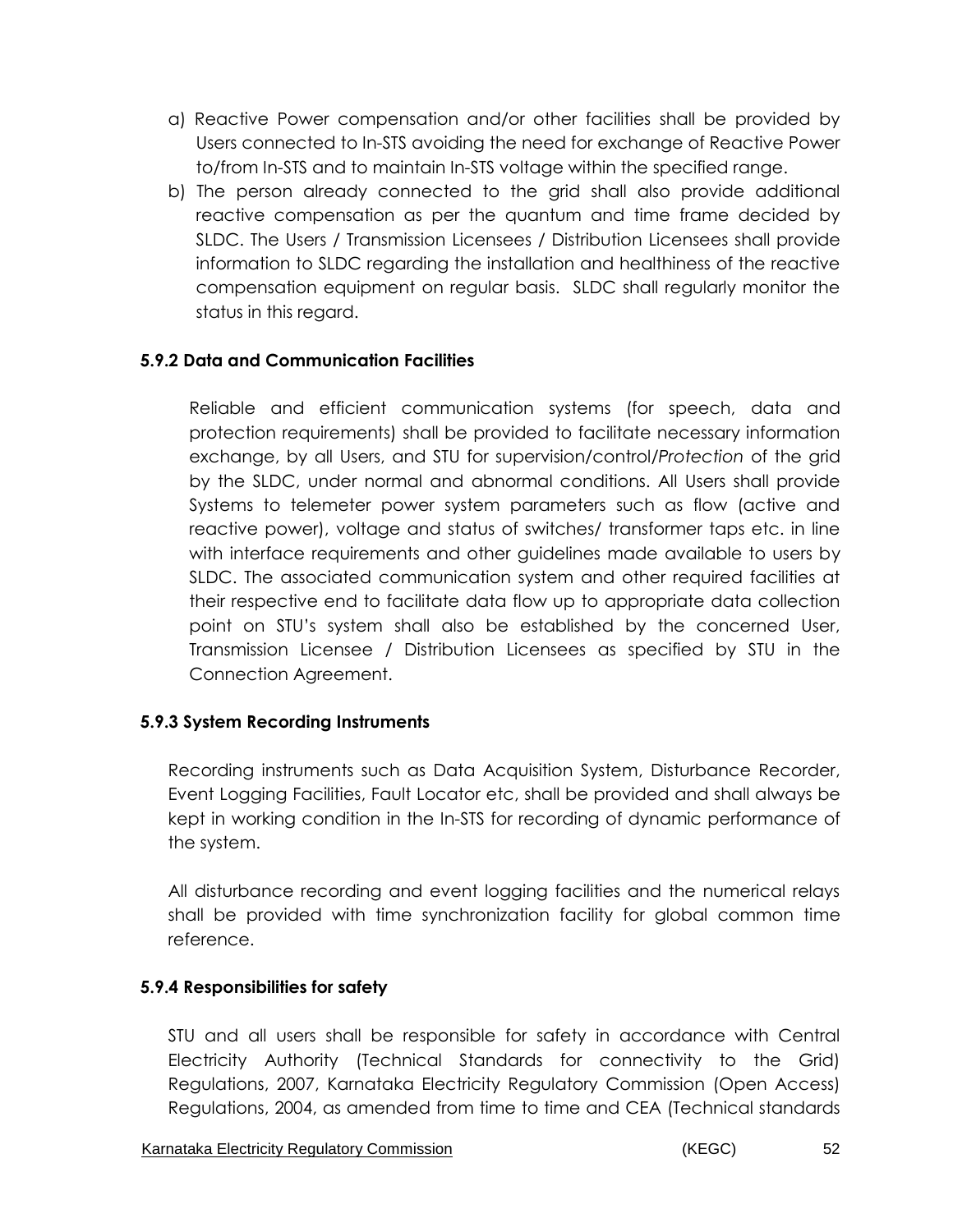a) Reactive Power compensation and/or other facilities shall be provided by Users connected to In-STS avoiding the need for exchange of Reactive Power to/from In-STS and to maintain In-STS voltage within the specified range.
b) The person already connected to the grid shall also provide additional reactive compensation as per the quantum and time frame decided by SLDC. The Users / Transmission Licensees / Distribution Licensees shall provide information to SLDC regarding the installation and healthiness of the reactive compensation equipment on regular basis. SLDC shall regularly monitor the status in this regard.

**5.9.2 Data and Communication Facilities**

Reliable and efficient communication systems (for speech, data and protection requirements) shall be provided to facilitate necessary information exchange, by all Users, and STU for supervision/control/*Protection* of the grid by the SLDC, under normal and abnormal conditions. All Users shall provide Systems to telemeter power system parameters such as flow (active and reactive power), voltage and status of switches/ transformer taps etc. in line with interface requirements and other guidelines made available to users by SLDC. The associated communication system and other required facilities at their respective end to facilitate data flow up to appropriate data collection point on STU's system shall also be established by the concerned User, Transmission Licensee / Distribution Licensees as specified by STU in the Connection Agreement.

**5.9.3 System Recording Instruments**

Recording instruments such as Data Acquisition System, Disturbance Recorder, Event Logging Facilities, Fault Locator etc, shall be provided and shall always be kept in working condition in the In-STS for recording of dynamic performance of the system.

All disturbance recording and event logging facilities and the numerical relays shall be provided with time synchronization facility for global common time reference.

**5.9.4 Responsibilities for safety**

STU and all users shall be responsible for safety in accordance with Central Electricity Authority (Technical Standards for connectivity to the Grid) Regulations, 2007, Karnataka Electricity Regulatory Commission (Open Access) Regulations, 2004, as amended from time to time and CEA (Technical standards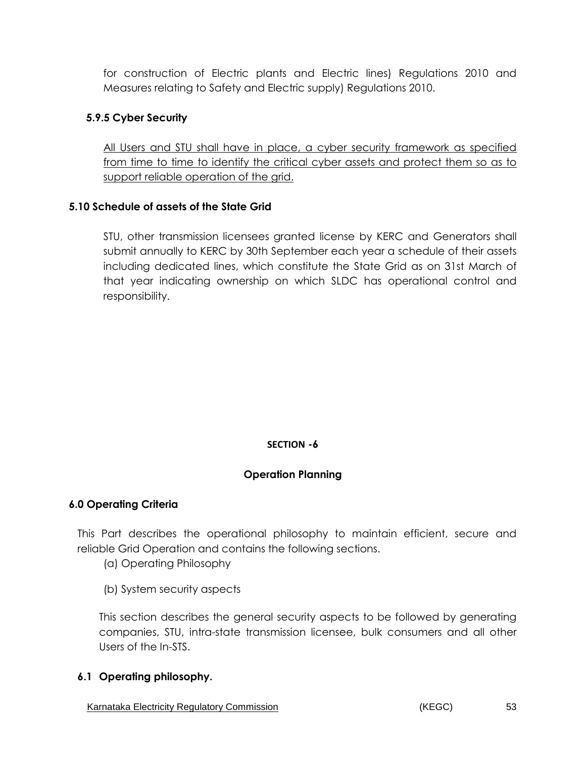for construction of Electric plants and Electric lines) Regulations 2010 and Measures relating to Safety and Electric supply) Regulations 2010.

### 5.9.5 Cyber Security

<u>All Users and STU shall have in place, a cyber security framework as specified from time to time to identify the critical cyber assets and protect them so as to support reliable operation of the grid.</u>

## 5.10 Schedule of assets of the State Grid

STU, other transmission licensees granted license by KERC and Generators shall submit annually to KERC by 30th September each year a schedule of their assets including dedicated lines, which constitute the State Grid as on 31st March of that year indicating ownership on which SLDC has operational control and responsibility.

# SECTION -6

## Operation Planning

## 6.0 Operating Criteria

This Part describes the operational philosophy to maintain efficient, secure and reliable Grid Operation and contains the following sections.

(a) Operating Philosophy

(b) System security aspects

This section describes the general security aspects to be followed by generating companies, STU, intra-state transmission licensee, bulk consumers and all other Users of the In-STS.

## 6.1 Operating philosophy.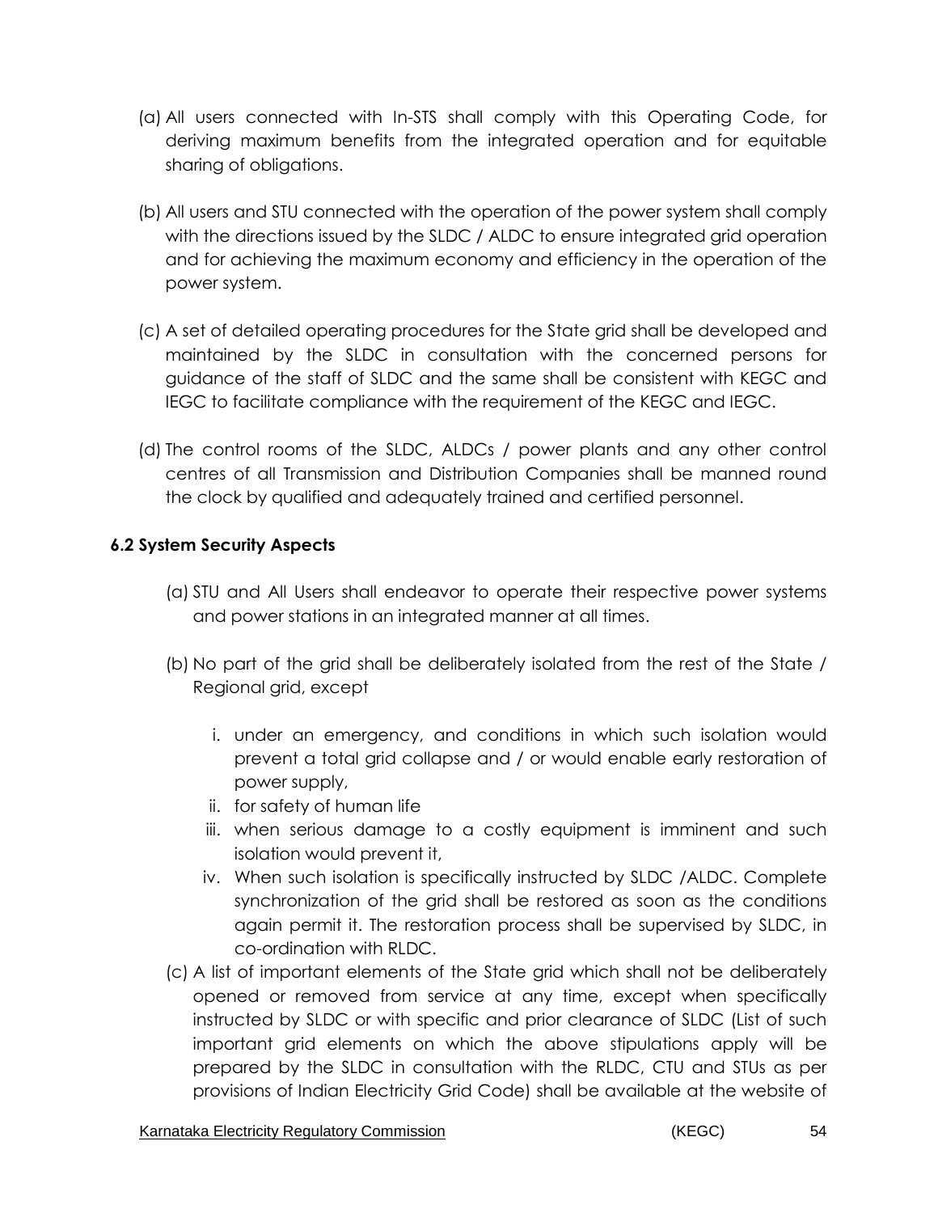(a) All users connected with In-STS shall comply with this Operating Code, for deriving maximum benefits from the integrated operation and for equitable sharing of obligations.

(b) All users and STU connected with the operation of the power system shall comply with the directions issued by the SLDC / ALDC to ensure integrated grid operation and for achieving the maximum economy and efficiency in the operation of the power system.

(c) A set of detailed operating procedures for the State grid shall be developed and maintained by the SLDC in consultation with the concerned persons for guidance of the staff of SLDC and the same shall be consistent with KEGC and IEGC to facilitate compliance with the requirement of the KEGC and IEGC.

(d) The control rooms of the SLDC, ALDCs / power plants and any other control centres of all Transmission and Distribution Companies shall be manned round the clock by qualified and adequately trained and certified personnel.

**6.2 System Security Aspects**

(a) STU and All Users shall endeavor to operate their respective power systems and power stations in an integrated manner at all times.

(b) No part of the grid shall be deliberately isolated from the rest of the State / Regional grid, except

   i. under an emergency, and conditions in which such isolation would prevent a total grid collapse and / or would enable early restoration of power supply,
   ii. for safety of human life
   iii. when serious damage to a costly equipment is imminent and such isolation would prevent it,
   iv. When such isolation is specifically instructed by SLDC /ALDC. Complete synchronization of the grid shall be restored as soon as the conditions again permit it. The restoration process shall be supervised by SLDC, in co-ordination with RLDC.

(c) A list of important elements of the State grid which shall not be deliberately opened or removed from service at any time, except when specifically instructed by SLDC or with specific and prior clearance of SLDC (List of such important grid elements on which the above stipulations apply will be prepared by the SLDC in consultation with the RLDC, CTU and STUs as per provisions of Indian Electricity Grid Code) shall be available at the website of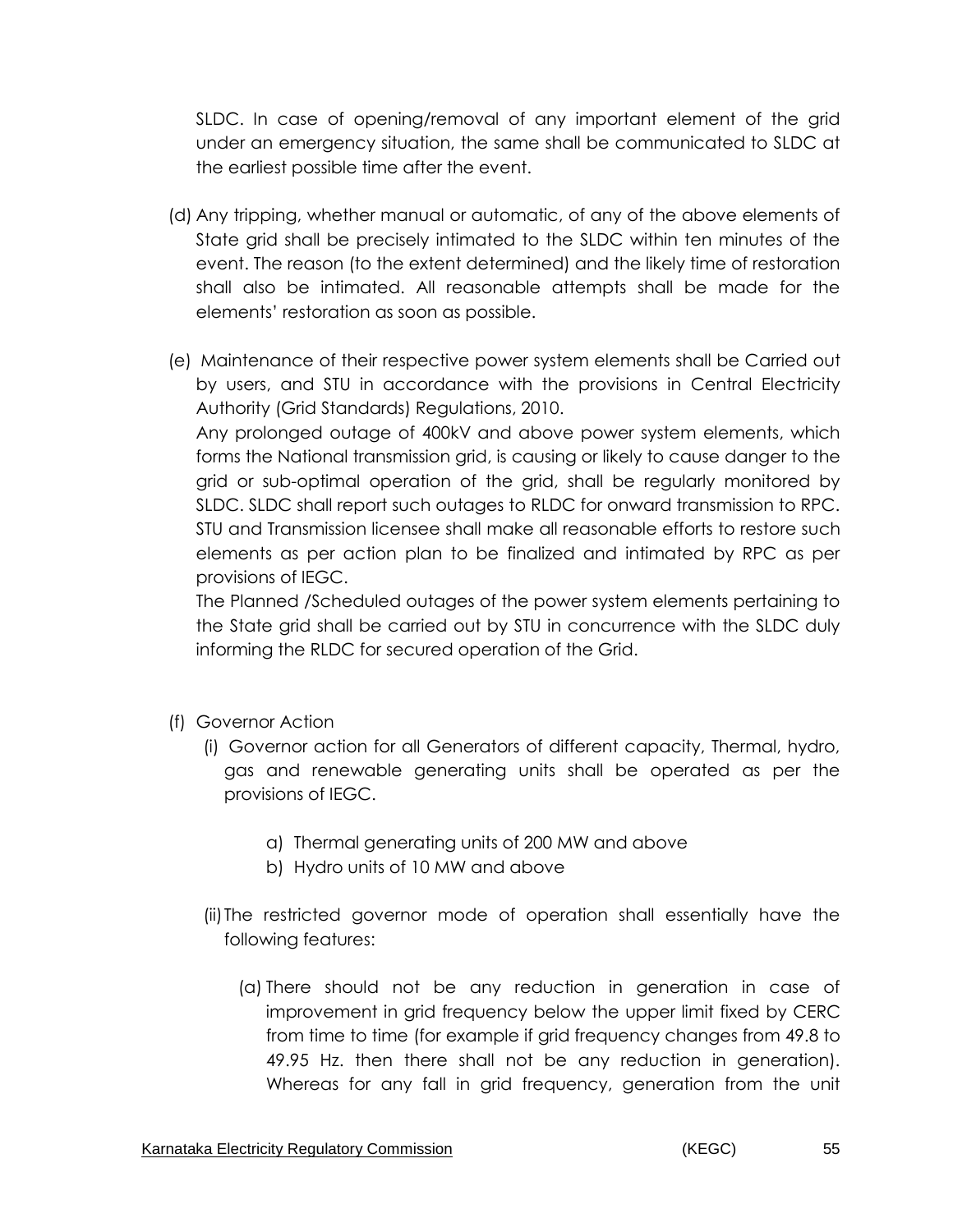SLDC. In case of opening/removal of any important element of the grid under an emergency situation, the same shall be communicated to SLDC at the earliest possible time after the event.

(d) Any tripping, whether manual or automatic, of any of the above elements of State grid shall be precisely intimated to the SLDC within ten minutes of the event. The reason (to the extent determined) and the likely time of restoration shall also be intimated. All reasonable attempts shall be made for the elements' restoration as soon as possible.

(e) Maintenance of their respective power system elements shall be Carried out by users, and STU in accordance with the provisions in Central Electricity Authority (Grid Standards) Regulations, 2010.
Any prolonged outage of 400kV and above power system elements, which forms the National transmission grid, is causing or likely to cause danger to the grid or sub-optimal operation of the grid, shall be regularly monitored by SLDC. SLDC shall report such outages to RLDC for onward transmission to RPC. STU and Transmission licensee shall make all reasonable efforts to restore such elements as per action plan to be finalized and intimated by RPC as per provisions of IEGC.
The Planned /Scheduled outages of the power system elements pertaining to the State grid shall be carried out by STU in concurrence with the SLDC duly informing the RLDC for secured operation of the Grid.

(f) Governor Action

(i) Governor action for all Generators of different capacity, Thermal, hydro, gas and renewable generating units shall be operated as per the provisions of IEGC.

a) Thermal generating units of 200 MW and above
b) Hydro units of 10 MW and above

(ii) The restricted governor mode of operation shall essentially have the following features:

(a) There should not be any reduction in generation in case of improvement in grid frequency below the upper limit fixed by CERC from time to time (for example if grid frequency changes from 49.8 to 49.95 Hz. then there shall not be any reduction in generation). Whereas for any fall in grid frequency, generation from the unit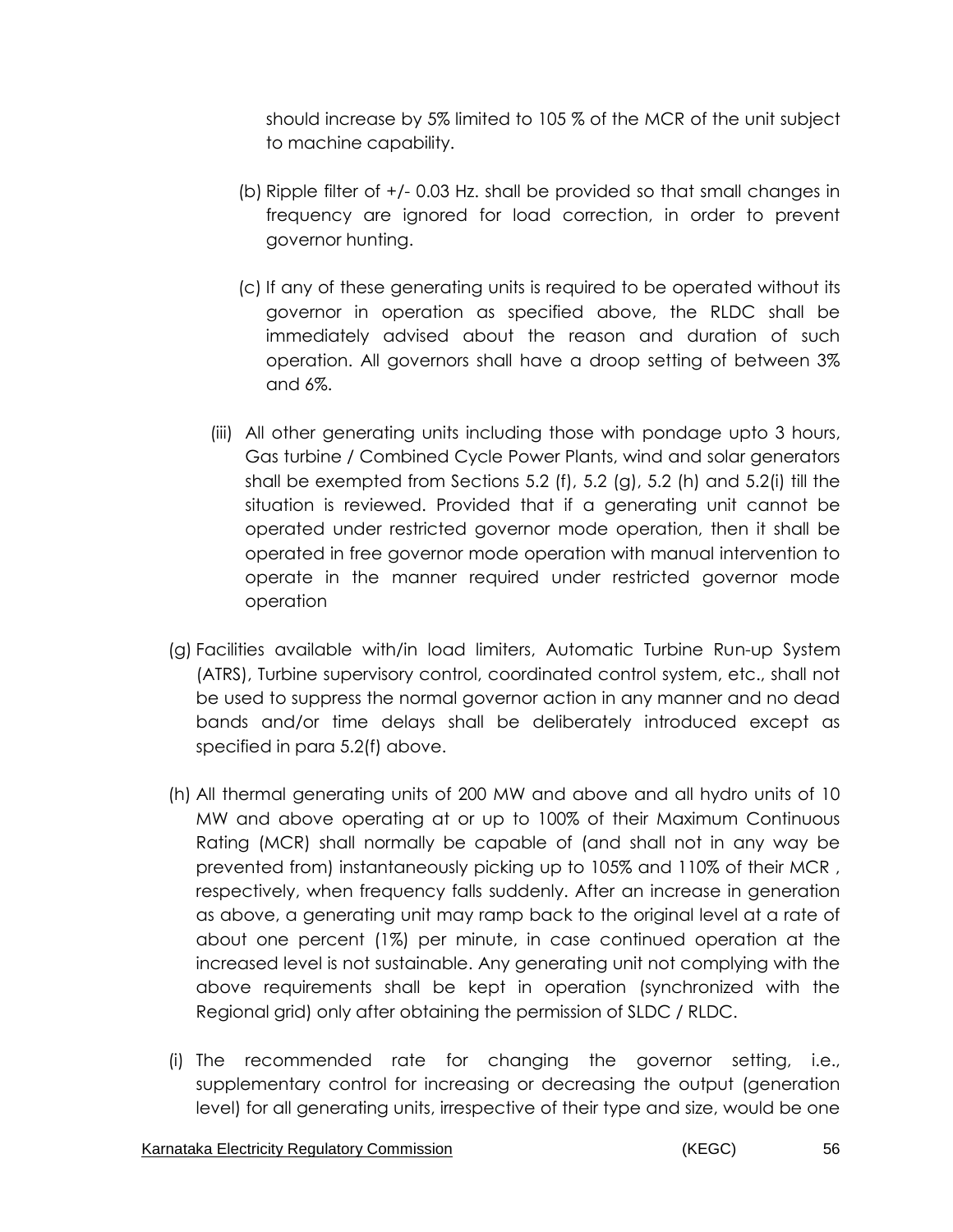should increase by 5% limited to 105 % of the MCR of the unit subject to machine capability.

(b) Ripple filter of +/- 0.03 Hz. shall be provided so that small changes in frequency are ignored for load correction, in order to prevent governor hunting.

(c) If any of these generating units is required to be operated without its governor in operation as specified above, the RLDC shall be immediately advised about the reason and duration of such operation. All governors shall have a droop setting of between 3% and 6%.

(iii) All other generating units including those with pondage upto 3 hours, Gas turbine / Combined Cycle Power Plants, wind and solar generators shall be exempted from Sections 5.2 (f), 5.2 (g), 5.2 (h) and 5.2(i) till the situation is reviewed. Provided that if a generating unit cannot be operated under restricted governor mode operation, then it shall be operated in free governor mode operation with manual intervention to operate in the manner required under restricted governor mode operation

(g) Facilities available with/in load limiters, Automatic Turbine Run-up System (ATRS), Turbine supervisory control, coordinated control system, etc., shall not be used to suppress the normal governor action in any manner and no dead bands and/or time delays shall be deliberately introduced except as specified in para 5.2(f) above.

(h) All thermal generating units of 200 MW and above and all hydro units of 10 MW and above operating at or up to 100% of their Maximum Continuous Rating (MCR) shall normally be capable of (and shall not in any way be prevented from) instantaneously picking up to 105% and 110% of their MCR , respectively, when frequency falls suddenly. After an increase in generation as above, a generating unit may ramp back to the original level at a rate of about one percent (1%) per minute, in case continued operation at the increased level is not sustainable. Any generating unit not complying with the above requirements shall be kept in operation (synchronized with the Regional grid) only after obtaining the permission of SLDC / RLDC.

(i) The recommended rate for changing the governor setting, i.e., supplementary control for increasing or decreasing the output (generation level) for all generating units, irrespective of their type and size, would be one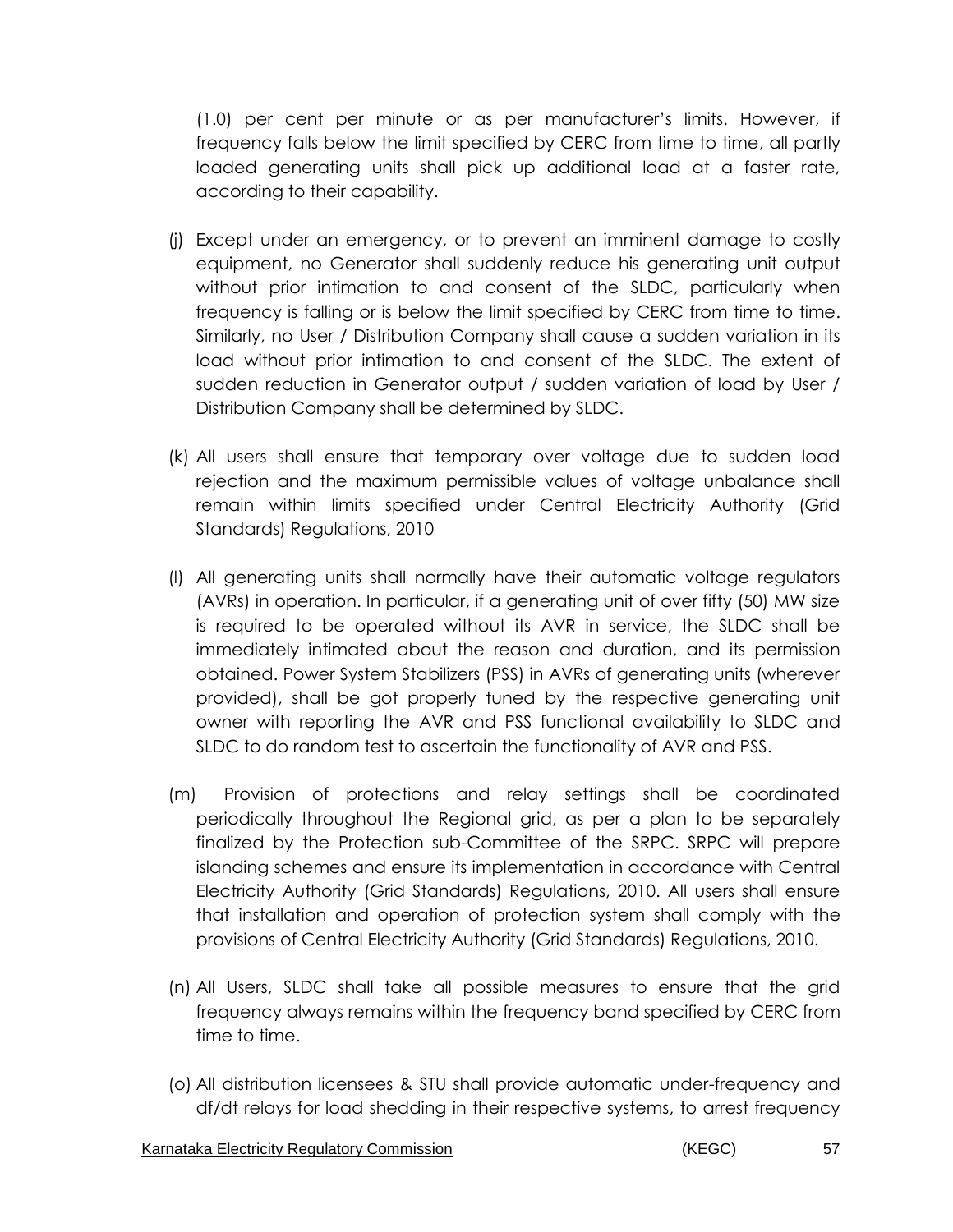(1.0) per cent per minute or as per manufacturer's limits. However, if frequency falls below the limit specified by CERC from time to time, all partly loaded generating units shall pick up additional load at a faster rate, according to their capability.

(j) Except under an emergency, or to prevent an imminent damage to costly equipment, no Generator shall suddenly reduce his generating unit output without prior intimation to and consent of the SLDC, particularly when frequency is falling or is below the limit specified by CERC from time to time. Similarly, no User / Distribution Company shall cause a sudden variation in its load without prior intimation to and consent of the SLDC. The extent of sudden reduction in Generator output / sudden variation of load by User / Distribution Company shall be determined by SLDC.

(k) All users shall ensure that temporary over voltage due to sudden load rejection and the maximum permissible values of voltage unbalance shall remain within limits specified under Central Electricity Authority (Grid Standards) Regulations, 2010

(l) All generating units shall normally have their automatic voltage regulators (AVRs) in operation. In particular, if a generating unit of over fifty (50) MW size is required to be operated without its AVR in service, the SLDC shall be immediately intimated about the reason and duration, and its permission obtained. Power System Stabilizers (PSS) in AVRs of generating units (wherever provided), shall be got properly tuned by the respective generating unit owner with reporting the AVR and PSS functional availability to SLDC and SLDC to do random test to ascertain the functionality of AVR and PSS.

(m) Provision of protections and relay settings shall be coordinated periodically throughout the Regional grid, as per a plan to be separately finalized by the Protection sub-Committee of the SRPC. SRPC will prepare islanding schemes and ensure its implementation in accordance with Central Electricity Authority (Grid Standards) Regulations, 2010. All users shall ensure that installation and operation of protection system shall comply with the provisions of Central Electricity Authority (Grid Standards) Regulations, 2010.

(n) All Users, SLDC shall take all possible measures to ensure that the grid frequency always remains within the frequency band specified by CERC from time to time.

(o) All distribution licensees & STU shall provide automatic under-frequency and df/dt relays for load shedding in their respective systems, to arrest frequency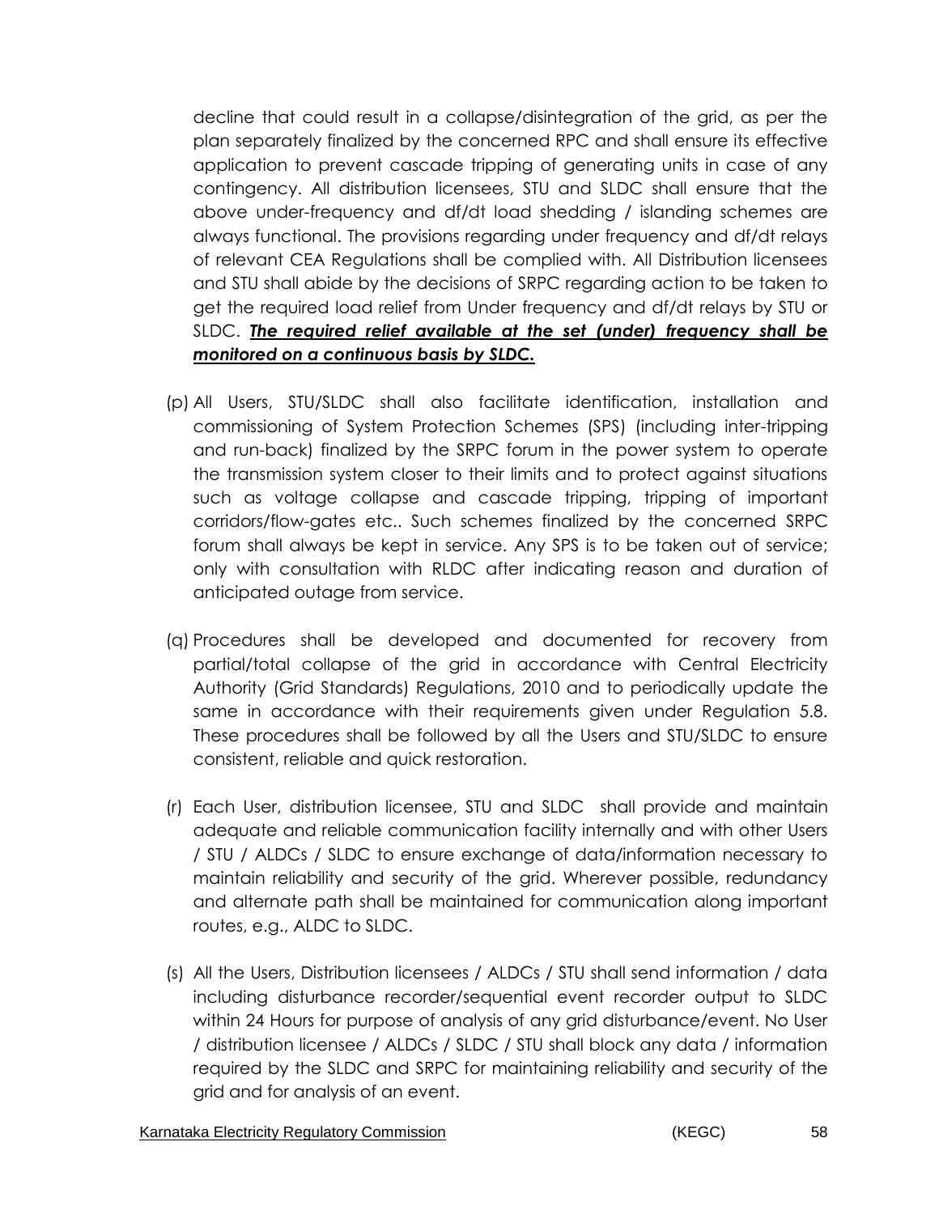decline that could result in a collapse/disintegration of the grid, as per the plan separately finalized by the concerned RPC and shall ensure its effective application to prevent cascade tripping of generating units in case of any contingency. All distribution licensees, STU and SLDC shall ensure that the above under-frequency and df/dt load shedding / islanding schemes are always functional. The provisions regarding under frequency and df/dt relays of relevant CEA Regulations shall be complied with. All Distribution licensees and STU shall abide by the decisions of SRPC regarding action to be taken to get the required load relief from Under frequency and df/dt relays by STU or SLDC. ***The required relief available at the set (under) frequency shall be monitored on a continuous basis by SLDC.***

(p) All Users, STU/SLDC shall also facilitate identification, installation and commissioning of System Protection Schemes (SPS) (including inter-tripping and run-back) finalized by the SRPC forum in the power system to operate the transmission system closer to their limits and to protect against situations such as voltage collapse and cascade tripping, tripping of important corridors/flow-gates etc.. Such schemes finalized by the concerned SRPC forum shall always be kept in service. Any SPS is to be taken out of service; only with consultation with RLDC after indicating reason and duration of anticipated outage from service.

(q) Procedures shall be developed and documented for recovery from partial/total collapse of the grid in accordance with Central Electricity Authority (Grid Standards) Regulations, 2010 and to periodically update the same in accordance with their requirements given under Regulation 5.8. These procedures shall be followed by all the Users and STU/SLDC to ensure consistent, reliable and quick restoration.

(r) Each User, distribution licensee, STU and SLDC shall provide and maintain adequate and reliable communication facility internally and with other Users / STU / ALDCs / SLDC to ensure exchange of data/information necessary to maintain reliability and security of the grid. Wherever possible, redundancy and alternate path shall be maintained for communication along important routes, e.g., ALDC to SLDC.

(s) All the Users, Distribution licensees / ALDCs / STU shall send information / data including disturbance recorder/sequential event recorder output to SLDC within 24 Hours for purpose of analysis of any grid disturbance/event. No User / distribution licensee / ALDCs / SLDC / STU shall block any data / information required by the SLDC and SRPC for maintaining reliability and security of the grid and for analysis of an event.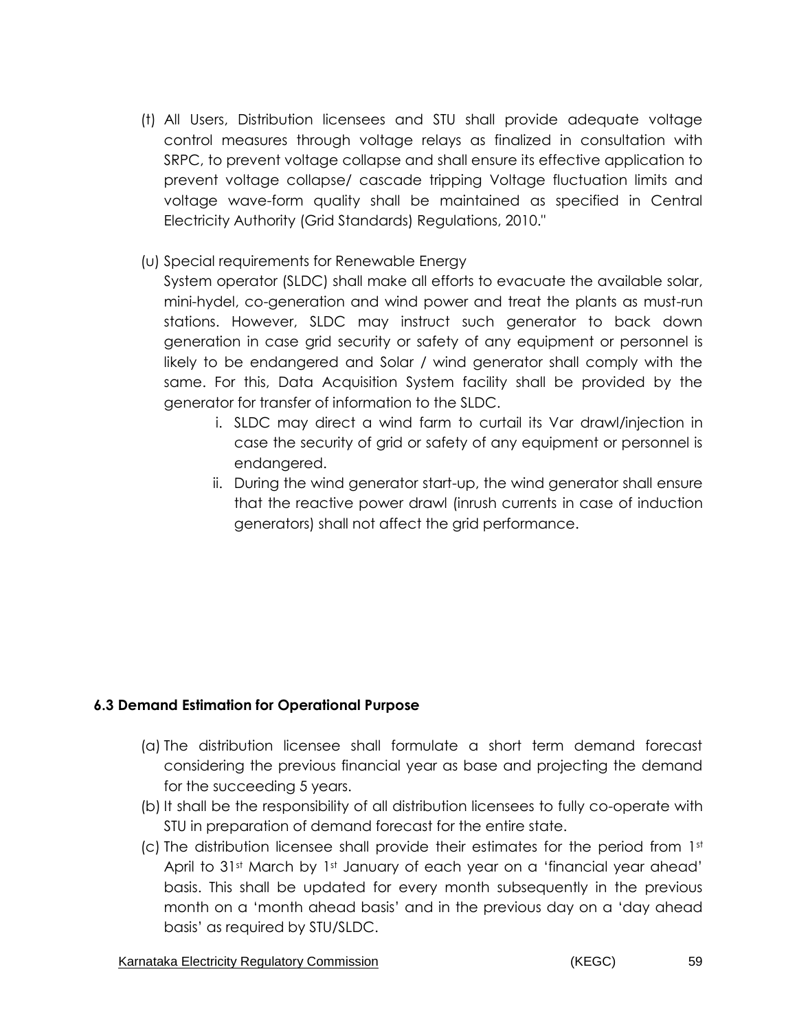(t) All Users, Distribution licensees and STU shall provide adequate voltage control measures through voltage relays as finalized in consultation with SRPC, to prevent voltage collapse and shall ensure its effective application to prevent voltage collapse/ cascade tripping Voltage fluctuation limits and voltage wave-form quality shall be maintained as specified in Central Electricity Authority (Grid Standards) Regulations, 2010."

(u) Special requirements for Renewable Energy

System operator (SLDC) shall make all efforts to evacuate the available solar, mini-hydel, co-generation and wind power and treat the plants as must-run stations. However, SLDC may instruct such generator to back down generation in case grid security or safety of any equipment or personnel is likely to be endangered and Solar / wind generator shall comply with the same. For this, Data Acquisition System facility shall be provided by the generator for transfer of information to the SLDC.

i. SLDC may direct a wind farm to curtail its Var drawl/injection in case the security of grid or safety of any equipment or personnel is endangered.

ii. During the wind generator start-up, the wind generator shall ensure that the reactive power drawl (inrush currents in case of induction generators) shall not affect the grid performance.

### 6.3 Demand Estimation for Operational Purpose

(a) The distribution licensee shall formulate a short term demand forecast considering the previous financial year as base and projecting the demand for the succeeding 5 years.

(b) It shall be the responsibility of all distribution licensees to fully co-operate with STU in preparation of demand forecast for the entire state.

(c) The distribution licensee shall provide their estimates for the period from 1st April to 31st March by 1st January of each year on a 'financial year ahead' basis. This shall be updated for every month subsequently in the previous month on a 'month ahead basis' and in the previous day on a 'day ahead basis' as required by STU/SLDC.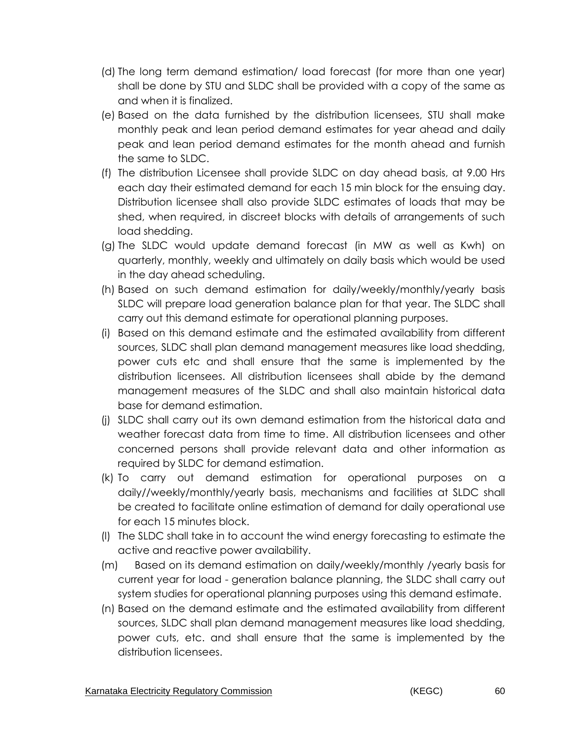(d) The long term demand estimation/ load forecast (for more than one year) shall be done by STU and SLDC shall be provided with a copy of the same as and when it is finalized.

(e) Based on the data furnished by the distribution licensees, STU shall make monthly peak and lean period demand estimates for year ahead and daily peak and lean period demand estimates for the month ahead and furnish the same to SLDC.

(f) The distribution Licensee shall provide SLDC on day ahead basis, at 9.00 Hrs each day their estimated demand for each 15 min block for the ensuing day. Distribution licensee shall also provide SLDC estimates of loads that may be shed, when required, in discreet blocks with details of arrangements of such load shedding.

(g) The SLDC would update demand forecast (in MW as well as Kwh) on quarterly, monthly, weekly and ultimately on daily basis which would be used in the day ahead scheduling.

(h) Based on such demand estimation for daily/weekly/monthly/yearly basis SLDC will prepare load generation balance plan for that year. The SLDC shall carry out this demand estimate for operational planning purposes.

(i) Based on this demand estimate and the estimated availability from different sources, SLDC shall plan demand management measures like load shedding, power cuts etc and shall ensure that the same is implemented by the distribution licensees. All distribution licensees shall abide by the demand management measures of the SLDC and shall also maintain historical data base for demand estimation.

(j) SLDC shall carry out its own demand estimation from the historical data and weather forecast data from time to time. All distribution licensees and other concerned persons shall provide relevant data and other information as required by SLDC for demand estimation.

(k) To carry out demand estimation for operational purposes on a daily//weekly/monthly/yearly basis, mechanisms and facilities at SLDC shall be created to facilitate online estimation of demand for daily operational use for each 15 minutes block.

(l) The SLDC shall take in to account the wind energy forecasting to estimate the active and reactive power availability.

(m) Based on its demand estimation on daily/weekly/monthly /yearly basis for current year for load - generation balance planning, the SLDC shall carry out system studies for operational planning purposes using this demand estimate.

(n) Based on the demand estimate and the estimated availability from different sources, SLDC shall plan demand management measures like load shedding, power cuts, etc. and shall ensure that the same is implemented by the distribution licensees.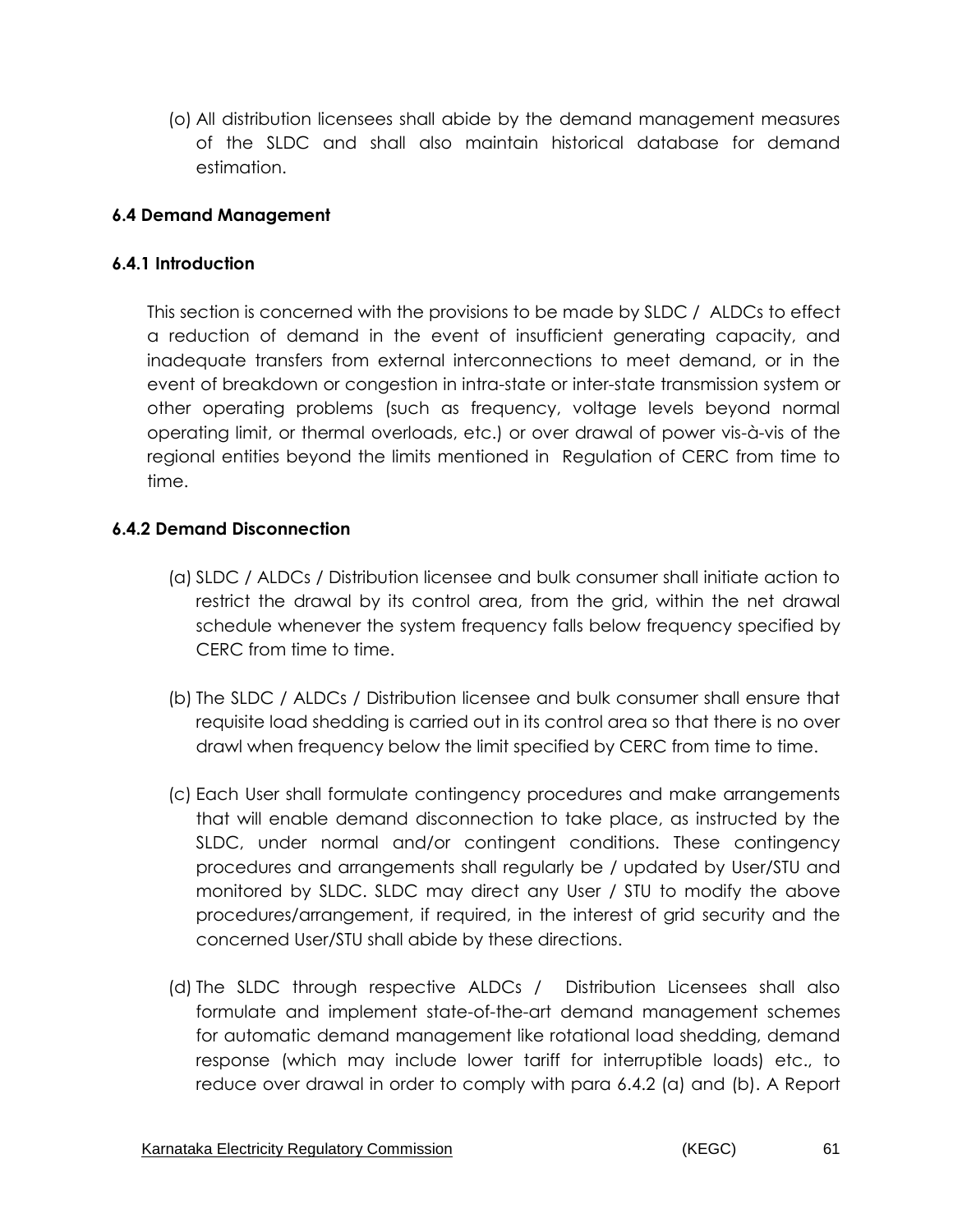(o) All distribution licensees shall abide by the demand management measures of the SLDC and shall also maintain historical database for demand estimation.

### 6.4 Demand Management

#### 6.4.1 Introduction

This section is concerned with the provisions to be made by SLDC / ALDCs to effect a reduction of demand in the event of insufficient generating capacity, and inadequate transfers from external interconnections to meet demand, or in the event of breakdown or congestion in intra-state or inter-state transmission system or other operating problems (such as frequency, voltage levels beyond normal operating limit, or thermal overloads, etc.) or over drawal of power vis-à-vis of the regional entities beyond the limits mentioned in Regulation of CERC from time to time.

#### 6.4.2 Demand Disconnection

(a) SLDC / ALDCs / Distribution licensee and bulk consumer shall initiate action to restrict the drawal by its control area, from the grid, within the net drawal schedule whenever the system frequency falls below frequency specified by CERC from time to time.

(b) The SLDC / ALDCs / Distribution licensee and bulk consumer shall ensure that requisite load shedding is carried out in its control area so that there is no over drawl when frequency below the limit specified by CERC from time to time.

(c) Each User shall formulate contingency procedures and make arrangements that will enable demand disconnection to take place, as instructed by the SLDC, under normal and/or contingent conditions. These contingency procedures and arrangements shall regularly be / updated by User/STU and monitored by SLDC. SLDC may direct any User / STU to modify the above procedures/arrangement, if required, in the interest of grid security and the concerned User/STU shall abide by these directions.

(d) The SLDC through respective ALDCs / Distribution Licensees shall also formulate and implement state-of-the-art demand management schemes for automatic demand management like rotational load shedding, demand response (which may include lower tariff for interruptible loads) etc., to reduce over drawal in order to comply with para 6.4.2 (a) and (b). A Report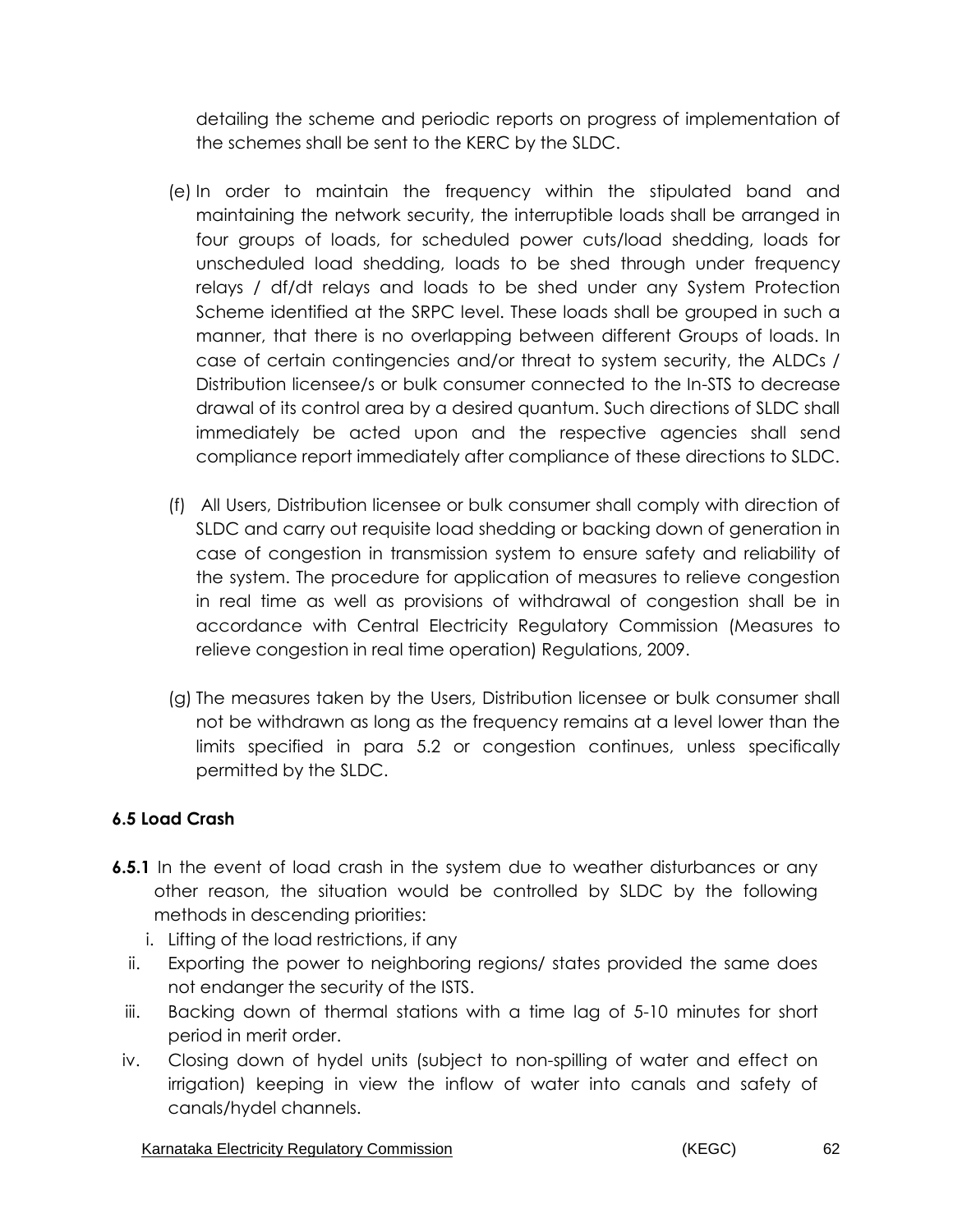detailing the scheme and periodic reports on progress of implementation of the schemes shall be sent to the KERC by the SLDC.

(e) In order to maintain the frequency within the stipulated band and maintaining the network security, the interruptible loads shall be arranged in four groups of loads, for scheduled power cuts/load shedding, loads for unscheduled load shedding, loads to be shed through under frequency relays / df/dt relays and loads to be shed under any System Protection Scheme identified at the SRPC level. These loads shall be grouped in such a manner, that there is no overlapping between different Groups of loads. In case of certain contingencies and/or threat to system security, the ALDCs / Distribution licensee/s or bulk consumer connected to the In-STS to decrease drawal of its control area by a desired quantum. Such directions of SLDC shall immediately be acted upon and the respective agencies shall send compliance report immediately after compliance of these directions to SLDC.

(f) All Users, Distribution licensee or bulk consumer shall comply with direction of SLDC and carry out requisite load shedding or backing down of generation in case of congestion in transmission system to ensure safety and reliability of the system. The procedure for application of measures to relieve congestion in real time as well as provisions of withdrawal of congestion shall be in accordance with Central Electricity Regulatory Commission (Measures to relieve congestion in real time operation) Regulations, 2009.

(g) The measures taken by the Users, Distribution licensee or bulk consumer shall not be withdrawn as long as the frequency remains at a level lower than the limits specified in para 5.2 or congestion continues, unless specifically permitted by the SLDC.

### 6.5 Load Crash

**6.5.1** In the event of load crash in the system due to weather disturbances or any other reason, the situation would be controlled by SLDC by the following methods in descending priorities:

i. Lifting of the load restrictions, if any
ii. Exporting the power to neighboring regions/ states provided the same does not endanger the security of the ISTS.
iii. Backing down of thermal stations with a time lag of 5-10 minutes for short period in merit order.
iv. Closing down of hydel units (subject to non-spilling of water and effect on irrigation) keeping in view the inflow of water into canals and safety of canals/hydel channels.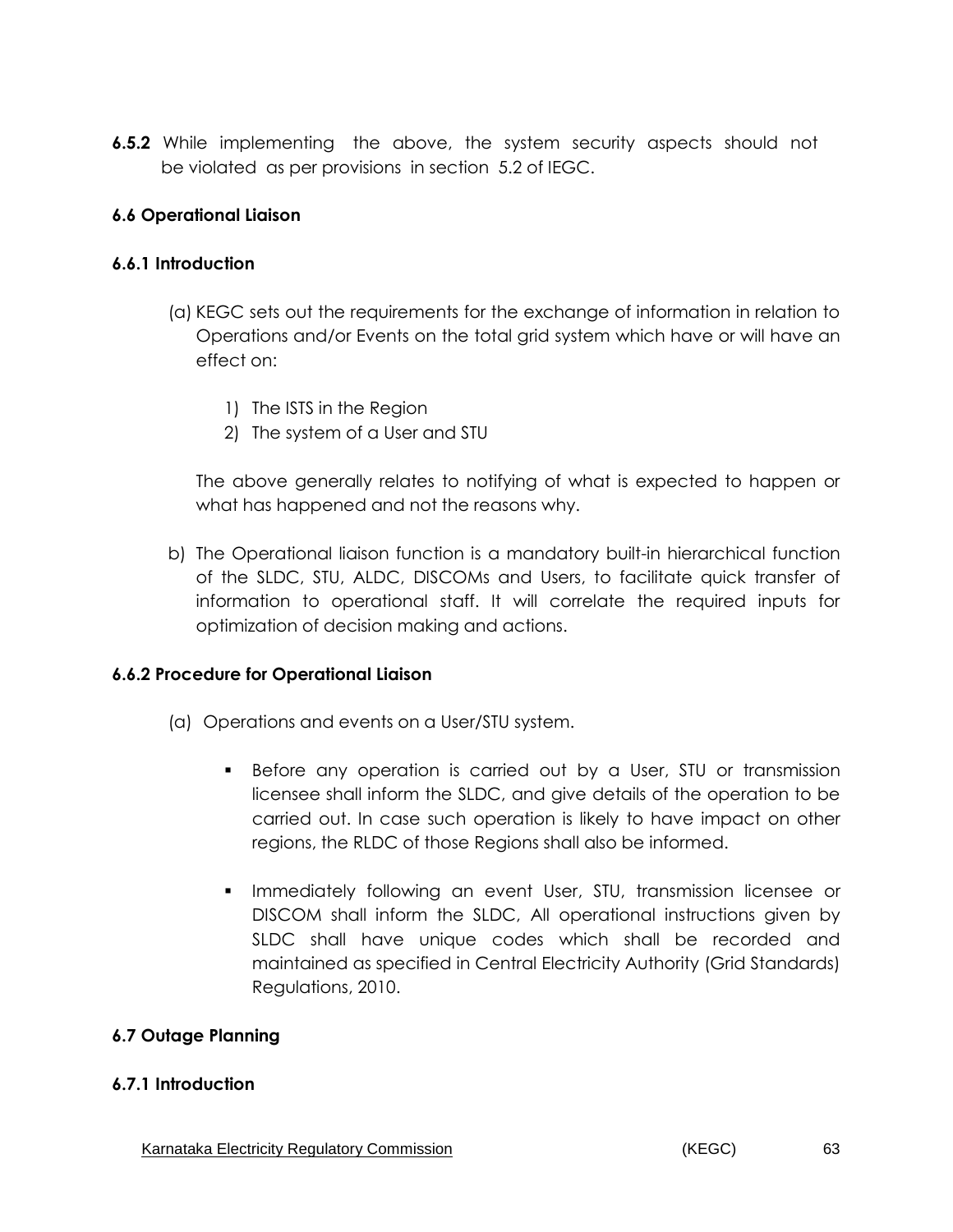**6.5.2** While implementing the above, the system security aspects should not be violated as per provisions in section 5.2 of IEGC.

### 6.6 Operational Liaison

### 6.6.1 Introduction

(a) KEGC sets out the requirements for the exchange of information in relation to Operations and/or Events on the total grid system which have or will have an effect on:

1) The ISTS in the Region
2) The system of a User and STU

The above generally relates to notifying of what is expected to happen or what has happened and not the reasons why.

b) The Operational liaison function is a mandatory built-in hierarchical function of the SLDC, STU, ALDC, DISCOMs and Users, to facilitate quick transfer of information to operational staff. It will correlate the required inputs for optimization of decision making and actions.

### 6.6.2 Procedure for Operational Liaison

(a) Operations and events on a User/STU system.

- Before any operation is carried out by a User, STU or transmission licensee shall inform the SLDC, and give details of the operation to be carried out. In case such operation is likely to have impact on other regions, the RLDC of those Regions shall also be informed.
- Immediately following an event User, STU, transmission licensee or DISCOM shall inform the SLDC, All operational instructions given by SLDC shall have unique codes which shall be recorded and maintained as specified in Central Electricity Authority (Grid Standards) Regulations, 2010.

### 6.7 Outage Planning

### 6.7.1 Introduction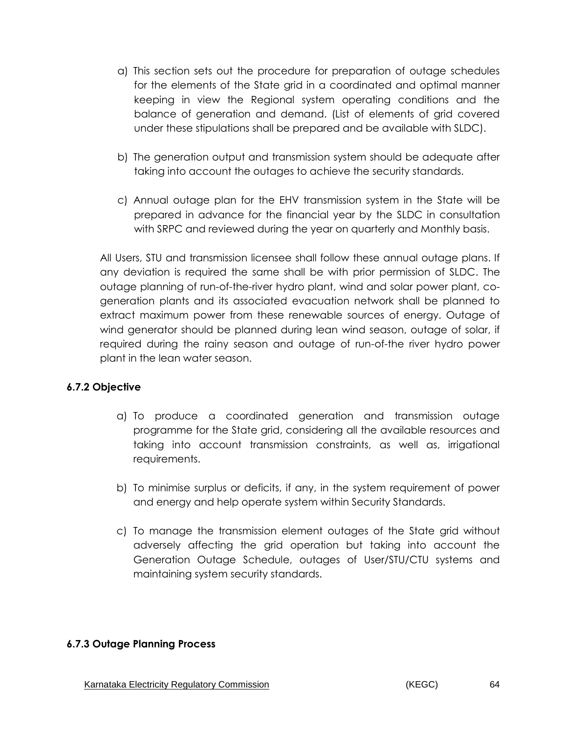a) This section sets out the procedure for preparation of outage schedules for the elements of the State grid in a coordinated and optimal manner keeping in view the Regional system operating conditions and the balance of generation and demand. (List of elements of grid covered under these stipulations shall be prepared and be available with SLDC).

b) The generation output and transmission system should be adequate after taking into account the outages to achieve the security standards.

c) Annual outage plan for the EHV transmission system in the State will be prepared in advance for the financial year by the SLDC in consultation with SRPC and reviewed during the year on quarterly and Monthly basis.

All Users, STU and transmission licensee shall follow these annual outage plans. If any deviation is required the same shall be with prior permission of SLDC. The outage planning of run-of-the-river hydro plant, wind and solar power plant, co-generation plants and its associated evacuation network shall be planned to extract maximum power from these renewable sources of energy. Outage of wind generator should be planned during lean wind season, outage of solar, if required during the rainy season and outage of run-of-the river hydro power plant in the lean water season.

### 6.7.2 Objective

a) To produce a coordinated generation and transmission outage programme for the State grid, considering all the available resources and taking into account transmission constraints, as well as, irrigational requirements.

b) To minimise surplus or deficits, if any, in the system requirement of power and energy and help operate system within Security Standards.

c) To manage the transmission element outages of the State grid without adversely affecting the grid operation but taking into account the Generation Outage Schedule, outages of User/STU/CTU systems and maintaining system security standards.

### 6.7.3 Outage Planning Process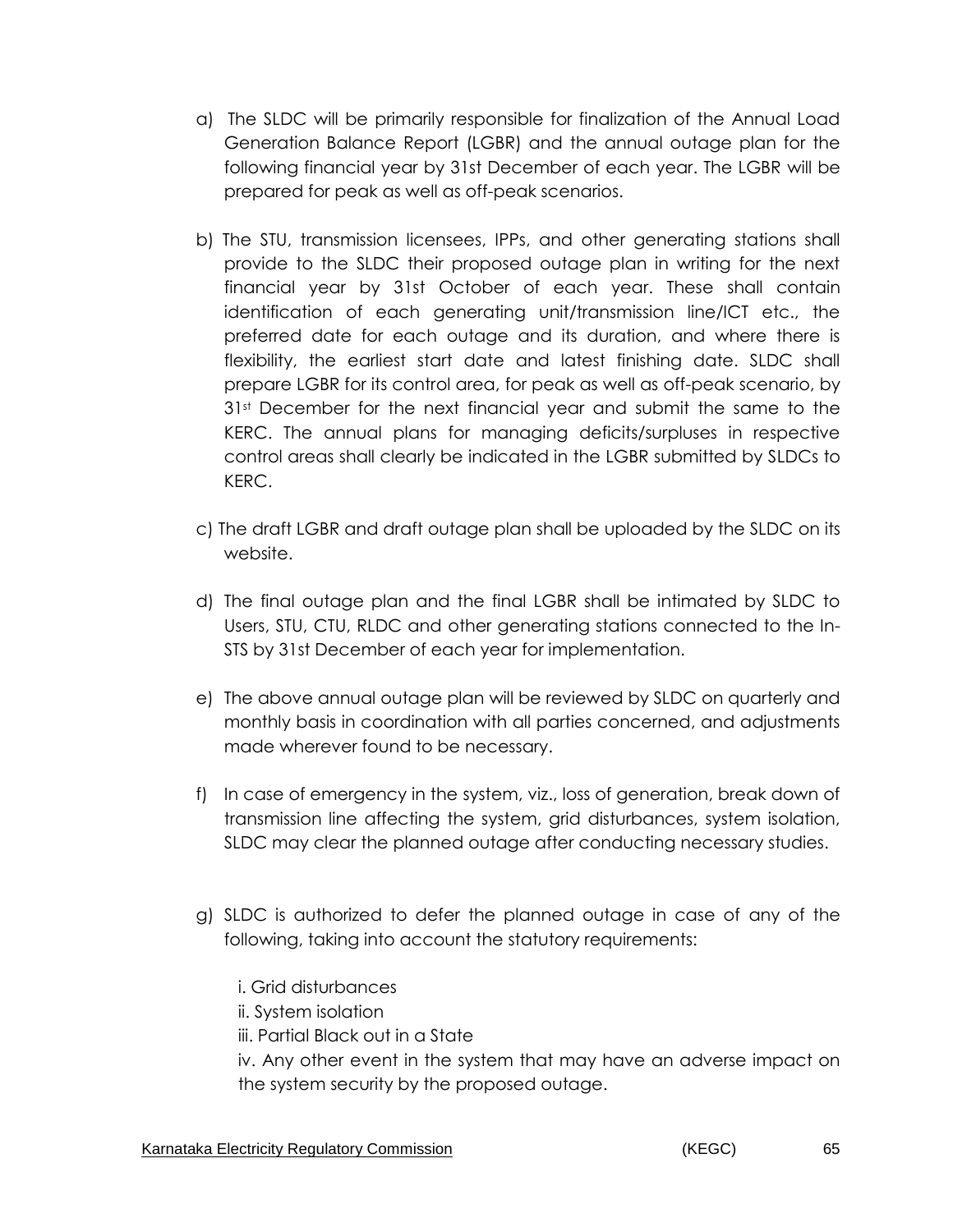a) The SLDC will be primarily responsible for finalization of the Annual Load Generation Balance Report (LGBR) and the annual outage plan for the following financial year by 31st December of each year. The LGBR will be prepared for peak as well as off-peak scenarios.

b) The STU, transmission licensees, IPPs, and other generating stations shall provide to the SLDC their proposed outage plan in writing for the next financial year by 31st October of each year. These shall contain identification of each generating unit/transmission line/ICT etc., the preferred date for each outage and its duration, and where there is flexibility, the earliest start date and latest finishing date. SLDC shall prepare LGBR for its control area, for peak as well as off-peak scenario, by 31st December for the next financial year and submit the same to the KERC. The annual plans for managing deficits/surpluses in respective control areas shall clearly be indicated in the LGBR submitted by SLDCs to KERC.

c) The draft LGBR and draft outage plan shall be uploaded by the SLDC on its website.

d) The final outage plan and the final LGBR shall be intimated by SLDC to Users, STU, CTU, RLDC and other generating stations connected to the In-STS by 31st December of each year for implementation.

e) The above annual outage plan will be reviewed by SLDC on quarterly and monthly basis in coordination with all parties concerned, and adjustments made wherever found to be necessary.

f) In case of emergency in the system, viz., loss of generation, break down of transmission line affecting the system, grid disturbances, system isolation, SLDC may clear the planned outage after conducting necessary studies.

g) SLDC is authorized to defer the planned outage in case of any of the following, taking into account the statutory requirements:

   i. Grid disturbances
   ii. System isolation
   iii. Partial Black out in a State
   iv. Any other event in the system that may have an adverse impact on the system security by the proposed outage.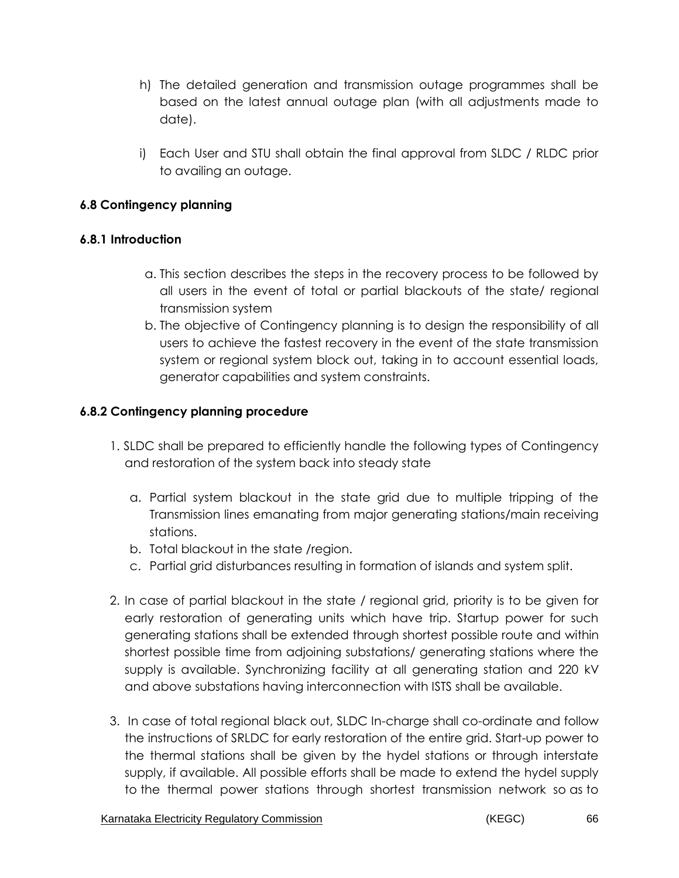h) The detailed generation and transmission outage programmes shall be based on the latest annual outage plan (with all adjustments made to date).

i) Each User and STU shall obtain the final approval from SLDC / RLDC prior to availing an outage.

**6.8 Contingency planning**

**6.8.1 Introduction**

a. This section describes the steps in the recovery process to be followed by all users in the event of total or partial blackouts of the state/ regional transmission system
b. The objective of Contingency planning is to design the responsibility of all users to achieve the fastest recovery in the event of the state transmission system or regional system block out, taking in to account essential loads, generator capabilities and system constraints.

**6.8.2 Contingency planning procedure**

1. SLDC shall be prepared to efficiently handle the following types of Contingency and restoration of the system back into steady state

   a. Partial system blackout in the state grid due to multiple tripping of the Transmission lines emanating from major generating stations/main receiving stations.
   b. Total blackout in the state /region.
   c. Partial grid disturbances resulting in formation of islands and system split.

2. In case of partial blackout in the state / regional grid, priority is to be given for early restoration of generating units which have trip. Startup power for such generating stations shall be extended through shortest possible route and within shortest possible time from adjoining substations/ generating stations where the supply is available. Synchronizing facility at all generating station and 220 kV and above substations having interconnection with ISTS shall be available.

3. In case of total regional black out, SLDC In-charge shall co-ordinate and follow the instructions of SRLDC for early restoration of the entire grid. Start-up power to the thermal stations shall be given by the hydel stations or through interstate supply, if available. All possible efforts shall be made to extend the hydel supply to the thermal power stations through shortest transmission network so as to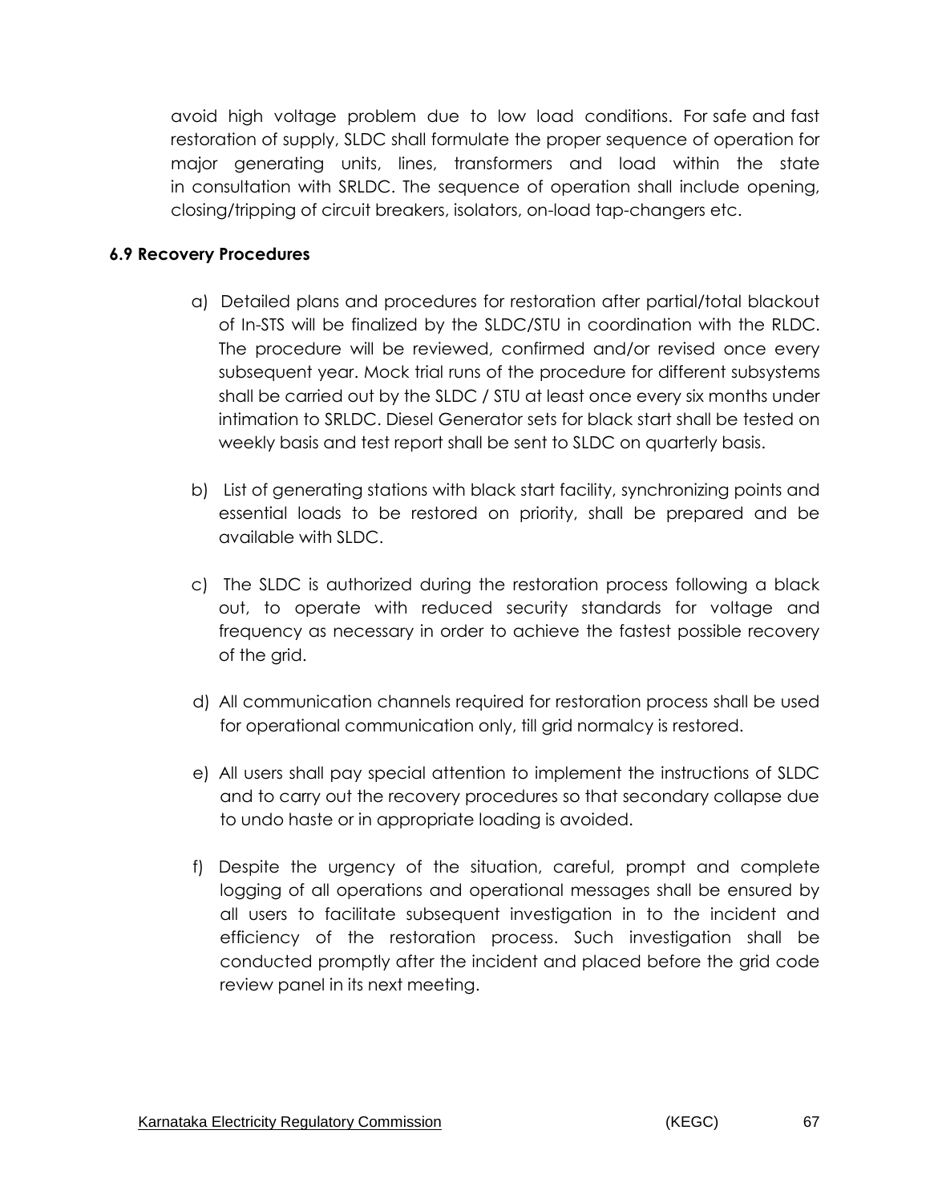avoid high voltage problem due to low load conditions. For safe and fast restoration of supply, SLDC shall formulate the proper sequence of operation for major generating units, lines, transformers and load within the state in consultation with SRLDC. The sequence of operation shall include opening, closing/tripping of circuit breakers, isolators, on-load tap-changers etc.

**6.9 Recovery Procedures**

a) Detailed plans and procedures for restoration after partial/total blackout of In-STS will be finalized by the SLDC/STU in coordination with the RLDC. The procedure will be reviewed, confirmed and/or revised once every subsequent year. Mock trial runs of the procedure for different subsystems shall be carried out by the SLDC / STU at least once every six months under intimation to SRLDC. Diesel Generator sets for black start shall be tested on weekly basis and test report shall be sent to SLDC on quarterly basis.

b) List of generating stations with black start facility, synchronizing points and essential loads to be restored on priority, shall be prepared and be available with SLDC.

c) The SLDC is authorized during the restoration process following a black out, to operate with reduced security standards for voltage and frequency as necessary in order to achieve the fastest possible recovery of the grid.

d) All communication channels required for restoration process shall be used for operational communication only, till grid normalcy is restored.

e) All users shall pay special attention to implement the instructions of SLDC and to carry out the recovery procedures so that secondary collapse due to undo haste or in appropriate loading is avoided.

f) Despite the urgency of the situation, careful, prompt and complete logging of all operations and operational messages shall be ensured by all users to facilitate subsequent investigation in to the incident and efficiency of the restoration process. Such investigation shall be conducted promptly after the incident and placed before the grid code review panel in its next meeting.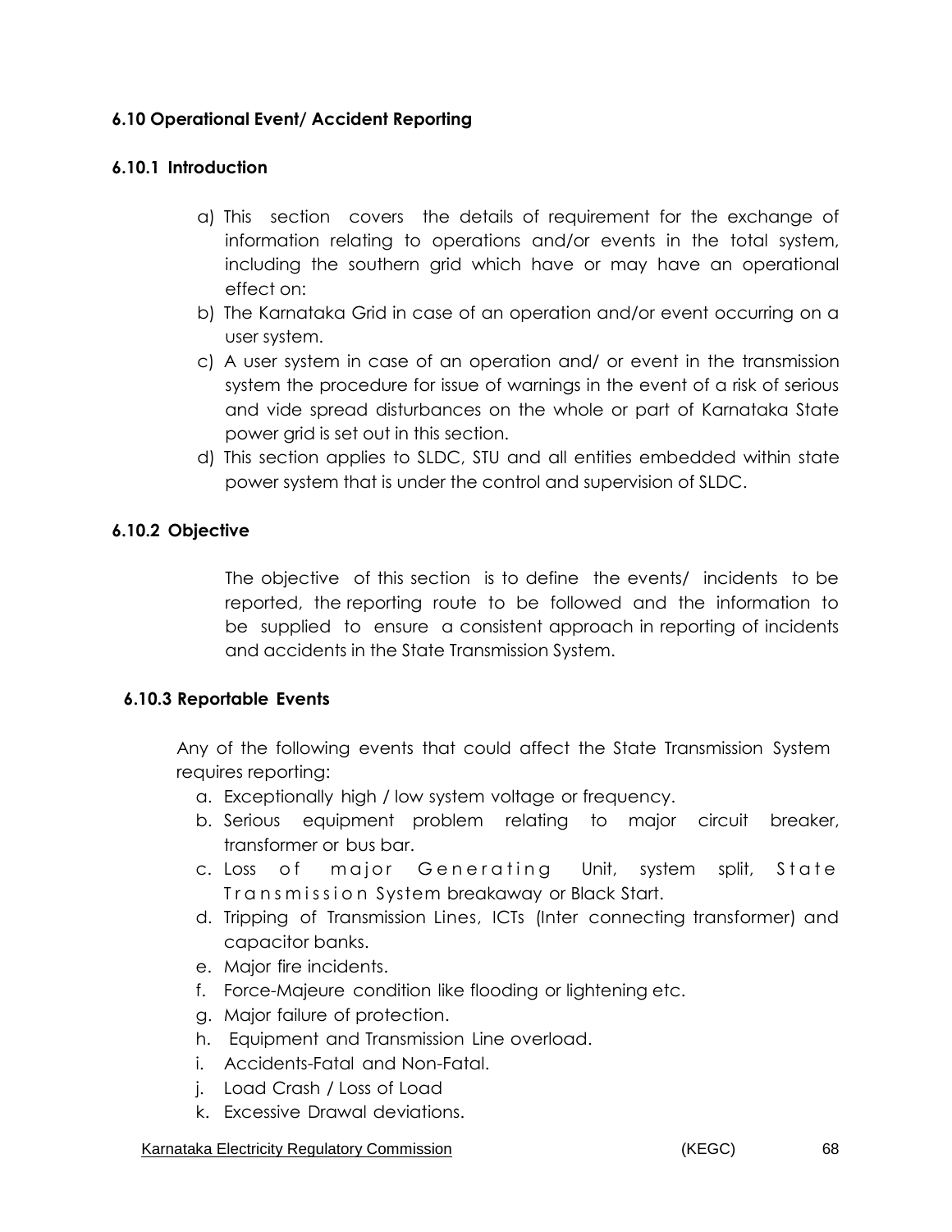### 6.10 Operational Event/ Accident Reporting

#### 6.10.1 Introduction

a) This section covers the details of requirement for the exchange of information relating to operations and/or events in the total system, including the southern grid which have or may have an operational effect on:
b) The Karnataka Grid in case of an operation and/or event occurring on a user system.
c) A user system in case of an operation and/ or event in the transmission system the procedure for issue of warnings in the event of a risk of serious and vide spread disturbances on the whole or part of Karnataka State power grid is set out in this section.
d) This section applies to SLDC, STU and all entities embedded within state power system that is under the control and supervision of SLDC.

#### 6.10.2 Objective

The objective of this section is to define the events/ incidents to be reported, the reporting route to be followed and the information to be supplied to ensure a consistent approach in reporting of incidents and accidents in the State Transmission System.

#### 6.10.3 Reportable Events

Any of the following events that could affect the State Transmission System requires reporting:

a. Exceptionally high / low system voltage or frequency.
b. Serious equipment problem relating to major circuit breaker, transformer or bus bar.
c. Loss of major Generating Unit, system split, State Transmission System breakaway or Black Start.
d. Tripping of Transmission Lines, ICTs (Inter connecting transformer) and capacitor banks.
e. Major fire incidents.
f. Force-Majeure condition like flooding or lightening etc.
g. Major failure of protection.
h. Equipment and Transmission Line overload.
i. Accidents-Fatal and Non-Fatal.
j. Load Crash / Loss of Load
k. Excessive Drawal deviations.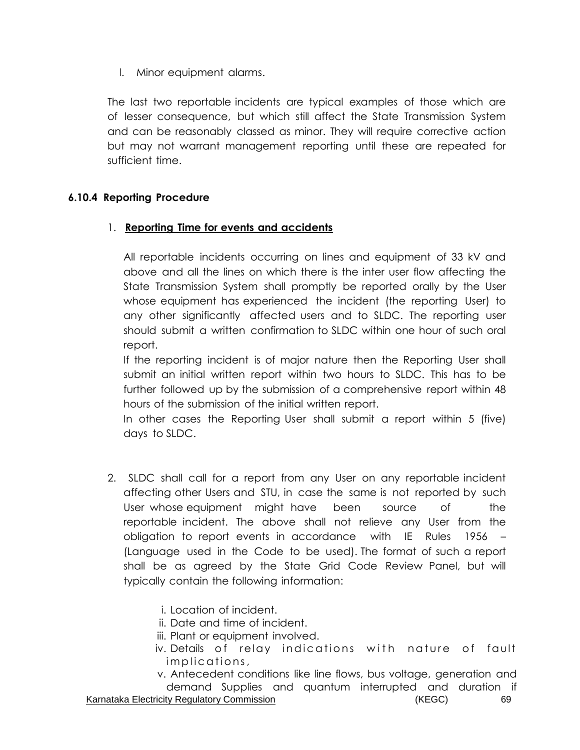l. Minor equipment alarms.

The last two reportable incidents are typical examples of those which are of lesser consequence, but which still affect the State Transmission System and can be reasonably classed as minor. They will require corrective action but may not warrant management reporting until these are repeated for sufficient time.

### 6.10.4 Reporting Procedure

1. **<u>Reporting Time for events and accidents</u>**

   All reportable incidents occurring on lines and equipment of 33 kV and above and all the lines on which there is the inter user flow affecting the State Transmission System shall promptly be reported orally by the User whose equipment has experienced the incident (the reporting User) to any other significantly affected users and to SLDC. The reporting user should submit a written confirmation to SLDC within one hour of such oral report.

   If the reporting incident is of major nature then the Reporting User shall submit an initial written report within two hours to SLDC. This has to be further followed up by the submission of a comprehensive report within 48 hours of the submission of the initial written report.

   In other cases the Reporting User shall submit a report within 5 (five) days to SLDC.

2. SLDC shall call for a report from any User on any reportable incident affecting other Users and STU, in case the same is not reported by such User whose equipment might have been source of the reportable incident. The above shall not relieve any User from the obligation to report events in accordance with IE Rules 1956 – (Language used in the Code to be used). The format of such a report shall be as agreed by the State Grid Code Review Panel, but will typically contain the following information:

   i. Location of incident.
   ii. Date and time of incident.
   iii. Plant or equipment involved.
   iv. Details of relay indications with nature of fault implications,
   v. Antecedent conditions like line flows, bus voltage, generation and demand Supplies and quantum interrupted and duration if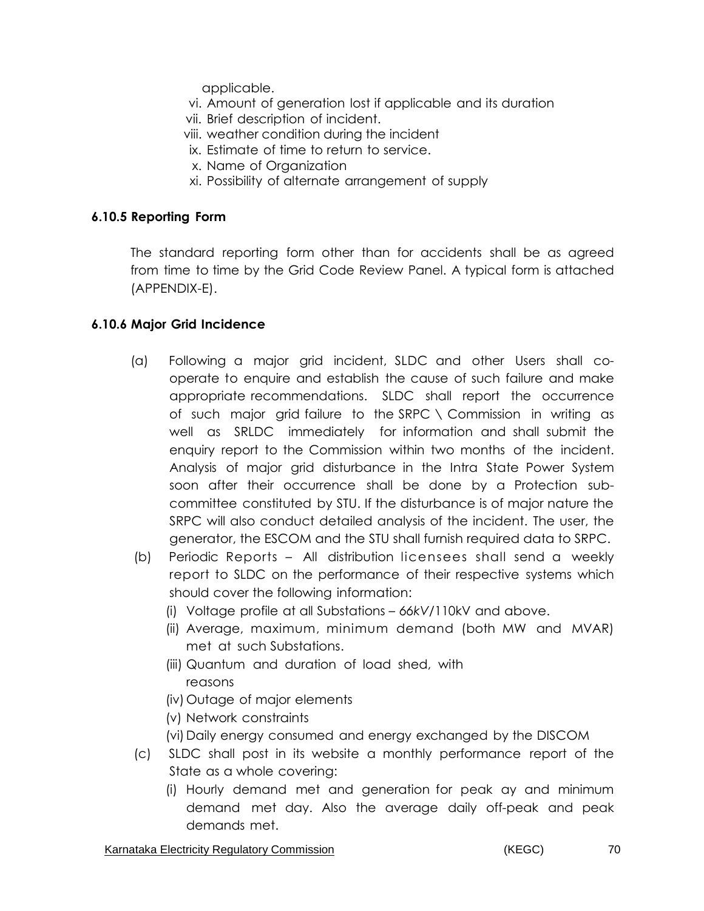applicable.

vi. Amount of generation lost if applicable and its duration
vii. Brief description of incident.
viii. weather condition during the incident
ix. Estimate of time to return to service.
x. Name of Organization
xi. Possibility of alternate arrangement of supply

**6.10.5 Reporting Form**

The standard reporting form other than for accidents shall be as agreed from time to time by the Grid Code Review Panel. A typical form is attached (APPENDIX-E).

**6.10.6 Major Grid Incidence**

(a) Following a major grid incident, SLDC and other Users shall co-operate to enquire and establish the cause of such failure and make appropriate recommendations. SLDC shall report the occurrence of such major grid failure to the SRPC \ Commission in writing as well as SRLDC immediately for information and shall submit the enquiry report to the Commission within two months of the incident. Analysis of major grid disturbance in the Intra State Power System soon after their occurrence shall be done by a Protection sub-committee constituted by STU. If the disturbance is of major nature the SRPC will also conduct detailed analysis of the incident. The user, the generator, the ESCOM and the STU shall furnish required data to SRPC.

(b) Periodic Reports – All distribution licensees shall send a weekly report to SLDC on the performance of their respective systems which should cover the following information:

   (i) Voltage profile at all Substations – *66kV*/110kV and above.
   (ii) Average, maximum, minimum demand (both MW and MVAR) met at such Substations.
   (iii) Quantum and duration of load shed, with reasons
   (iv) Outage of major elements
   (v) Network constraints
   (vi) Daily energy consumed and energy exchanged by the DISCOM

(c) SLDC shall post in its website a monthly performance report of the State as a whole covering:

   (i) Hourly demand met and generation for peak ay and minimum demand met day. Also the average daily off-peak and peak demands met.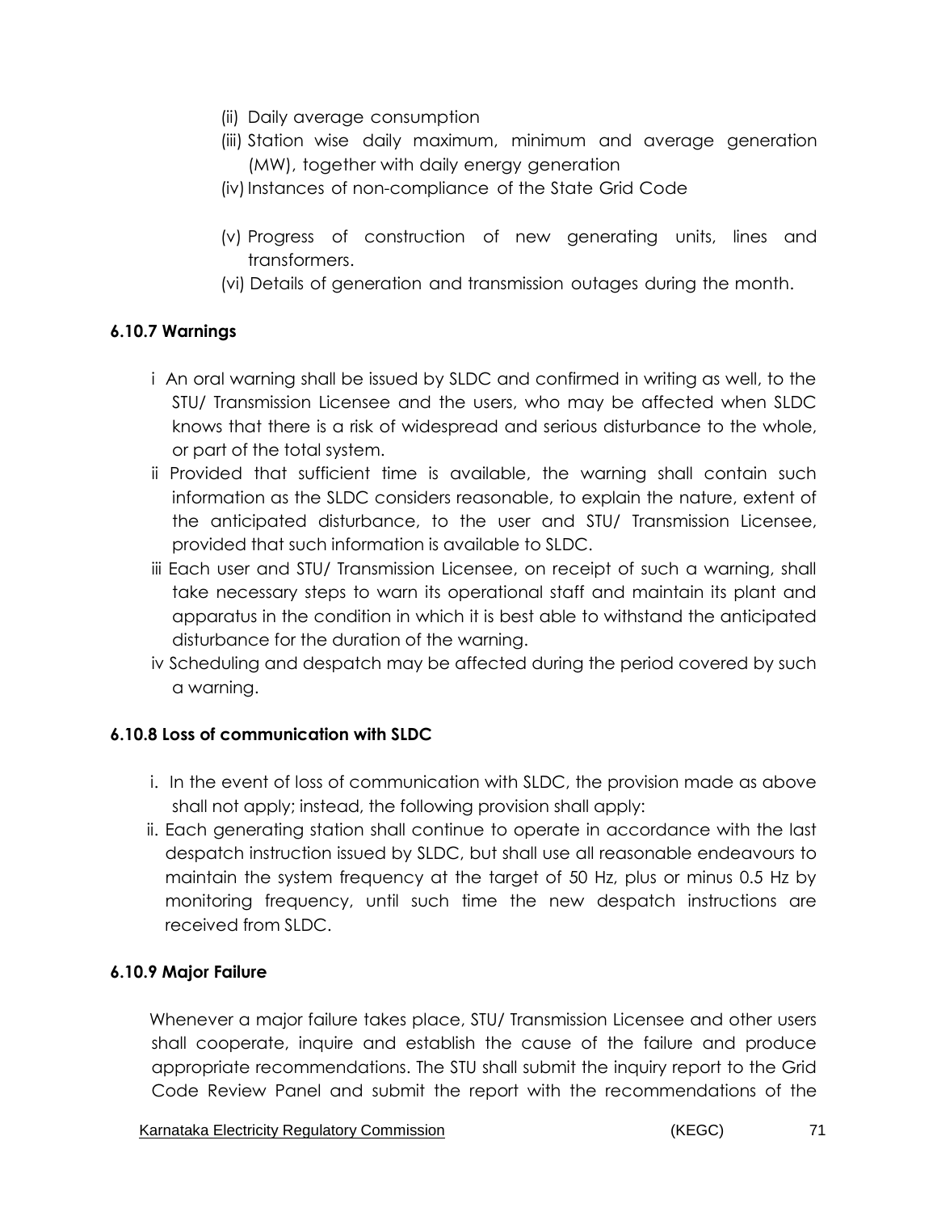(ii) Daily average consumption
(iii) Station wise daily maximum, minimum and average generation (MW), together with daily energy generation
(iv) Instances of non-compliance of the State Grid Code

(v) Progress of construction of new generating units, lines and transformers.
(vi) Details of generation and transmission outages during the month.

**6.10.7 Warnings**

i An oral warning shall be issued by SLDC and confirmed in writing as well, to the STU/ Transmission Licensee and the users, who may be affected when SLDC knows that there is a risk of widespread and serious disturbance to the whole, or part of the total system.

ii Provided that sufficient time is available, the warning shall contain such information as the SLDC considers reasonable, to explain the nature, extent of the anticipated disturbance, to the user and STU/ Transmission Licensee, provided that such information is available to SLDC.

iii Each user and STU/ Transmission Licensee, on receipt of such a warning, shall take necessary steps to warn its operational staff and maintain its plant and apparatus in the condition in which it is best able to withstand the anticipated disturbance for the duration of the warning.

iv Scheduling and despatch may be affected during the period covered by such a warning.

**6.10.8 Loss of communication with SLDC**

i. In the event of loss of communication with SLDC, the provision made as above shall not apply; instead, the following provision shall apply:

ii. Each generating station shall continue to operate in accordance with the last despatch instruction issued by SLDC, but shall use all reasonable endeavours to maintain the system frequency at the target of 50 Hz, plus or minus 0.5 Hz by monitoring frequency, until such time the new despatch instructions are received from SLDC.

**6.10.9 Major Failure**

Whenever a major failure takes place, STU/ Transmission Licensee and other users shall cooperate, inquire and establish the cause of the failure and produce appropriate recommendations. The STU shall submit the inquiry report to the Grid Code Review Panel and submit the report with the recommendations of the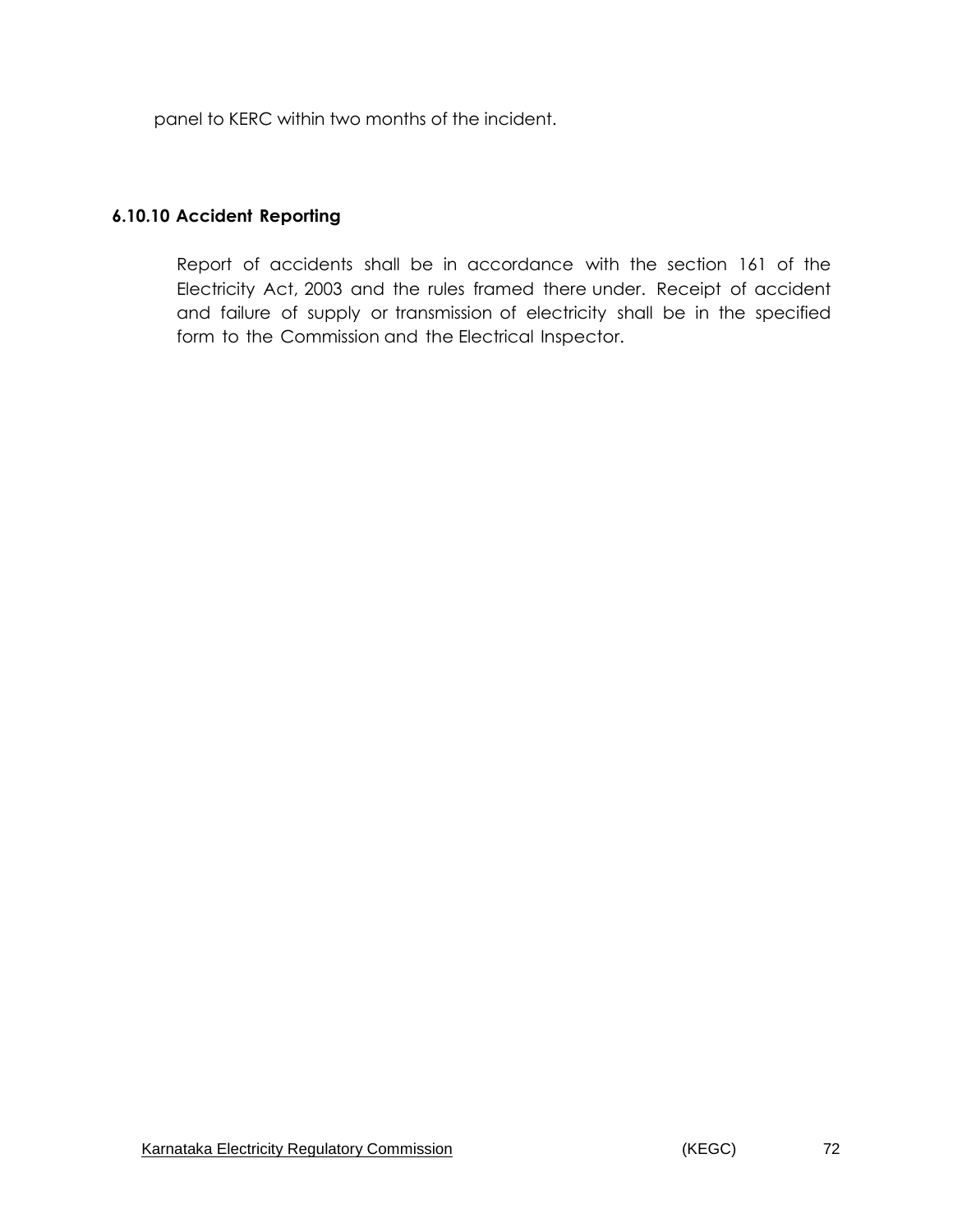panel to KERC within two months of the incident.

### 6.10.10 Accident Reporting

Report of accidents shall be in accordance with the section 161 of the Electricity Act, 2003 and the rules framed there under. Receipt of accident and failure of supply or transmission of electricity shall be in the specified form to the Commission and the Electrical Inspector.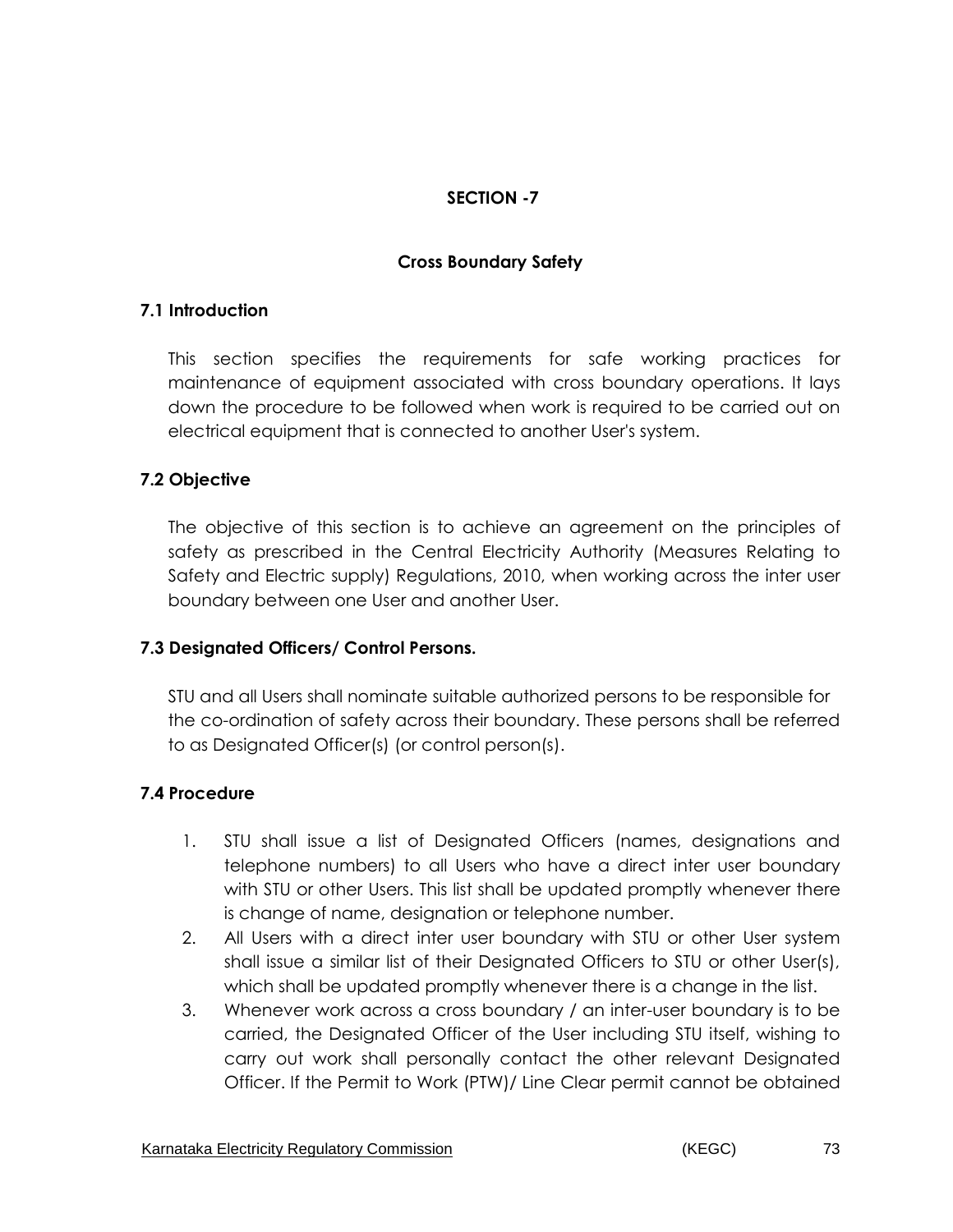## SECTION -7

### Cross Boundary Safety

### 7.1 Introduction

This section specifies the requirements for safe working practices for maintenance of equipment associated with cross boundary operations. It lays down the procedure to be followed when work is required to be carried out on electrical equipment that is connected to another User's system.

### 7.2 Objective

The objective of this section is to achieve an agreement on the principles of safety as prescribed in the Central Electricity Authority (Measures Relating to Safety and Electric supply) Regulations, 2010, when working across the inter user boundary between one User and another User.

### 7.3 Designated Officers/ Control Persons.

STU and all Users shall nominate suitable authorized persons to be responsible for the co-ordination of safety across their boundary. These persons shall be referred to as Designated Officer(s) (or control person(s).

### 7.4 Procedure

1. STU shall issue a list of Designated Officers (names, designations and telephone numbers) to all Users who have a direct inter user boundary with STU or other Users. This list shall be updated promptly whenever there is change of name, designation or telephone number.
2. All Users with a direct inter user boundary with STU or other User system shall issue a similar list of their Designated Officers to STU or other User(s), which shall be updated promptly whenever there is a change in the list.
3. Whenever work across a cross boundary / an inter-user boundary is to be carried, the Designated Officer of the User including STU itself, wishing to carry out work shall personally contact the other relevant Designated Officer. If the Permit to Work (PTW)/ Line Clear permit cannot be obtained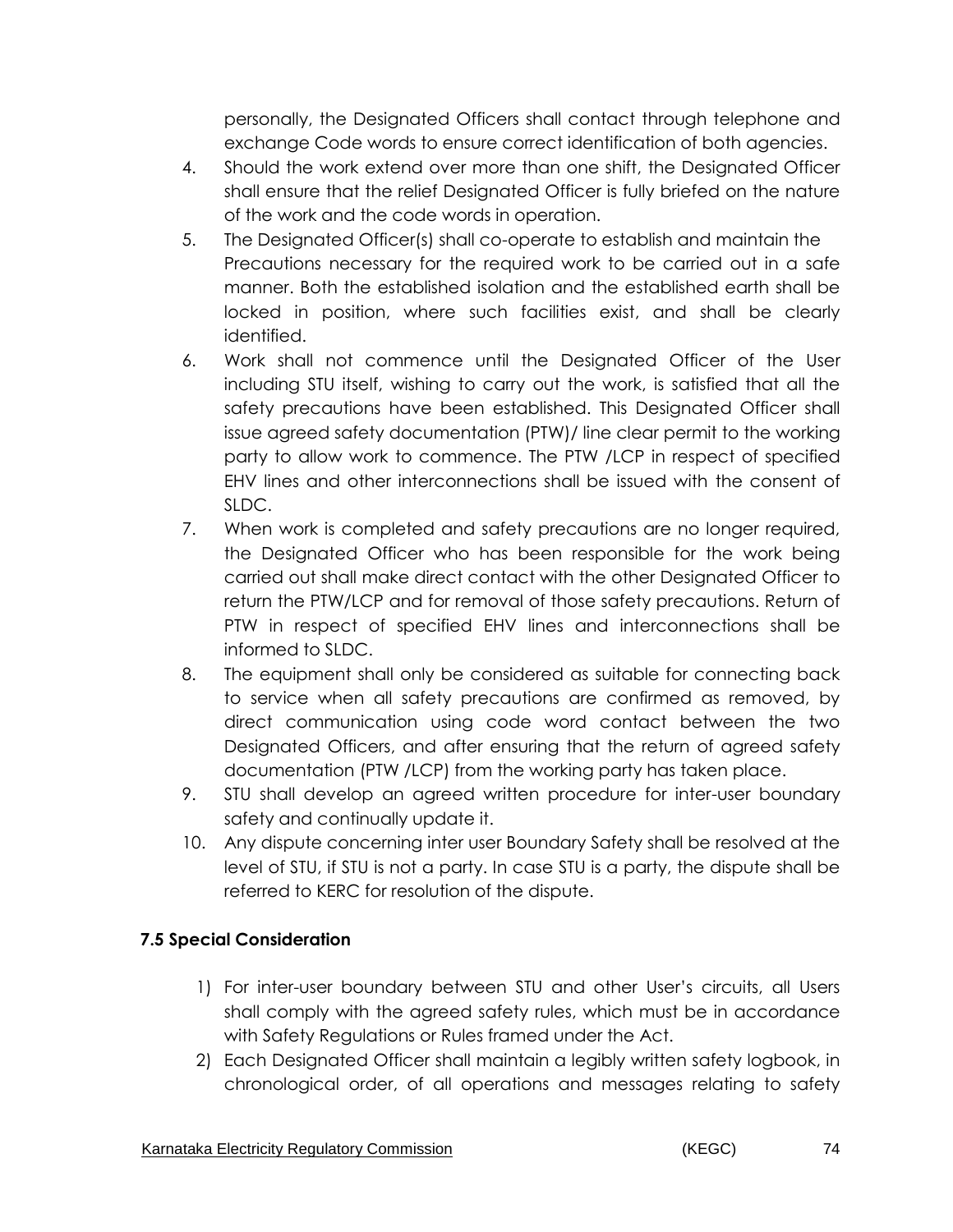personally, the Designated Officers shall contact through telephone and exchange Code words to ensure correct identification of both agencies.

4. Should the work extend over more than one shift, the Designated Officer shall ensure that the relief Designated Officer is fully briefed on the nature of the work and the code words in operation.
5. The Designated Officer(s) shall co-operate to establish and maintain the Precautions necessary for the required work to be carried out in a safe manner. Both the established isolation and the established earth shall be locked in position, where such facilities exist, and shall be clearly identified.
6. Work shall not commence until the Designated Officer of the User including STU itself, wishing to carry out the work, is satisfied that all the safety precautions have been established. This Designated Officer shall issue agreed safety documentation (PTW)/ line clear permit to the working party to allow work to commence. The PTW /LCP in respect of specified EHV lines and other interconnections shall be issued with the consent of SLDC.
7. When work is completed and safety precautions are no longer required, the Designated Officer who has been responsible for the work being carried out shall make direct contact with the other Designated Officer to return the PTW/LCP and for removal of those safety precautions. Return of PTW in respect of specified EHV lines and interconnections shall be informed to SLDC.
8. The equipment shall only be considered as suitable for connecting back to service when all safety precautions are confirmed as removed, by direct communication using code word contact between the two Designated Officers, and after ensuring that the return of agreed safety documentation (PTW /LCP) from the working party has taken place.
9. STU shall develop an agreed written procedure for inter-user boundary safety and continually update it.
10. Any dispute concerning inter user Boundary Safety shall be resolved at the level of STU, if STU is not a party. In case STU is a party, the dispute shall be referred to KERC for resolution of the dispute.

### 7.5 Special Consideration

1) For inter-user boundary between STU and other User's circuits, all Users shall comply with the agreed safety rules, which must be in accordance with Safety Regulations or Rules framed under the Act.
2) Each Designated Officer shall maintain a legibly written safety logbook, in chronological order, of all operations and messages relating to safety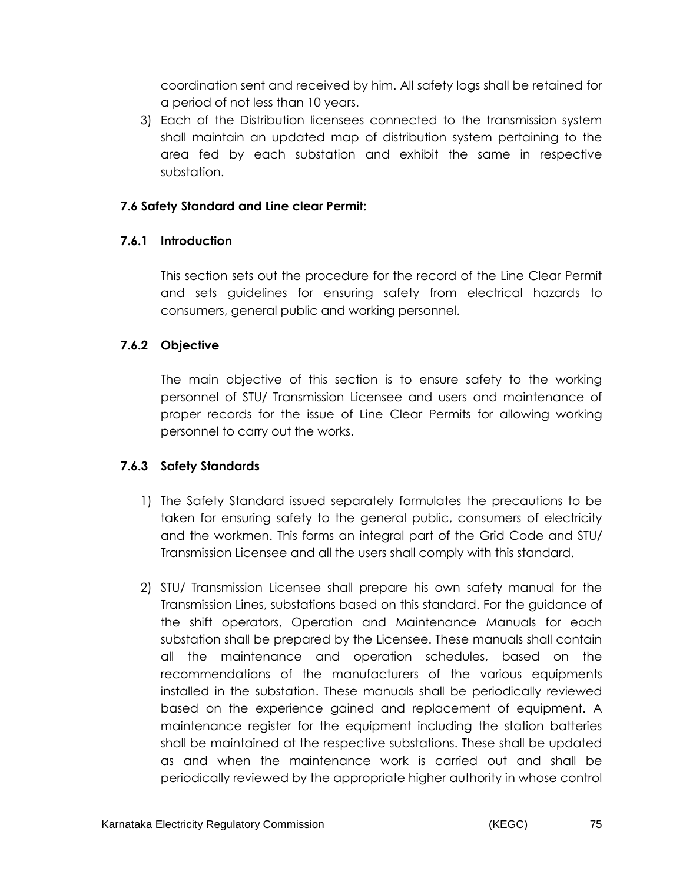coordination sent and received by him. All safety logs shall be retained for a period of not less than 10 years.

3) Each of the Distribution licensees connected to the transmission system shall maintain an updated map of distribution system pertaining to the area fed by each substation and exhibit the same in respective substation.

### 7.6 Safety Standard and Line clear Permit:

#### 7.6.1 Introduction

This section sets out the procedure for the record of the Line Clear Permit and sets guidelines for ensuring safety from electrical hazards to consumers, general public and working personnel.

#### 7.6.2 Objective

The main objective of this section is to ensure safety to the working personnel of STU/ Transmission Licensee and users and maintenance of proper records for the issue of Line Clear Permits for allowing working personnel to carry out the works.

#### 7.6.3 Safety Standards

1) The Safety Standard issued separately formulates the precautions to be taken for ensuring safety to the general public, consumers of electricity and the workmen. This forms an integral part of the Grid Code and STU/ Transmission Licensee and all the users shall comply with this standard.

2) STU/ Transmission Licensee shall prepare his own safety manual for the Transmission Lines, substations based on this standard. For the guidance of the shift operators, Operation and Maintenance Manuals for each substation shall be prepared by the Licensee. These manuals shall contain all the maintenance and operation schedules, based on the recommendations of the manufacturers of the various equipments installed in the substation. These manuals shall be periodically reviewed based on the experience gained and replacement of equipment. A maintenance register for the equipment including the station batteries shall be maintained at the respective substations. These shall be updated as and when the maintenance work is carried out and shall be periodically reviewed by the appropriate higher authority in whose control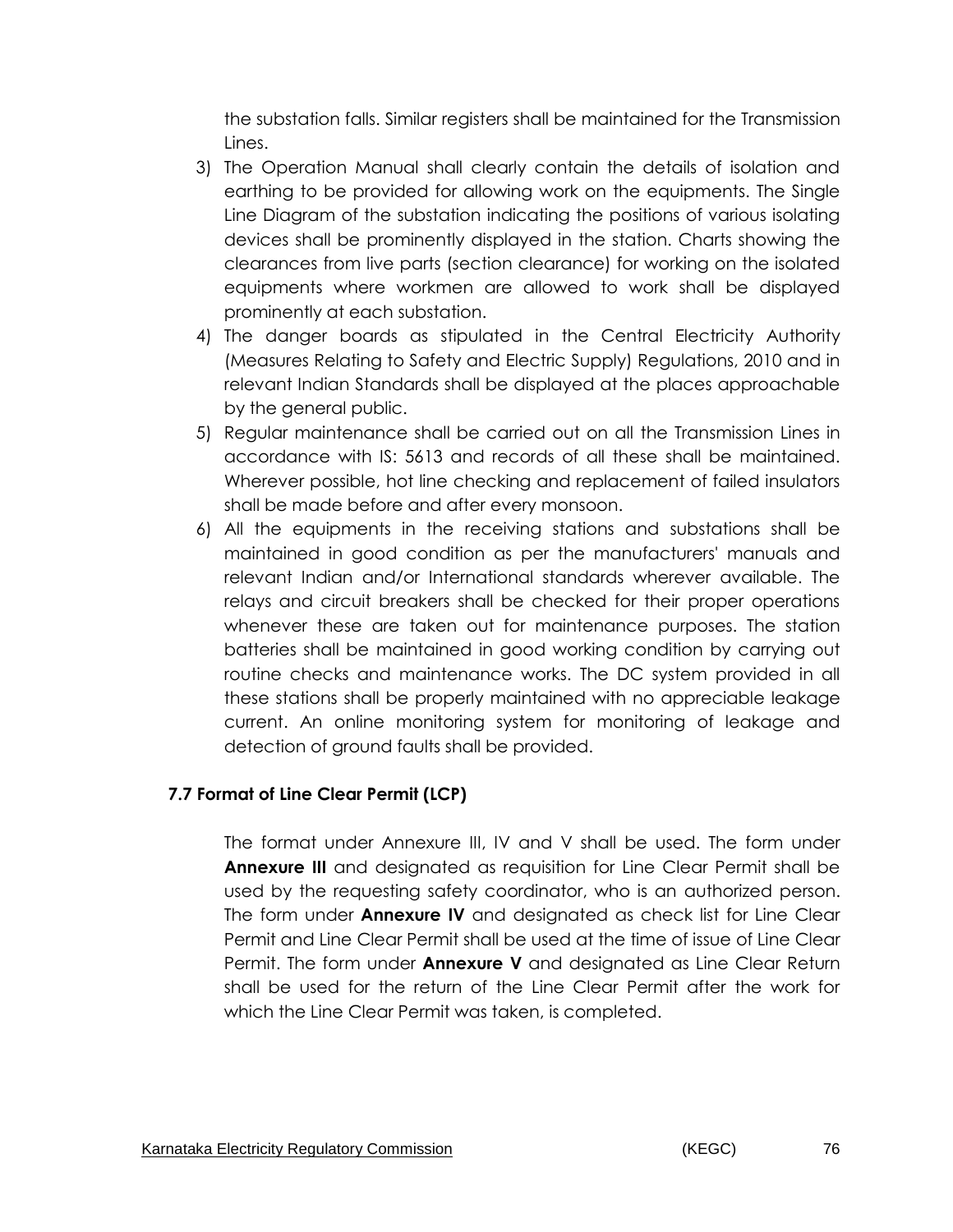the substation falls. Similar registers shall be maintained for the Transmission Lines.

3) The Operation Manual shall clearly contain the details of isolation and earthing to be provided for allowing work on the equipments. The Single Line Diagram of the substation indicating the positions of various isolating devices shall be prominently displayed in the station. Charts showing the clearances from live parts (section clearance) for working on the isolated equipments where workmen are allowed to work shall be displayed prominently at each substation.
4) The danger boards as stipulated in the Central Electricity Authority (Measures Relating to Safety and Electric Supply) Regulations, 2010 and in relevant Indian Standards shall be displayed at the places approachable by the general public.
5) Regular maintenance shall be carried out on all the Transmission Lines in accordance with IS: 5613 and records of all these shall be maintained. Wherever possible, hot line checking and replacement of failed insulators shall be made before and after every monsoon.
6) All the equipments in the receiving stations and substations shall be maintained in good condition as per the manufacturers' manuals and relevant Indian and/or International standards wherever available. The relays and circuit breakers shall be checked for their proper operations whenever these are taken out for maintenance purposes. The station batteries shall be maintained in good working condition by carrying out routine checks and maintenance works. The DC system provided in all these stations shall be properly maintained with no appreciable leakage current. An online monitoring system for monitoring of leakage and detection of ground faults shall be provided.

### 7.7 Format of Line Clear Permit (LCP)

The format under Annexure III, IV and V shall be used. The form under **Annexure III** and designated as requisition for Line Clear Permit shall be used by the requesting safety coordinator, who is an authorized person. The form under **Annexure IV** and designated as check list for Line Clear Permit and Line Clear Permit shall be used at the time of issue of Line Clear Permit. The form under **Annexure V** and designated as Line Clear Return shall be used for the return of the Line Clear Permit after the work for which the Line Clear Permit was taken, is completed.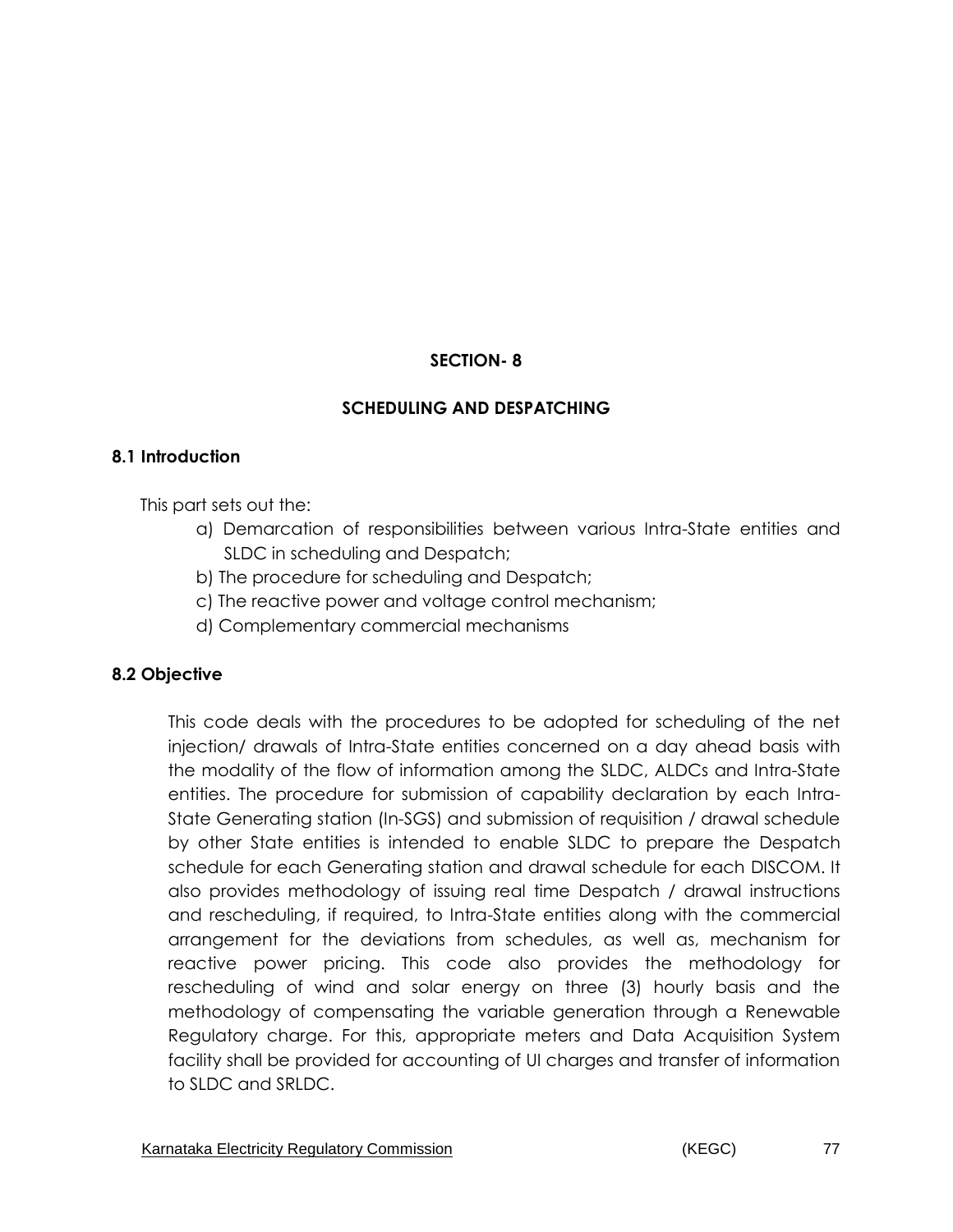# SECTION- 8

## SCHEDULING AND DESPATCHING

### 8.1 Introduction

This part sets out the:

a) Demarcation of responsibilities between various Intra-State entities and SLDC in scheduling and Despatch;
b) The procedure for scheduling and Despatch;
c) The reactive power and voltage control mechanism;
d) Complementary commercial mechanisms

### 8.2 Objective

This code deals with the procedures to be adopted for scheduling of the net injection/ drawals of Intra-State entities concerned on a day ahead basis with the modality of the flow of information among the SLDC, ALDCs and Intra-State entities. The procedure for submission of capability declaration by each Intra-State Generating station (In-SGS) and submission of requisition / drawal schedule by other State entities is intended to enable SLDC to prepare the Despatch schedule for each Generating station and drawal schedule for each DISCOM. It also provides methodology of issuing real time Despatch / drawal instructions and rescheduling, if required, to Intra-State entities along with the commercial arrangement for the deviations from schedules, as well as, mechanism for reactive power pricing. This code also provides the methodology for rescheduling of wind and solar energy on three (3) hourly basis and the methodology of compensating the variable generation through a Renewable Regulatory charge. For this, appropriate meters and Data Acquisition System facility shall be provided for accounting of UI charges and transfer of information to SLDC and SRLDC.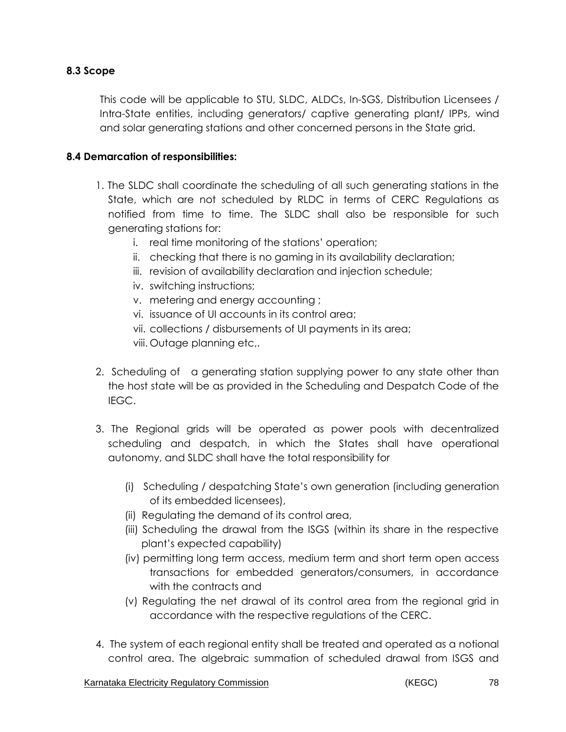### 8.3 Scope

This code will be applicable to STU, SLDC, ALDCs, In-SGS, Distribution Licensees / Intra-State entities, including generators/ captive generating plant/ IPPs, wind and solar generating stations and other concerned persons in the State grid.

### 8.4 Demarcation of responsibilities:

1. The SLDC shall coordinate the scheduling of all such generating stations in the State, which are not scheduled by RLDC in terms of CERC Regulations as notified from time to time. The SLDC shall also be responsible for such generating stations for:
   - i. real time monitoring of the stations' operation;
   - ii. checking that there is no gaming in its availability declaration;
   - iii. revision of availability declaration and injection schedule;
   - iv. switching instructions;
   - v. metering and energy accounting ;
   - vi. issuance of UI accounts in its control area;
   - vii. collections / disbursements of UI payments in its area;
   - viii. Outage planning etc,.

2. Scheduling of a generating station supplying power to any state other than the host state will be as provided in the Scheduling and Despatch Code of the IEGC.

3. The Regional grids will be operated as power pools with decentralized scheduling and despatch, in which the States shall have operational autonomy, and SLDC shall have the total responsibility for
   - (i) Scheduling / despatching State's own generation (including generation of its embedded licensees),
   - (ii) Regulating the demand of its control area,
   - (iii) Scheduling the drawal from the ISGS (within its share in the respective plant's expected capability)
   - (iv) permitting long term access, medium term and short term open access transactions for embedded generators/consumers, in accordance with the contracts and
   - (v) Regulating the net drawal of its control area from the regional grid in accordance with the respective regulations of the CERC.

4. The system of each regional entity shall be treated and operated as a notional control area. The algebraic summation of scheduled drawal from ISGS and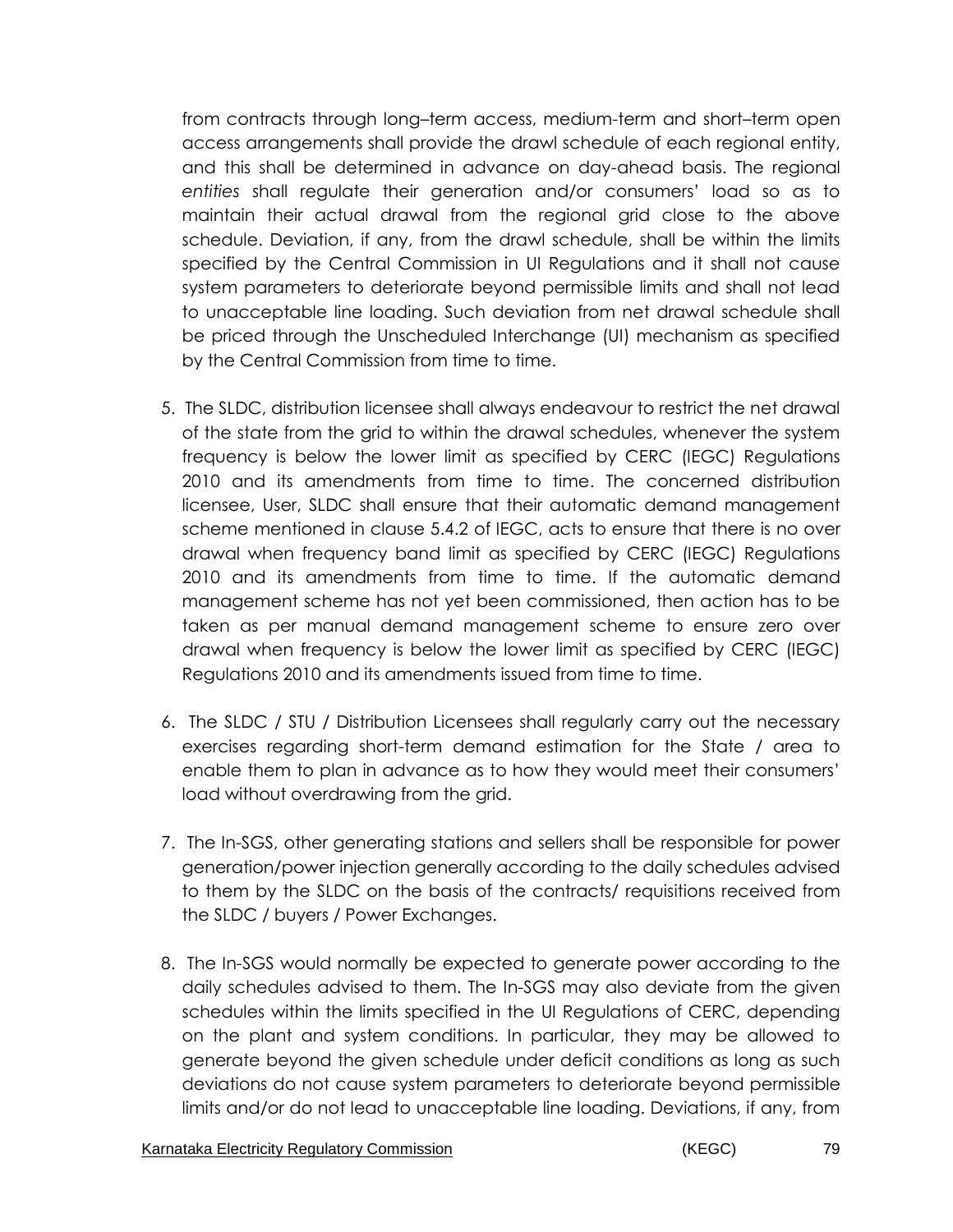from contracts through long–term access, medium-term and short–term open access arrangements shall provide the drawl schedule of each regional entity, and this shall be determined in advance on day-ahead basis. The regional *entities* shall regulate their generation and/or consumers' load so as to maintain their actual drawal from the regional grid close to the above schedule. Deviation, if any, from the drawl schedule, shall be within the limits specified by the Central Commission in UI Regulations and it shall not cause system parameters to deteriorate beyond permissible limits and shall not lead to unacceptable line loading. Such deviation from net drawal schedule shall be priced through the Unscheduled Interchange (UI) mechanism as specified by the Central Commission from time to time.

5. The SLDC, distribution licensee shall always endeavour to restrict the net drawal of the state from the grid to within the drawal schedules, whenever the system frequency is below the lower limit as specified by CERC (IEGC) Regulations 2010 and its amendments from time to time. The concerned distribution licensee, User, SLDC shall ensure that their automatic demand management scheme mentioned in clause 5.4.2 of IEGC, acts to ensure that there is no over drawal when frequency band limit as specified by CERC (IEGC) Regulations 2010 and its amendments from time to time. If the automatic demand management scheme has not yet been commissioned, then action has to be taken as per manual demand management scheme to ensure zero over drawal when frequency is below the lower limit as specified by CERC (IEGC) Regulations 2010 and its amendments issued from time to time.

6. The SLDC / STU / Distribution Licensees shall regularly carry out the necessary exercises regarding short-term demand estimation for the State / area to enable them to plan in advance as to how they would meet their consumers' load without overdrawing from the grid.

7. The In-SGS, other generating stations and sellers shall be responsible for power generation/power injection generally according to the daily schedules advised to them by the SLDC on the basis of the contracts/ requisitions received from the SLDC / buyers / Power Exchanges.

8. The In-SGS would normally be expected to generate power according to the daily schedules advised to them. The In-SGS may also deviate from the given schedules within the limits specified in the UI Regulations of CERC, depending on the plant and system conditions. In particular, they may be allowed to generate beyond the given schedule under deficit conditions as long as such deviations do not cause system parameters to deteriorate beyond permissible limits and/or do not lead to unacceptable line loading. Deviations, if any, from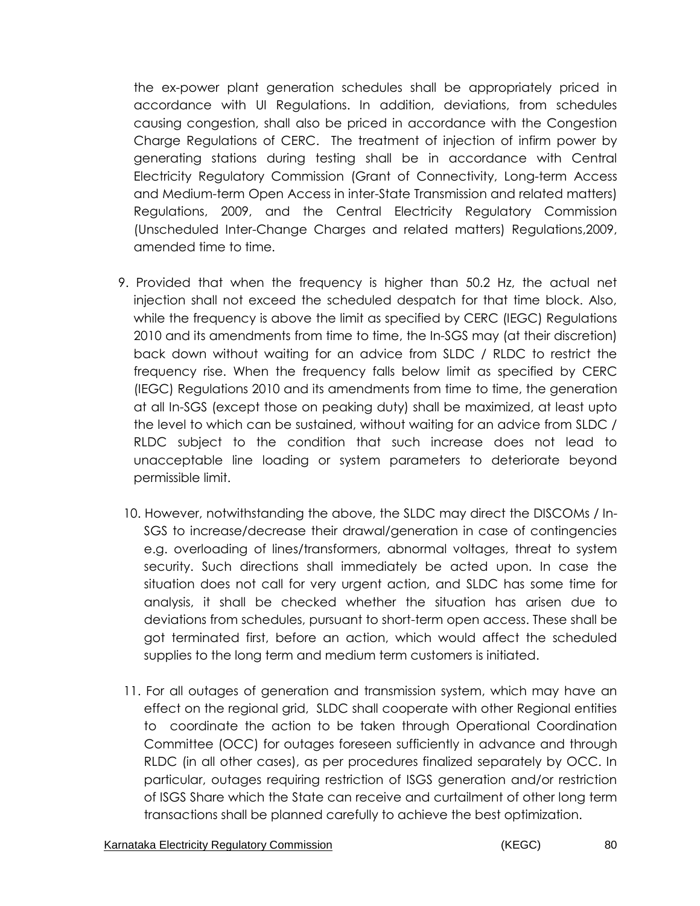the ex-power plant generation schedules shall be appropriately priced in accordance with UI Regulations. In addition, deviations, from schedules causing congestion, shall also be priced in accordance with the Congestion Charge Regulations of CERC. The treatment of injection of infirm power by generating stations during testing shall be in accordance with Central Electricity Regulatory Commission (Grant of Connectivity, Long-term Access and Medium-term Open Access in inter-State Transmission and related matters) Regulations, 2009, and the Central Electricity Regulatory Commission (Unscheduled Inter-Change Charges and related matters) Regulations,2009, amended time to time.

9. Provided that when the frequency is higher than 50.2 Hz, the actual net injection shall not exceed the scheduled despatch for that time block. Also, while the frequency is above the limit as specified by CERC (IEGC) Regulations 2010 and its amendments from time to time, the In-SGS may (at their discretion) back down without waiting for an advice from SLDC / RLDC to restrict the frequency rise. When the frequency falls below limit as specified by CERC (IEGC) Regulations 2010 and its amendments from time to time, the generation at all In-SGS (except those on peaking duty) shall be maximized, at least upto the level to which can be sustained, without waiting for an advice from SLDC / RLDC subject to the condition that such increase does not lead to unacceptable line loading or system parameters to deteriorate beyond permissible limit.

10. However, notwithstanding the above, the SLDC may direct the DISCOMs / In-SGS to increase/decrease their drawal/generation in case of contingencies e.g. overloading of lines/transformers, abnormal voltages, threat to system security. Such directions shall immediately be acted upon. In case the situation does not call for very urgent action, and SLDC has some time for analysis, it shall be checked whether the situation has arisen due to deviations from schedules, pursuant to short-term open access. These shall be got terminated first, before an action, which would affect the scheduled supplies to the long term and medium term customers is initiated.

11. For all outages of generation and transmission system, which may have an effect on the regional grid, SLDC shall cooperate with other Regional entities to coordinate the action to be taken through Operational Coordination Committee (OCC) for outages foreseen sufficiently in advance and through RLDC (in all other cases), as per procedures finalized separately by OCC. In particular, outages requiring restriction of ISGS generation and/or restriction of ISGS Share which the State can receive and curtailment of other long term transactions shall be planned carefully to achieve the best optimization.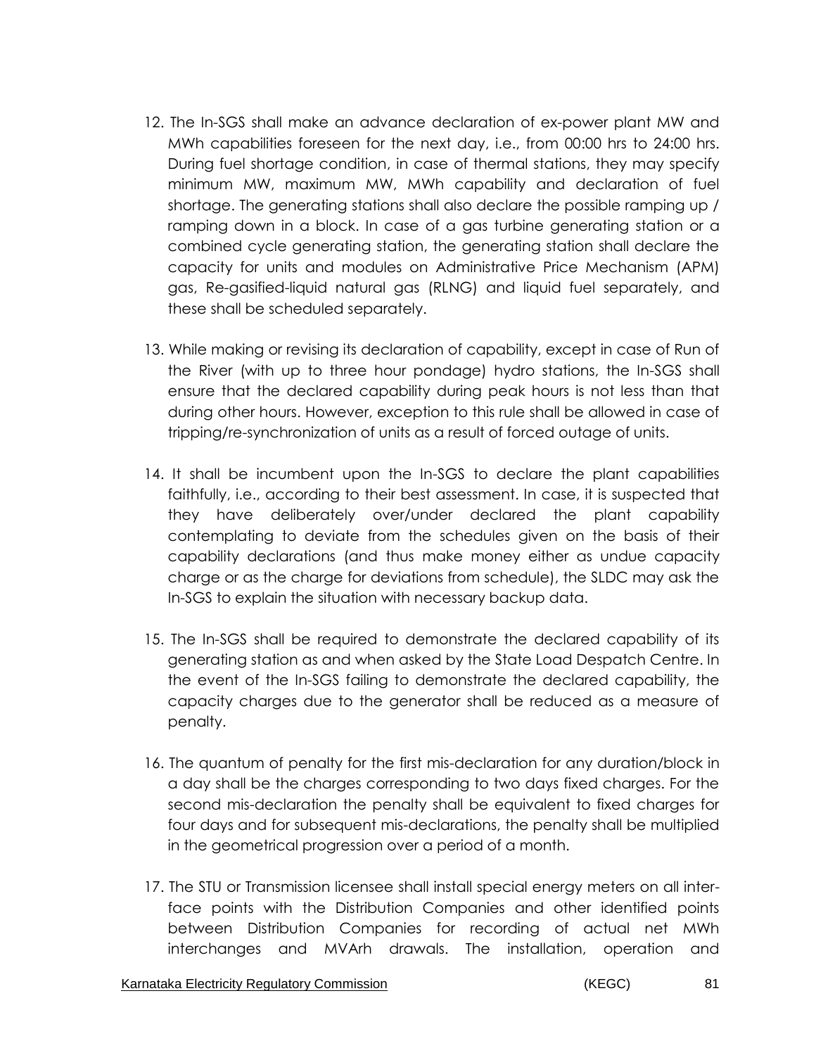12. The In-SGS shall make an advance declaration of ex-power plant MW and MWh capabilities foreseen for the next day, i.e., from 00:00 hrs to 24:00 hrs. During fuel shortage condition, in case of thermal stations, they may specify minimum MW, maximum MW, MWh capability and declaration of fuel shortage. The generating stations shall also declare the possible ramping up / ramping down in a block. In case of a gas turbine generating station or a combined cycle generating station, the generating station shall declare the capacity for units and modules on Administrative Price Mechanism (APM) gas, Re-gasified-liquid natural gas (RLNG) and liquid fuel separately, and these shall be scheduled separately.

13. While making or revising its declaration of capability, except in case of Run of the River (with up to three hour pondage) hydro stations, the In-SGS shall ensure that the declared capability during peak hours is not less than that during other hours. However, exception to this rule shall be allowed in case of tripping/re-synchronization of units as a result of forced outage of units.

14. It shall be incumbent upon the In-SGS to declare the plant capabilities faithfully, i.e., according to their best assessment. In case, it is suspected that they have deliberately over/under declared the plant capability contemplating to deviate from the schedules given on the basis of their capability declarations (and thus make money either as undue capacity charge or as the charge for deviations from schedule), the SLDC may ask the In-SGS to explain the situation with necessary backup data.

15. The In-SGS shall be required to demonstrate the declared capability of its generating station as and when asked by the State Load Despatch Centre. In the event of the In-SGS failing to demonstrate the declared capability, the capacity charges due to the generator shall be reduced as a measure of penalty.

16. The quantum of penalty for the first mis-declaration for any duration/block in a day shall be the charges corresponding to two days fixed charges. For the second mis-declaration the penalty shall be equivalent to fixed charges for four days and for subsequent mis-declarations, the penalty shall be multiplied in the geometrical progression over a period of a month.

17. The STU or Transmission licensee shall install special energy meters on all inter-face points with the Distribution Companies and other identified points between Distribution Companies for recording of actual net MWh interchanges and MVArh drawals. The installation, operation and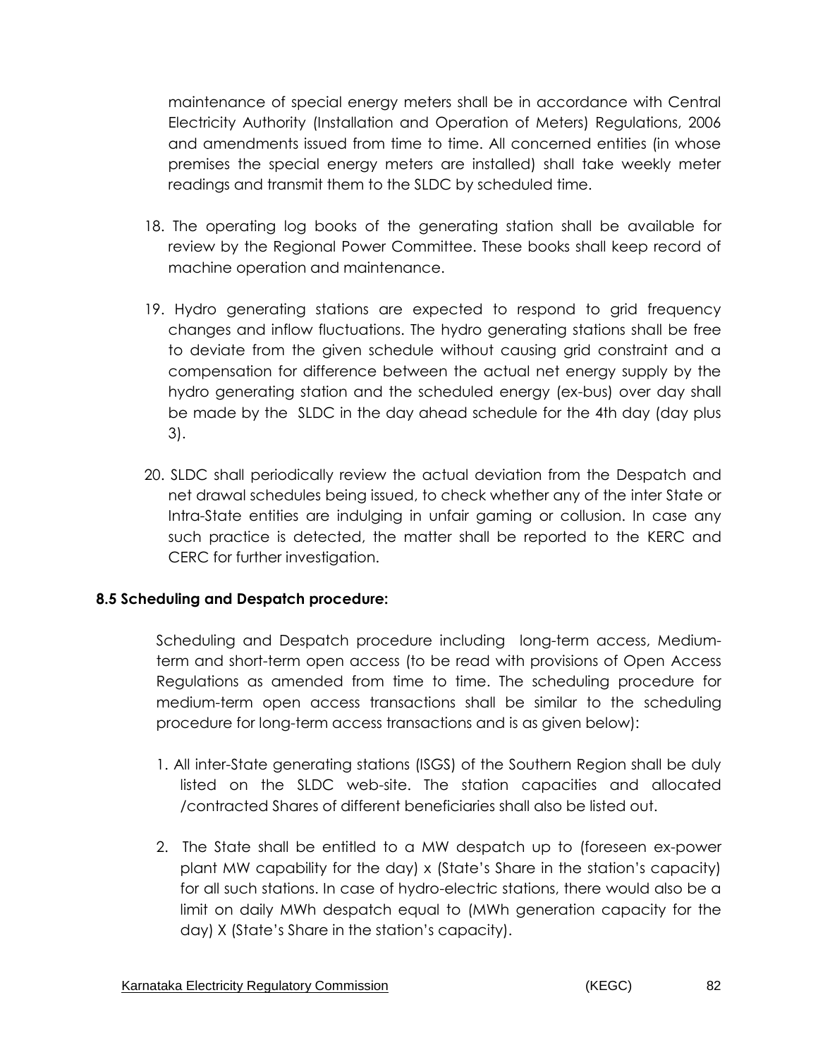maintenance of special energy meters shall be in accordance with Central Electricity Authority (Installation and Operation of Meters) Regulations, 2006 and amendments issued from time to time. All concerned entities (in whose premises the special energy meters are installed) shall take weekly meter readings and transmit them to the SLDC by scheduled time.

18. The operating log books of the generating station shall be available for review by the Regional Power Committee. These books shall keep record of machine operation and maintenance.

19. Hydro generating stations are expected to respond to grid frequency changes and inflow fluctuations. The hydro generating stations shall be free to deviate from the given schedule without causing grid constraint and a compensation for difference between the actual net energy supply by the hydro generating station and the scheduled energy (ex-bus) over day shall be made by the SLDC in the day ahead schedule for the 4th day (day plus 3).

20. SLDC shall periodically review the actual deviation from the Despatch and net drawal schedules being issued, to check whether any of the inter State or Intra-State entities are indulging in unfair gaming or collusion. In case any such practice is detected, the matter shall be reported to the KERC and CERC for further investigation.

**8.5 Scheduling and Despatch procedure:**

Scheduling and Despatch procedure including long-term access, Medium-term and short-term open access (to be read with provisions of Open Access Regulations as amended from time to time. The scheduling procedure for medium-term open access transactions shall be similar to the scheduling procedure for long-term access transactions and is as given below):

1. All inter-State generating stations (ISGS) of the Southern Region shall be duly listed on the SLDC web-site. The station capacities and allocated /contracted Shares of different beneficiaries shall also be listed out.

2. The State shall be entitled to a MW despatch up to (foreseen ex-power plant MW capability for the day) x (State's Share in the station's capacity) for all such stations. In case of hydro-electric stations, there would also be a limit on daily MWh despatch equal to (MWh generation capacity for the day) X (State's Share in the station's capacity).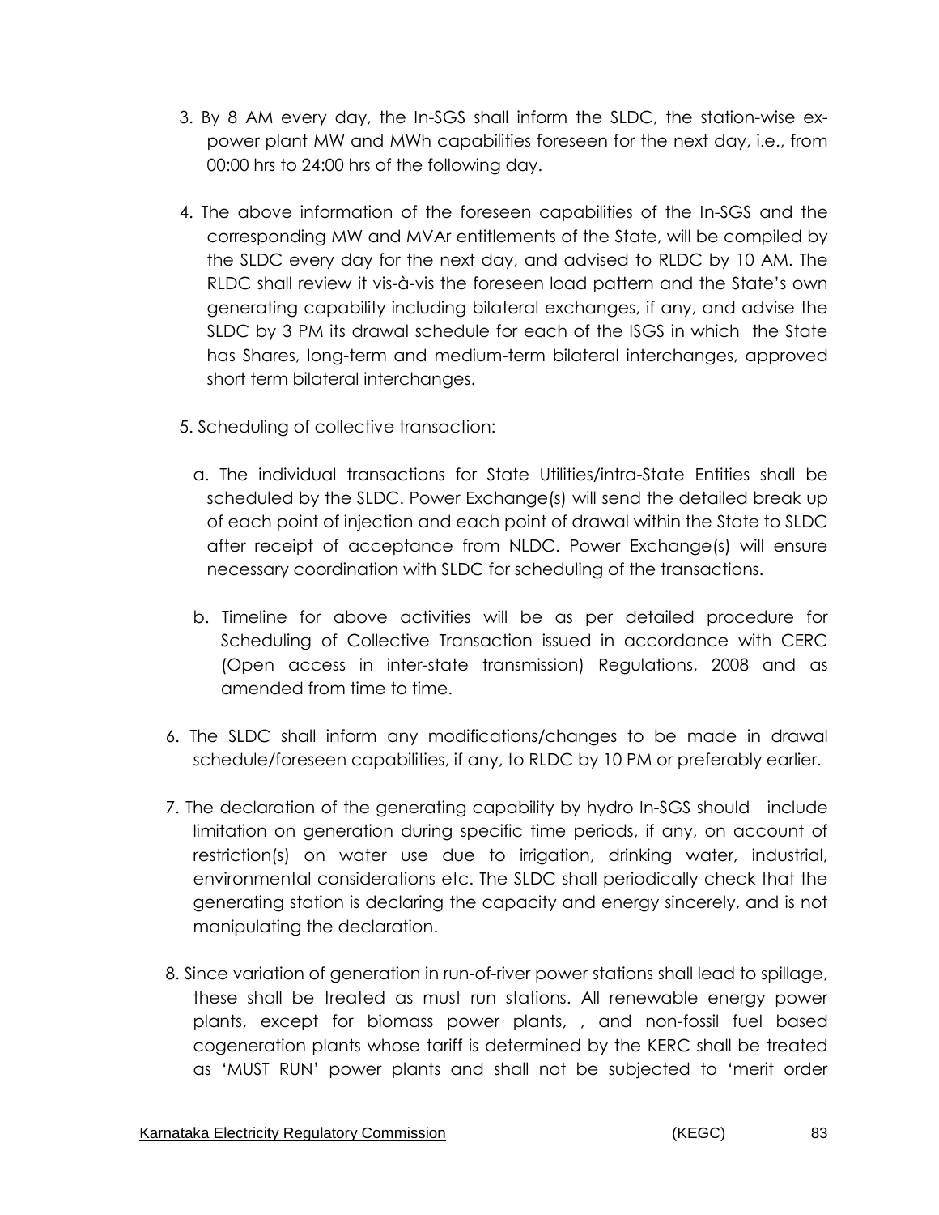3. By 8 AM every day, the In-SGS shall inform the SLDC, the station-wise ex-power plant MW and MWh capabilities foreseen for the next day, i.e., from 00:00 hrs to 24:00 hrs of the following day.

4. The above information of the foreseen capabilities of the In-SGS and the corresponding MW and MVAr entitlements of the State, will be compiled by the SLDC every day for the next day, and advised to RLDC by 10 AM. The RLDC shall review it vis-à-vis the foreseen load pattern and the State's own generating capability including bilateral exchanges, if any, and advise the SLDC by 3 PM its drawal schedule for each of the ISGS in which the State has Shares, long-term and medium-term bilateral interchanges, approved short term bilateral interchanges.

5. Scheduling of collective transaction:

   a. The individual transactions for State Utilities/intra-State Entities shall be scheduled by the SLDC. Power Exchange(s) will send the detailed break up of each point of injection and each point of drawal within the State to SLDC after receipt of acceptance from NLDC. Power Exchange(s) will ensure necessary coordination with SLDC for scheduling of the transactions.

   b. Timeline for above activities will be as per detailed procedure for Scheduling of Collective Transaction issued in accordance with CERC (Open access in inter-state transmission) Regulations, 2008 and as amended from time to time.

6. The SLDC shall inform any modifications/changes to be made in drawal schedule/foreseen capabilities, if any, to RLDC by 10 PM or preferably earlier.

7. The declaration of the generating capability by hydro In-SGS should include limitation on generation during specific time periods, if any, on account of restriction(s) on water use due to irrigation, drinking water, industrial, environmental considerations etc. The SLDC shall periodically check that the generating station is declaring the capacity and energy sincerely, and is not manipulating the declaration.

8. Since variation of generation in run-of-river power stations shall lead to spillage, these shall be treated as must run stations. All renewable energy power plants, except for biomass power plants, , and non-fossil fuel based cogeneration plants whose tariff is determined by the KERC shall be treated as 'MUST RUN' power plants and shall not be subjected to 'merit order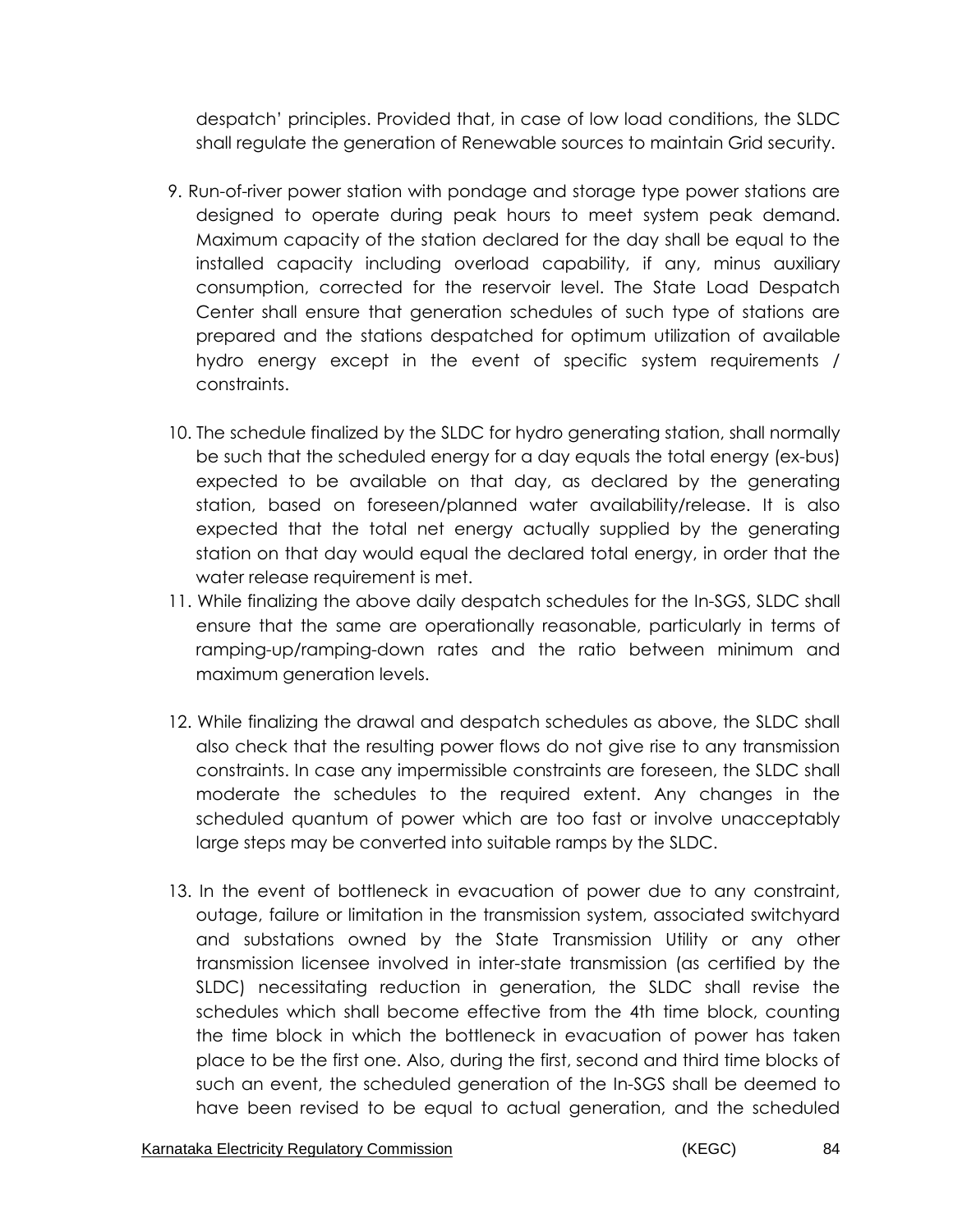despatch' principles. Provided that, in case of low load conditions, the SLDC shall regulate the generation of Renewable sources to maintain Grid security.

9. Run-of-river power station with pondage and storage type power stations are designed to operate during peak hours to meet system peak demand. Maximum capacity of the station declared for the day shall be equal to the installed capacity including overload capability, if any, minus auxiliary consumption, corrected for the reservoir level. The State Load Despatch Center shall ensure that generation schedules of such type of stations are prepared and the stations despatched for optimum utilization of available hydro energy except in the event of specific system requirements / constraints.

10. The schedule finalized by the SLDC for hydro generating station, shall normally be such that the scheduled energy for a day equals the total energy (ex-bus) expected to be available on that day, as declared by the generating station, based on foreseen/planned water availability/release. It is also expected that the total net energy actually supplied by the generating station on that day would equal the declared total energy, in order that the water release requirement is met.

11. While finalizing the above daily despatch schedules for the In-SGS, SLDC shall ensure that the same are operationally reasonable, particularly in terms of ramping-up/ramping-down rates and the ratio between minimum and maximum generation levels.

12. While finalizing the drawal and despatch schedules as above, the SLDC shall also check that the resulting power flows do not give rise to any transmission constraints. In case any impermissible constraints are foreseen, the SLDC shall moderate the schedules to the required extent. Any changes in the scheduled quantum of power which are too fast or involve unacceptably large steps may be converted into suitable ramps by the SLDC.

13. In the event of bottleneck in evacuation of power due to any constraint, outage, failure or limitation in the transmission system, associated switchyard and substations owned by the State Transmission Utility or any other transmission licensee involved in inter-state transmission (as certified by the SLDC) necessitating reduction in generation, the SLDC shall revise the schedules which shall become effective from the 4th time block, counting the time block in which the bottleneck in evacuation of power has taken place to be the first one. Also, during the first, second and third time blocks of such an event, the scheduled generation of the In-SGS shall be deemed to have been revised to be equal to actual generation, and the scheduled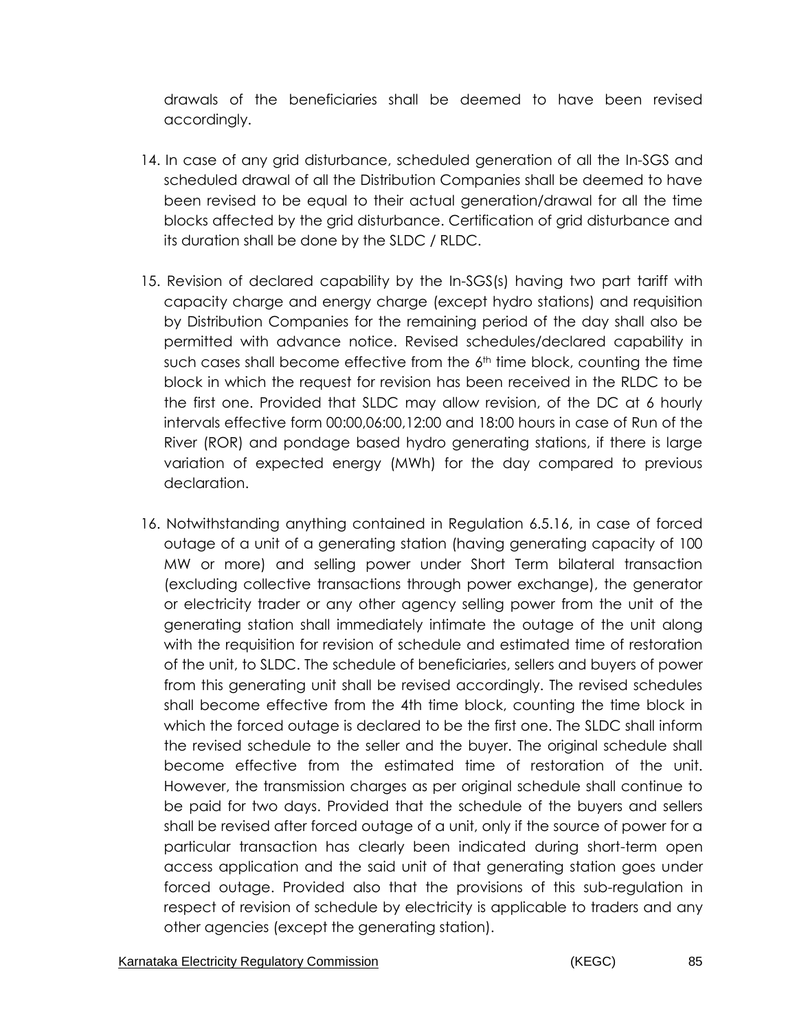drawals of the beneficiaries shall be deemed to have been revised accordingly.

14. In case of any grid disturbance, scheduled generation of all the In-SGS and scheduled drawal of all the Distribution Companies shall be deemed to have been revised to be equal to their actual generation/drawal for all the time blocks affected by the grid disturbance. Certification of grid disturbance and its duration shall be done by the SLDC / RLDC.

15. Revision of declared capability by the In-SGS(s) having two part tariff with capacity charge and energy charge (except hydro stations) and requisition by Distribution Companies for the remaining period of the day shall also be permitted with advance notice. Revised schedules/declared capability in such cases shall become effective from the 6th time block, counting the time block in which the request for revision has been received in the RLDC to be the first one. Provided that SLDC may allow revision, of the DC at 6 hourly intervals effective form 00:00,06:00,12:00 and 18:00 hours in case of Run of the River (ROR) and pondage based hydro generating stations, if there is large variation of expected energy (MWh) for the day compared to previous declaration.

16. Notwithstanding anything contained in Regulation 6.5.16, in case of forced outage of a unit of a generating station (having generating capacity of 100 MW or more) and selling power under Short Term bilateral transaction (excluding collective transactions through power exchange), the generator or electricity trader or any other agency selling power from the unit of the generating station shall immediately intimate the outage of the unit along with the requisition for revision of schedule and estimated time of restoration of the unit, to SLDC. The schedule of beneficiaries, sellers and buyers of power from this generating unit shall be revised accordingly. The revised schedules shall become effective from the 4th time block, counting the time block in which the forced outage is declared to be the first one. The SLDC shall inform the revised schedule to the seller and the buyer. The original schedule shall become effective from the estimated time of restoration of the unit. However, the transmission charges as per original schedule shall continue to be paid for two days. Provided that the schedule of the buyers and sellers shall be revised after forced outage of a unit, only if the source of power for a particular transaction has clearly been indicated during short-term open access application and the said unit of that generating station goes under forced outage. Provided also that the provisions of this sub-regulation in respect of revision of schedule by electricity is applicable to traders and any other agencies (except the generating station).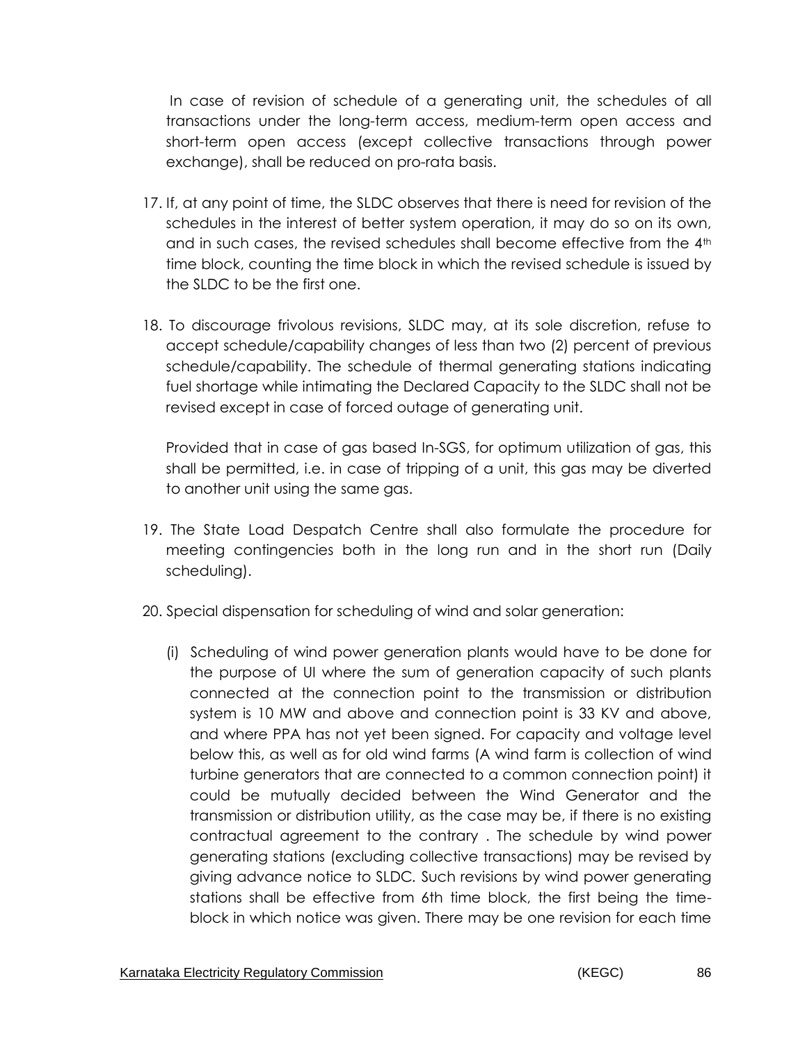In case of revision of schedule of a generating unit, the schedules of all transactions under the long-term access, medium-term open access and short-term open access (except collective transactions through power exchange), shall be reduced on pro-rata basis.

17. If, at any point of time, the SLDC observes that there is need for revision of the schedules in the interest of better system operation, it may do so on its own, and in such cases, the revised schedules shall become effective from the 4th time block, counting the time block in which the revised schedule is issued by the SLDC to be the first one.

18. To discourage frivolous revisions, SLDC may, at its sole discretion, refuse to accept schedule/capability changes of less than two (2) percent of previous schedule/capability. The schedule of thermal generating stations indicating fuel shortage while intimating the Declared Capacity to the SLDC shall not be revised except in case of forced outage of generating unit.

    Provided that in case of gas based In-SGS, for optimum utilization of gas, this shall be permitted, i.e. in case of tripping of a unit, this gas may be diverted to another unit using the same gas.

19. The State Load Despatch Centre shall also formulate the procedure for meeting contingencies both in the long run and in the short run (Daily scheduling).

20. Special dispensation for scheduling of wind and solar generation:

    (i) Scheduling of wind power generation plants would have to be done for the purpose of UI where the sum of generation capacity of such plants connected at the connection point to the transmission or distribution system is 10 MW and above and connection point is 33 KV and above, and where PPA has not yet been signed. For capacity and voltage level below this, as well as for old wind farms (A wind farm is collection of wind turbine generators that are connected to a common connection point) it could be mutually decided between the Wind Generator and the transmission or distribution utility, as the case may be, if there is no existing contractual agreement to the contrary . The schedule by wind power generating stations (excluding collective transactions) may be revised by giving advance notice to SLDC. Such revisions by wind power generating stations shall be effective from 6th time block, the first being the time-block in which notice was given. There may be one revision for each time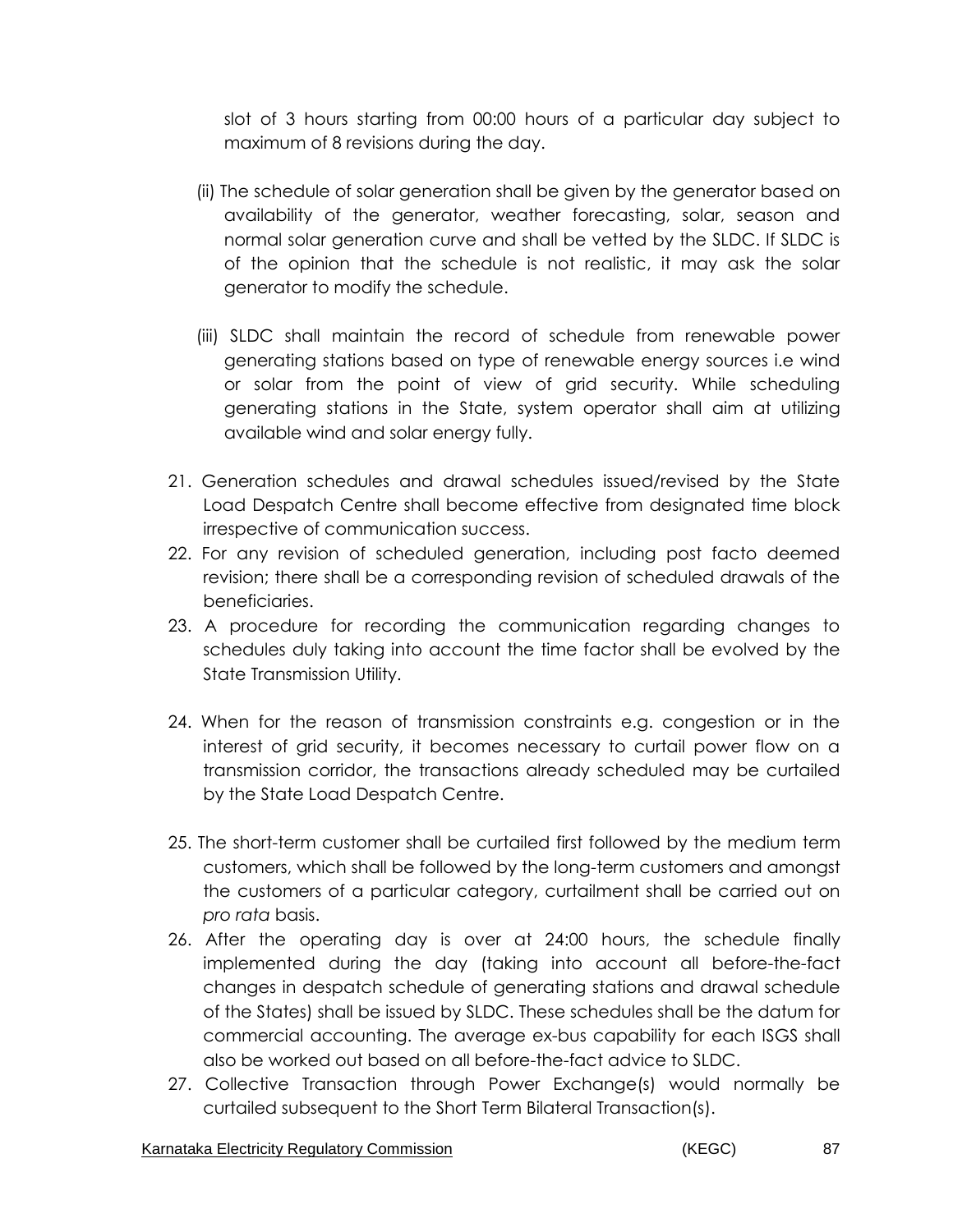slot of 3 hours starting from 00:00 hours of a particular day subject to maximum of 8 revisions during the day.

(ii) The schedule of solar generation shall be given by the generator based on availability of the generator, weather forecasting, solar, season and normal solar generation curve and shall be vetted by the SLDC. If SLDC is of the opinion that the schedule is not realistic, it may ask the solar generator to modify the schedule.

(iii) SLDC shall maintain the record of schedule from renewable power generating stations based on type of renewable energy sources i.e wind or solar from the point of view of grid security. While scheduling generating stations in the State, system operator shall aim at utilizing available wind and solar energy fully.

21. Generation schedules and drawal schedules issued/revised by the State Load Despatch Centre shall become effective from designated time block irrespective of communication success.
22. For any revision of scheduled generation, including post facto deemed revision; there shall be a corresponding revision of scheduled drawals of the beneficiaries.
23. A procedure for recording the communication regarding changes to schedules duly taking into account the time factor shall be evolved by the State Transmission Utility.
24. When for the reason of transmission constraints e.g. congestion or in the interest of grid security, it becomes necessary to curtail power flow on a transmission corridor, the transactions already scheduled may be curtailed by the State Load Despatch Centre.
25. The short-term customer shall be curtailed first followed by the medium term customers, which shall be followed by the long-term customers and amongst the customers of a particular category, curtailment shall be carried out on *pro rata* basis.
26. After the operating day is over at 24:00 hours, the schedule finally implemented during the day (taking into account all before-the-fact changes in despatch schedule of generating stations and drawal schedule of the States) shall be issued by SLDC. These schedules shall be the datum for commercial accounting. The average ex-bus capability for each ISGS shall also be worked out based on all before-the-fact advice to SLDC.
27. Collective Transaction through Power Exchange(s) would normally be curtailed subsequent to the Short Term Bilateral Transaction(s).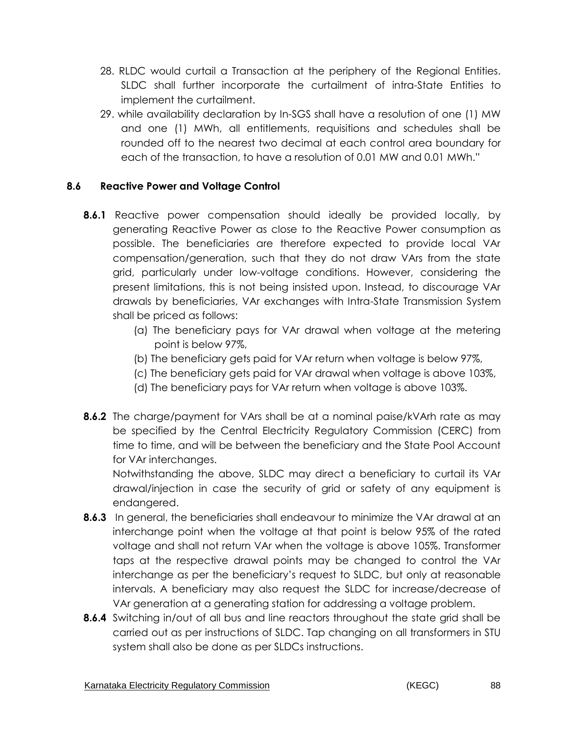28. RLDC would curtail a Transaction at the periphery of the Regional Entities. SLDC shall further incorporate the curtailment of intra-State Entities to implement the curtailment.
29. while availability declaration by In-SGS shall have a resolution of one (1) MW and one (1) MWh, all entitlements, requisitions and schedules shall be rounded off to the nearest two decimal at each control area boundary for each of the transaction, to have a resolution of 0.01 MW and 0.01 MWh."

## 8.6 Reactive Power and Voltage Control

**8.6.1** Reactive power compensation should ideally be provided locally, by generating Reactive Power as close to the Reactive Power consumption as possible. The beneficiaries are therefore expected to provide local VAr compensation/generation, such that they do not draw VArs from the state grid, particularly under low-voltage conditions. However, considering the present limitations, this is not being insisted upon. Instead, to discourage VAr drawals by beneficiaries, VAr exchanges with Intra-State Transmission System shall be priced as follows:

(a) The beneficiary pays for VAr drawal when voltage at the metering point is below 97%,
(b) The beneficiary gets paid for VAr return when voltage is below 97%,
(c) The beneficiary gets paid for VAr drawal when voltage is above 103%,
(d) The beneficiary pays for VAr return when voltage is above 103%.

**8.6.2** The charge/payment for VArs shall be at a nominal paise/kVArh rate as may be specified by the Central Electricity Regulatory Commission (CERC) from time to time, and will be between the beneficiary and the State Pool Account for VAr interchanges.

Notwithstanding the above, SLDC may direct a beneficiary to curtail its VAr drawal/injection in case the security of grid or safety of any equipment is endangered.

**8.6.3** In general, the beneficiaries shall endeavour to minimize the VAr drawal at an interchange point when the voltage at that point is below 95% of the rated voltage and shall not return VAr when the voltage is above 105%. Transformer taps at the respective drawal points may be changed to control the VAr interchange as per the beneficiary's request to SLDC, but only at reasonable intervals. A beneficiary may also request the SLDC for increase/decrease of VAr generation at a generating station for addressing a voltage problem.

**8.6.4** Switching in/out of all bus and line reactors throughout the state grid shall be carried out as per instructions of SLDC. Tap changing on all transformers in STU system shall also be done as per SLDCs instructions.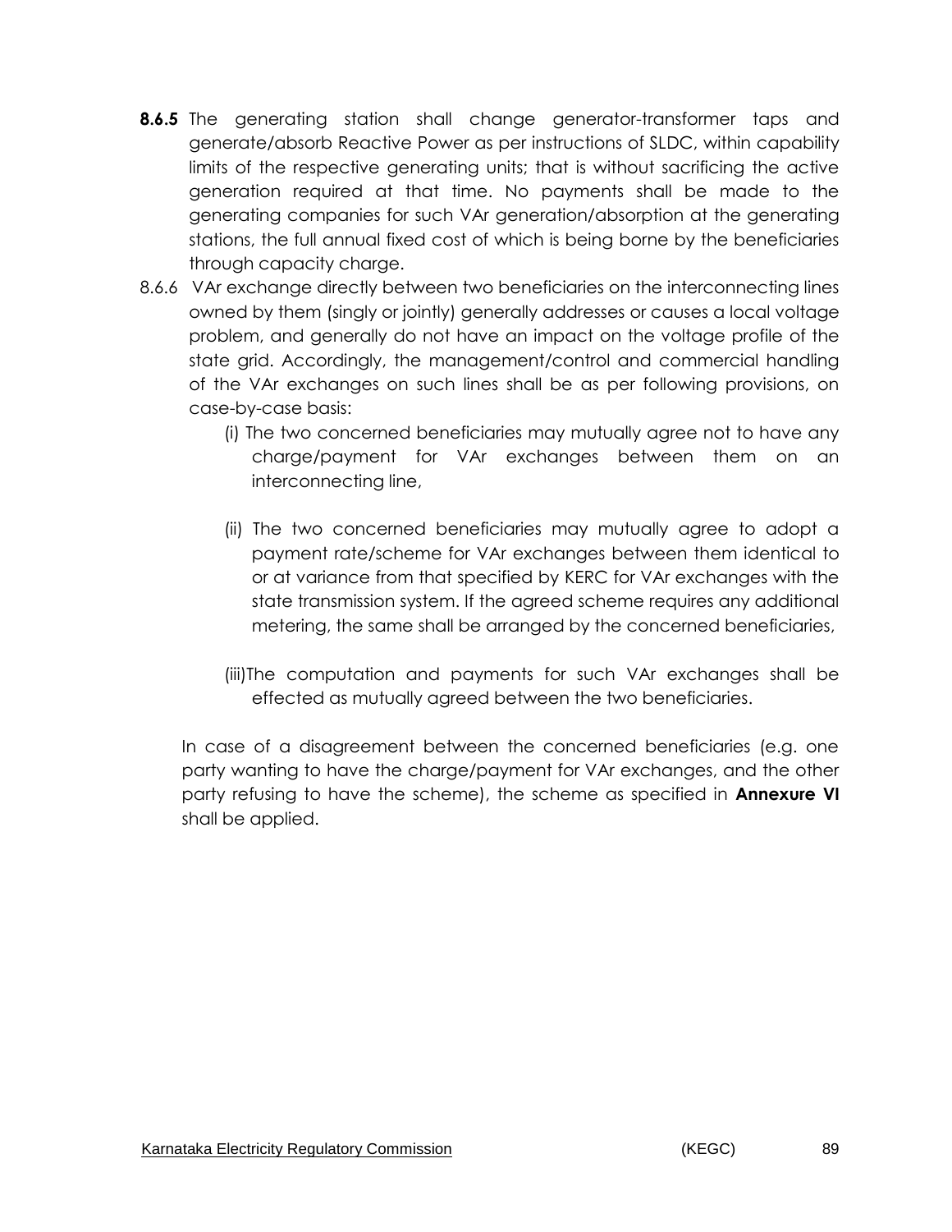**8.6.5** The generating station shall change generator-transformer taps and generate/absorb Reactive Power as per instructions of SLDC, within capability limits of the respective generating units; that is without sacrificing the active generation required at that time. No payments shall be made to the generating companies for such VAr generation/absorption at the generating stations, the full annual fixed cost of which is being borne by the beneficiaries through capacity charge.

8.6.6 VAr exchange directly between two beneficiaries on the interconnecting lines owned by them (singly or jointly) generally addresses or causes a local voltage problem, and generally do not have an impact on the voltage profile of the state grid. Accordingly, the management/control and commercial handling of the VAr exchanges on such lines shall be as per following provisions, on case-by-case basis:

(i) The two concerned beneficiaries may mutually agree not to have any charge/payment for VAr exchanges between them on an interconnecting line,

(ii) The two concerned beneficiaries may mutually agree to adopt a payment rate/scheme for VAr exchanges between them identical to or at variance from that specified by KERC for VAr exchanges with the state transmission system. If the agreed scheme requires any additional metering, the same shall be arranged by the concerned beneficiaries,

(iii)The computation and payments for such VAr exchanges shall be effected as mutually agreed between the two beneficiaries.

In case of a disagreement between the concerned beneficiaries (e.g. one party wanting to have the charge/payment for VAr exchanges, and the other party refusing to have the scheme), the scheme as specified in **Annexure VI** shall be applied.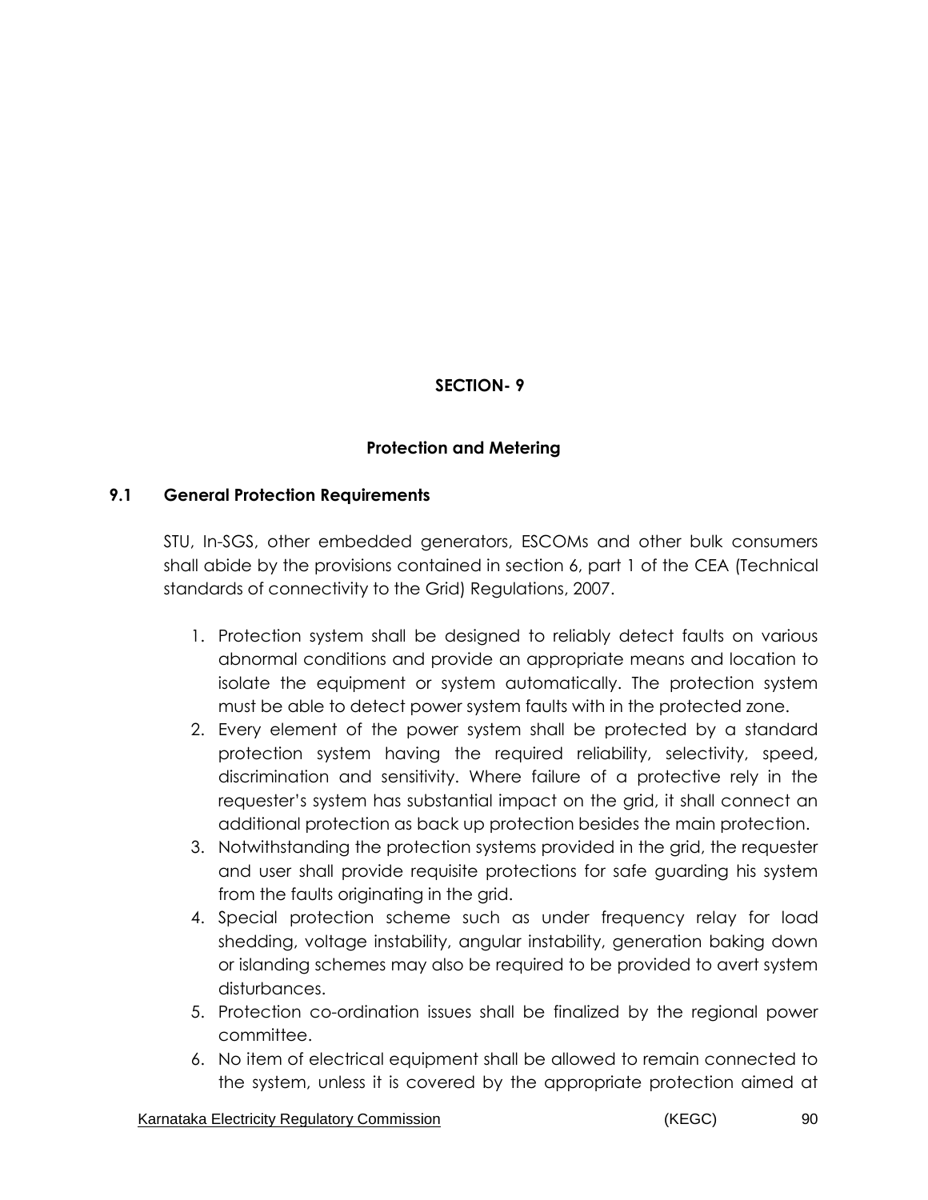# SECTION- 9

## Protection and Metering

### 9.1 General Protection Requirements

STU, In-SGS, other embedded generators, ESCOMs and other bulk consumers shall abide by the provisions contained in section 6, part 1 of the CEA (Technical standards of connectivity to the Grid) Regulations, 2007.

1. Protection system shall be designed to reliably detect faults on various abnormal conditions and provide an appropriate means and location to isolate the equipment or system automatically. The protection system must be able to detect power system faults with in the protected zone.
2. Every element of the power system shall be protected by a standard protection system having the required reliability, selectivity, speed, discrimination and sensitivity. Where failure of a protective rely in the requester's system has substantial impact on the grid, it shall connect an additional protection as back up protection besides the main protection.
3. Notwithstanding the protection systems provided in the grid, the requester and user shall provide requisite protections for safe guarding his system from the faults originating in the grid.
4. Special protection scheme such as under frequency relay for load shedding, voltage instability, angular instability, generation baking down or islanding schemes may also be required to be provided to avert system disturbances.
5. Protection co-ordination issues shall be finalized by the regional power committee.
6. No item of electrical equipment shall be allowed to remain connected to the system, unless it is covered by the appropriate protection aimed at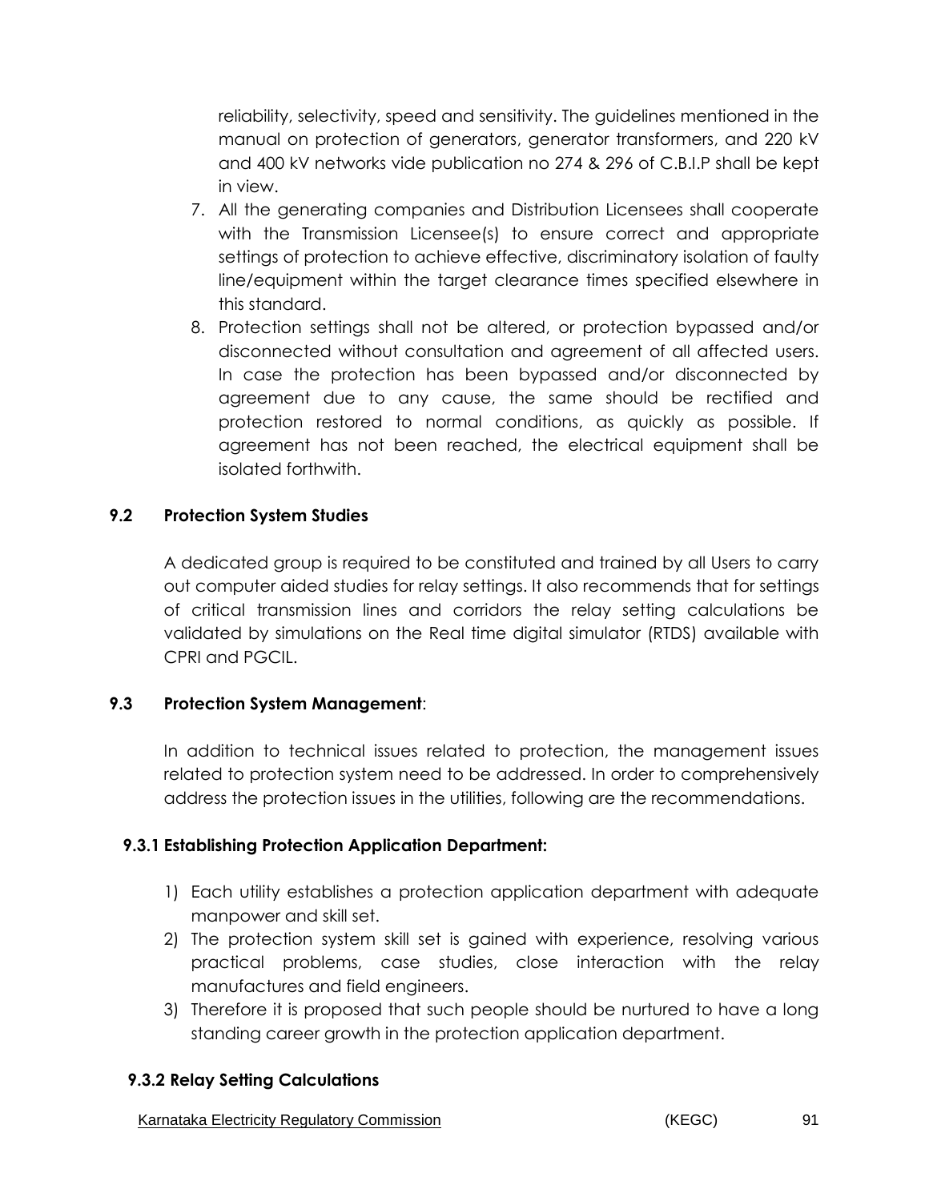reliability, selectivity, speed and sensitivity. The guidelines mentioned in the manual on protection of generators, generator transformers, and 220 kV and 400 kV networks vide publication no 274 & 296 of C.B.I.P shall be kept in view.

7. All the generating companies and Distribution Licensees shall cooperate with the Transmission Licensee(s) to ensure correct and appropriate settings of protection to achieve effective, discriminatory isolation of faulty line/equipment within the target clearance times specified elsewhere in this standard.
8. Protection settings shall not be altered, or protection bypassed and/or disconnected without consultation and agreement of all affected users. In case the protection has been bypassed and/or disconnected by agreement due to any cause, the same should be rectified and protection restored to normal conditions, as quickly as possible. If agreement has not been reached, the electrical equipment shall be isolated forthwith.

## 9.2 Protection System Studies

A dedicated group is required to be constituted and trained by all Users to carry out computer aided studies for relay settings. It also recommends that for settings of critical transmission lines and corridors the relay setting calculations be validated by simulations on the Real time digital simulator (RTDS) available with CPRI and PGCIL.

## 9.3 Protection System Management:

In addition to technical issues related to protection, the management issues related to protection system need to be addressed. In order to comprehensively address the protection issues in the utilities, following are the recommendations.

### 9.3.1 Establishing Protection Application Department:

1) Each utility establishes a protection application department with adequate manpower and skill set.
2) The protection system skill set is gained with experience, resolving various practical problems, case studies, close interaction with the relay manufactures and field engineers.
3) Therefore it is proposed that such people should be nurtured to have a long standing career growth in the protection application department.

### 9.3.2 Relay Setting Calculations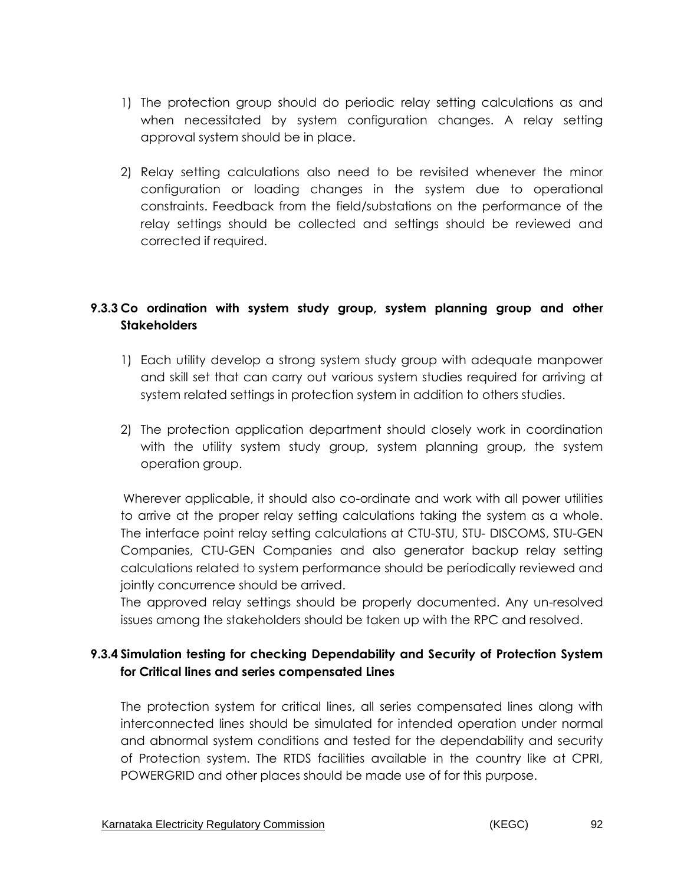1) The protection group should do periodic relay setting calculations as and when necessitated by system configuration changes. A relay setting approval system should be in place.

2) Relay setting calculations also need to be revisited whenever the minor configuration or loading changes in the system due to operational constraints. Feedback from the field/substations on the performance of the relay settings should be collected and settings should be reviewed and corrected if required.

### 9.3.3 Co ordination with system study group, system planning group and other Stakeholders

1) Each utility develop a strong system study group with adequate manpower and skill set that can carry out various system studies required for arriving at system related settings in protection system in addition to others studies.

2) The protection application department should closely work in coordination with the utility system study group, system planning group, the system operation group.

Wherever applicable, it should also co-ordinate and work with all power utilities to arrive at the proper relay setting calculations taking the system as a whole. The interface point relay setting calculations at CTU-STU, STU- DISCOMS, STU-GEN Companies, CTU-GEN Companies and also generator backup relay setting calculations related to system performance should be periodically reviewed and jointly concurrence should be arrived.

The approved relay settings should be properly documented. Any un-resolved issues among the stakeholders should be taken up with the RPC and resolved.

### 9.3.4 Simulation testing for checking Dependability and Security of Protection System for Critical lines and series compensated Lines

The protection system for critical lines, all series compensated lines along with interconnected lines should be simulated for intended operation under normal and abnormal system conditions and tested for the dependability and security of Protection system. The RTDS facilities available in the country like at CPRI, POWERGRID and other places should be made use of for this purpose.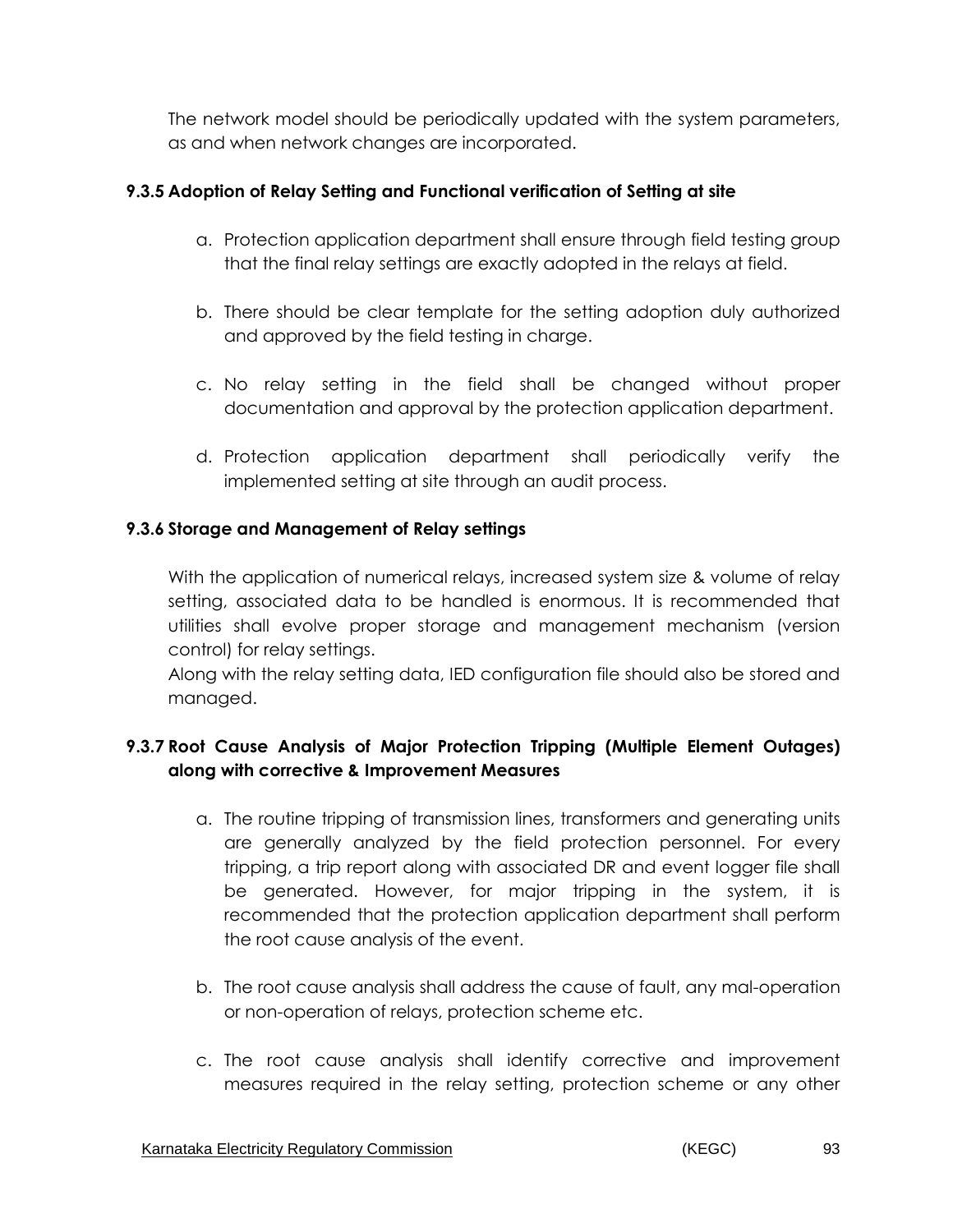The network model should be periodically updated with the system parameters, as and when network changes are incorporated.

### 9.3.5 Adoption of Relay Setting and Functional verification of Setting at site

a. Protection application department shall ensure through field testing group that the final relay settings are exactly adopted in the relays at field.

b. There should be clear template for the setting adoption duly authorized and approved by the field testing in charge.

c. No relay setting in the field shall be changed without proper documentation and approval by the protection application department.

d. Protection application department shall periodically verify the implemented setting at site through an audit process.

### 9.3.6 Storage and Management of Relay settings

With the application of numerical relays, increased system size & volume of relay setting, associated data to be handled is enormous. It is recommended that utilities shall evolve proper storage and management mechanism (version control) for relay settings.
Along with the relay setting data, IED configuration file should also be stored and managed.

### 9.3.7 Root Cause Analysis of Major Protection Tripping (Multiple Element Outages) along with corrective & Improvement Measures

a. The routine tripping of transmission lines, transformers and generating units are generally analyzed by the field protection personnel. For every tripping, a trip report along with associated DR and event logger file shall be generated. However, for major tripping in the system, it is recommended that the protection application department shall perform the root cause analysis of the event.

b. The root cause analysis shall address the cause of fault, any mal-operation or non-operation of relays, protection scheme etc.

c. The root cause analysis shall identify corrective and improvement measures required in the relay setting, protection scheme or any other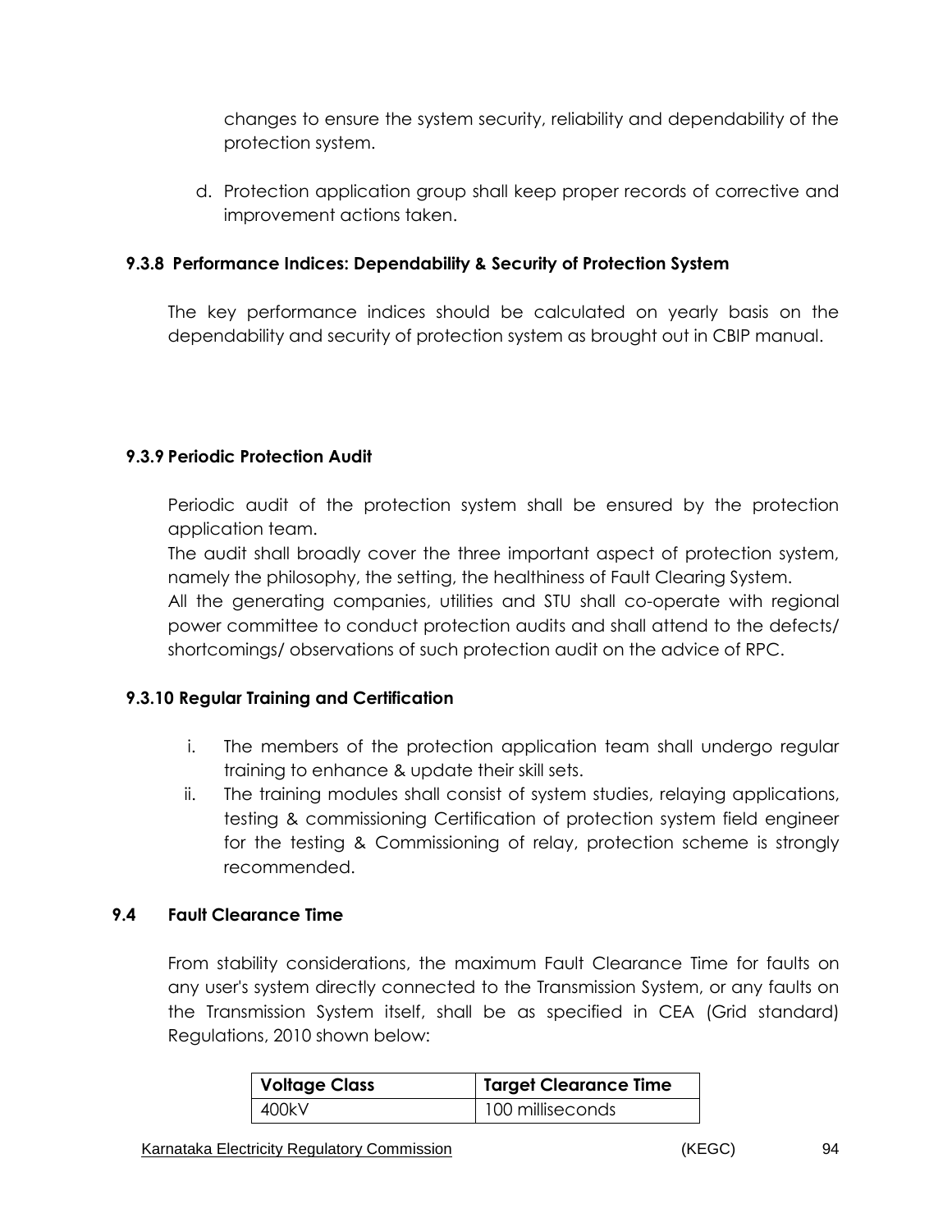changes to ensure the system security, reliability and dependability of the protection system.

d. Protection application group shall keep proper records of corrective and improvement actions taken.

### 9.3.8 Performance Indices: Dependability & Security of Protection System

The key performance indices should be calculated on yearly basis on the dependability and security of protection system as brought out in CBIP manual.

### 9.3.9 Periodic Protection Audit

Periodic audit of the protection system shall be ensured by the protection application team.

The audit shall broadly cover the three important aspect of protection system, namely the philosophy, the setting, the healthiness of Fault Clearing System.

All the generating companies, utilities and STU shall co-operate with regional power committee to conduct protection audits and shall attend to the defects/ shortcomings/ observations of such protection audit on the advice of RPC.

### 9.3.10 Regular Training and Certification

i. The members of the protection application team shall undergo regular training to enhance & update their skill sets.
ii. The training modules shall consist of system studies, relaying applications, testing & commissioning Certification of protection system field engineer for the testing & Commissioning of relay, protection scheme is strongly recommended.

## 9.4 Fault Clearance Time

From stability considerations, the maximum Fault Clearance Time for faults on any user's system directly connected to the Transmission System, or any faults on the Transmission System itself, shall be as specified in CEA (Grid standard) Regulations, 2010 shown below:

| Voltage Class | Target Clearance Time |
|---|---|
| 400kV | 100 milliseconds |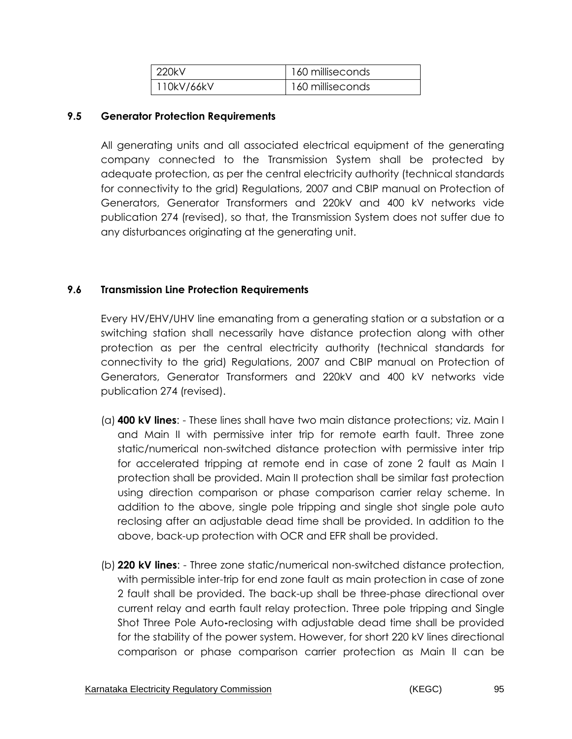| 220kV | 160 milliseconds |
|---|---|
| 110kV/66kV | 160 milliseconds |

### 9.5 Generator Protection Requirements

All generating units and all associated electrical equipment of the generating company connected to the Transmission System shall be protected by adequate protection, as per the central electricity authority (technical standards for connectivity to the grid) Regulations, 2007 and CBIP manual on Protection of Generators, Generator Transformers and 220kV and 400 kV networks vide publication 274 (revised), so that, the Transmission System does not suffer due to any disturbances originating at the generating unit.

### 9.6 Transmission Line Protection Requirements

Every HV/EHV/UHV line emanating from a generating station or a substation or a switching station shall necessarily have distance protection along with other protection as per the central electricity authority (technical standards for connectivity to the grid) Regulations, 2007 and CBIP manual on Protection of Generators, Generator Transformers and 220kV and 400 kV networks vide publication 274 (revised).

(a) **400 kV lines**: - These lines shall have two main distance protections; viz. Main I and Main II with permissive inter trip for remote earth fault. Three zone static/numerical non-switched distance protection with permissive inter trip for accelerated tripping at remote end in case of zone 2 fault as Main I protection shall be provided. Main II protection shall be similar fast protection using direction comparison or phase comparison carrier relay scheme. In addition to the above, single pole tripping and single shot single pole auto reclosing after an adjustable dead time shall be provided. In addition to the above, back-up protection with OCR and EFR shall be provided.

(b) **220 kV lines**: - Three zone static/numerical non-switched distance protection, with permissible inter-trip for end zone fault as main protection in case of zone 2 fault shall be provided. The back-up shall be three-phase directional over current relay and earth fault relay protection. Three pole tripping and Single Shot Three Pole Auto-reclosing with adjustable dead time shall be provided for the stability of the power system. However, for short 220 kV lines directional comparison or phase comparison carrier protection as Main II can be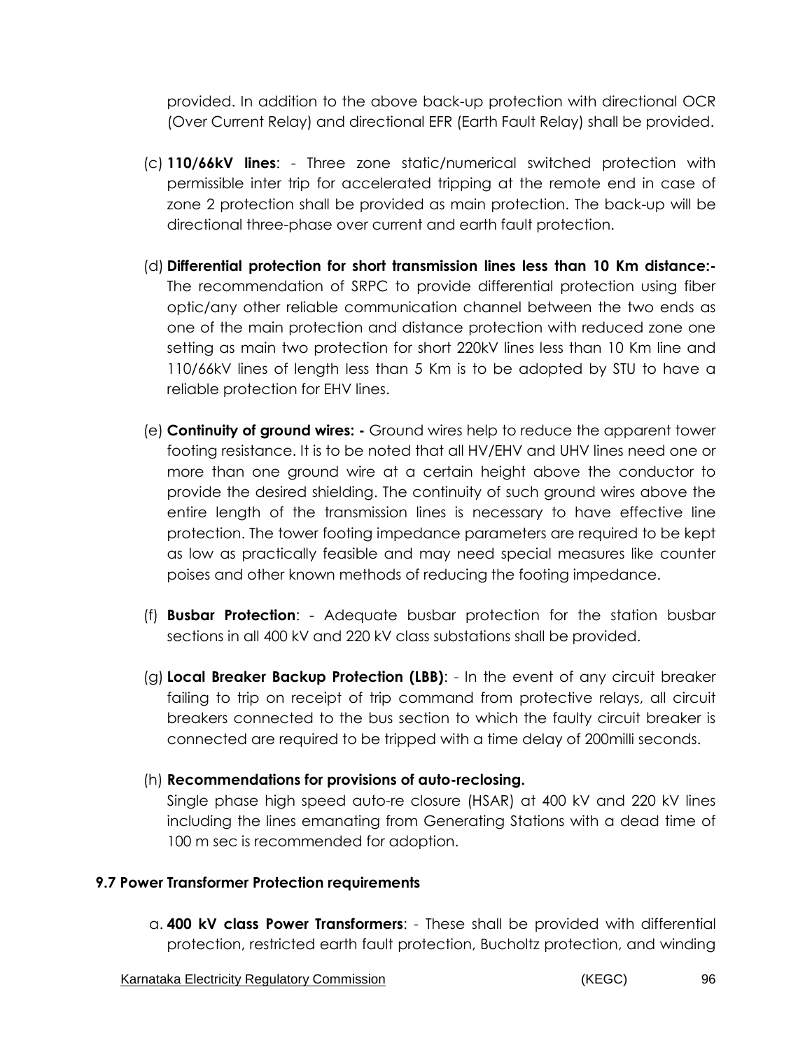provided. In addition to the above back-up protection with directional OCR (Over Current Relay) and directional EFR (Earth Fault Relay) shall be provided.

(c) **110/66kV lines**: - Three zone static/numerical switched protection with permissible inter trip for accelerated tripping at the remote end in case of zone 2 protection shall be provided as main protection. The back-up will be directional three-phase over current and earth fault protection.

(d) **Differential protection for short transmission lines less than 10 Km distance:-** The recommendation of SRPC to provide differential protection using fiber optic/any other reliable communication channel between the two ends as one of the main protection and distance protection with reduced zone one setting as main two protection for short 220kV lines less than 10 Km line and 110/66kV lines of length less than 5 Km is to be adopted by STU to have a reliable protection for EHV lines.

(e) **Continuity of ground wires: -** Ground wires help to reduce the apparent tower footing resistance. It is to be noted that all HV/EHV and UHV lines need one or more than one ground wire at a certain height above the conductor to provide the desired shielding. The continuity of such ground wires above the entire length of the transmission lines is necessary to have effective line protection. The tower footing impedance parameters are required to be kept as low as practically feasible and may need special measures like counter poises and other known methods of reducing the footing impedance.

(f) **Busbar Protection**: - Adequate busbar protection for the station busbar sections in all 400 kV and 220 kV class substations shall be provided.

(g) **Local Breaker Backup Protection (LBB)**: - In the event of any circuit breaker failing to trip on receipt of trip command from protective relays, all circuit breakers connected to the bus section to which the faulty circuit breaker is connected are required to be tripped with a time delay of 200milli seconds.

(h) **Recommendations for provisions of auto-reclosing.**
Single phase high speed auto-re closure (HSAR) at 400 kV and 220 kV lines including the lines emanating from Generating Stations with a dead time of 100 m sec is recommended for adoption.

### 9.7 Power Transformer Protection requirements

a. **400 kV class Power Transformers**: - These shall be provided with differential protection, restricted earth fault protection, Bucholtz protection, and winding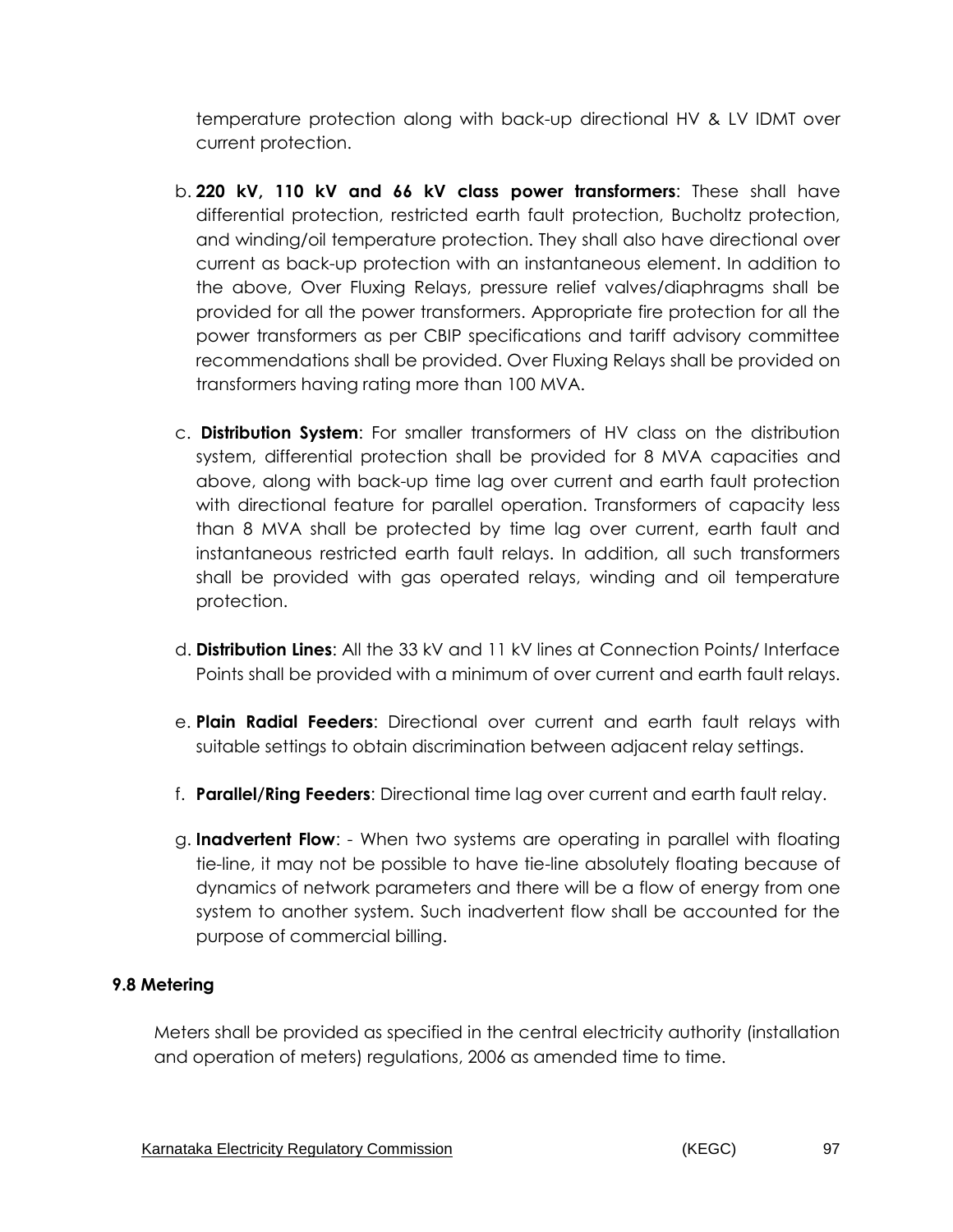temperature protection along with back-up directional HV & LV IDMT over current protection.

b. **220 kV, 110 kV and 66 kV class power transformers**: These shall have differential protection, restricted earth fault protection, Bucholtz protection, and winding/oil temperature protection. They shall also have directional over current as back-up protection with an instantaneous element. In addition to the above, Over Fluxing Relays, pressure relief valves/diaphragms shall be provided for all the power transformers. Appropriate fire protection for all the power transformers as per CBIP specifications and tariff advisory committee recommendations shall be provided. Over Fluxing Relays shall be provided on transformers having rating more than 100 MVA.

c. **Distribution System**: For smaller transformers of HV class on the distribution system, differential protection shall be provided for 8 MVA capacities and above, along with back-up time lag over current and earth fault protection with directional feature for parallel operation. Transformers of capacity less than 8 MVA shall be protected by time lag over current, earth fault and instantaneous restricted earth fault relays. In addition, all such transformers shall be provided with gas operated relays, winding and oil temperature protection.

d. **Distribution Lines**: All the 33 kV and 11 kV lines at Connection Points/ Interface Points shall be provided with a minimum of over current and earth fault relays.

e. **Plain Radial Feeders**: Directional over current and earth fault relays with suitable settings to obtain discrimination between adjacent relay settings.

f. **Parallel/Ring Feeders**: Directional time lag over current and earth fault relay.

g. **Inadvertent Flow**: - When two systems are operating in parallel with floating tie-line, it may not be possible to have tie-line absolutely floating because of dynamics of network parameters and there will be a flow of energy from one system to another system. Such inadvertent flow shall be accounted for the purpose of commercial billing.

### 9.8 Metering

Meters shall be provided as specified in the central electricity authority (installation and operation of meters) regulations, 2006 as amended time to time.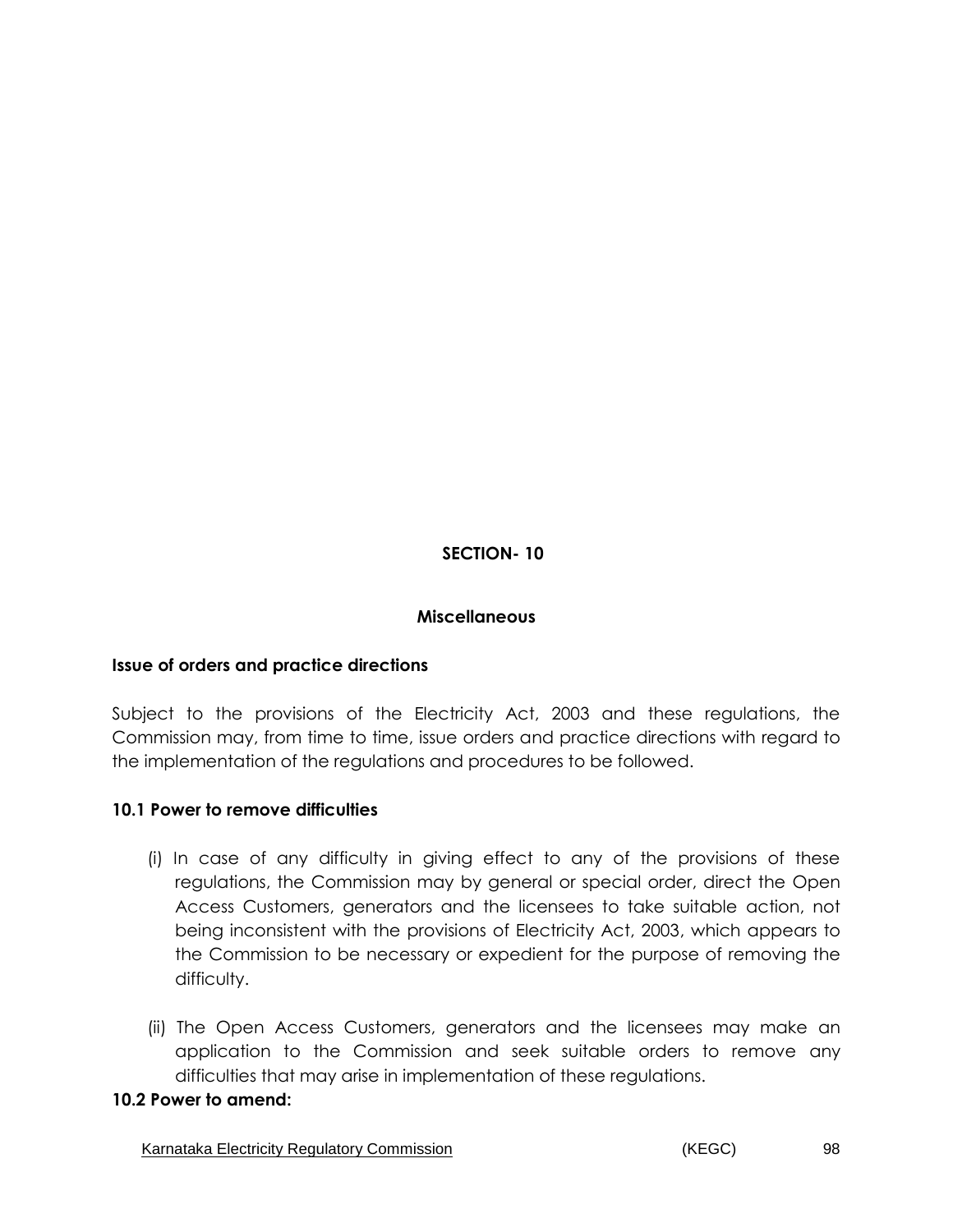## SECTION- 10

## Miscellaneous

### Issue of orders and practice directions

Subject to the provisions of the Electricity Act, 2003 and these regulations, the Commission may, from time to time, issue orders and practice directions with regard to the implementation of the regulations and procedures to be followed.

### 10.1 Power to remove difficulties

(i) In case of any difficulty in giving effect to any of the provisions of these regulations, the Commission may by general or special order, direct the Open Access Customers, generators and the licensees to take suitable action, not being inconsistent with the provisions of Electricity Act, 2003, which appears to the Commission to be necessary or expedient for the purpose of removing the difficulty.

(ii) The Open Access Customers, generators and the licensees may make an application to the Commission and seek suitable orders to remove any difficulties that may arise in implementation of these regulations.

### 10.2 Power to amend: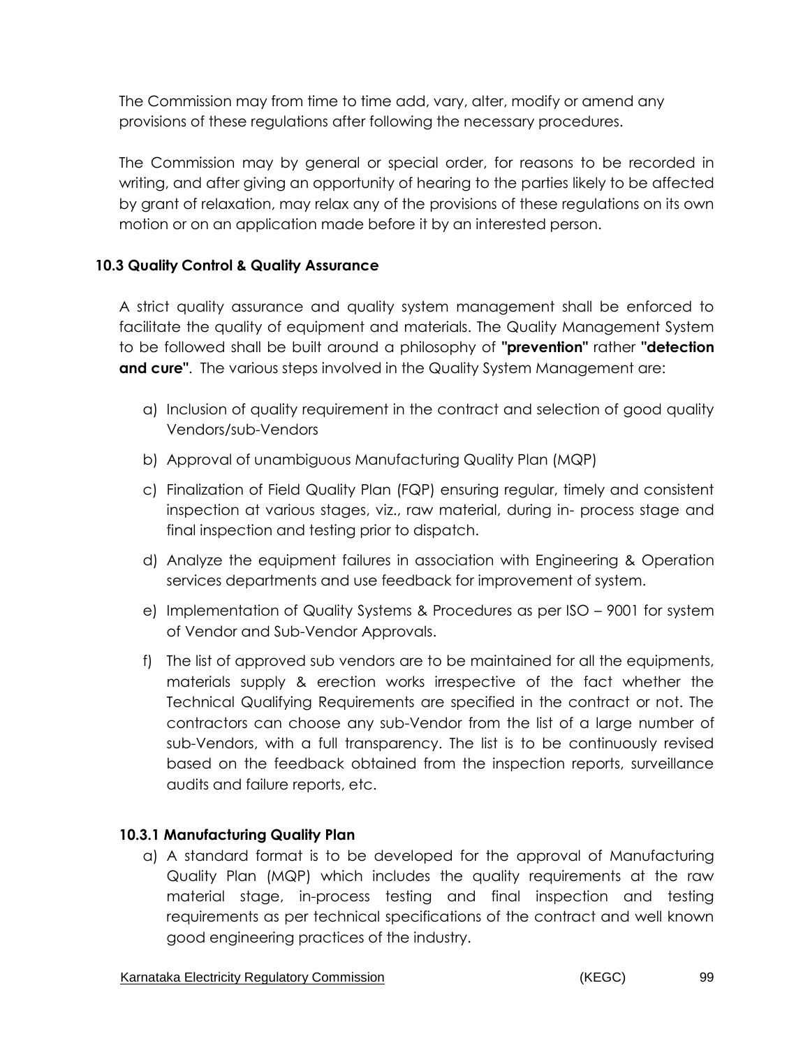The Commission may from time to time add, vary, alter, modify or amend any provisions of these regulations after following the necessary procedures.

The Commission may by general or special order, for reasons to be recorded in writing, and after giving an opportunity of hearing to the parties likely to be affected by grant of relaxation, may relax any of the provisions of these regulations on its own motion or on an application made before it by an interested person.

### 10.3 Quality Control & Quality Assurance

A strict quality assurance and quality system management shall be enforced to facilitate the quality of equipment and materials. The Quality Management System to be followed shall be built around a philosophy of **"prevention"** rather **"detection and cure"**. The various steps involved in the Quality System Management are:

a) Inclusion of quality requirement in the contract and selection of good quality Vendors/sub-Vendors

b) Approval of unambiguous Manufacturing Quality Plan (MQP)

c) Finalization of Field Quality Plan (FQP) ensuring regular, timely and consistent inspection at various stages, viz., raw material, during in- process stage and final inspection and testing prior to dispatch.

d) Analyze the equipment failures in association with Engineering & Operation services departments and use feedback for improvement of system.

e) Implementation of Quality Systems & Procedures as per ISO – 9001 for system of Vendor and Sub-Vendor Approvals.

f) The list of approved sub vendors are to be maintained for all the equipments, materials supply & erection works irrespective of the fact whether the Technical Qualifying Requirements are specified in the contract or not. The contractors can choose any sub-Vendor from the list of a large number of sub-Vendors, with a full transparency. The list is to be continuously revised based on the feedback obtained from the inspection reports, surveillance audits and failure reports, etc.

#### 10.3.1 Manufacturing Quality Plan

a) A standard format is to be developed for the approval of Manufacturing Quality Plan (MQP) which includes the quality requirements at the raw material stage, in-process testing and final inspection and testing requirements as per technical specifications of the contract and well known good engineering practices of the industry.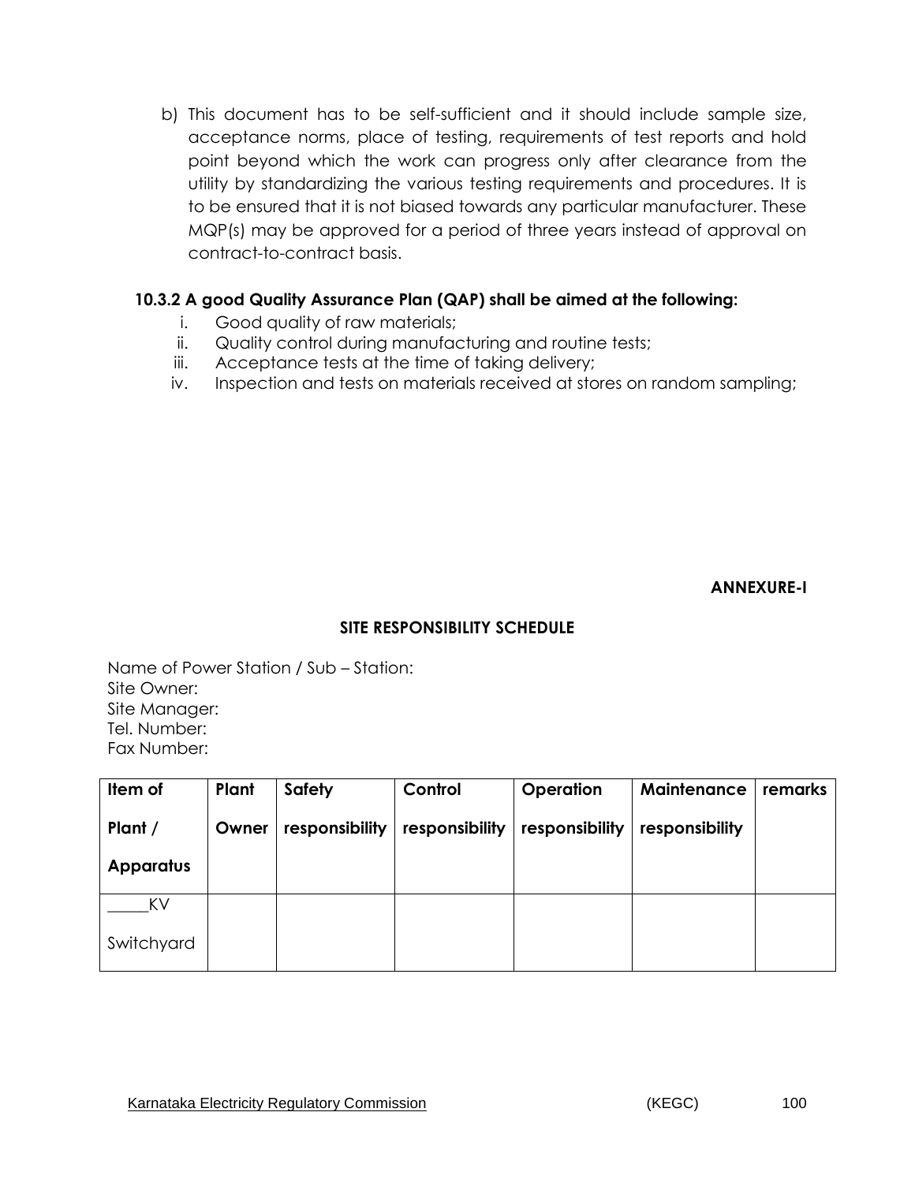b) This document has to be self-sufficient and it should include sample size, acceptance norms, place of testing, requirements of test reports and hold point beyond which the work can progress only after clearance from the utility by standardizing the various testing requirements and procedures. It is to be ensured that it is not biased towards any particular manufacturer. These MQP(s) may be approved for a period of three years instead of approval on contract-to-contract basis.

**10.3.2 A good Quality Assurance Plan (QAP) shall be aimed at the following:**

i. Good quality of raw materials;
ii. Quality control during manufacturing and routine tests;
iii. Acceptance tests at the time of taking delivery;
iv. Inspection and tests on materials received at stores on random sampling;

**ANNEXURE-I**

**SITE RESPONSIBILITY SCHEDULE**

Name of Power Station / Sub – Station:
Site Owner:
Site Manager:
Tel. Number:
Fax Number:

| Item of Plant / Apparatus | Plant Owner | Safety responsibility | Control responsibility | Operation responsibility | Maintenance responsibility | remarks |
|---|---|---|---|---|---|---|
| _____KV Switchyard | | | | | | |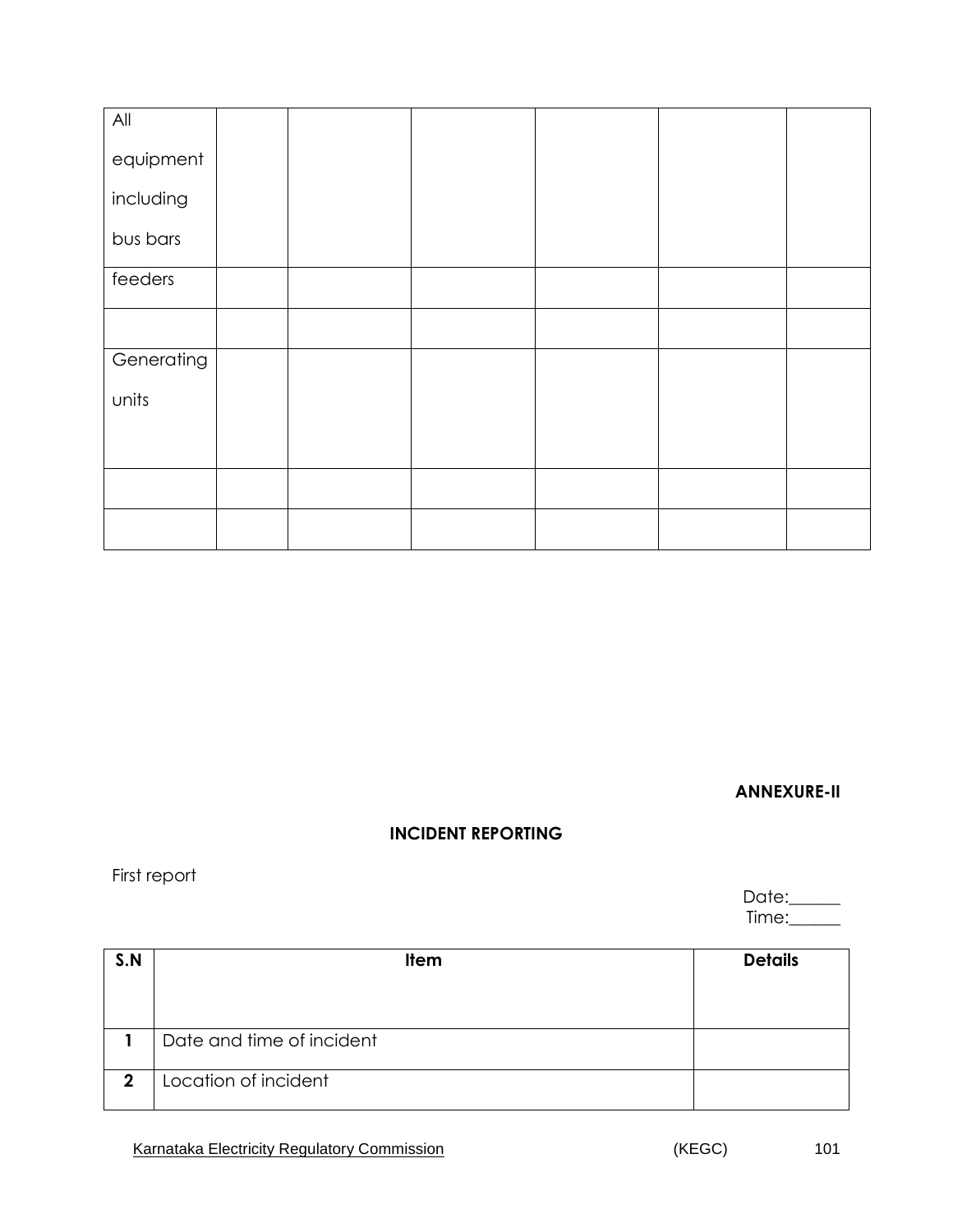| All equipment including bus bars | | | | | | |
|---|---|---|---|---|---|---|
| feeders | | | | | | |
| | | | | | | |
| Generating units | | | | | | |
| | | | | | | |
| | | | | | | |

**ANNEXURE-II**

## INCIDENT REPORTING

First report

Date:______
Time:______

| S.N | Item | Details |
|---|---|---|
| 1 | Date and time of incident | |
| 2 | Location of incident | |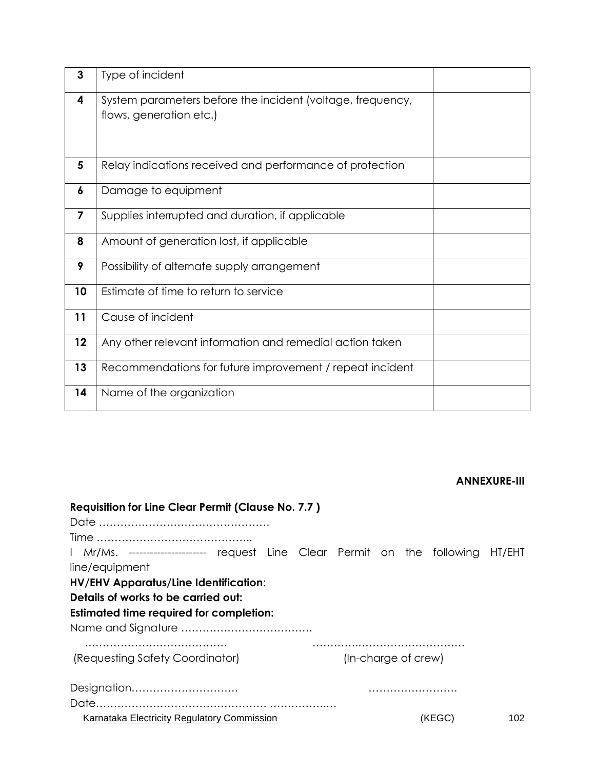| 3 | Type of incident | |
|---|---|---|
| 4 | System parameters before the incident (voltage, frequency, flows, generation etc.) | |
| 5 | Relay indications received and performance of protection | |
| 6 | Damage to equipment | |
| 7 | Supplies interrupted and duration, if applicable | |
| 8 | Amount of generation lost, if applicable | |
| 9 | Possibility of alternate supply arrangement | |
| 10 | Estimate of time to return to service | |
| 11 | Cause of incident | |
| 12 | Any other relevant information and remedial action taken | |
| 13 | Recommendations for future improvement / repeat incident | |
| 14 | Name of the organization | |

**ANNEXURE-III**

**Requisition for Line Clear Permit (Clause No. 7.7 )**

Date …………………………………………

Time ……………………………………..

I Mr/Ms. ---------------------- request Line Clear Permit on the following HT/EHT line/equipment

**HV/EHV Apparatus/Line Identification**:

**Details of works to be carried out:**

**Estimated time required for completion:**

Name and Signature ………………………………

…………………………………… ………….……………………….

(Requesting Safety Coordinator) (In-charge of crew)

Designation………………………… …………………….

Date………………………………………… ……………..…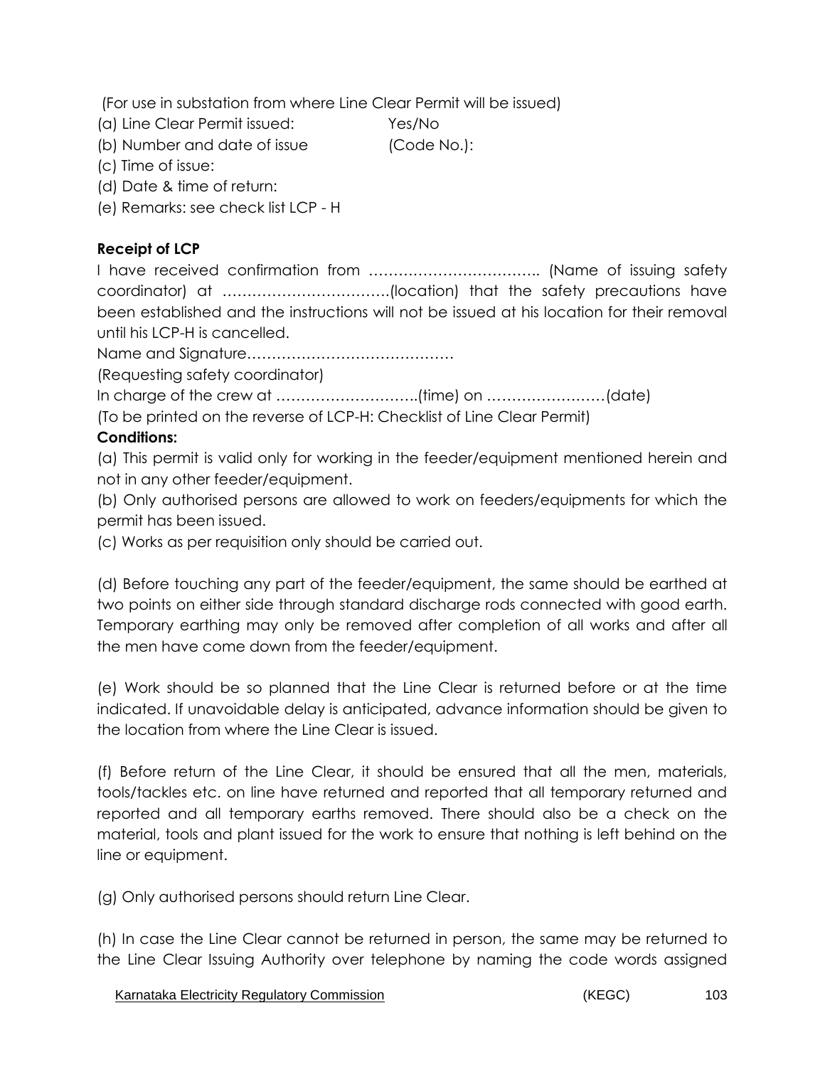(For use in substation from where Line Clear Permit will be issued)

(a) Line Clear Permit issued: Yes/No

(b) Number and date of issue (Code No.):

(c) Time of issue:

(d) Date & time of return:

(e) Remarks: see check list LCP - H

**Receipt of LCP**

I have received confirmation from …………………………….. (Name of issuing safety coordinator) at …………………………….(location) that the safety precautions have been established and the instructions will not be issued at his location for their removal until his LCP-H is cancelled.

Name and Signature……………………………………

(Requesting safety coordinator)

In charge of the crew at ………………………..(time) on ……………………(date)

(To be printed on the reverse of LCP-H: Checklist of Line Clear Permit)

**Conditions:**

(a) This permit is valid only for working in the feeder/equipment mentioned herein and not in any other feeder/equipment.

(b) Only authorised persons are allowed to work on feeders/equipments for which the permit has been issued.

(c) Works as per requisition only should be carried out.

(d) Before touching any part of the feeder/equipment, the same should be earthed at two points on either side through standard discharge rods connected with good earth. Temporary earthing may only be removed after completion of all works and after all the men have come down from the feeder/equipment.

(e) Work should be so planned that the Line Clear is returned before or at the time indicated. If unavoidable delay is anticipated, advance information should be given to the location from where the Line Clear is issued.

(f) Before return of the Line Clear, it should be ensured that all the men, materials, tools/tackles etc. on line have returned and reported that all temporary returned and reported and all temporary earths removed. There should also be a check on the material, tools and plant issued for the work to ensure that nothing is left behind on the line or equipment.

(g) Only authorised persons should return Line Clear.

(h) In case the Line Clear cannot be returned in person, the same may be returned to the Line Clear Issuing Authority over telephone by naming the code words assigned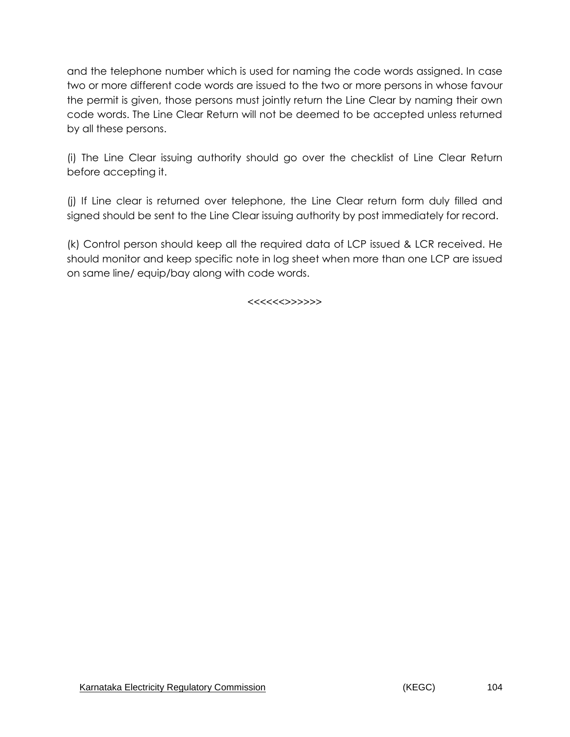and the telephone number which is used for naming the code words assigned. In case two or more different code words are issued to the two or more persons in whose favour the permit is given, those persons must jointly return the Line Clear by naming their own code words. The Line Clear Return will not be deemed to be accepted unless returned by all these persons.

(i) The Line Clear issuing authority should go over the checklist of Line Clear Return before accepting it.

(j) If Line clear is returned over telephone, the Line Clear return form duly filled and signed should be sent to the Line Clear issuing authority by post immediately for record.

(k) Control person should keep all the required data of LCP issued & LCR received. He should monitor and keep specific note in log sheet when more than one LCP are issued on same line/ equip/bay along with code words.

<<<<<<>>>>>>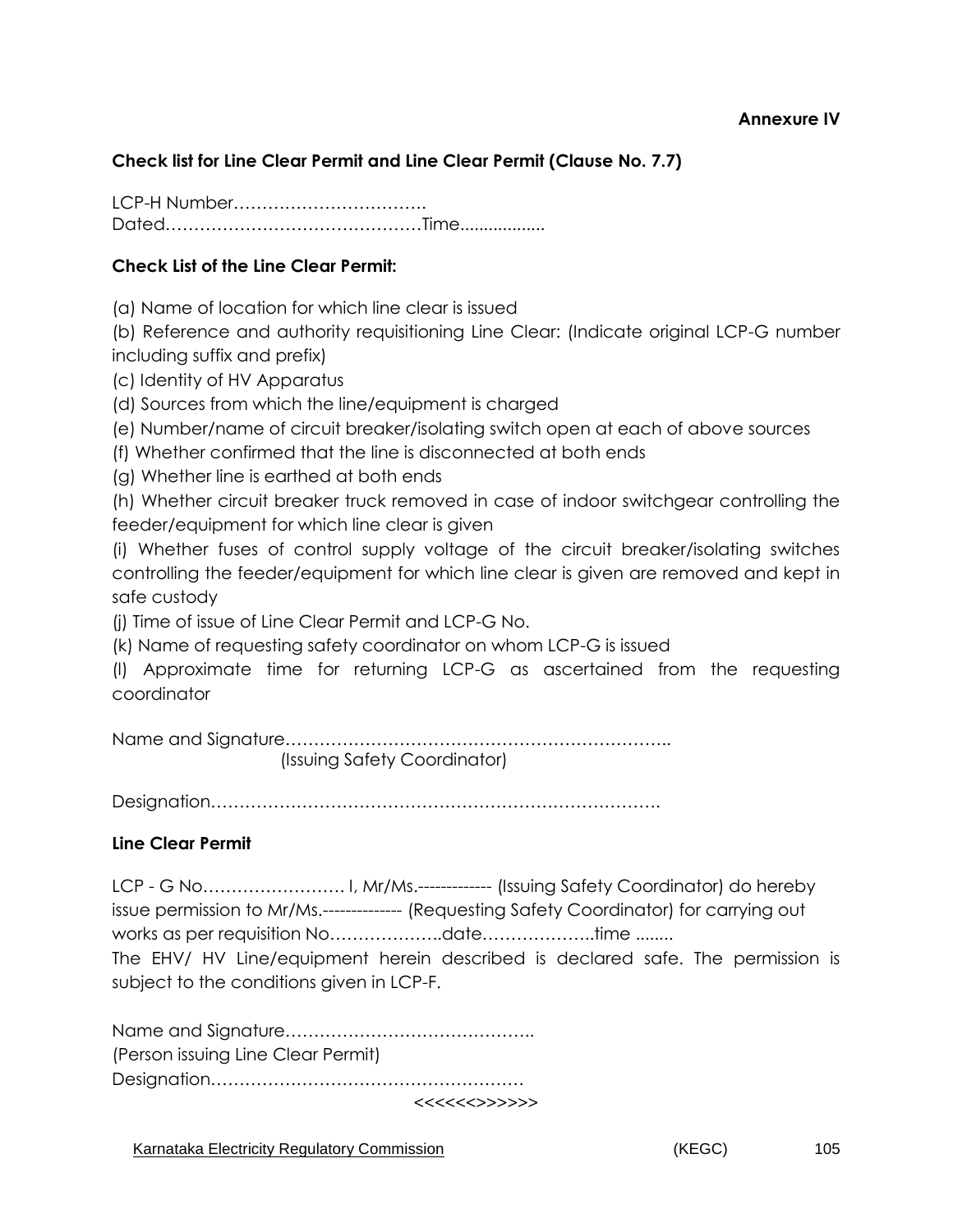**Annexure IV**

**Check list for Line Clear Permit and Line Clear Permit (Clause No. 7.7)**

LCP-H Number……………………………
Dated……………………………………Time..................

**Check List of the Line Clear Permit:**

(a) Name of location for which line clear is issued

(b) Reference and authority requisitioning Line Clear: (Indicate original LCP-G number including suffix and prefix)

(c) Identity of HV Apparatus

(d) Sources from which the line/equipment is charged

(e) Number/name of circuit breaker/isolating switch open at each of above sources

(f) Whether confirmed that the line is disconnected at both ends

(g) Whether line is earthed at both ends

(h) Whether circuit breaker truck removed in case of indoor switchgear controlling the feeder/equipment for which line clear is given

(i) Whether fuses of control supply voltage of the circuit breaker/isolating switches controlling the feeder/equipment for which line clear is given are removed and kept in safe custody

(j) Time of issue of Line Clear Permit and LCP-G No.

(k) Name of requesting safety coordinator on whom LCP-G is issued

(l) Approximate time for returning LCP-G as ascertained from the requesting coordinator

Name and Signature…………………………………………………………..
(Issuing Safety Coordinator)

Designation……………………………………………………………………

**Line Clear Permit**

LCP - G No……………………… I, Mr/Ms.------------- (Issuing Safety Coordinator) do hereby issue permission to Mr/Ms.-------------- (Requesting Safety Coordinator) for carrying out works as per requisition No………………..date………………..time ........

The EHV/ HV Line/equipment herein described is declared safe. The permission is subject to the conditions given in LCP-F.

Name and Signature……………………………………..
(Person issuing Line Clear Permit)
Designation………………………………………………

<<<<<<>>>>>>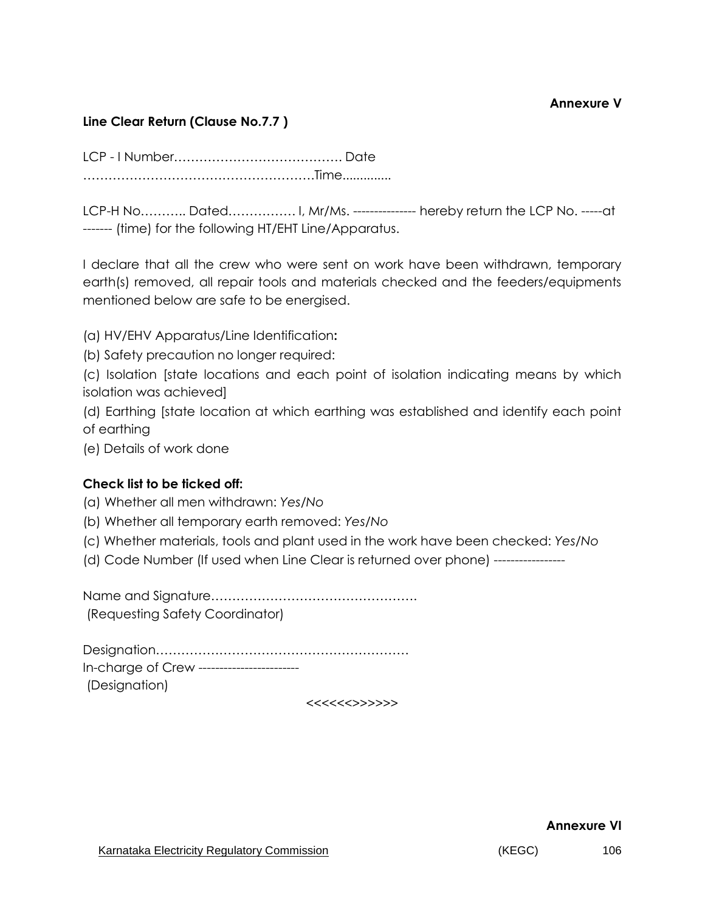**Annexure V**

**Line Clear Return (Clause No.7.7 )**

LCP - I Number………………………………… Date ………………………………………………Time..............

LCP-H No……….. Dated……………. I, Mr/Ms. --------------- hereby return the LCP No. -----at ------- (time) for the following HT/EHT Line/Apparatus.

I declare that all the crew who were sent on work have been withdrawn, temporary earth(s) removed, all repair tools and materials checked and the feeders/equipments mentioned below are safe to be energised.

(a) HV/EHV Apparatus/Line Identification**:**

(b) Safety precaution no longer required:

(c) Isolation [state locations and each point of isolation indicating means by which isolation was achieved]

(d) Earthing [state location at which earthing was established and identify each point of earthing

(e) Details of work done

**Check list to be ticked off:**

(a) Whether all men withdrawn: *Yes/No*

(b) Whether all temporary earth removed: *Yes/No*

(c) Whether materials, tools and plant used in the work have been checked: *Yes/No*

(d) Code Number (If used when Line Clear is returned over phone) -----------------

Name and Signature………………………………………….
(Requesting Safety Coordinator)

Designation……………………………………………………
In-charge of Crew ------------------------
(Designation)

<<<<<<>>>>>>

**Annexure VI**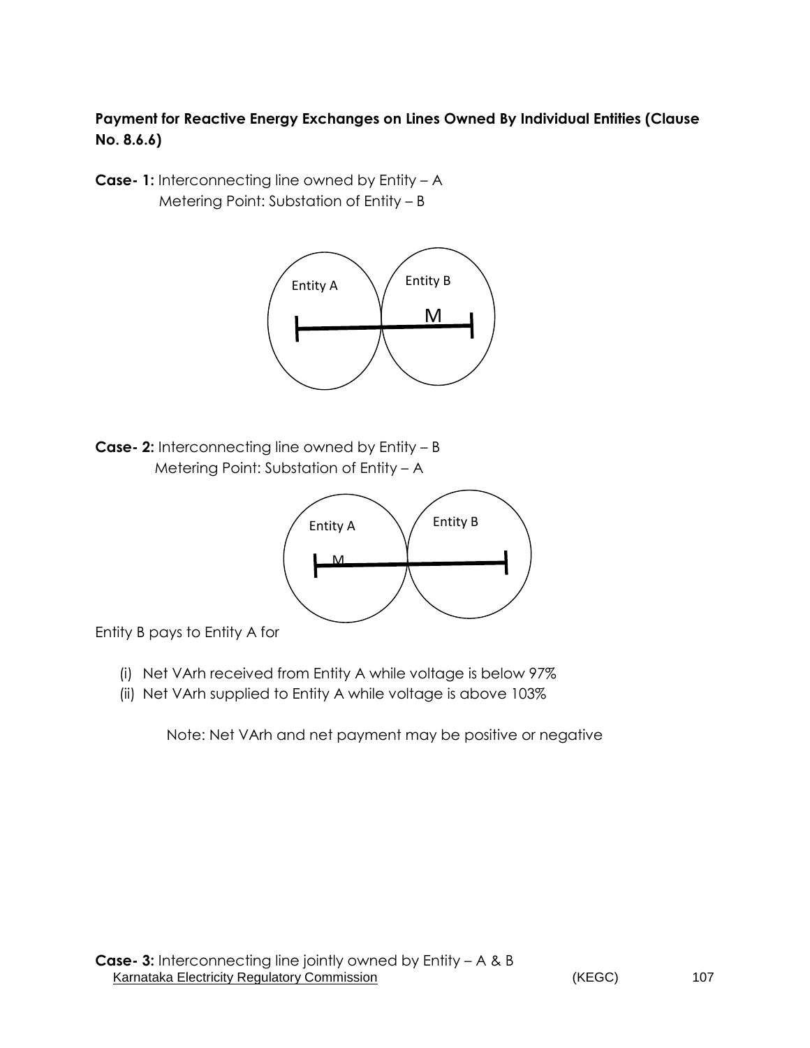**Payment for Reactive Energy Exchanges on Lines Owned By Individual Entities (Clause No. 8.6.6)**

**Case- 1:** Interconnecting line owned by Entity – A
Metering Point: Substation of Entity – B

Entity A Entity B M

**Case- 2:** Interconnecting line owned by Entity – B
Metering Point: Substation of Entity – A

Entity A Entity B M

Entity B pays to Entity A for

(i) Net VArh received from Entity A while voltage is below 97%
(ii) Net VArh supplied to Entity A while voltage is above 103%

Note: Net VArh and net payment may be positive or negative

**Case- 3:** Interconnecting line jointly owned by Entity – A & B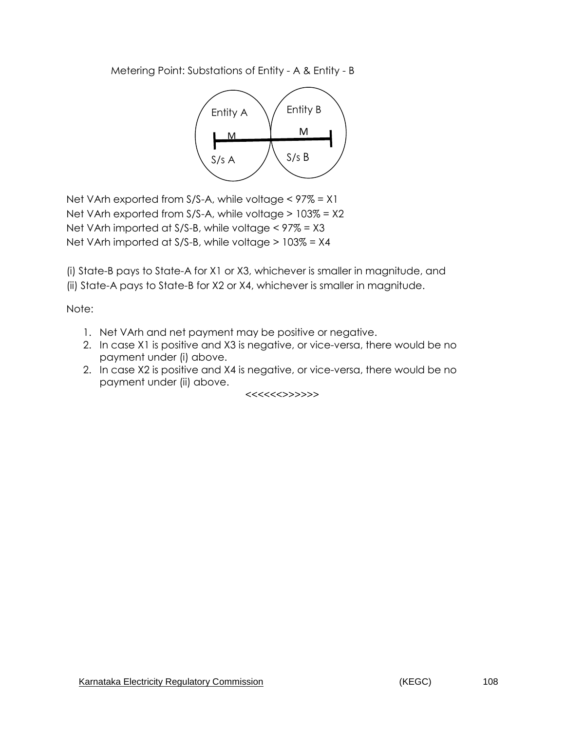Metering Point: Substations of Entity - A & Entity - B

Entity A

M

S/s A

Entity B

M

S/s B

Net VArh exported from S/S-A, while voltage < 97% = X1
Net VArh exported from S/S-A, while voltage > 103% = X2
Net VArh imported at S/S-B, while voltage < 97% = X3
Net VArh imported at S/S-B, while voltage > 103% = X4

(i) State-B pays to State-A for X1 or X3, whichever is smaller in magnitude, and
(ii) State-A pays to State-B for X2 or X4, whichever is smaller in magnitude.

Note:

1. Net VArh and net payment may be positive or negative.
2. In case X1 is positive and X3 is negative, or vice-versa, there would be no payment under (i) above.
2. In case X2 is positive and X4 is negative, or vice-versa, there would be no payment under (ii) above.

<<<<<<>>>>>>